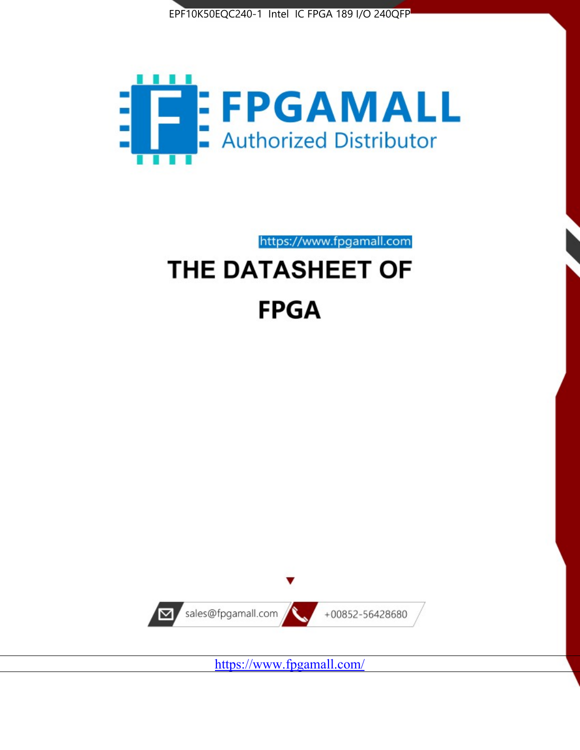EPF10K50EQC240-1 Intel IC FPGA 189 I/O 240QFP

FPGAMALL

Authorized Distributor

https://www.fpgamall.com

# THE DATASHEET OF

# FPGA

sales@fpgamall.com

+00852-56428680

https://www.fpgamall.com/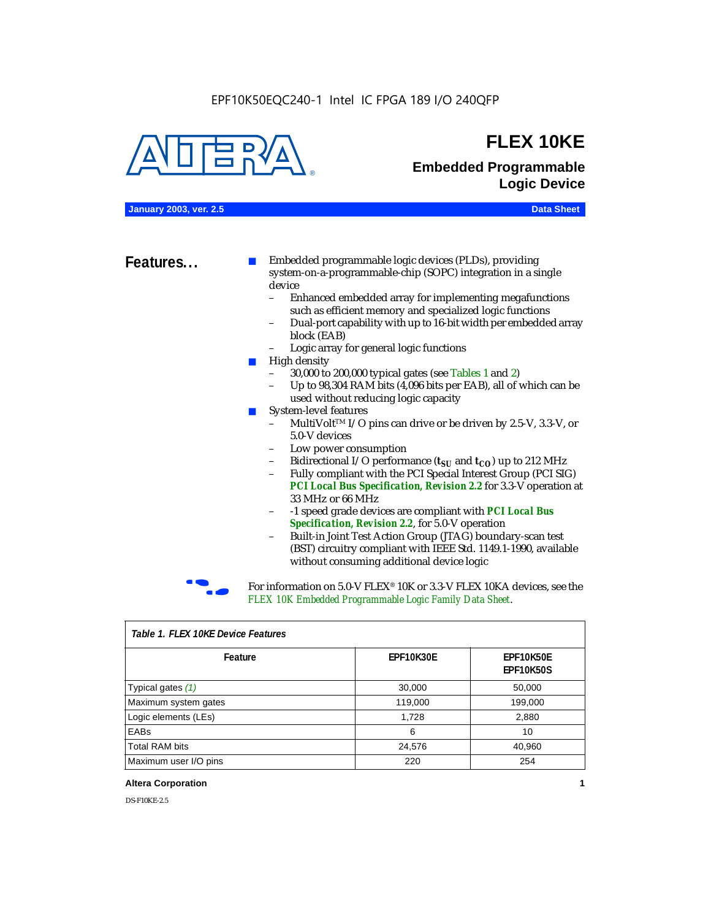# FLEX 10KE

## Embedded Programmable Logic Device

**January 2003, ver. 2.5** | **Data Sheet**

## Features...

- Embedded programmable logic devices (PLDs), providing system-on-a-programmable-chip (SOPC) integration in a single device
  - Enhanced embedded array for implementing megafunctions such as efficient memory and specialized logic functions
  - Dual-port capability with up to 16-bit width per embedded array block (EAB)
  - Logic array for general logic functions
- High density
  - 30,000 to 200,000 typical gates (see Tables 1 and 2)
  - Up to 98,304 RAM bits (4,096 bits per EAB), all of which can be used without reducing logic capacity
- System-level features
  - MultiVolt™ I/O pins can drive or be driven by 2.5-V, 3.3-V, or 5.0-V devices
  - Low power consumption
  - Bidirectional I/O performance ($t_{SU}$ and $t_{CO}$) up to 212 MHz
  - Fully compliant with the PCI Special Interest Group (PCI SIG) ***PCI Local Bus Specification, Revision 2.2*** for 3.3-V operation at 33 MHz or 66 MHz
  - -1 speed grade devices are compliant with ***PCI Local Bus Specification, Revision 2.2***, for 5.0-V operation
  - Built-in Joint Test Action Group (JTAG) boundary-scan test (BST) circuitry compliant with IEEE Std. 1149.1-1990, available without consuming additional device logic

For information on 5.0-V FLEX® 10K or 3.3-V FLEX 10KA devices, see the *FLEX 10K Embedded Programmable Logic Family Data Sheet*.

*Table 1. FLEX 10KE Device Features*

| Feature | EPF10K30E | EPF10K50E EPF10K50S |
|---|---|---|
| Typical gates *(1)* | 30,000 | 50,000 |
| Maximum system gates | 119,000 | 199,000 |
| Logic elements (LEs) | 1,728 | 2,880 |
| EABs | 6 | 10 |
| Total RAM bits | 24,576 | 40,960 |
| Maximum user I/O pins | 220 | 254 |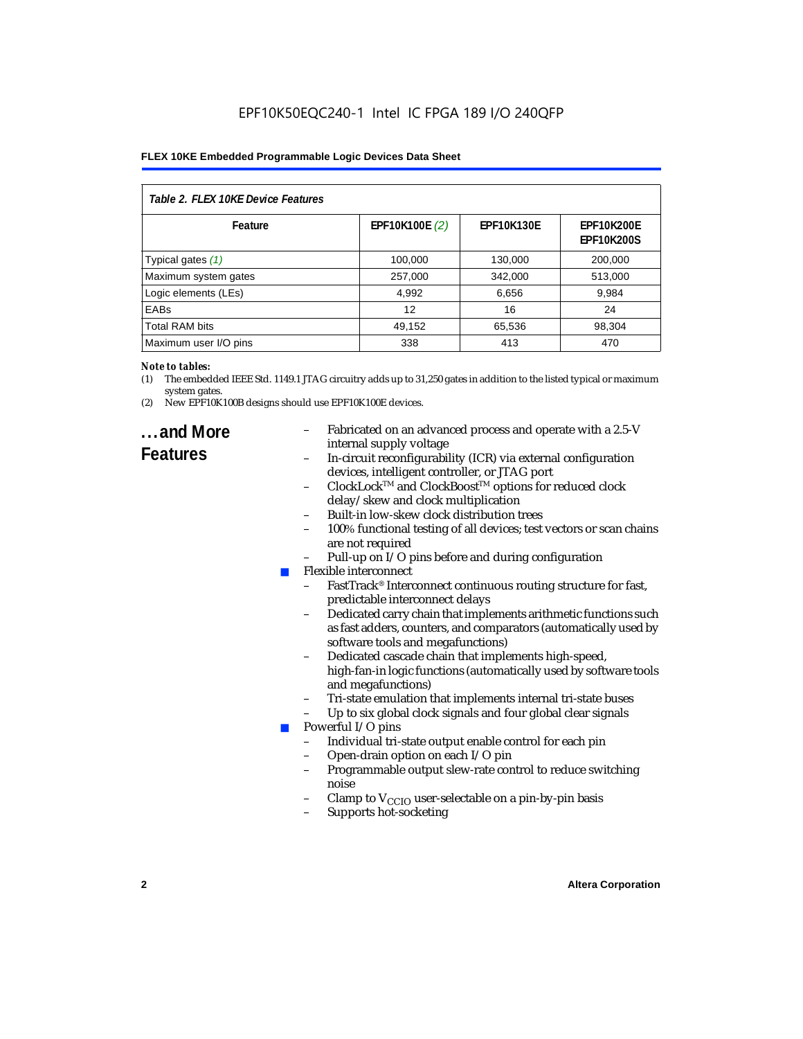**Table 2. FLEX 10KE Device Features**

| Feature | EPF10K100E *(2)* | EPF10K130E | EPF10K200E EPF10K200S |
|---|---|---|---|
| Typical gates *(1)* | 100,000 | 130,000 | 200,000 |
| Maximum system gates | 257,000 | 342,000 | 513,000 |
| Logic elements (LEs) | 4,992 | 6,656 | 9,984 |
| EABs | 12 | 16 | 24 |
| Total RAM bits | 49,152 | 65,536 | 98,304 |
| Maximum user I/O pins | 338 | 413 | 470 |

***Note to tables:***

(1) The embedded IEEE Std. 1149.1 JTAG circuitry adds up to 31,250 gates in addition to the listed typical or maximum system gates.

(2) New EPF10K100B designs should use EPF10K100E devices.

## ...and More Features

- Fabricated on an advanced process and operate with a 2.5-V internal supply voltage
- In-circuit reconfigurability (ICR) via external configuration devices, intelligent controller, or JTAG port
- ClockLock™ and ClockBoost™ options for reduced clock delay/skew and clock multiplication
- Built-in low-skew clock distribution trees
- 100% functional testing of all devices; test vectors or scan chains are not required
- Pull-up on I/O pins before and during configuration

- Flexible interconnect
  - FastTrack® Interconnect continuous routing structure for fast, predictable interconnect delays
  - Dedicated carry chain that implements arithmetic functions such as fast adders, counters, and comparators (automatically used by software tools and megafunctions)
  - Dedicated cascade chain that implements high-speed, high-fan-in logic functions (automatically used by software tools and megafunctions)
  - Tri-state emulation that implements internal tri-state buses
  - Up to six global clock signals and four global clear signals
- Powerful I/O pins
  - Individual tri-state output enable control for each pin
  - Open-drain option on each I/O pin
  - Programmable output slew-rate control to reduce switching noise
  - Clamp to $V_{CCIO}$ user-selectable on a pin-by-pin basis
  - Supports hot-socketing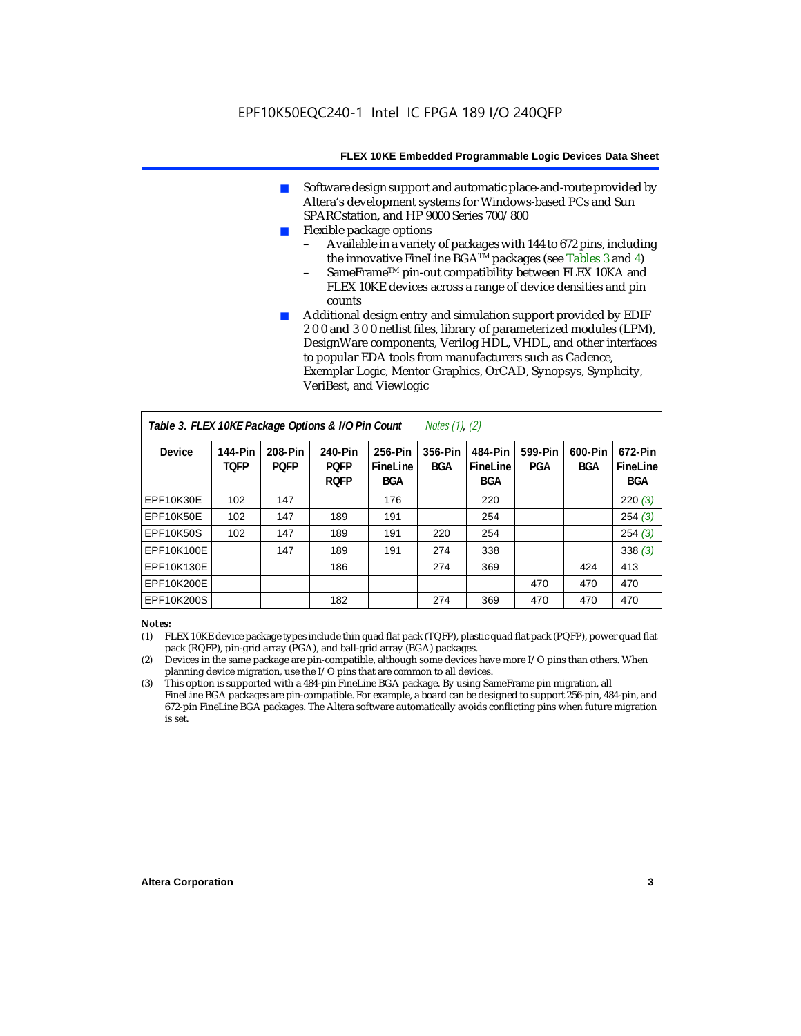- Software design support and automatic place-and-route provided by Altera's development systems for Windows-based PCs and Sun SPARCstation, and HP 9000 Series 700/800
- Flexible package options
  - Available in a variety of packages with 144 to 672 pins, including the innovative FineLine BGA™ packages (see Tables 3 and 4)
  - SameFrame™ pin-out compatibility between FLEX 10KA and FLEX 10KE devices across a range of device densities and pin counts
- Additional design entry and simulation support provided by EDIF 2 0 0 and 3 0 0 netlist files, library of parameterized modules (LPM), DesignWare components, Verilog HDL, VHDL, and other interfaces to popular EDA tools from manufacturers such as Cadence, Exemplar Logic, Mentor Graphics, OrCAD, Synopsys, Synplicity, VeriBest, and Viewlogic

**Table 3. FLEX 10KE Package Options & I/O Pin Count** *Notes (1), (2)*

| Device | 144-Pin TQFP | 208-Pin PQFP | 240-Pin PQFP RQFP | 256-Pin FineLine BGA | 356-Pin BGA | 484-Pin FineLine BGA | 599-Pin PGA | 600-Pin BGA | 672-Pin FineLine BGA |
|---|---|---|---|---|---|---|---|---|---|
| EPF10K30E | 102 | 147 | | 176 | | 220 | | | 220 *(3)* |
| EPF10K50E | 102 | 147 | 189 | 191 | | 254 | | | 254 *(3)* |
| EPF10K50S | 102 | 147 | 189 | 191 | 220 | 254 | | | 254 *(3)* |
| EPF10K100E | | 147 | 189 | 191 | 274 | 338 | | | 338 *(3)* |
| EPF10K130E | | | 186 | | 274 | 369 | | 424 | 413 |
| EPF10K200E | | | | | | | 470 | 470 | 470 |
| EPF10K200S | | | 182 | | 274 | 369 | 470 | 470 | 470 |

*Notes:*

(1) FLEX 10KE device package types include thin quad flat pack (TQFP), plastic quad flat pack (PQFP), power quad flat pack (RQFP), pin-grid array (PGA), and ball-grid array (BGA) packages.

(2) Devices in the same package are pin-compatible, although some devices have more I/O pins than others. When planning device migration, use the I/O pins that are common to all devices.

(3) This option is supported with a 484-pin FineLine BGA package. By using SameFrame pin migration, all FineLine BGA packages are pin-compatible. For example, a board can be designed to support 256-pin, 484-pin, and 672-pin FineLine BGA packages. The Altera software automatically avoids conflicting pins when future migration is set.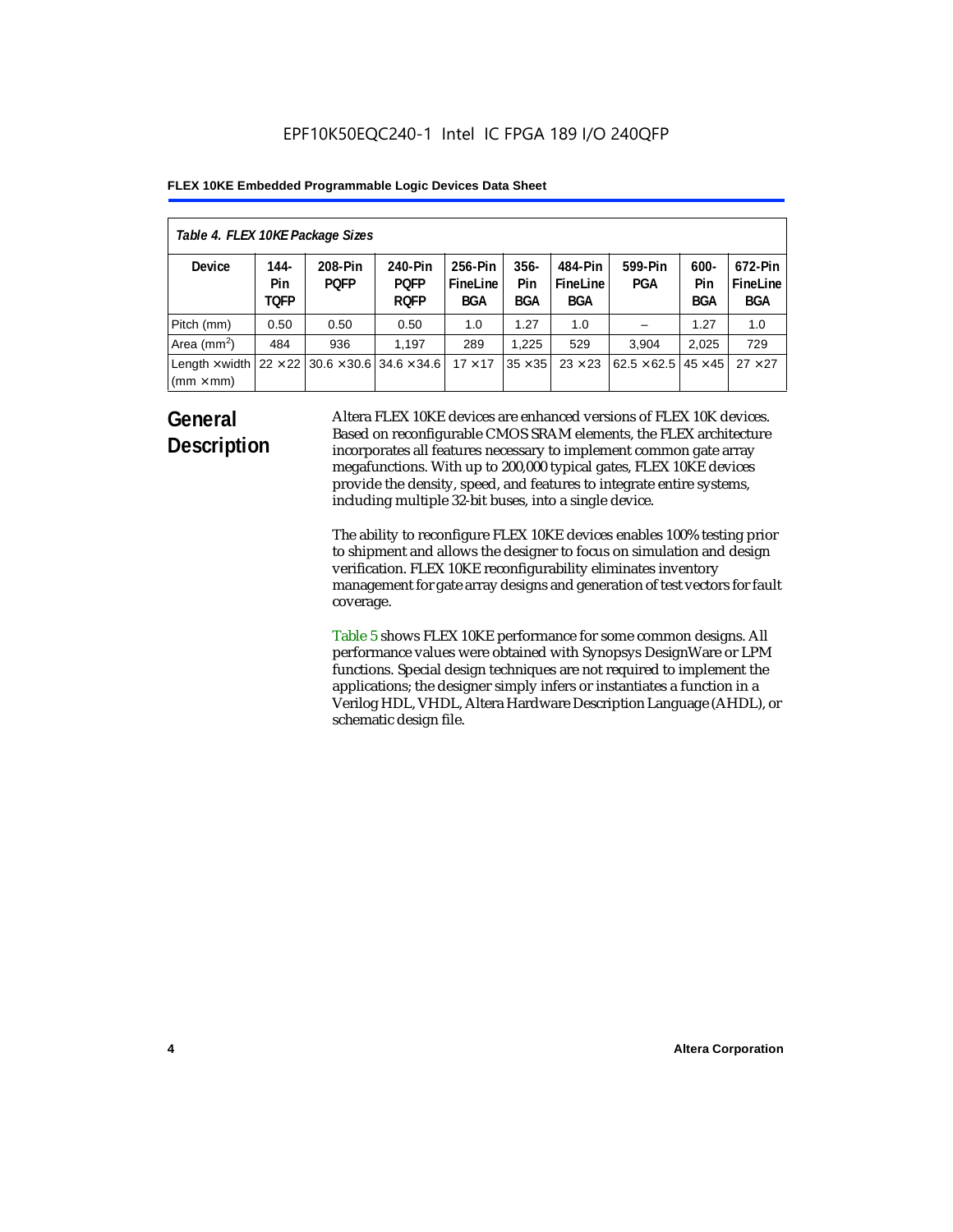*Table 4. FLEX 10KE Package Sizes*

| Device | 144-Pin TQFP | 208-Pin PQFP | 240-Pin PQFP RQFP | 256-Pin FineLine BGA | 356-Pin BGA | 484-Pin FineLine BGA | 599-Pin PGA | 600-Pin BGA | 672-Pin FineLine BGA |
|---|---|---|---|---|---|---|---|---|---|
| Pitch (mm) | 0.50 | 0.50 | 0.50 | 1.0 | 1.27 | 1.0 | – | 1.27 | 1.0 |
| Area ($mm^2$) | 484 | 936 | 1,197 | 289 | 1,225 | 529 | 3,904 | 2,025 | 729 |
| Length × width (mm × mm) | 22 × 22 | 30.6 × 30.6 | 34.6 × 34.6 | 17 × 17 | 35 × 35 | 23 × 23 | 62.5 × 62.5 | 45 × 45 | 27 × 27 |

## General Description

Altera FLEX 10KE devices are enhanced versions of FLEX 10K devices. Based on reconfigurable CMOS SRAM elements, the FLEX architecture incorporates all features necessary to implement common gate array megafunctions. With up to 200,000 typical gates, FLEX 10KE devices provide the density, speed, and features to integrate entire systems, including multiple 32-bit buses, into a single device.

The ability to reconfigure FLEX 10KE devices enables 100% testing prior to shipment and allows the designer to focus on simulation and design verification. FLEX 10KE reconfigurability eliminates inventory management for gate array designs and generation of test vectors for fault coverage.

Table 5 shows FLEX 10KE performance for some common designs. All performance values were obtained with Synopsys DesignWare or LPM functions. Special design techniques are not required to implement the applications; the designer simply infers or instantiates a function in a Verilog HDL, VHDL, Altera Hardware Description Language (AHDL), or schematic design file.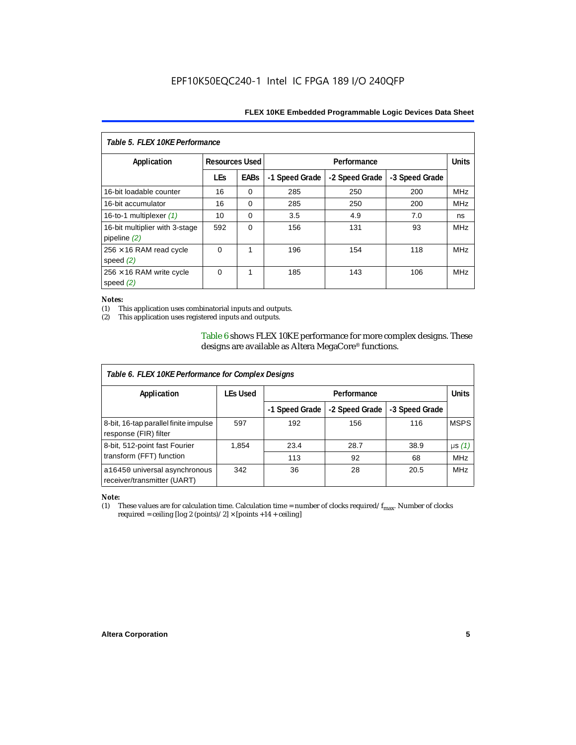*Table 5. FLEX 10KE Performance*

| Application | Resources Used | | Performance | | | Units |
|---|---|---|---|---|---|---|
| | LEs | EABs | -1 Speed Grade | -2 Speed Grade | -3 Speed Grade | |
| 16-bit loadable counter | 16 | 0 | 285 | 250 | 200 | MHz |
| 16-bit accumulator | 16 | 0 | 285 | 250 | 200 | MHz |
| 16-to-1 multiplexer *(1)* | 10 | 0 | 3.5 | 4.9 | 7.0 | ns |
| 16-bit multiplier with 3-stage pipeline *(2)* | 592 | 0 | 156 | 131 | 93 | MHz |
| 256 × 16 RAM read cycle speed *(2)* | 0 | 1 | 196 | 154 | 118 | MHz |
| 256 × 16 RAM write cycle speed *(2)* | 0 | 1 | 185 | 143 | 106 | MHz |

*Notes:*

(1) This application uses combinatorial inputs and outputs.

(2) This application uses registered inputs and outputs.

Table 6 shows FLEX 10KE performance for more complex designs. These designs are available as Altera MegaCore® functions.

*Table 6. FLEX 10KE Performance for Complex Designs*

| Application | LEs Used | Performance | | | Units |
|---|---|---|---|---|---|
| | | -1 Speed Grade | -2 Speed Grade | -3 Speed Grade | |
| 8-bit, 16-tap parallel finite impulse response (FIR) filter | 597 | 192 | 156 | 116 | MSPS |
| 8-bit, 512-point fast Fourier transform (FFT) function | 1,854 | 23.4 | 28.7 | 38.9 | µs *(1)* |
| | | 113 | 92 | 68 | MHz |
| a16450 universal asynchronous receiver/transmitter (UART) | 342 | 36 | 28 | 20.5 | MHz |

*Note:*

(1) These values are for calculation time. Calculation time = number of clocks required/ $f_{max}$. Number of clocks required = ceiling [log 2 (points)/ 2] × [points +14 + ceiling]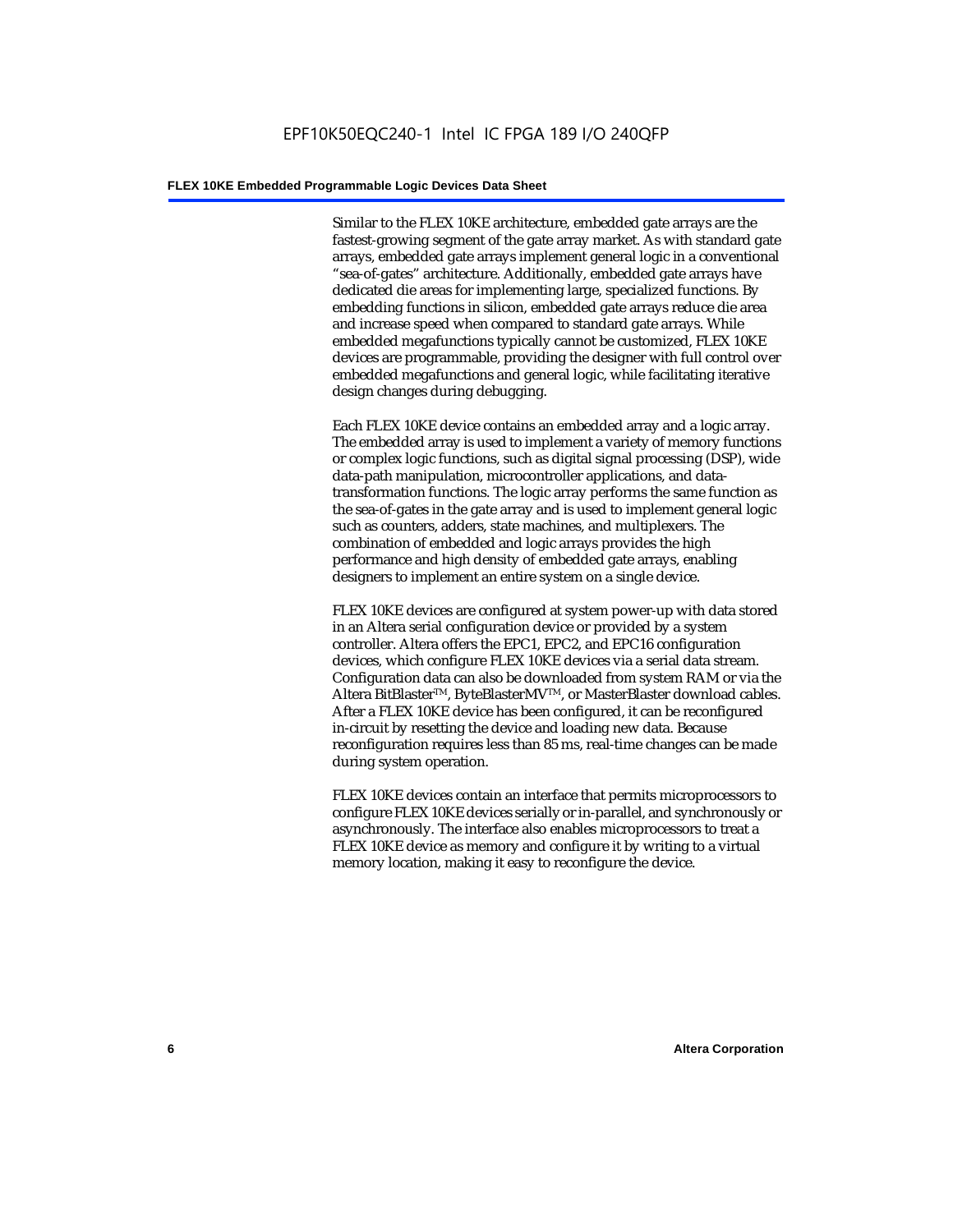Similar to the FLEX 10KE architecture, embedded gate arrays are the fastest-growing segment of the gate array market. As with standard gate arrays, embedded gate arrays implement general logic in a conventional "sea-of-gates" architecture. Additionally, embedded gate arrays have dedicated die areas for implementing large, specialized functions. By embedding functions in silicon, embedded gate arrays reduce die area and increase speed when compared to standard gate arrays. While embedded megafunctions typically cannot be customized, FLEX 10KE devices are programmable, providing the designer with full control over embedded megafunctions and general logic, while facilitating iterative design changes during debugging.

Each FLEX 10KE device contains an embedded array and a logic array. The embedded array is used to implement a variety of memory functions or complex logic functions, such as digital signal processing (DSP), wide data-path manipulation, microcontroller applications, and data-transformation functions. The logic array performs the same function as the sea-of-gates in the gate array and is used to implement general logic such as counters, adders, state machines, and multiplexers. The combination of embedded and logic arrays provides the high performance and high density of embedded gate arrays, enabling designers to implement an entire system on a single device.

FLEX 10KE devices are configured at system power-up with data stored in an Altera serial configuration device or provided by a system controller. Altera offers the EPC1, EPC2, and EPC16 configuration devices, which configure FLEX 10KE devices via a serial data stream. Configuration data can also be downloaded from system RAM or via the Altera BitBlaster™, ByteBlasterMV™, or MasterBlaster download cables. After a FLEX 10KE device has been configured, it can be reconfigured in-circuit by resetting the device and loading new data. Because reconfiguration requires less than 85 ms, real-time changes can be made during system operation.

FLEX 10KE devices contain an interface that permits microprocessors to configure FLEX 10KE devices serially or in-parallel, and synchronously or asynchronously. The interface also enables microprocessors to treat a FLEX 10KE device as memory and configure it by writing to a virtual memory location, making it easy to reconfigure the device.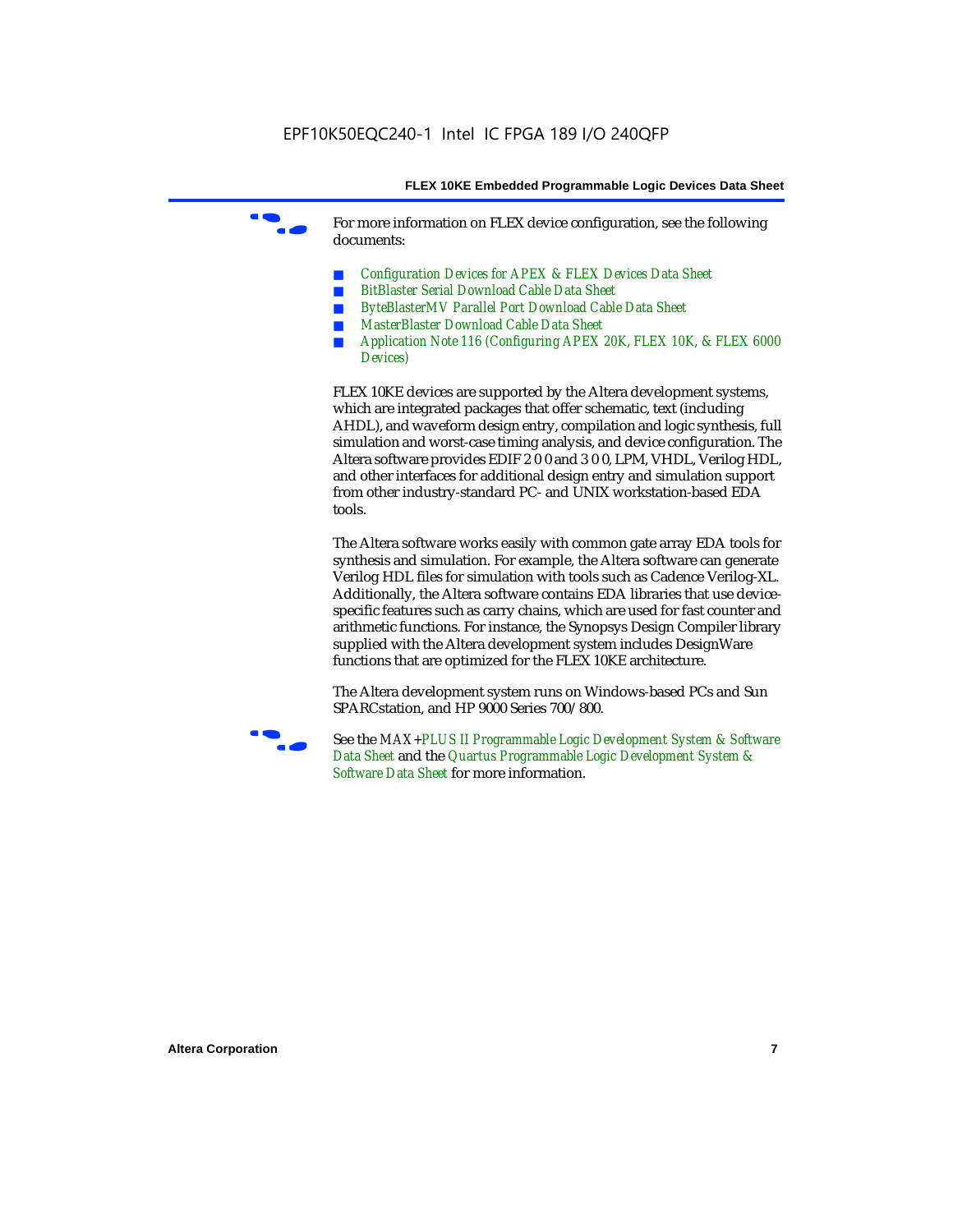For more information on FLEX device configuration, see the following documents:

- *Configuration Devices for APEX & FLEX Devices Data Sheet*
- *BitBlaster Serial Download Cable Data Sheet*
- *ByteBlasterMV Parallel Port Download Cable Data Sheet*
- *MasterBlaster Download Cable Data Sheet*
- *Application Note 116 (Configuring APEX 20K, FLEX 10K, & FLEX 6000 Devices)*

FLEX 10KE devices are supported by the Altera development systems, which are integrated packages that offer schematic, text (including AHDL), and waveform design entry, compilation and logic synthesis, full simulation and worst-case timing analysis, and device configuration. The Altera software provides EDIF 2 0 0 and 3 0 0, LPM, VHDL, Verilog HDL, and other interfaces for additional design entry and simulation support from other industry-standard PC- and UNIX workstation-based EDA tools.

The Altera software works easily with common gate array EDA tools for synthesis and simulation. For example, the Altera software can generate Verilog HDL files for simulation with tools such as Cadence Verilog-XL. Additionally, the Altera software contains EDA libraries that use device-specific features such as carry chains, which are used for fast counter and arithmetic functions. For instance, the Synopsys Design Compiler library supplied with the Altera development system includes DesignWare functions that are optimized for the FLEX 10KE architecture.

The Altera development system runs on Windows-based PCs and Sun SPARCstation, and HP 9000 Series 700/800.

See the *MAX+PLUS II Programmable Logic Development System & Software Data Sheet* and the *Quartus Programmable Logic Development System & Software Data Sheet* for more information.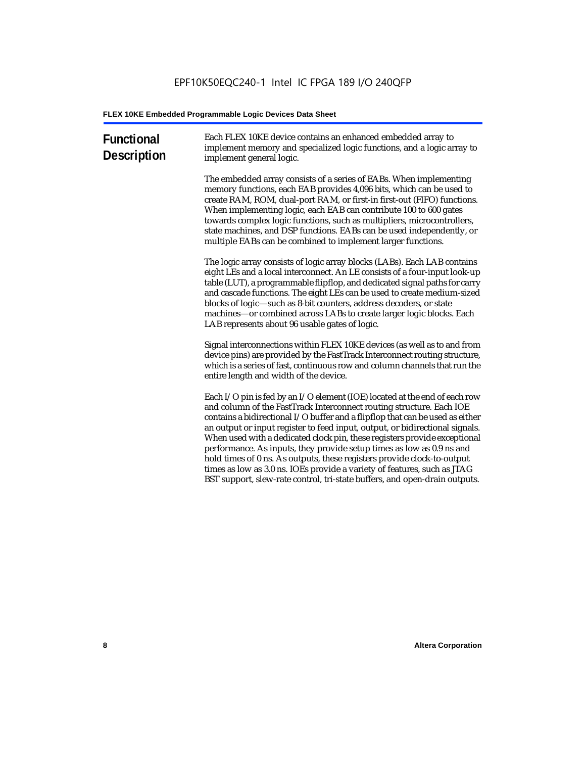## Functional Description

Each FLEX 10KE device contains an enhanced embedded array to implement memory and specialized logic functions, and a logic array to implement general logic.

The embedded array consists of a series of EABs. When implementing memory functions, each EAB provides 4,096 bits, which can be used to create RAM, ROM, dual-port RAM, or first-in first-out (FIFO) functions. When implementing logic, each EAB can contribute 100 to 600 gates towards complex logic functions, such as multipliers, microcontrollers, state machines, and DSP functions. EABs can be used independently, or multiple EABs can be combined to implement larger functions.

The logic array consists of logic array blocks (LABs). Each LAB contains eight LEs and a local interconnect. An LE consists of a four-input look-up table (LUT), a programmable flipflop, and dedicated signal paths for carry and cascade functions. The eight LEs can be used to create medium-sized blocks of logic—such as 8-bit counters, address decoders, or state machines—or combined across LABs to create larger logic blocks. Each LAB represents about 96 usable gates of logic.

Signal interconnections within FLEX 10KE devices (as well as to and from device pins) are provided by the FastTrack Interconnect routing structure, which is a series of fast, continuous row and column channels that run the entire length and width of the device.

Each I/O pin is fed by an I/O element (IOE) located at the end of each row and column of the FastTrack Interconnect routing structure. Each IOE contains a bidirectional I/O buffer and a flipflop that can be used as either an output or input register to feed input, output, or bidirectional signals. When used with a dedicated clock pin, these registers provide exceptional performance. As inputs, they provide setup times as low as 0.9 ns and hold times of 0 ns. As outputs, these registers provide clock-to-output times as low as 3.0 ns. IOEs provide a variety of features, such as JTAG BST support, slew-rate control, tri-state buffers, and open-drain outputs.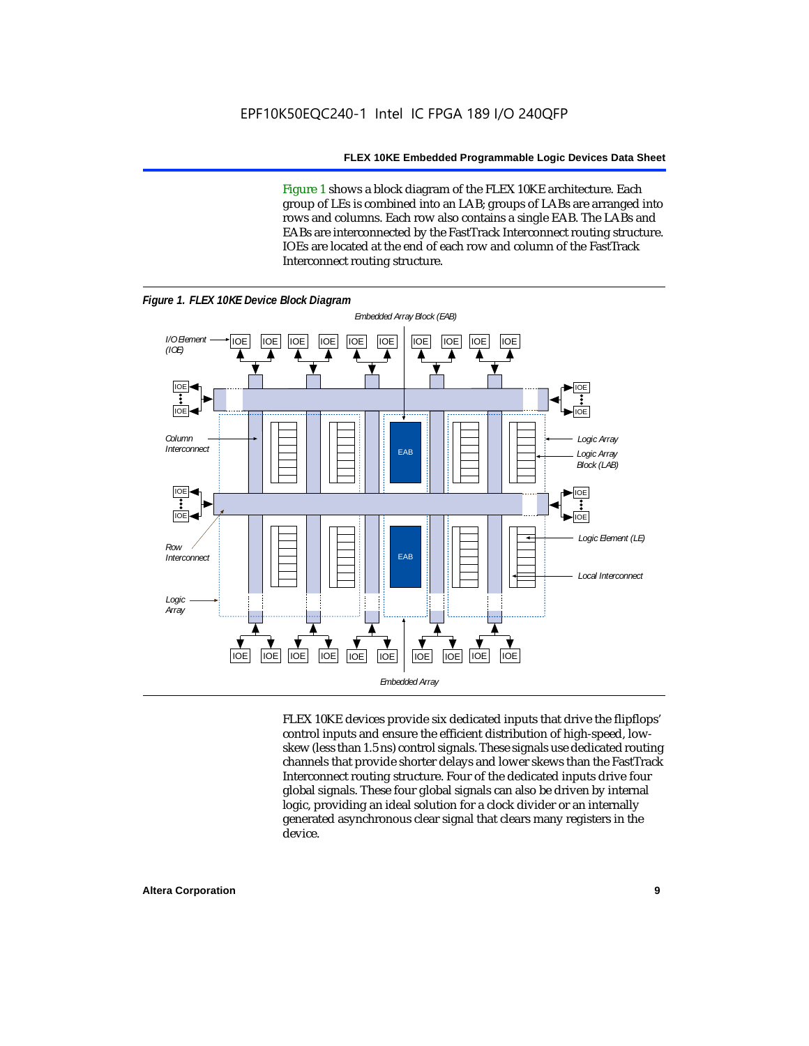Figure 1 shows a block diagram of the FLEX 10KE architecture. Each group of LEs is combined into an LAB; groups of LABs are arranged into rows and columns. Each row also contains a single EAB. The LABs and EABs are interconnected by the FastTrack Interconnect routing structure. IOEs are located at the end of each row and column of the FastTrack Interconnect routing structure.

**Figure 1. FLEX 10KE Device Block Diagram**

FLEX 10KE devices provide six dedicated inputs that drive the flipflops' control inputs and ensure the efficient distribution of high-speed, low-skew (less than 1.5 ns) control signals. These signals use dedicated routing channels that provide shorter delays and lower skews than the FastTrack Interconnect routing structure. Four of the dedicated inputs drive four global signals. These four global signals can also be driven by internal logic, providing an ideal solution for a clock divider or an internally generated asynchronous clear signal that clears many registers in the device.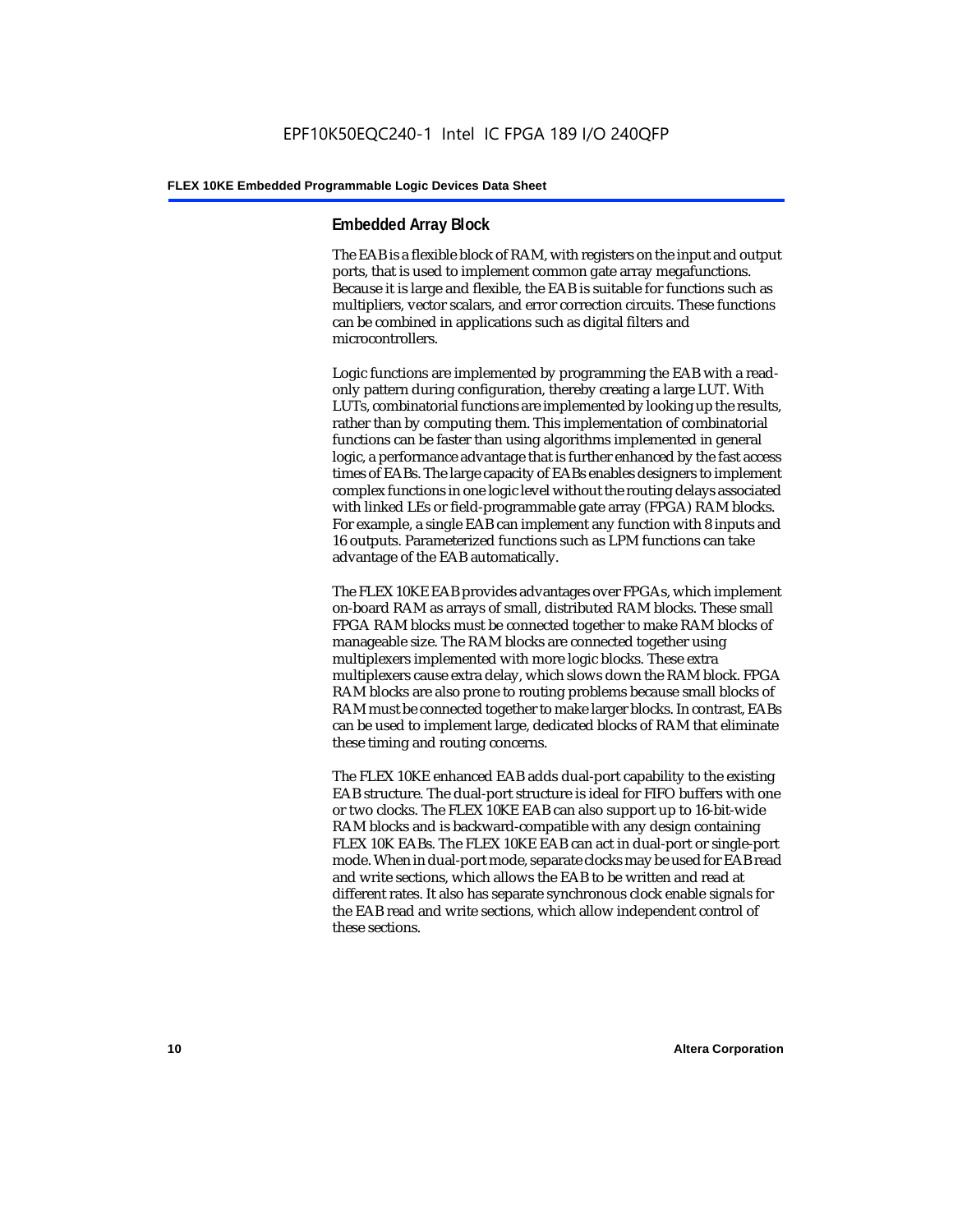## Embedded Array Block

The EAB is a flexible block of RAM, with registers on the input and output ports, that is used to implement common gate array megafunctions. Because it is large and flexible, the EAB is suitable for functions such as multipliers, vector scalars, and error correction circuits. These functions can be combined in applications such as digital filters and microcontrollers.

Logic functions are implemented by programming the EAB with a read-only pattern during configuration, thereby creating a large LUT. With LUTs, combinatorial functions are implemented by looking up the results, rather than by computing them. This implementation of combinatorial functions can be faster than using algorithms implemented in general logic, a performance advantage that is further enhanced by the fast access times of EABs. The large capacity of EABs enables designers to implement complex functions in one logic level without the routing delays associated with linked LEs or field-programmable gate array (FPGA) RAM blocks. For example, a single EAB can implement any function with 8 inputs and 16 outputs. Parameterized functions such as LPM functions can take advantage of the EAB automatically.

The FLEX 10KE EAB provides advantages over FPGAs, which implement on-board RAM as arrays of small, distributed RAM blocks. These small FPGA RAM blocks must be connected together to make RAM blocks of manageable size. The RAM blocks are connected together using multiplexers implemented with more logic blocks. These extra multiplexers cause extra delay, which slows down the RAM block. FPGA RAM blocks are also prone to routing problems because small blocks of RAM must be connected together to make larger blocks. In contrast, EABs can be used to implement large, dedicated blocks of RAM that eliminate these timing and routing concerns.

The FLEX 10KE enhanced EAB adds dual-port capability to the existing EAB structure. The dual-port structure is ideal for FIFO buffers with one or two clocks. The FLEX 10KE EAB can also support up to 16-bit-wide RAM blocks and is backward-compatible with any design containing FLEX 10K EABs. The FLEX 10KE EAB can act in dual-port or single-port mode. When in dual-port mode, separate clocks may be used for EAB read and write sections, which allows the EAB to be written and read at different rates. It also has separate synchronous clock enable signals for the EAB read and write sections, which allow independent control of these sections.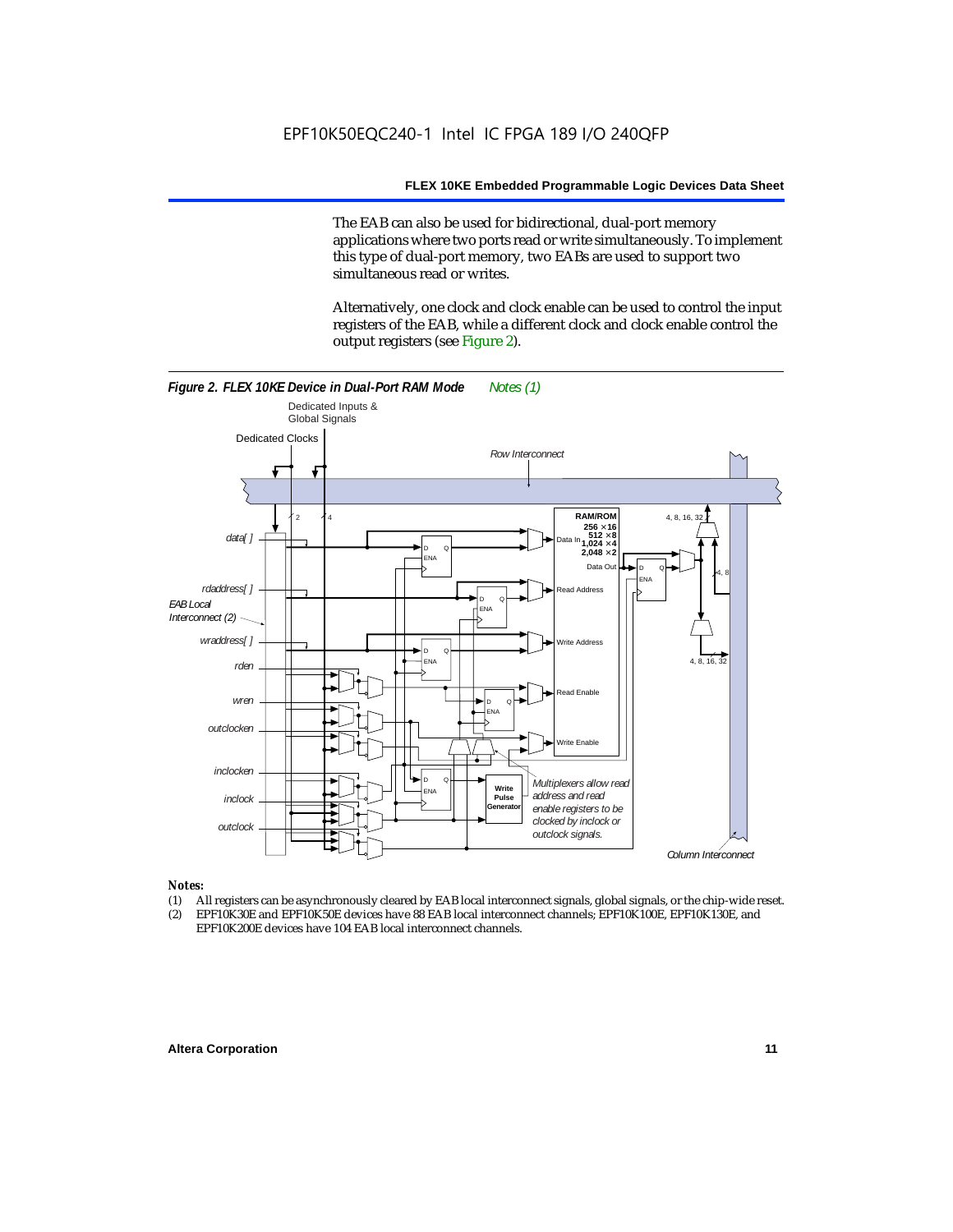The EAB can also be used for bidirectional, dual-port memory applications where two ports read or write simultaneously. To implement this type of dual-port memory, two EABs are used to support two simultaneous read or writes.

Alternatively, one clock and clock enable can be used to control the input registers of the EAB, while a different clock and clock enable control the output registers (see Figure 2).

***Figure 2. FLEX 10KE Device in Dual-Port RAM Mode*** *Notes (1)*

*Notes:*

(1) All registers can be asynchronously cleared by EAB local interconnect signals, global signals, or the chip-wide reset.
(2) EPF10K30E and EPF10K50E devices have 88 EAB local interconnect channels; EPF10K100E, EPF10K130E, and EPF10K200E devices have 104 EAB local interconnect channels.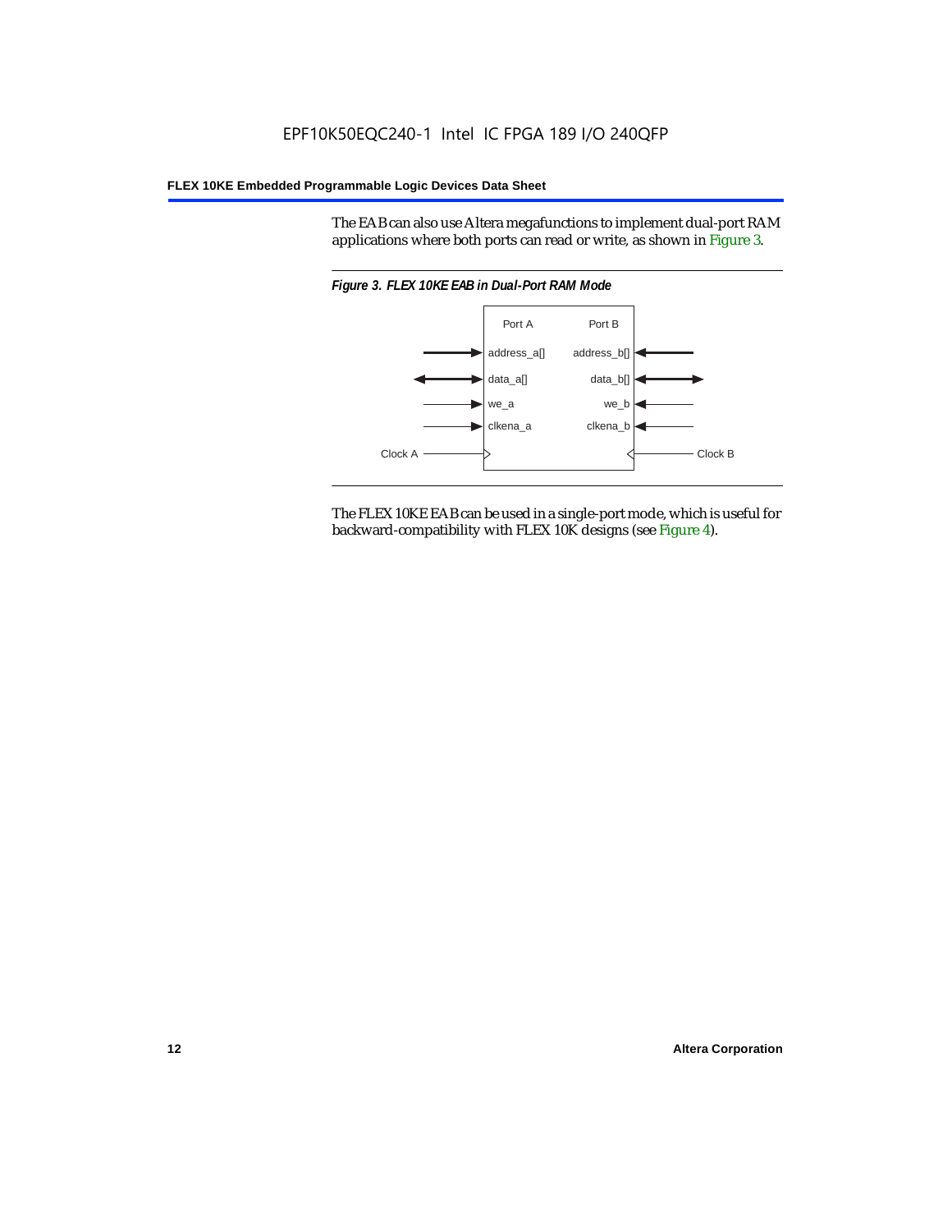The EAB can also use Altera megafunctions to implement dual-port RAM applications where both ports can read or write, as shown in Figure 3.

*Figure 3. FLEX 10KE EAB in Dual-Port RAM Mode*

The FLEX 10KE EAB can be used in a single-port mode, which is useful for backward-compatibility with FLEX 10K designs (see Figure 4).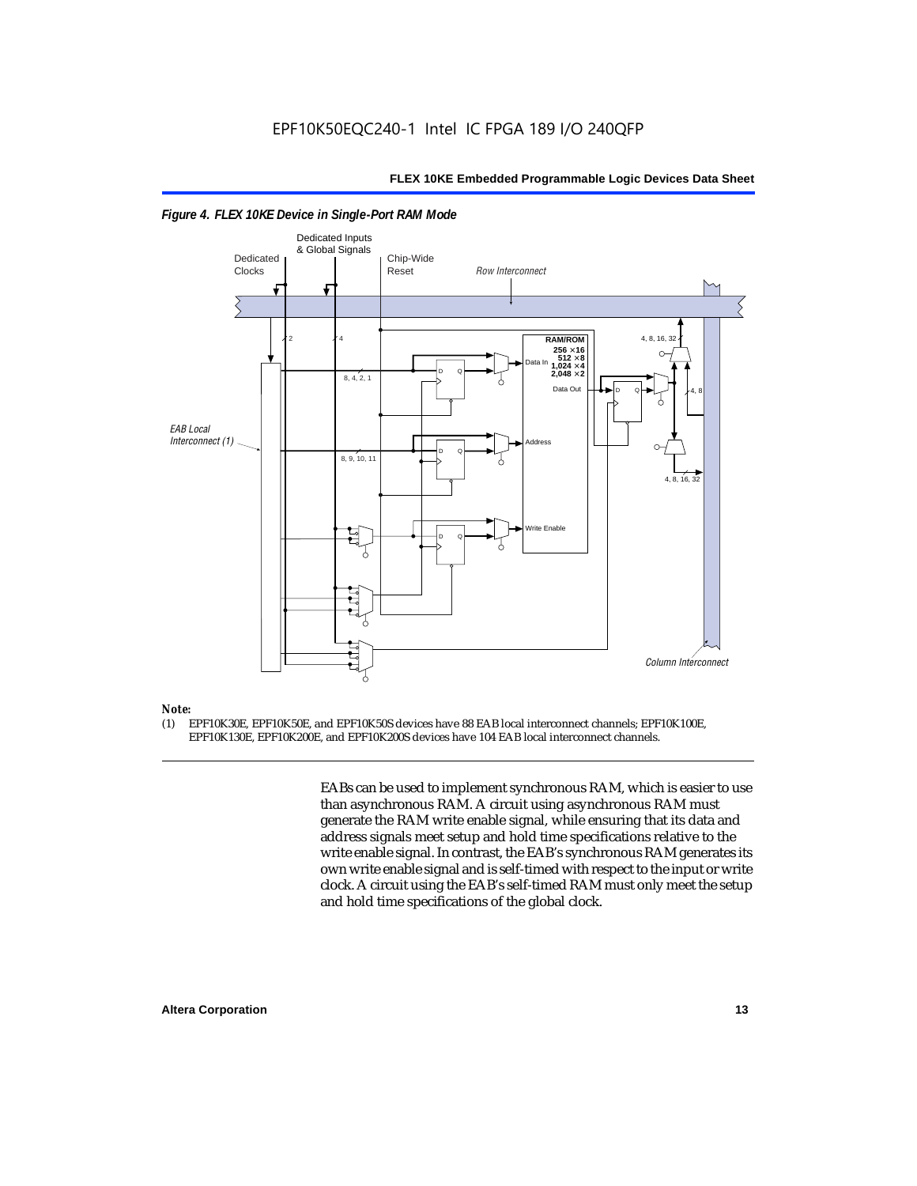*Figure 4. FLEX 10KE Device in Single-Port RAM Mode*

Dedicated Inputs & Global Signals

Dedicated Clocks

Chip-Wide Reset

*Row Interconnect*

RAM/ROM
256 × 16
512 × 8
1,024 × 4
2,048 × 2

Data In

Data Out

Address

Write Enable

*EAB Local Interconnect (1)*

*Column Interconnect*

**Note:**

(1) EPF10K30E, EPF10K50E, and EPF10K50S devices have 88 EAB local interconnect channels; EPF10K100E, EPF10K130E, EPF10K200E, and EPF10K200S devices have 104 EAB local interconnect channels.

EABs can be used to implement synchronous RAM, which is easier to use than asynchronous RAM. A circuit using asynchronous RAM must generate the RAM write enable signal, while ensuring that its data and address signals meet setup and hold time specifications relative to the write enable signal. In contrast, the EAB's synchronous RAM generates its own write enable signal and is self-timed with respect to the input or write clock. A circuit using the EAB's self-timed RAM must only meet the setup and hold time specifications of the global clock.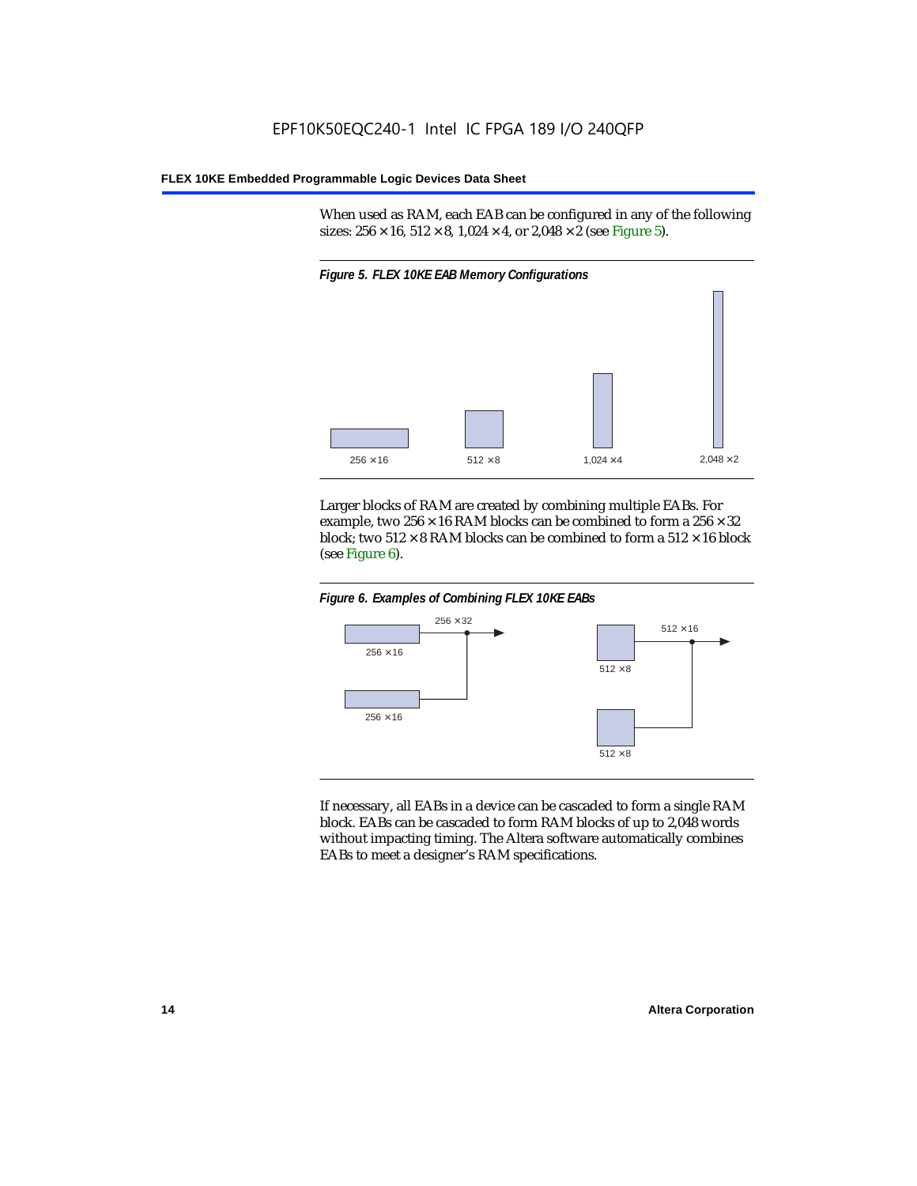When used as RAM, each EAB can be configured in any of the following sizes: 256 × 16, 512 × 8, 1,024 × 4, or 2,048 × 2 (see Figure 5).

*Figure 5. FLEX 10KE EAB Memory Configurations*

256 × 16 &nbsp;&nbsp; 512 × 8 &nbsp;&nbsp; 1,024 × 4 &nbsp;&nbsp; 2,048 × 2

Larger blocks of RAM are created by combining multiple EABs. For example, two 256 × 16 RAM blocks can be combined to form a 256 × 32 block; two 512 × 8 RAM blocks can be combined to form a 512 × 16 block (see Figure 6).

*Figure 6. Examples of Combining FLEX 10KE EABs*

256 × 16, 256 × 16 → 256 × 32

512 × 8, 512 × 8 → 512 × 16

If necessary, all EABs in a device can be cascaded to form a single RAM block. EABs can be cascaded to form RAM blocks of up to 2,048 words without impacting timing. The Altera software automatically combines EABs to meet a designer's RAM specifications.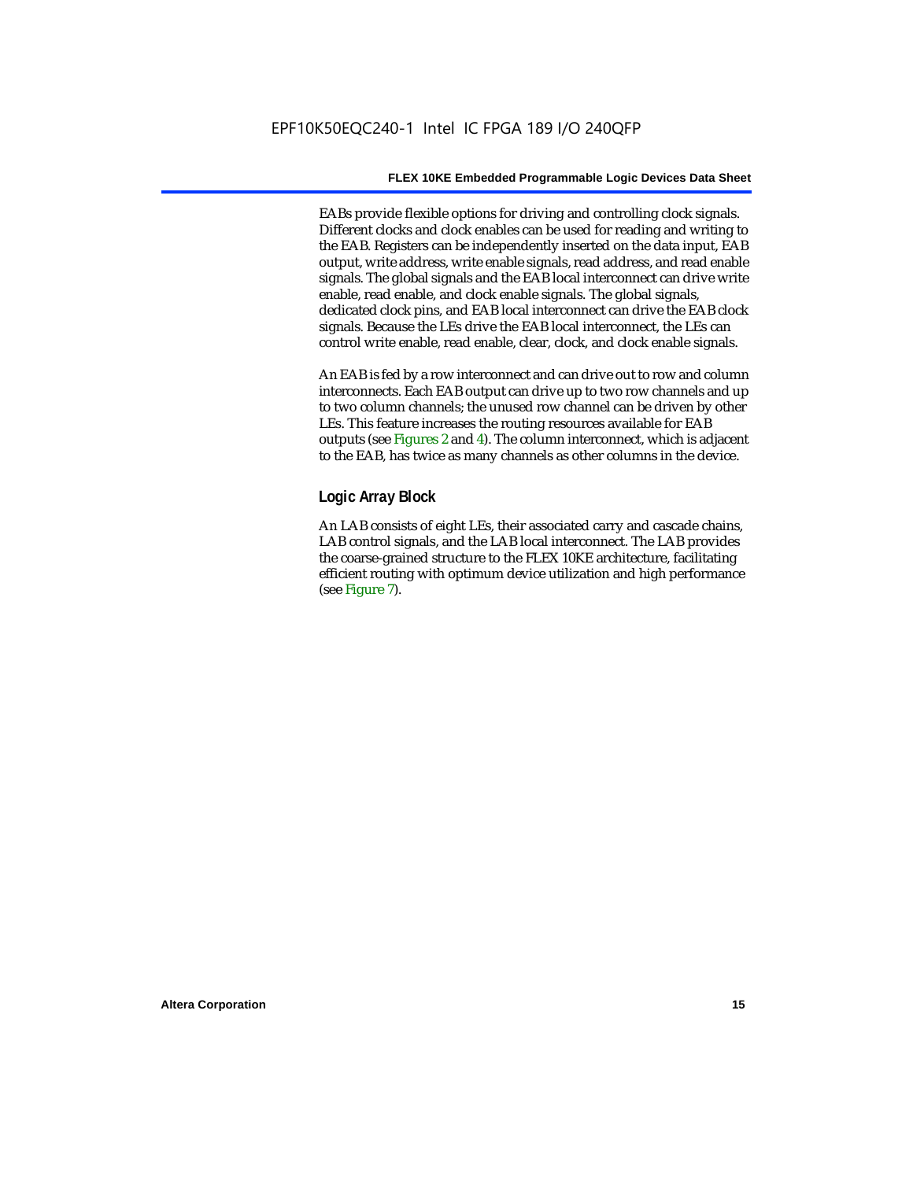EABs provide flexible options for driving and controlling clock signals. Different clocks and clock enables can be used for reading and writing to the EAB. Registers can be independently inserted on the data input, EAB output, write address, write enable signals, read address, and read enable signals. The global signals and the EAB local interconnect can drive write enable, read enable, and clock enable signals. The global signals, dedicated clock pins, and EAB local interconnect can drive the EAB clock signals. Because the LEs drive the EAB local interconnect, the LEs can control write enable, read enable, clear, clock, and clock enable signals.

An EAB is fed by a row interconnect and can drive out to row and column interconnects. Each EAB output can drive up to two row channels and up to two column channels; the unused row channel can be driven by other LEs. This feature increases the routing resources available for EAB outputs (see Figures 2 and 4). The column interconnect, which is adjacent to the EAB, has twice as many channels as other columns in the device.

### Logic Array Block

An LAB consists of eight LEs, their associated carry and cascade chains, LAB control signals, and the LAB local interconnect. The LAB provides the coarse-grained structure to the FLEX 10KE architecture, facilitating efficient routing with optimum device utilization and high performance (see Figure 7).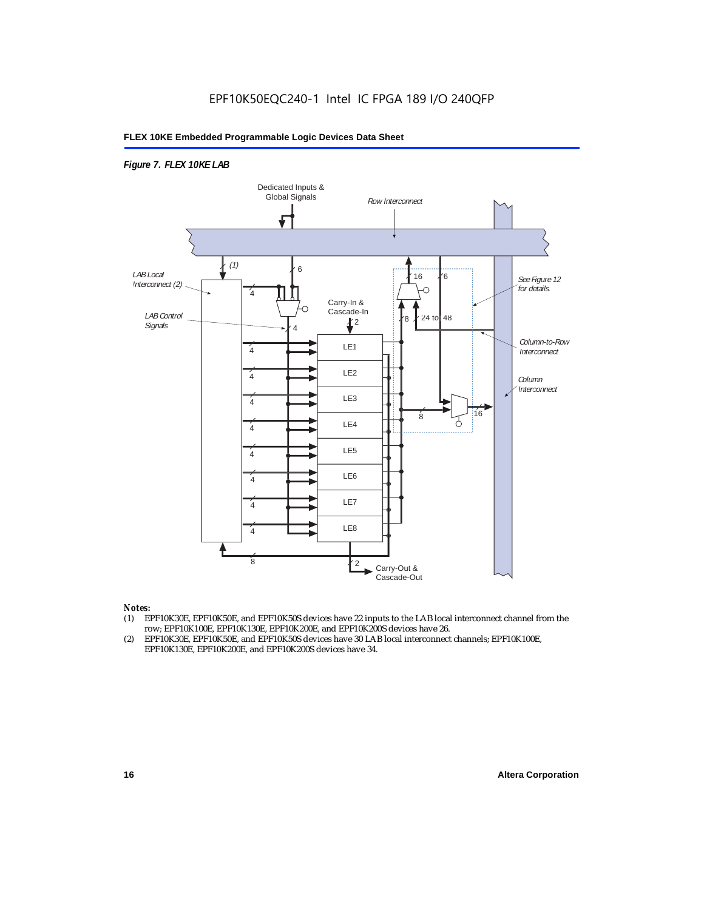*Figure 7. FLEX 10KE LAB*

Dedicated Inputs & Global Signals

Row Interconnect

(1)

6

LAB Local Interconnect (2)

16

6

See Figure 12 for details.

4

Carry-In & Cascade-In

LAB Control Signals

4

2

8

24 to 48

Column-to-Row Interconnect

LE1

LE2

LE3

LE4

LE5

LE6

LE7

LE8

Column Interconnect

8

16

8

2

Carry-Out & Cascade-Out

*Notes:*

(1) EPF10K30E, EPF10K50E, and EPF10K50S devices have 22 inputs to the LAB local interconnect channel from the row; EPF10K100E, EPF10K130E, EPF10K200E, and EPF10K200S devices have 26.

(2) EPF10K30E, EPF10K50E, and EPF10K50S devices have 30 LAB local interconnect channels; EPF10K100E, EPF10K130E, EPF10K200E, and EPF10K200S devices have 34.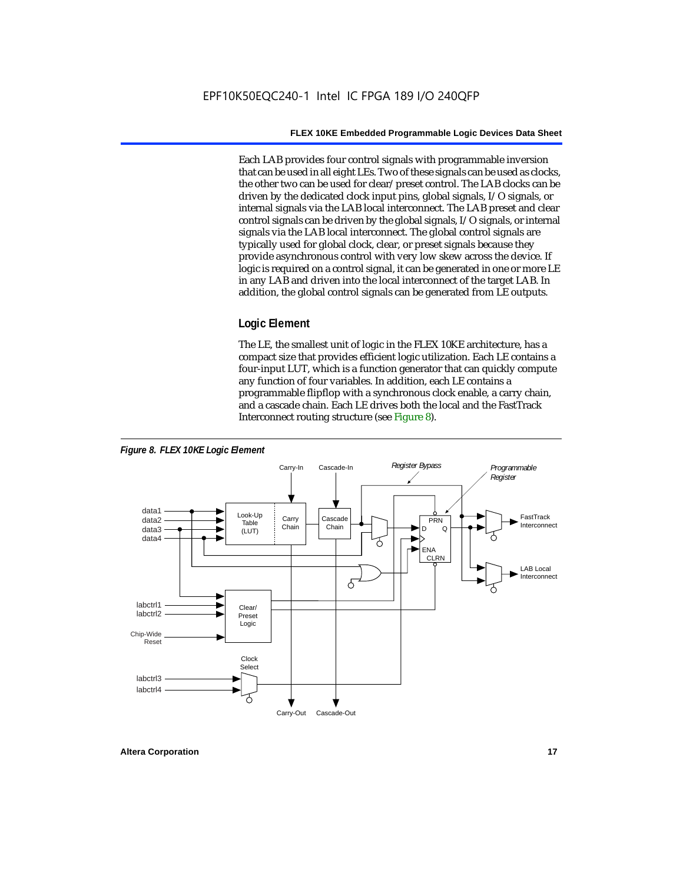Each LAB provides four control signals with programmable inversion that can be used in all eight LEs. Two of these signals can be used as clocks, the other two can be used for clear/preset control. The LAB clocks can be driven by the dedicated clock input pins, global signals, I/O signals, or internal signals via the LAB local interconnect. The LAB preset and clear control signals can be driven by the global signals, I/O signals, or internal signals via the LAB local interconnect. The global control signals are typically used for global clock, clear, or preset signals because they provide asynchronous control with very low skew across the device. If logic is required on a control signal, it can be generated in one or more LE in any LAB and driven into the local interconnect of the target LAB. In addition, the global control signals can be generated from LE outputs.

### Logic Element

The LE, the smallest unit of logic in the FLEX 10KE architecture, has a compact size that provides efficient logic utilization. Each LE contains a four-input LUT, which is a function generator that can quickly compute any function of four variables. In addition, each LE contains a programmable flipflop with a synchronous clock enable, a carry chain, and a cascade chain. Each LE drives both the local and the FastTrack Interconnect routing structure (see Figure 8).

*Figure 8. FLEX 10KE Logic Element*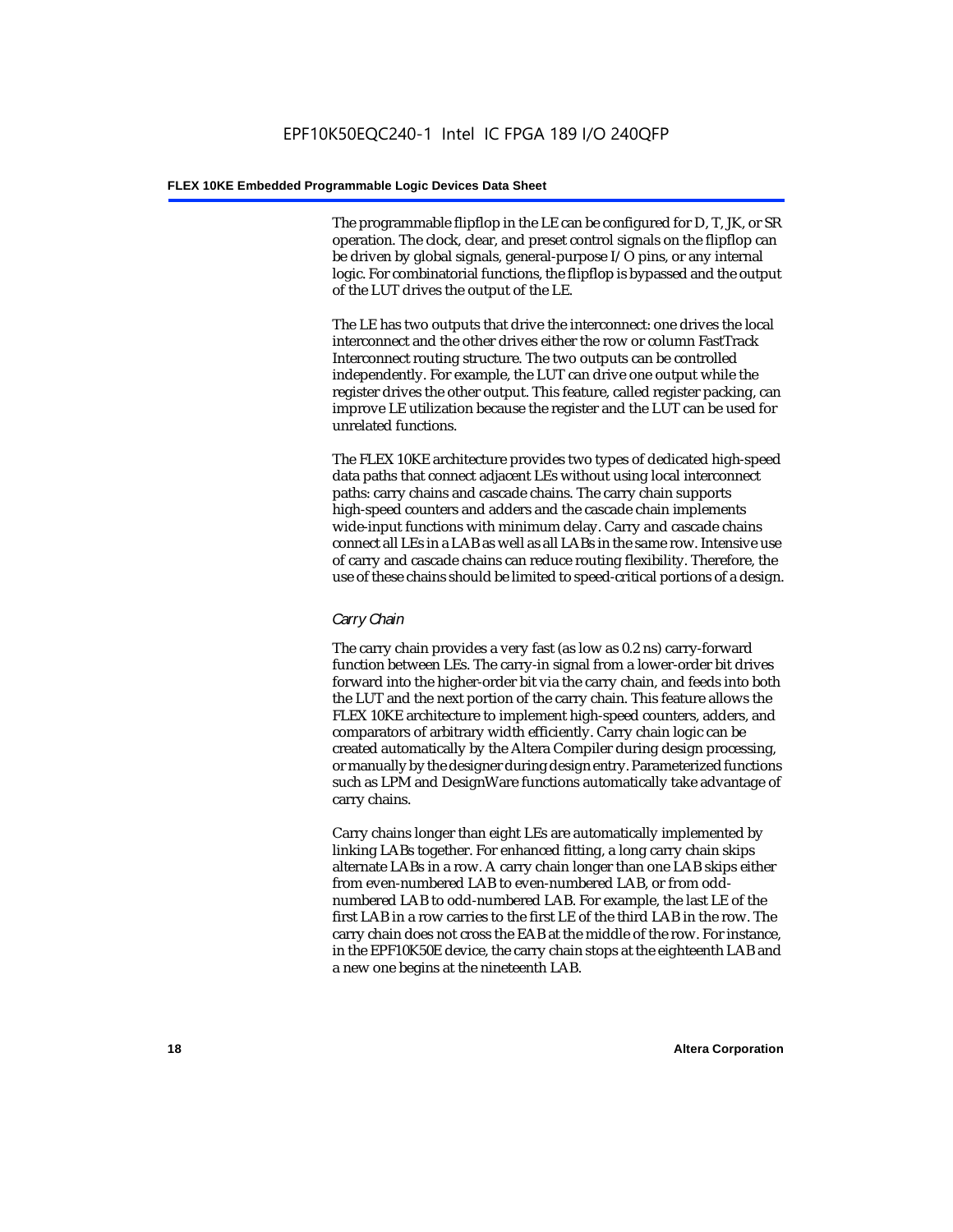The programmable flipflop in the LE can be configured for D, T, JK, or SR operation. The clock, clear, and preset control signals on the flipflop can be driven by global signals, general-purpose I/O pins, or any internal logic. For combinatorial functions, the flipflop is bypassed and the output of the LUT drives the output of the LE.

The LE has two outputs that drive the interconnect: one drives the local interconnect and the other drives either the row or column FastTrack Interconnect routing structure. The two outputs can be controlled independently. For example, the LUT can drive one output while the register drives the other output. This feature, called register packing, can improve LE utilization because the register and the LUT can be used for unrelated functions.

The FLEX 10KE architecture provides two types of dedicated high-speed data paths that connect adjacent LEs without using local interconnect paths: carry chains and cascade chains. The carry chain supports high-speed counters and adders and the cascade chain implements wide-input functions with minimum delay. Carry and cascade chains connect all LEs in a LAB as well as all LABs in the same row. Intensive use of carry and cascade chains can reduce routing flexibility. Therefore, the use of these chains should be limited to speed-critical portions of a design.

### *Carry Chain*

The carry chain provides a very fast (as low as 0.2 ns) carry-forward function between LEs. The carry-in signal from a lower-order bit drives forward into the higher-order bit via the carry chain, and feeds into both the LUT and the next portion of the carry chain. This feature allows the FLEX 10KE architecture to implement high-speed counters, adders, and comparators of arbitrary width efficiently. Carry chain logic can be created automatically by the Altera Compiler during design processing, or manually by the designer during design entry. Parameterized functions such as LPM and DesignWare functions automatically take advantage of carry chains.

Carry chains longer than eight LEs are automatically implemented by linking LABs together. For enhanced fitting, a long carry chain skips alternate LABs in a row. A carry chain longer than one LAB skips either from even-numbered LAB to even-numbered LAB, or from odd-numbered LAB to odd-numbered LAB. For example, the last LE of the first LAB in a row carries to the first LE of the third LAB in the row. The carry chain does not cross the EAB at the middle of the row. For instance, in the EPF10K50E device, the carry chain stops at the eighteenth LAB and a new one begins at the nineteenth LAB.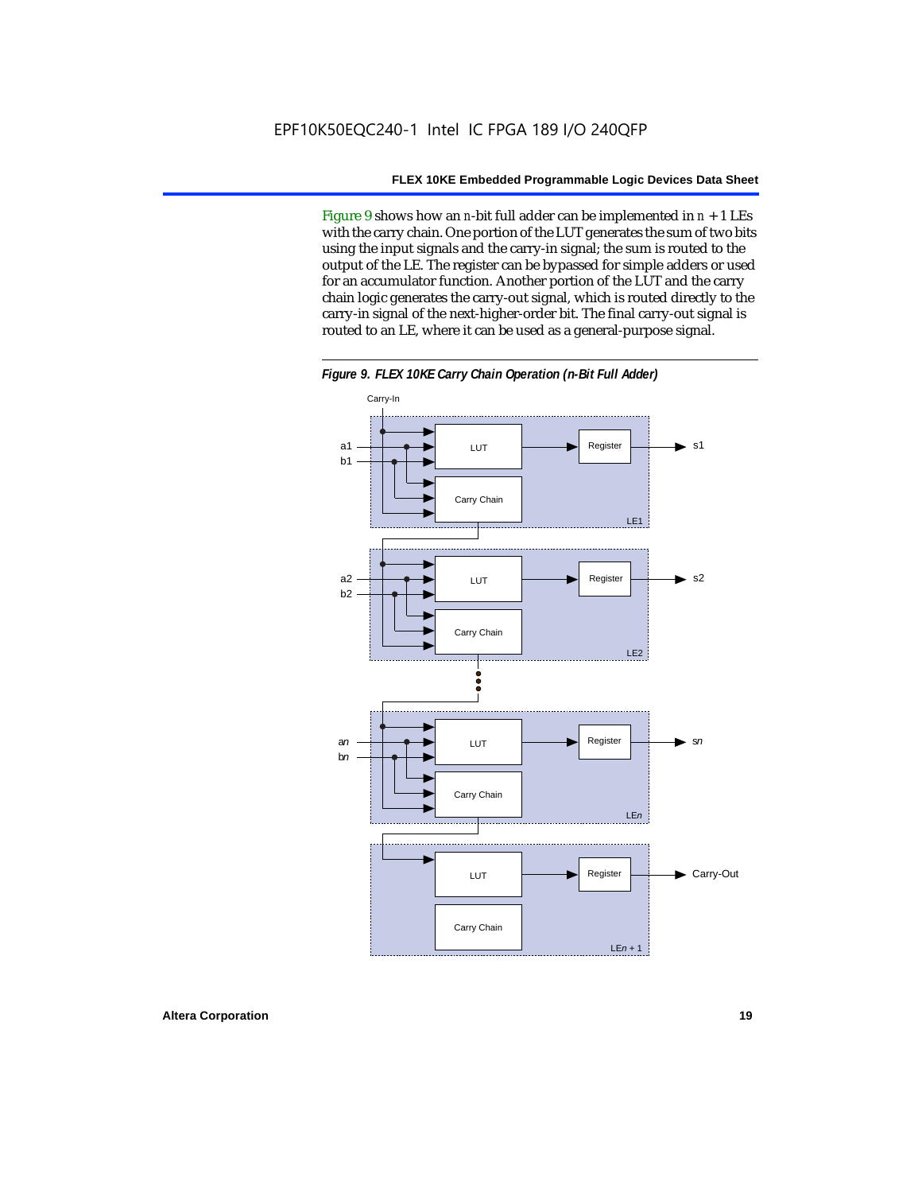Figure 9 shows how an $n$-bit full adder can be implemented in $n + 1$ LEs with the carry chain. One portion of the LUT generates the sum of two bits using the input signals and the carry-in signal; the sum is routed to the output of the LE. The register can be bypassed for simple adders or used for an accumulator function. Another portion of the LUT and the carry chain logic generates the carry-out signal, which is routed directly to the carry-in signal of the next-higher-order bit. The final carry-out signal is routed to an LE, where it can be used as a general-purpose signal.

***Figure 9. FLEX 10KE Carry Chain Operation (n-Bit Full Adder)***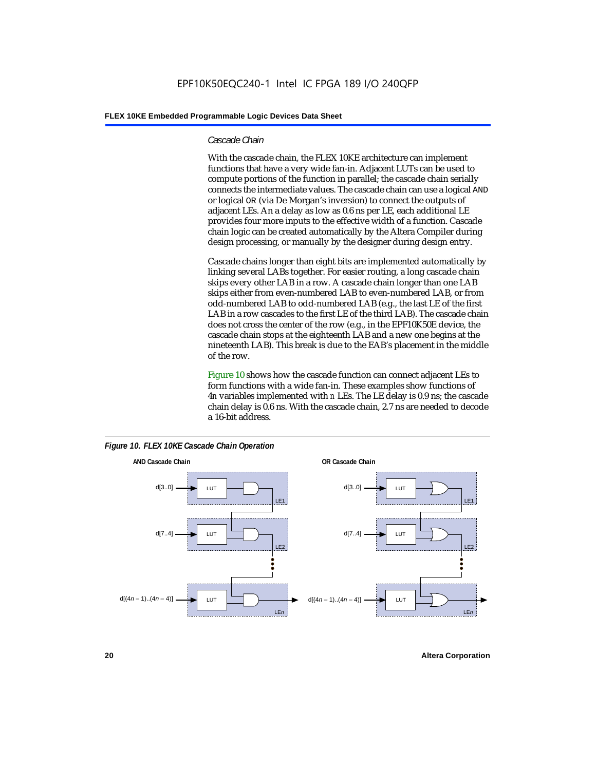### Cascade Chain

With the cascade chain, the FLEX 10KE architecture can implement functions that have a very wide fan-in. Adjacent LUTs can be used to compute portions of the function in parallel; the cascade chain serially connects the intermediate values. The cascade chain can use a logical AND or logical OR (via De Morgan's inversion) to connect the outputs of adjacent LEs. An a delay as low as 0.6 ns per LE, each additional LE provides four more inputs to the effective width of a function. Cascade chain logic can be created automatically by the Altera Compiler during design processing, or manually by the designer during design entry.

Cascade chains longer than eight bits are implemented automatically by linking several LABs together. For easier routing, a long cascade chain skips every other LAB in a row. A cascade chain longer than one LAB skips either from even-numbered LAB to even-numbered LAB, or from odd-numbered LAB to odd-numbered LAB (e.g., the last LE of the first LAB in a row cascades to the first LE of the third LAB). The cascade chain does not cross the center of the row (e.g., in the EPF10K50E device, the cascade chain stops at the eighteenth LAB and a new one begins at the nineteenth LAB). This break is due to the EAB's placement in the middle of the row.

Figure 10 shows how the cascade function can connect adjacent LEs to form functions with a wide fan-in. These examples show functions of $4n$ variables implemented with $n$ LEs. The LE delay is 0.9 ns; the cascade chain delay is 0.6 ns. With the cascade chain, 2.7 ns are needed to decode a 16-bit address.

*Figure 10. FLEX 10KE Cascade Chain Operation*

**AND Cascade Chain**

d[3..0] → LUT → AND (LE1)
d[7..4] → LUT → AND (LE2)
d[(4n – 1)..(4n – 4)] → LUT → AND (LEn)

**OR Cascade Chain**

d[3..0] → LUT → OR (LE1)
d[7..4] → LUT → OR (LE2)
d[(4n – 1)..(4n – 4)] → LUT → OR (LEn)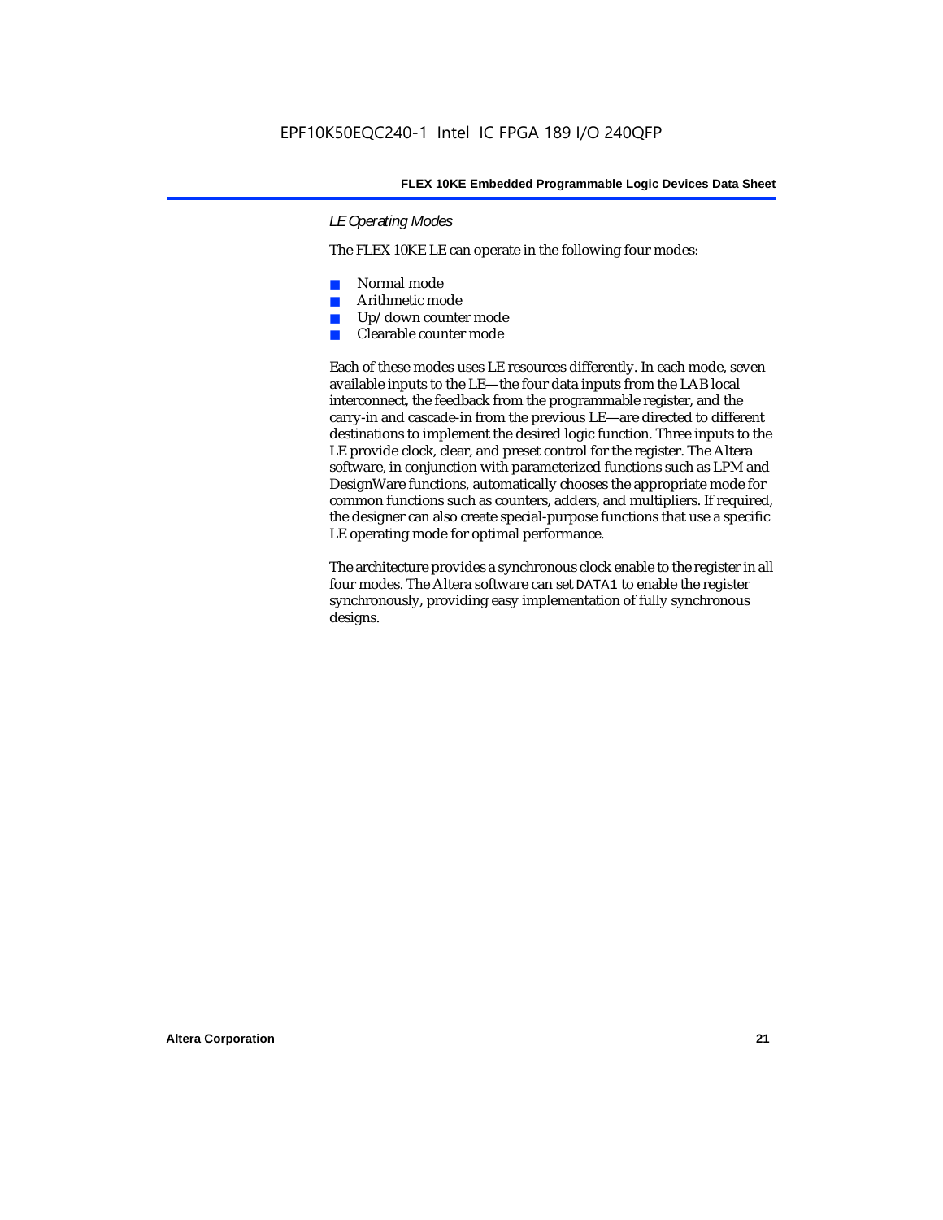*LE Operating Modes*

The FLEX 10KE LE can operate in the following four modes:

- Normal mode
- Arithmetic mode
- Up/down counter mode
- Clearable counter mode

Each of these modes uses LE resources differently. In each mode, seven available inputs to the LE—the four data inputs from the LAB local interconnect, the feedback from the programmable register, and the carry-in and cascade-in from the previous LE—are directed to different destinations to implement the desired logic function. Three inputs to the LE provide clock, clear, and preset control for the register. The Altera software, in conjunction with parameterized functions such as LPM and DesignWare functions, automatically chooses the appropriate mode for common functions such as counters, adders, and multipliers. If required, the designer can also create special-purpose functions that use a specific LE operating mode for optimal performance.

The architecture provides a synchronous clock enable to the register in all four modes. The Altera software can set `DATA1` to enable the register synchronously, providing easy implementation of fully synchronous designs.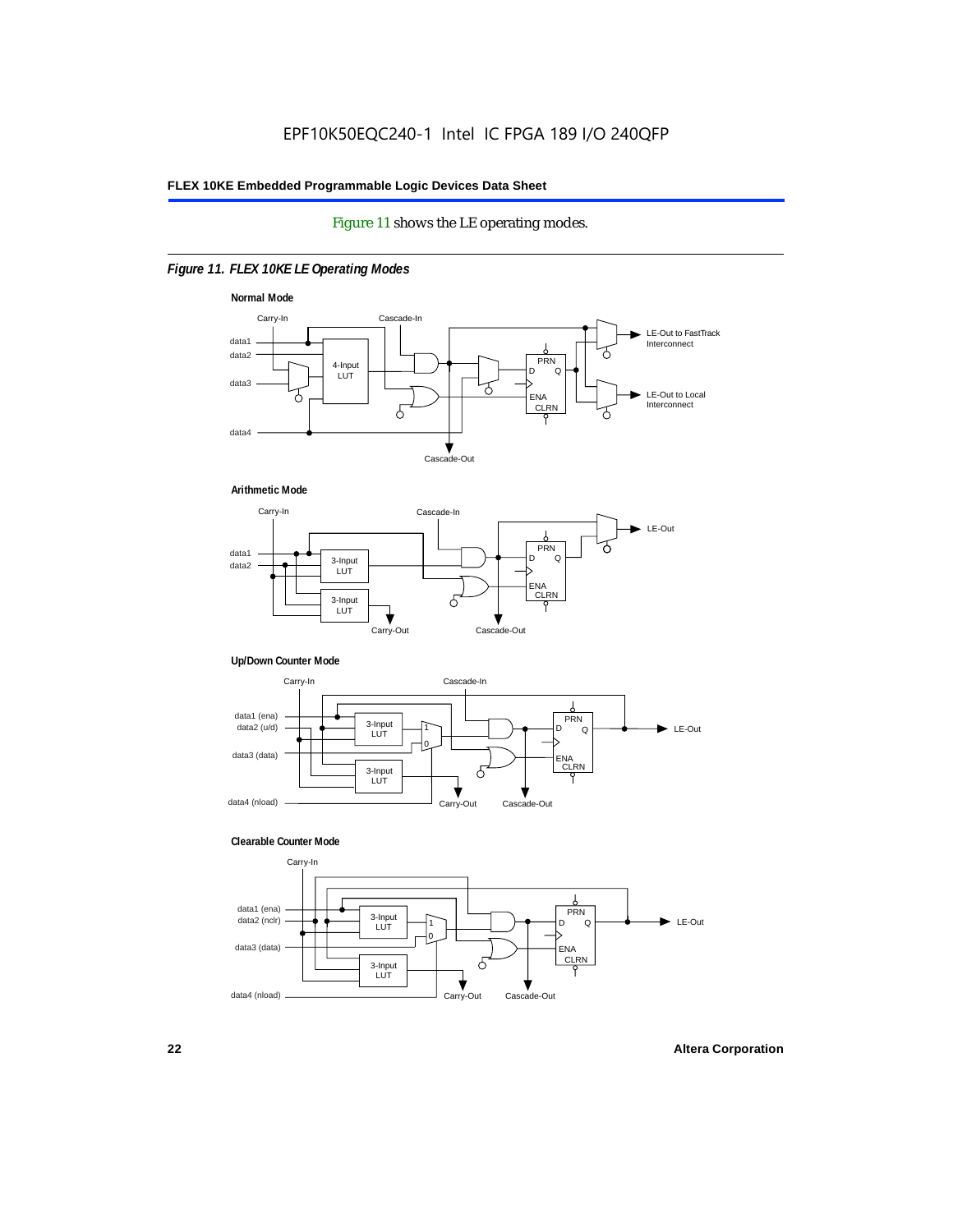Figure 11 shows the LE operating modes.

*Figure 11. FLEX 10KE LE Operating Modes*

**Normal Mode**

Carry-In, Cascade-In, data1, data2, data3, data4, 4-Input LUT, PRN, D, Q, ENA, CLRN, LE-Out to FastTrack Interconnect, LE-Out to Local Interconnect, Cascade-Out

**Arithmetic Mode**

Carry-In, Cascade-In, data1, data2, 3-Input LUT, 3-Input LUT, PRN, D, Q, ENA, CLRN, LE-Out, Carry-Out, Cascade-Out

**Up/Down Counter Mode**

Carry-In, Cascade-In, data1 (ena), data2 (u/d), data3 (data), data4 (nload), 3-Input LUT, 3-Input LUT, 1, 0, PRN, D, Q, ENA, CLRN, LE-Out, Carry-Out, Cascade-Out

**Clearable Counter Mode**

Carry-In, data1 (ena), data2 (nclr), data3 (data), data4 (nload), 3-Input LUT, 3-Input LUT, 1, 0, PRN, D, Q, ENA, CLRN, LE-Out, Carry-Out, Cascade-Out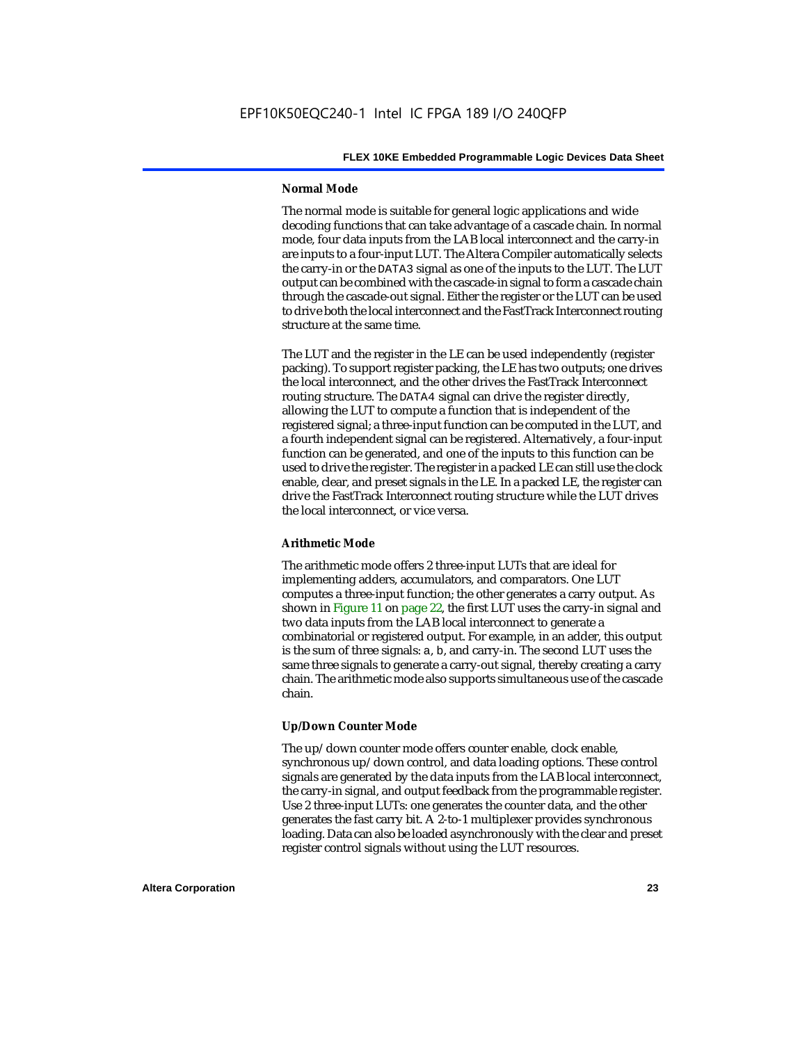### Normal Mode

The normal mode is suitable for general logic applications and wide decoding functions that can take advantage of a cascade chain. In normal mode, four data inputs from the LAB local interconnect and the carry-in are inputs to a four-input LUT. The Altera Compiler automatically selects the carry-in or the `DATA3` signal as one of the inputs to the LUT. The LUT output can be combined with the cascade-in signal to form a cascade chain through the cascade-out signal. Either the register or the LUT can be used to drive both the local interconnect and the FastTrack Interconnect routing structure at the same time.

The LUT and the register in the LE can be used independently (register packing). To support register packing, the LE has two outputs; one drives the local interconnect, and the other drives the FastTrack Interconnect routing structure. The `DATA4` signal can drive the register directly, allowing the LUT to compute a function that is independent of the registered signal; a three-input function can be computed in the LUT, and a fourth independent signal can be registered. Alternatively, a four-input function can be generated, and one of the inputs to this function can be used to drive the register. The register in a packed LE can still use the clock enable, clear, and preset signals in the LE. In a packed LE, the register can drive the FastTrack Interconnect routing structure while the LUT drives the local interconnect, or vice versa.

### Arithmetic Mode

The arithmetic mode offers 2 three-input LUTs that are ideal for implementing adders, accumulators, and comparators. One LUT computes a three-input function; the other generates a carry output. As shown in Figure 11 on page 22, the first LUT uses the carry-in signal and two data inputs from the LAB local interconnect to generate a combinatorial or registered output. For example, in an adder, this output is the sum of three signals: `a`, `b`, and carry-in. The second LUT uses the same three signals to generate a carry-out signal, thereby creating a carry chain. The arithmetic mode also supports simultaneous use of the cascade chain.

### Up/Down Counter Mode

The up/down counter mode offers counter enable, clock enable, synchronous up/down control, and data loading options. These control signals are generated by the data inputs from the LAB local interconnect, the carry-in signal, and output feedback from the programmable register. Use 2 three-input LUTs: one generates the counter data, and the other generates the fast carry bit. A 2-to-1 multiplexer provides synchronous loading. Data can also be loaded asynchronously with the clear and preset register control signals without using the LUT resources.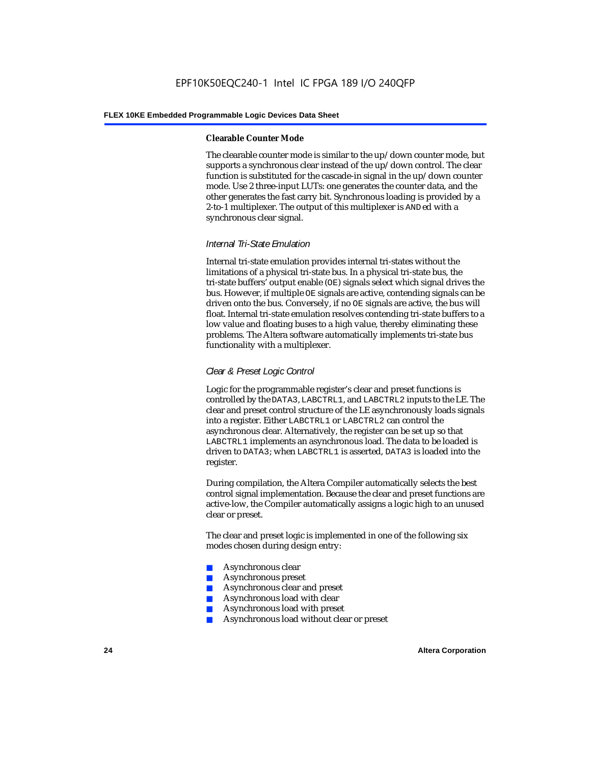#### Clearable Counter Mode

The clearable counter mode is similar to the up/down counter mode, but supports a synchronous clear instead of the up/down control. The clear function is substituted for the cascade-in signal in the up/down counter mode. Use 2 three-input LUTs: one generates the counter data, and the other generates the fast carry bit. Synchronous loading is provided by a 2-to-1 multiplexer. The output of this multiplexer is ANDed with a synchronous clear signal.

### *Internal Tri-State Emulation*

Internal tri-state emulation provides internal tri-states without the limitations of a physical tri-state bus. In a physical tri-state bus, the tri-state buffers' output enable (OE) signals select which signal drives the bus. However, if multiple OE signals are active, contending signals can be driven onto the bus. Conversely, if no OE signals are active, the bus will float. Internal tri-state emulation resolves contending tri-state buffers to a low value and floating buses to a high value, thereby eliminating these problems. The Altera software automatically implements tri-state bus functionality with a multiplexer.

### *Clear & Preset Logic Control*

Logic for the programmable register's clear and preset functions is controlled by the DATA3, LABCTRL1, and LABCTRL2 inputs to the LE. The clear and preset control structure of the LE asynchronously loads signals into a register. Either LABCTRL1 or LABCTRL2 can control the asynchronous clear. Alternatively, the register can be set up so that LABCTRL1 implements an asynchronous load. The data to be loaded is driven to DATA3; when LABCTRL1 is asserted, DATA3 is loaded into the register.

During compilation, the Altera Compiler automatically selects the best control signal implementation. Because the clear and preset functions are active-low, the Compiler automatically assigns a logic high to an unused clear or preset.

The clear and preset logic is implemented in one of the following six modes chosen during design entry:

- Asynchronous clear
- Asynchronous preset
- Asynchronous clear and preset
- Asynchronous load with clear
- Asynchronous load with preset
- Asynchronous load without clear or preset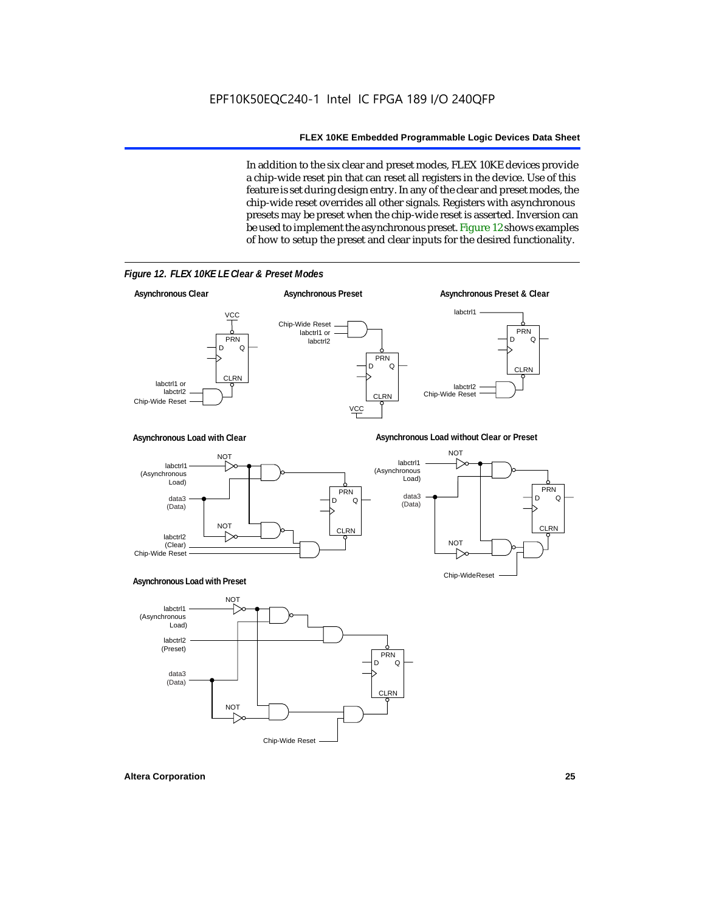In addition to the six clear and preset modes, FLEX 10KE devices provide a chip-wide reset pin that can reset all registers in the device. Use of this feature is set during design entry. In any of the clear and preset modes, the chip-wide reset overrides all other signals. Registers with asynchronous presets may be preset when the chip-wide reset is asserted. Inversion can be used to implement the asynchronous preset. Figure 12 shows examples of how to setup the preset and clear inputs for the desired functionality.

*Figure 12. FLEX 10KE LE Clear & Preset Modes*

**Asynchronous Clear**

VCC, PRN, D, Q, CLRN, labctrl1 or labctrl2, Chip-Wide Reset

**Asynchronous Preset**

Chip-Wide Reset, labctrl1 or labctrl2, PRN, D, Q, CLRN, VCC

**Asynchronous Preset & Clear**

labctrl1, PRN, D, Q, CLRN, labctrl2, Chip-Wide Reset

**Asynchronous Load with Clear**

NOT, labctrl1 (Asynchronous Load), data3 (Data), NOT, labctrl2 (Clear), Chip-Wide Reset, PRN, D, Q, CLRN

**Asynchronous Load without Clear or Preset**

NOT, labctrl1 (Asynchronous Load), data3 (Data), NOT, Chip-WideReset, PRN, D, Q, CLRN

**Asynchronous Load with Preset**

NOT, labctrl1 (Asynchronous Load), labctrl2 (Preset), data3 (Data), NOT, Chip-Wide Reset, PRN, D, Q, CLRN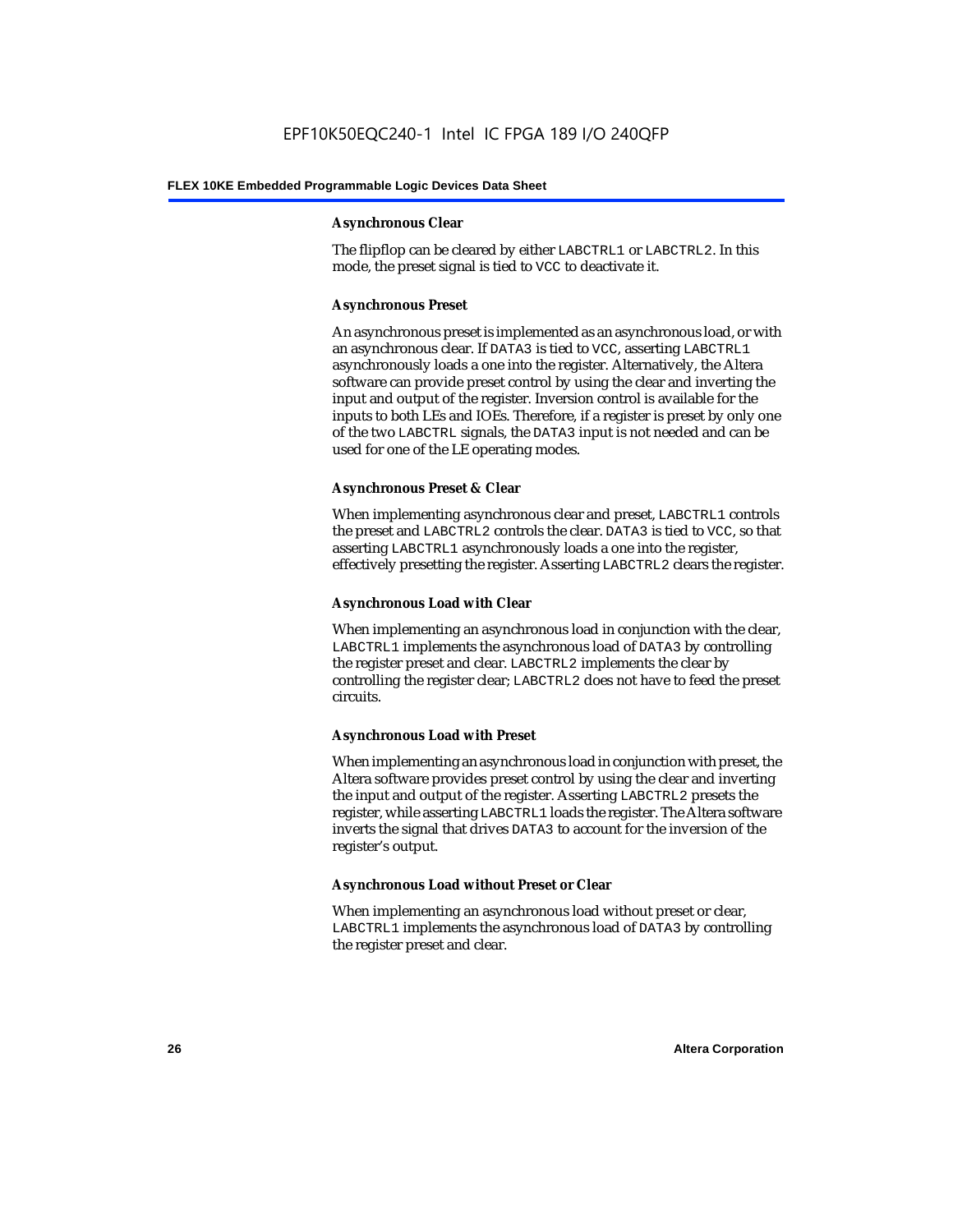#### Asynchronous Clear

The flipflop can be cleared by either LABCTRL1 or LABCTRL2. In this mode, the preset signal is tied to VCC to deactivate it.

#### Asynchronous Preset

An asynchronous preset is implemented as an asynchronous load, or with an asynchronous clear. If DATA3 is tied to VCC, asserting LABCTRL1 asynchronously loads a one into the register. Alternatively, the Altera software can provide preset control by using the clear and inverting the input and output of the register. Inversion control is available for the inputs to both LEs and IOEs. Therefore, if a register is preset by only one of the two LABCTRL signals, the DATA3 input is not needed and can be used for one of the LE operating modes.

#### Asynchronous Preset & Clear

When implementing asynchronous clear and preset, LABCTRL1 controls the preset and LABCTRL2 controls the clear. DATA3 is tied to VCC, so that asserting LABCTRL1 asynchronously loads a one into the register, effectively presetting the register. Asserting LABCTRL2 clears the register.

#### Asynchronous Load with Clear

When implementing an asynchronous load in conjunction with the clear, LABCTRL1 implements the asynchronous load of DATA3 by controlling the register preset and clear. LABCTRL2 implements the clear by controlling the register clear; LABCTRL2 does not have to feed the preset circuits.

#### Asynchronous Load with Preset

When implementing an asynchronous load in conjunction with preset, the Altera software provides preset control by using the clear and inverting the input and output of the register. Asserting LABCTRL2 presets the register, while asserting LABCTRL1 loads the register. The Altera software inverts the signal that drives DATA3 to account for the inversion of the register's output.

#### Asynchronous Load without Preset or Clear

When implementing an asynchronous load without preset or clear, LABCTRL1 implements the asynchronous load of DATA3 by controlling the register preset and clear.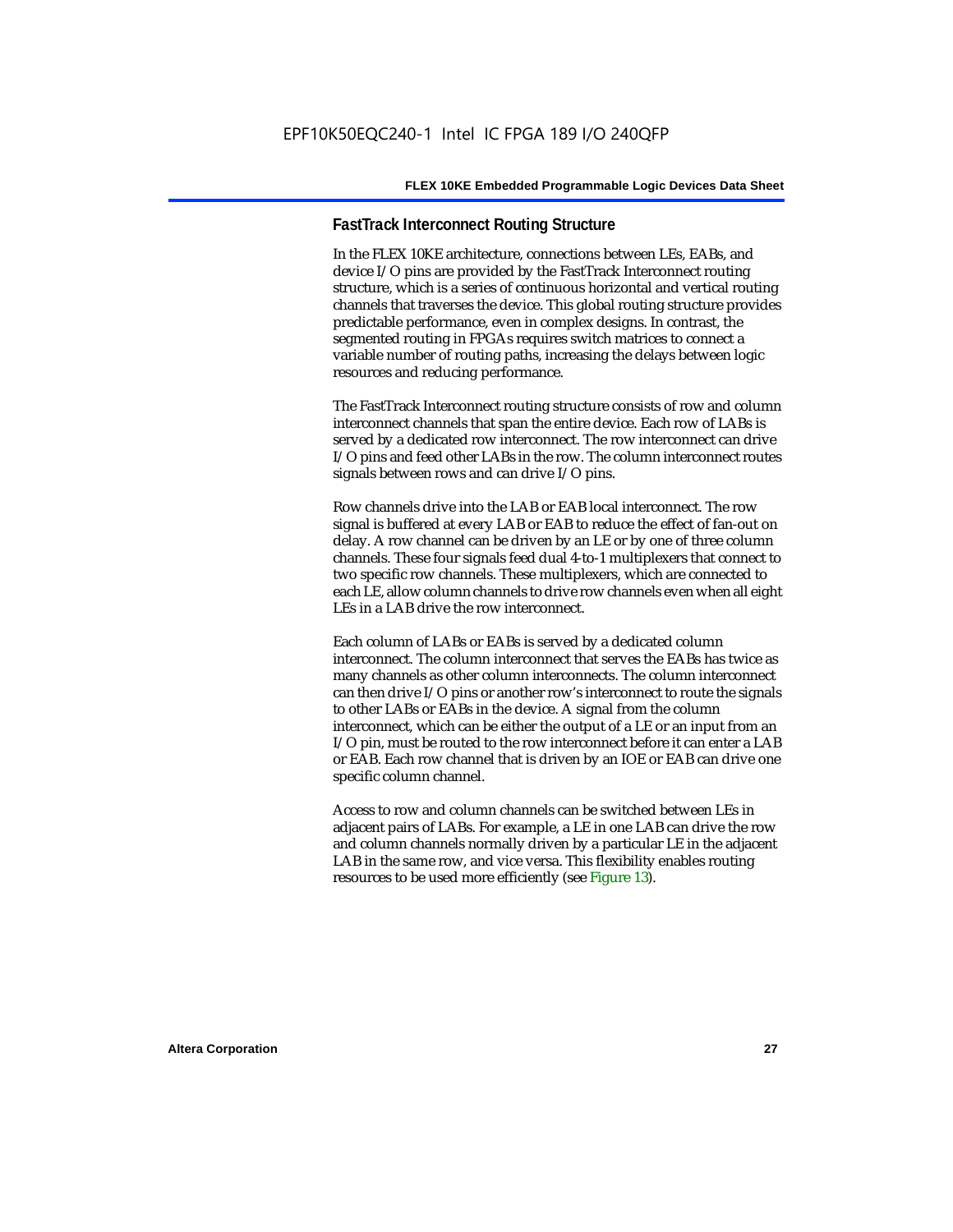### FastTrack Interconnect Routing Structure

In the FLEX 10KE architecture, connections between LEs, EABs, and device I/O pins are provided by the FastTrack Interconnect routing structure, which is a series of continuous horizontal and vertical routing channels that traverses the device. This global routing structure provides predictable performance, even in complex designs. In contrast, the segmented routing in FPGAs requires switch matrices to connect a variable number of routing paths, increasing the delays between logic resources and reducing performance.

The FastTrack Interconnect routing structure consists of row and column interconnect channels that span the entire device. Each row of LABs is served by a dedicated row interconnect. The row interconnect can drive I/O pins and feed other LABs in the row. The column interconnect routes signals between rows and can drive I/O pins.

Row channels drive into the LAB or EAB local interconnect. The row signal is buffered at every LAB or EAB to reduce the effect of fan-out on delay. A row channel can be driven by an LE or by one of three column channels. These four signals feed dual 4-to-1 multiplexers that connect to two specific row channels. These multiplexers, which are connected to each LE, allow column channels to drive row channels even when all eight LEs in a LAB drive the row interconnect.

Each column of LABs or EABs is served by a dedicated column interconnect. The column interconnect that serves the EABs has twice as many channels as other column interconnects. The column interconnect can then drive I/O pins or another row's interconnect to route the signals to other LABs or EABs in the device. A signal from the column interconnect, which can be either the output of a LE or an input from an I/O pin, must be routed to the row interconnect before it can enter a LAB or EAB. Each row channel that is driven by an IOE or EAB can drive one specific column channel.

Access to row and column channels can be switched between LEs in adjacent pairs of LABs. For example, a LE in one LAB can drive the row and column channels normally driven by a particular LE in the adjacent LAB in the same row, and vice versa. This flexibility enables routing resources to be used more efficiently (see Figure 13).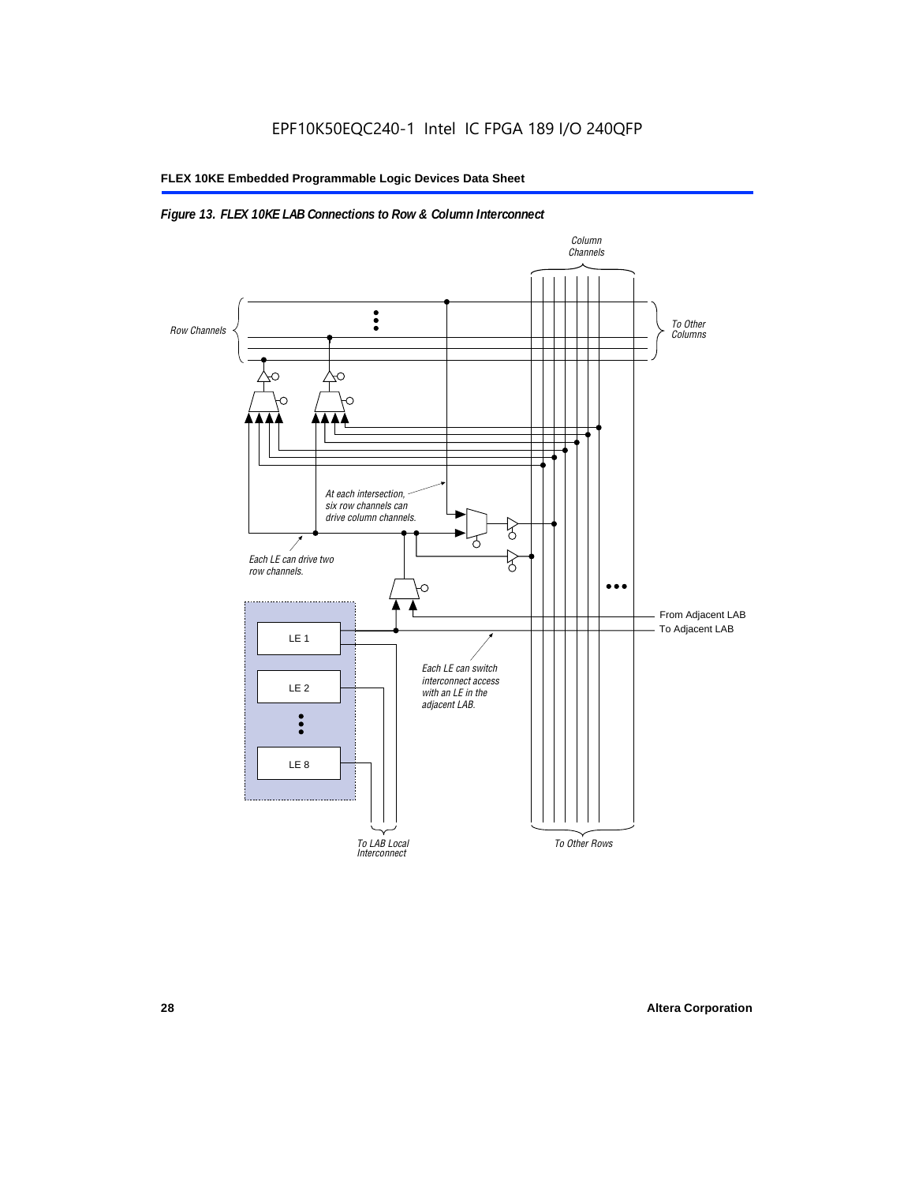*Figure 13. FLEX 10KE LAB Connections to Row & Column Interconnect*

Column Channels

Row Channels

To Other Columns

At each intersection, six row channels can drive column channels.

Each LE can drive two row channels.

From Adjacent LAB

To Adjacent LAB

LE 1

LE 2

LE 8

Each LE can switch interconnect access with an LE in the adjacent LAB.

To LAB Local Interconnect

To Other Rows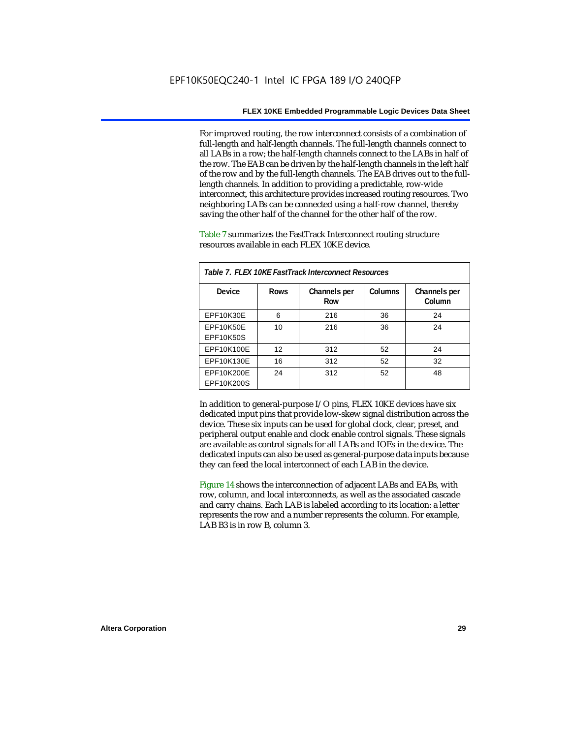For improved routing, the row interconnect consists of a combination of full-length and half-length channels. The full-length channels connect to all LABs in a row; the half-length channels connect to the LABs in half of the row. The EAB can be driven by the half-length channels in the left half of the row and by the full-length channels. The EAB drives out to the full-length channels. In addition to providing a predictable, row-wide interconnect, this architecture provides increased routing resources. Two neighboring LABs can be connected using a half-row channel, thereby saving the other half of the channel for the other half of the row.

Table 7 summarizes the FastTrack Interconnect routing structure resources available in each FLEX 10KE device.

*Table 7. FLEX 10KE FastTrack Interconnect Resources*

| Device | Rows | Channels per Row | Columns | Channels per Column |
|---|---|---|---|---|
| EPF10K30E | 6 | 216 | 36 | 24 |
| EPF10K50E<br>EPF10K50S | 10 | 216 | 36 | 24 |
| EPF10K100E | 12 | 312 | 52 | 24 |
| EPF10K130E | 16 | 312 | 52 | 32 |
| EPF10K200E<br>EPF10K200S | 24 | 312 | 52 | 48 |

In addition to general-purpose I/O pins, FLEX 10KE devices have six dedicated input pins that provide low-skew signal distribution across the device. These six inputs can be used for global clock, clear, preset, and peripheral output enable and clock enable control signals. These signals are available as control signals for all LABs and IOEs in the device. The dedicated inputs can also be used as general-purpose data inputs because they can feed the local interconnect of each LAB in the device.

Figure 14 shows the interconnection of adjacent LABs and EABs, with row, column, and local interconnects, as well as the associated cascade and carry chains. Each LAB is labeled according to its location: a letter represents the row and a number represents the column. For example, LAB B3 is in row B, column 3.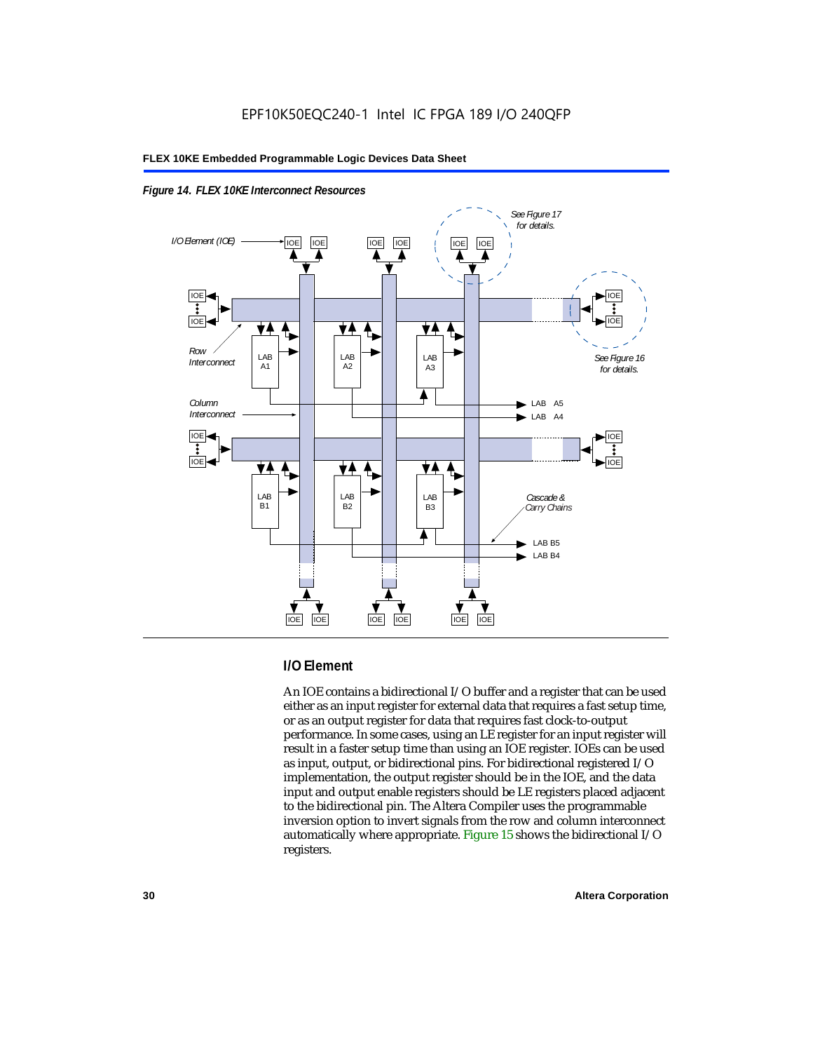*Figure 14. FLEX 10KE Interconnect Resources*

## I/O Element

An IOE contains a bidirectional I/O buffer and a register that can be used either as an input register for external data that requires a fast setup time, or as an output register for data that requires fast clock-to-output performance. In some cases, using an LE register for an input register will result in a faster setup time than using an IOE register. IOEs can be used as input, output, or bidirectional pins. For bidirectional registered I/O implementation, the output register should be in the IOE, and the data input and output enable registers should be LE registers placed adjacent to the bidirectional pin. The Altera Compiler uses the programmable inversion option to invert signals from the row and column interconnect automatically where appropriate. Figure 15 shows the bidirectional I/O registers.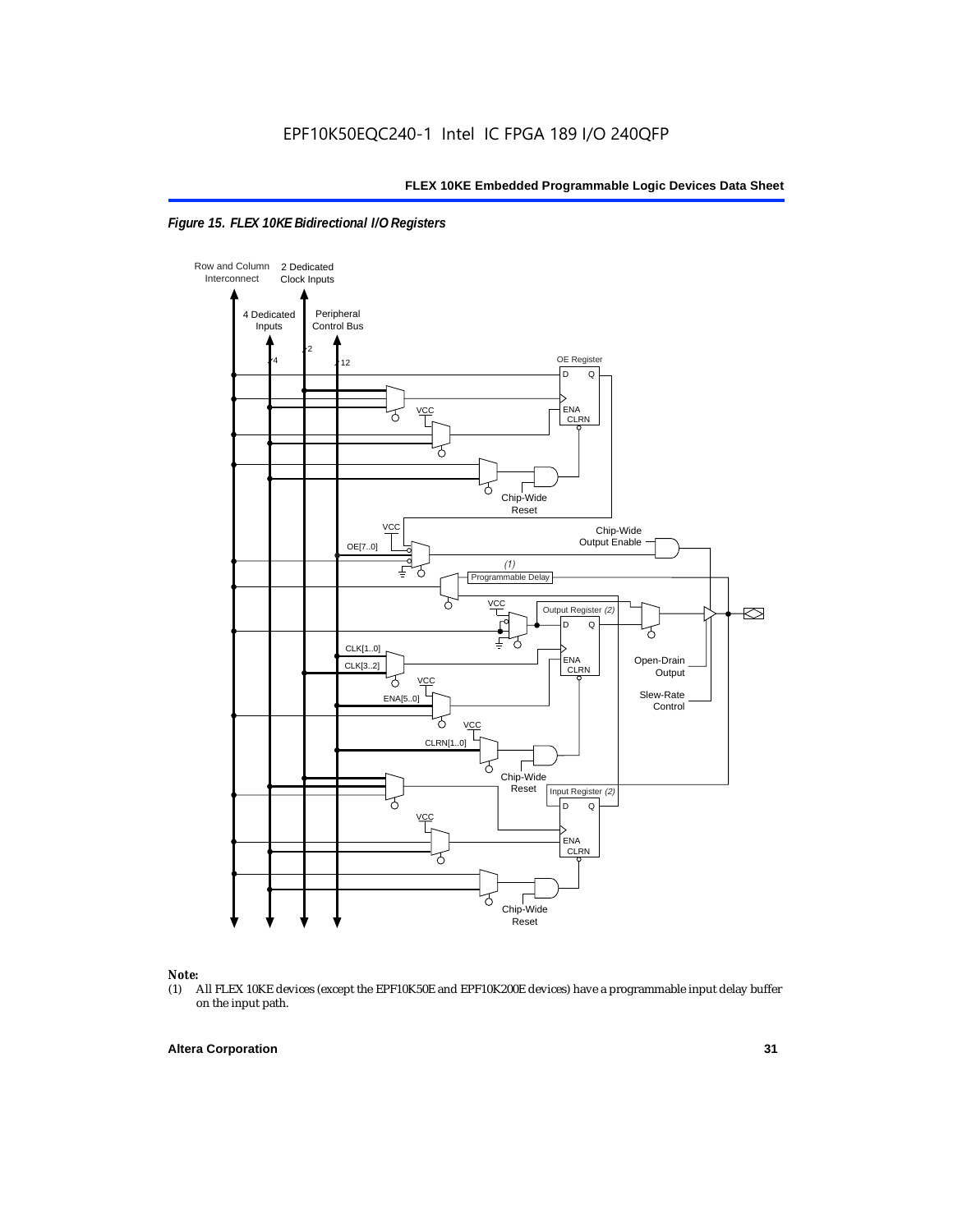*Figure 15. FLEX 10KE Bidirectional I/O Registers*

Row and Column Interconnect
2 Dedicated Clock Inputs
4 Dedicated Inputs
Peripheral Control Bus
4
2
12
OE Register
D Q
ENA CLRN
VCC
Chip-Wide Reset
VCC
OE[7..0]
Chip-Wide Output Enable
(1)
Programmable Delay
VCC
Output Register (2)
D Q
CLK[1..0]
CLK[3..2]
ENA CLRN
Open-Drain Output
VCC
ENA[5..0]
Slew-Rate Control
VCC
CLRN[1..0]
Chip-Wide Reset
Input Register (2)
D Q
VCC
ENA CLRN
Chip-Wide Reset

**Note:**

(1) All FLEX 10KE devices (except the EPF10K50E and EPF10K200E devices) have a programmable input delay buffer on the input path.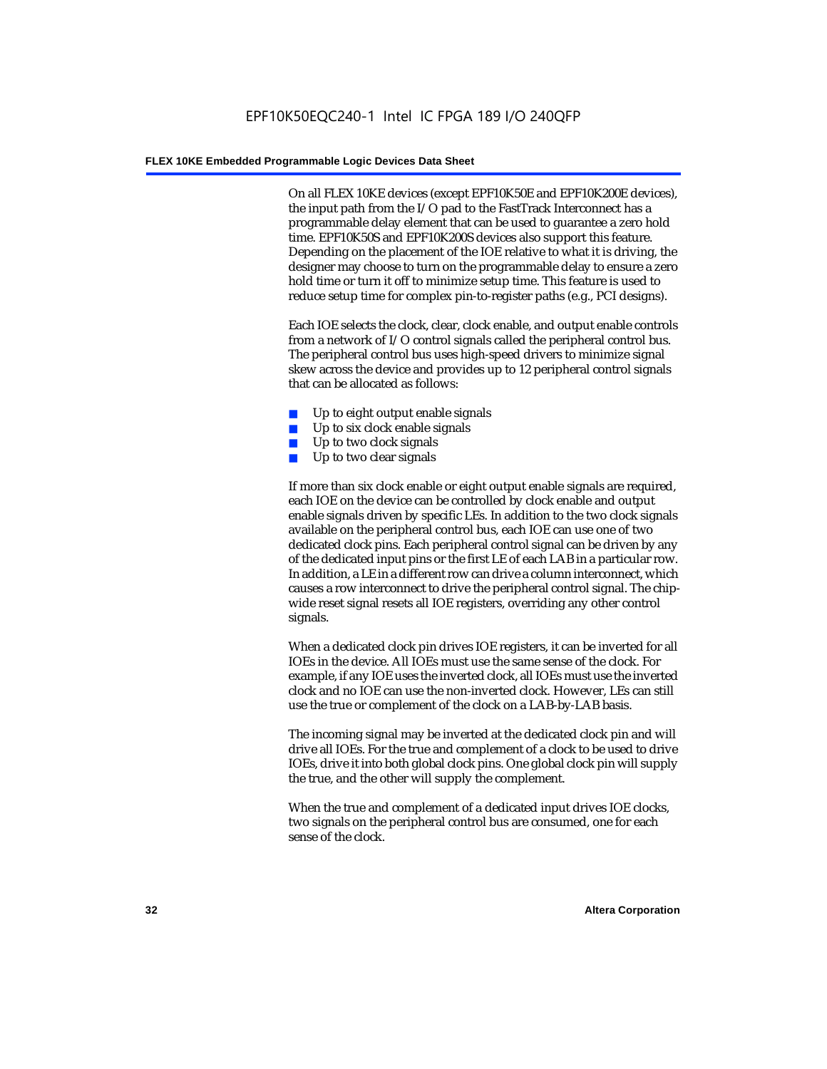On all FLEX 10KE devices (except EPF10K50E and EPF10K200E devices), the input path from the I/O pad to the FastTrack Interconnect has a programmable delay element that can be used to guarantee a zero hold time. EPF10K50S and EPF10K200S devices also support this feature. Depending on the placement of the IOE relative to what it is driving, the designer may choose to turn on the programmable delay to ensure a zero hold time or turn it off to minimize setup time. This feature is used to reduce setup time for complex pin-to-register paths (e.g., PCI designs).

Each IOE selects the clock, clear, clock enable, and output enable controls from a network of I/O control signals called the peripheral control bus. The peripheral control bus uses high-speed drivers to minimize signal skew across the device and provides up to 12 peripheral control signals that can be allocated as follows:

- Up to eight output enable signals
- Up to six clock enable signals
- Up to two clock signals
- Up to two clear signals

If more than six clock enable or eight output enable signals are required, each IOE on the device can be controlled by clock enable and output enable signals driven by specific LEs. In addition to the two clock signals available on the peripheral control bus, each IOE can use one of two dedicated clock pins. Each peripheral control signal can be driven by any of the dedicated input pins or the first LE of each LAB in a particular row. In addition, a LE in a different row can drive a column interconnect, which causes a row interconnect to drive the peripheral control signal. The chip-wide reset signal resets all IOE registers, overriding any other control signals.

When a dedicated clock pin drives IOE registers, it can be inverted for all IOEs in the device. All IOEs must use the same sense of the clock. For example, if any IOE uses the inverted clock, all IOEs must use the inverted clock and no IOE can use the non-inverted clock. However, LEs can still use the true or complement of the clock on a LAB-by-LAB basis.

The incoming signal may be inverted at the dedicated clock pin and will drive all IOEs. For the true and complement of a clock to be used to drive IOEs, drive it into both global clock pins. One global clock pin will supply the true, and the other will supply the complement.

When the true and complement of a dedicated input drives IOE clocks, two signals on the peripheral control bus are consumed, one for each sense of the clock.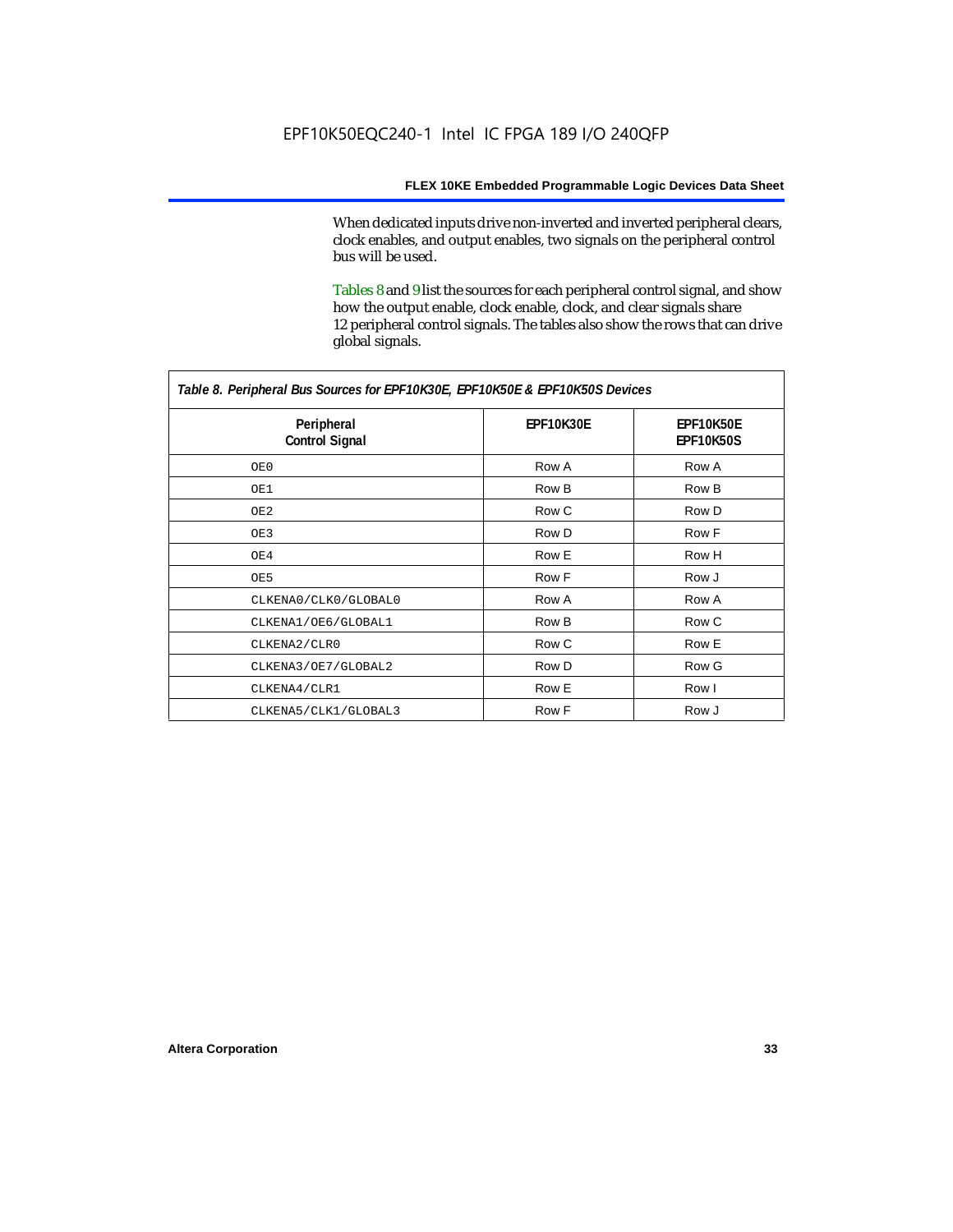When dedicated inputs drive non-inverted and inverted peripheral clears, clock enables, and output enables, two signals on the peripheral control bus will be used.

Tables 8 and 9 list the sources for each peripheral control signal, and show how the output enable, clock enable, clock, and clear signals share 12 peripheral control signals. The tables also show the rows that can drive global signals.

*Table 8. Peripheral Bus Sources for EPF10K30E, EPF10K50E & EPF10K50S Devices*

| Peripheral Control Signal | EPF10K30E | EPF10K50E EPF10K50S |
|---|---|---|
| OE0 | Row A | Row A |
| OE1 | Row B | Row B |
| OE2 | Row C | Row D |
| OE3 | Row D | Row F |
| OE4 | Row E | Row H |
| OE5 | Row F | Row J |
| CLKENA0/CLK0/GLOBAL0 | Row A | Row A |
| CLKENA1/OE6/GLOBAL1 | Row B | Row C |
| CLKENA2/CLR0 | Row C | Row E |
| CLKENA3/OE7/GLOBAL2 | Row D | Row G |
| CLKENA4/CLR1 | Row E | Row I |
| CLKENA5/CLK1/GLOBAL3 | Row F | Row J |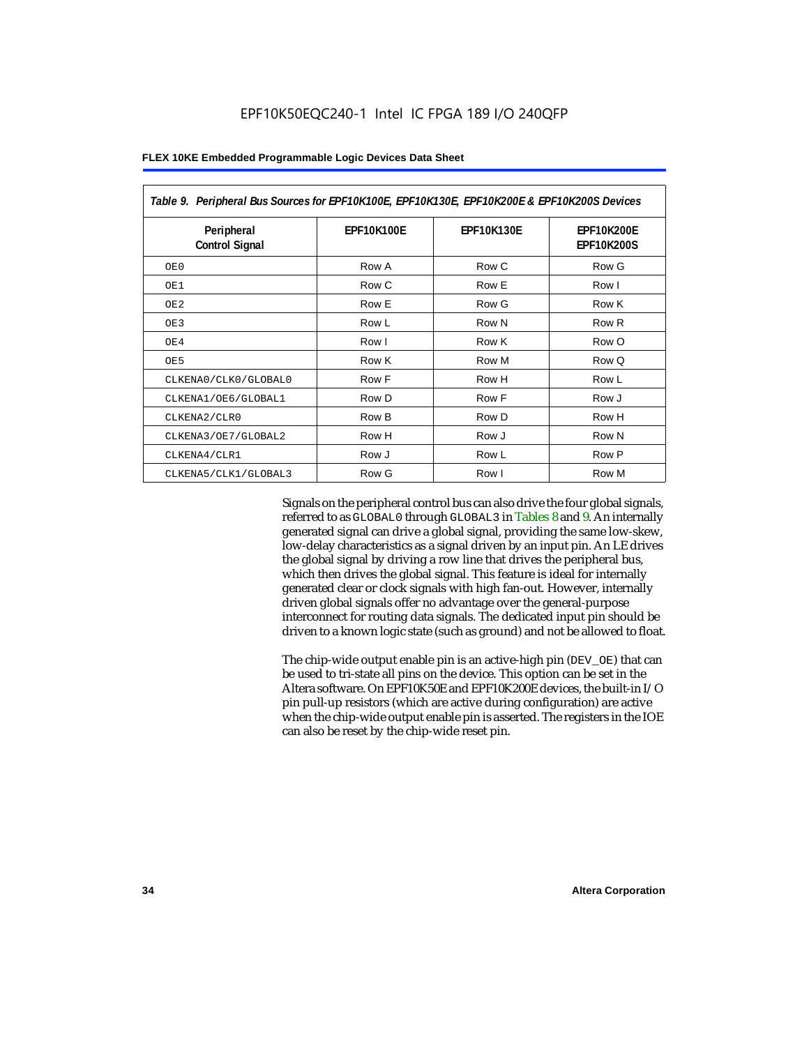| Table 9. Peripheral Bus Sources for EPF10K100E, EPF10K130E, EPF10K200E & EPF10K200S Devices | | | |
|---|---|---|---|
| Peripheral Control Signal | EPF10K100E | EPF10K130E | EPF10K200E EPF10K200S |
| OE0 | Row A | Row C | Row G |
| OE1 | Row C | Row E | Row I |
| OE2 | Row E | Row G | Row K |
| OE3 | Row L | Row N | Row R |
| OE4 | Row I | Row K | Row O |
| OE5 | Row K | Row M | Row Q |
| CLKENA0/CLK0/GLOBAL0 | Row F | Row H | Row L |
| CLKENA1/OE6/GLOBAL1 | Row D | Row F | Row J |
| CLKENA2/CLR0 | Row B | Row D | Row H |
| CLKENA3/OE7/GLOBAL2 | Row H | Row J | Row N |
| CLKENA4/CLR1 | Row J | Row L | Row P |
| CLKENA5/CLK1/GLOBAL3 | Row G | Row I | Row M |

Signals on the peripheral control bus can also drive the four global signals, referred to as GLOBAL0 through GLOBAL3 in Tables 8 and 9. An internally generated signal can drive a global signal, providing the same low-skew, low-delay characteristics as a signal driven by an input pin. An LE drives the global signal by driving a row line that drives the peripheral bus, which then drives the global signal. This feature is ideal for internally generated clear or clock signals with high fan-out. However, internally driven global signals offer no advantage over the general-purpose interconnect for routing data signals. The dedicated input pin should be driven to a known logic state (such as ground) and not be allowed to float.

The chip-wide output enable pin is an active-high pin (DEV_OE) that can be used to tri-state all pins on the device. This option can be set in the Altera software. On EPF10K50E and EPF10K200E devices, the built-in I/O pin pull-up resistors (which are active during configuration) are active when the chip-wide output enable pin is asserted. The registers in the IOE can also be reset by the chip-wide reset pin.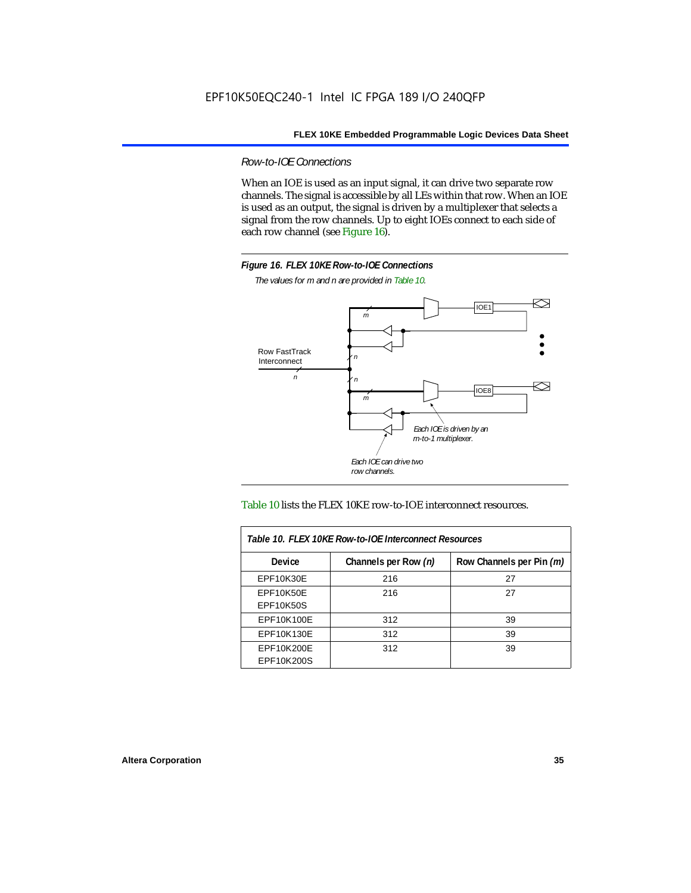### *Row-to-IOE Connections*

When an IOE is used as an input signal, it can drive two separate row channels. The signal is accessible by all LEs within that row. When an IOE is used as an output, the signal is driven by a multiplexer that selects a signal from the row channels. Up to eight IOEs connect to each side of each row channel (see Figure 16).

**Figure 16. FLEX 10KE Row-to-IOE Connections**

*The values for m and n are provided in Table 10.*

Table 10 lists the FLEX 10KE row-to-IOE interconnect resources.

| Table 10. FLEX 10KE Row-to-IOE Interconnect Resources | | |
|---|---|---|
| **Device** | **Channels per Row (*n*)** | **Row Channels per Pin (*m*)** |
| EPF10K30E | 216 | 27 |
| EPF10K50E<br>EPF10K50S | 216 | 27 |
| EPF10K100E | 312 | 39 |
| EPF10K130E | 312 | 39 |
| EPF10K200E<br>EPF10K200S | 312 | 39 |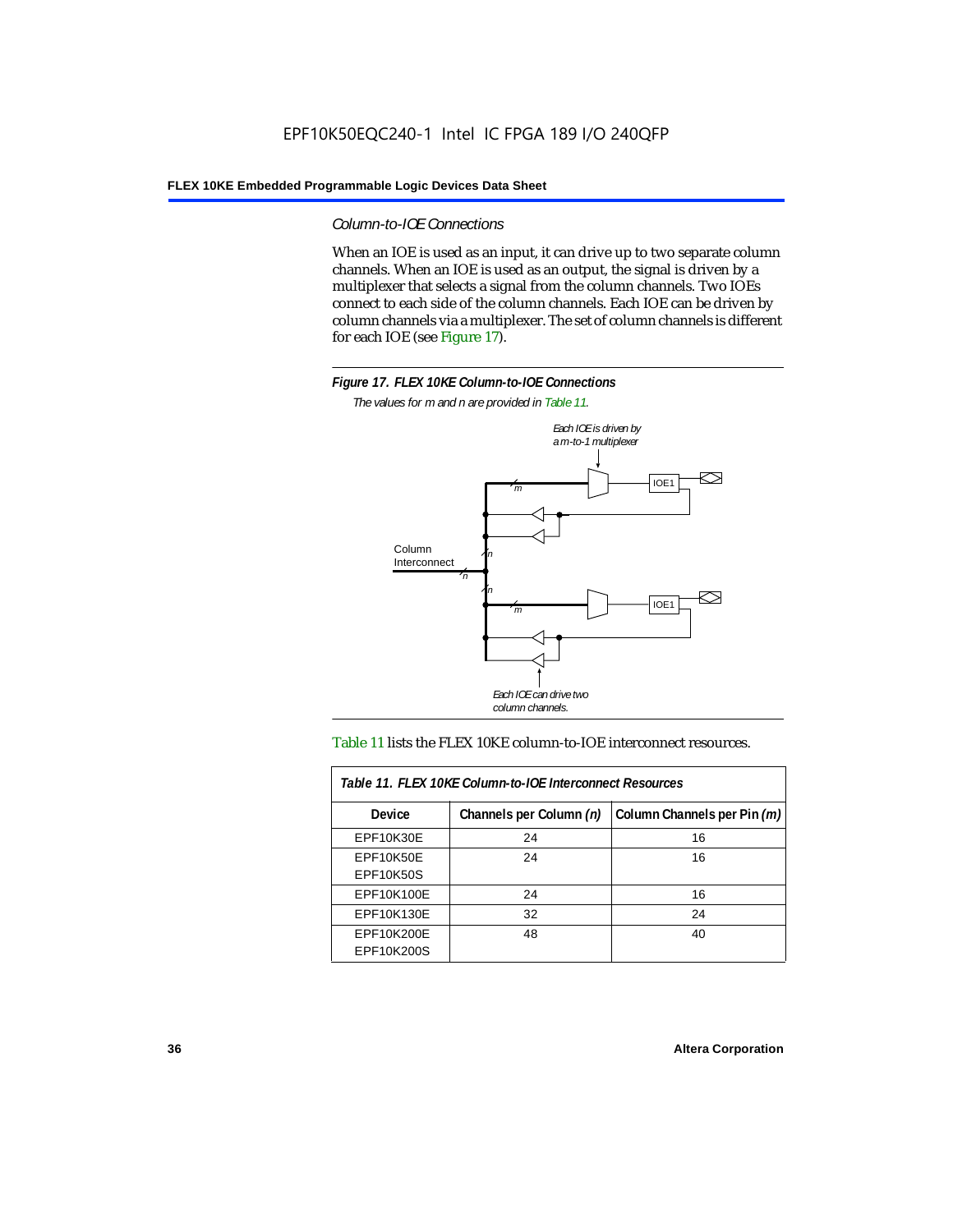### *Column-to-IOE Connections*

When an IOE is used as an input, it can drive up to two separate column channels. When an IOE is used as an output, the signal is driven by a multiplexer that selects a signal from the column channels. Two IOEs connect to each side of the column channels. Each IOE can be driven by column channels via a multiplexer. The set of column channels is different for each IOE (see Figure 17).

**Figure 17. FLEX 10KE Column-to-IOE Connections**

*The values for m and n are provided in Table 11.*

Table 11 lists the FLEX 10KE column-to-IOE interconnect resources.

| *Table 11. FLEX 10KE Column-to-IOE Interconnect Resources* | | |
|---|---|---|
| **Device** | **Channels per Column *(n)*** | **Column Channels per Pin *(m)*** |
| EPF10K30E | 24 | 16 |
| EPF10K50E<br>EPF10K50S | 24 | 16 |
| EPF10K100E | 24 | 16 |
| EPF10K130E | 32 | 24 |
| EPF10K200E<br>EPF10K200S | 48 | 40 |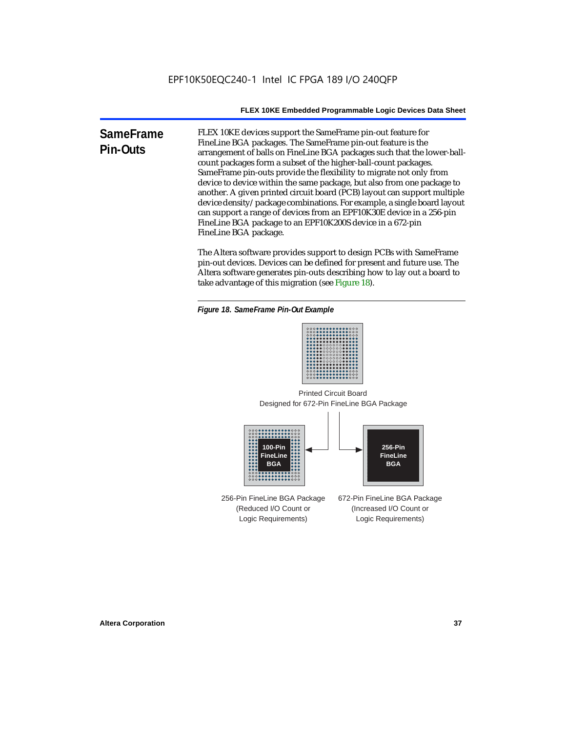## SameFrame Pin-Outs

FLEX 10KE devices support the SameFrame pin-out feature for FineLine BGA packages. The SameFrame pin-out feature is the arrangement of balls on FineLine BGA packages such that the lower-ball-count packages form a subset of the higher-ball-count packages. SameFrame pin-outs provide the flexibility to migrate not only from device to device within the same package, but also from one package to another. A given printed circuit board (PCB) layout can support multiple device density/package combinations. For example, a single board layout can support a range of devices from an EPF10K30E device in a 256-pin FineLine BGA package to an EPF10K200S device in a 672-pin FineLine BGA package.

The Altera software provides support to design PCBs with SameFrame pin-out devices. Devices can be defined for present and future use. The Altera software generates pin-outs describing how to lay out a board to take advantage of this migration (see Figure 18).

*Figure 18. SameFrame Pin-Out Example*

Printed Circuit Board
Designed for 672-Pin FineLine BGA Package

100-Pin FineLine BGA

256-Pin FineLine BGA

256-Pin FineLine BGA Package
(Reduced I/O Count or Logic Requirements)

672-Pin FineLine BGA Package
(Increased I/O Count or Logic Requirements)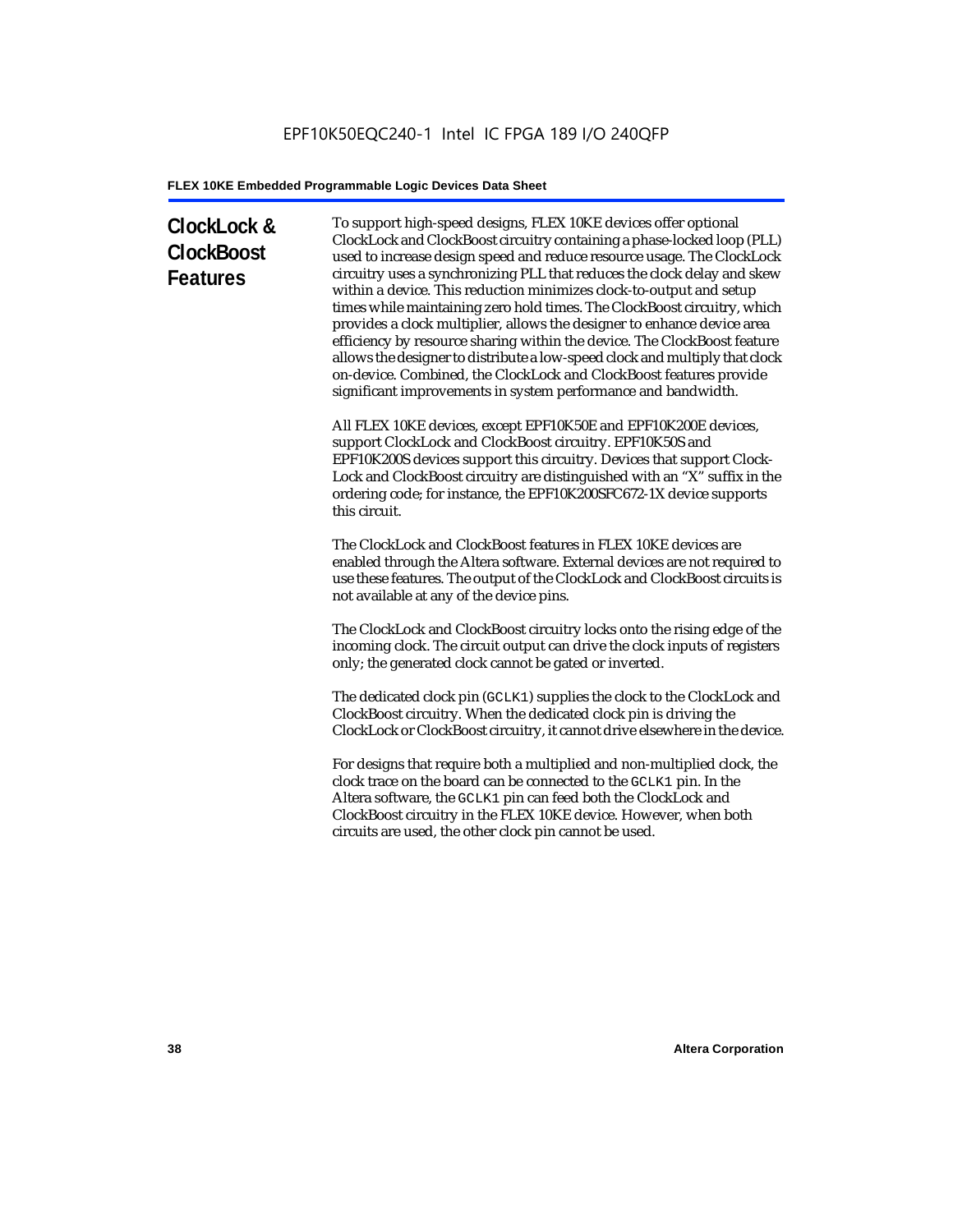## ClockLock & ClockBoost Features

To support high-speed designs, FLEX 10KE devices offer optional ClockLock and ClockBoost circuitry containing a phase-locked loop (PLL) used to increase design speed and reduce resource usage. The ClockLock circuitry uses a synchronizing PLL that reduces the clock delay and skew within a device. This reduction minimizes clock-to-output and setup times while maintaining zero hold times. The ClockBoost circuitry, which provides a clock multiplier, allows the designer to enhance device area efficiency by resource sharing within the device. The ClockBoost feature allows the designer to distribute a low-speed clock and multiply that clock on-device. Combined, the ClockLock and ClockBoost features provide significant improvements in system performance and bandwidth.

All FLEX 10KE devices, except EPF10K50E and EPF10K200E devices, support ClockLock and ClockBoost circuitry. EPF10K50S and EPF10K200S devices support this circuitry. Devices that support Clock-Lock and ClockBoost circuitry are distinguished with an "X" suffix in the ordering code; for instance, the EPF10K200SFC672-1X device supports this circuit.

The ClockLock and ClockBoost features in FLEX 10KE devices are enabled through the Altera software. External devices are not required to use these features. The output of the ClockLock and ClockBoost circuits is not available at any of the device pins.

The ClockLock and ClockBoost circuitry locks onto the rising edge of the incoming clock. The circuit output can drive the clock inputs of registers only; the generated clock cannot be gated or inverted.

The dedicated clock pin (`GCLK1`) supplies the clock to the ClockLock and ClockBoost circuitry. When the dedicated clock pin is driving the ClockLock or ClockBoost circuitry, it cannot drive elsewhere in the device.

For designs that require both a multiplied and non-multiplied clock, the clock trace on the board can be connected to the `GCLK1` pin. In the Altera software, the `GCLK1` pin can feed both the ClockLock and ClockBoost circuitry in the FLEX 10KE device. However, when both circuits are used, the other clock pin cannot be used.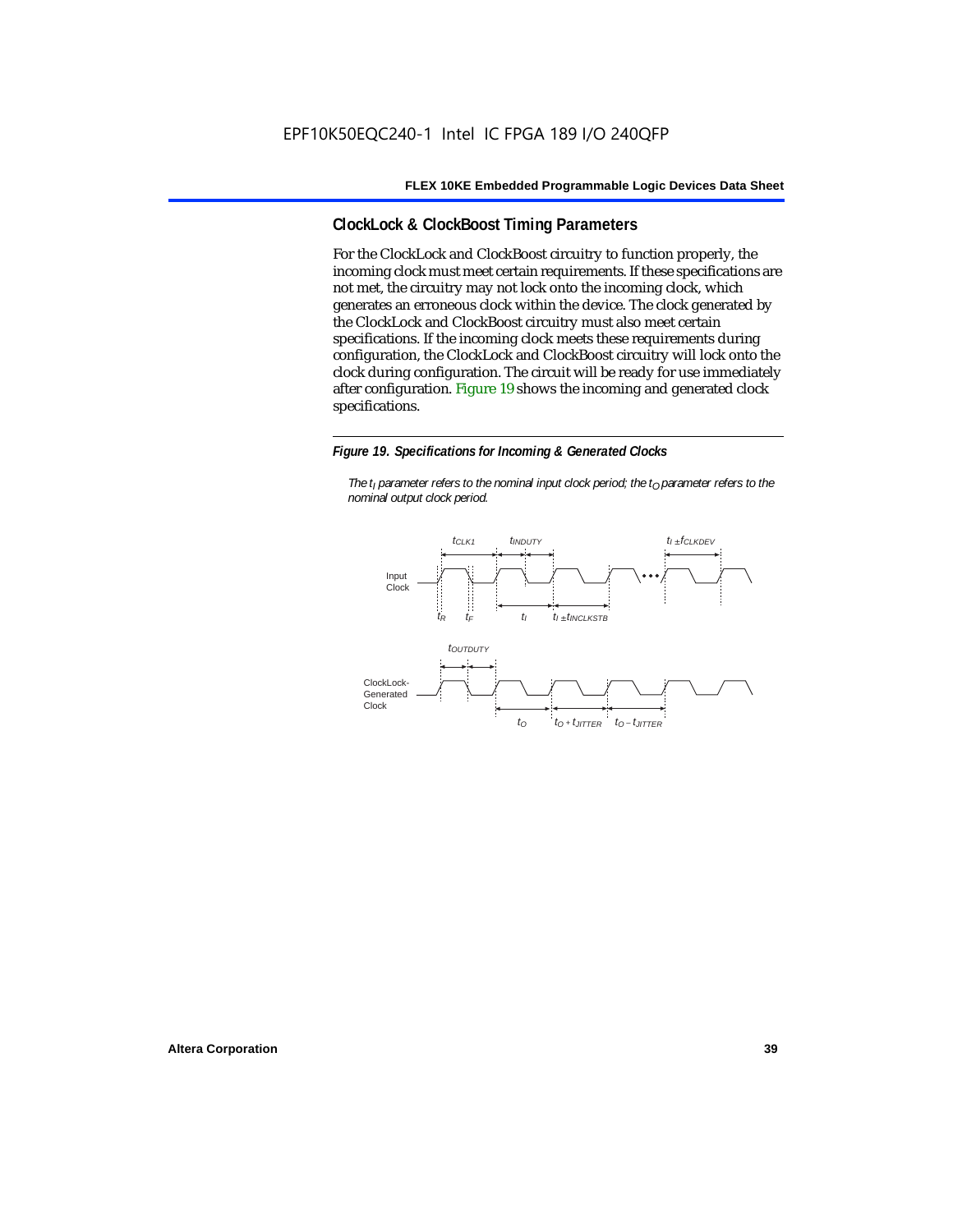EPF10K50EQC240-1 Intel IC FPGA 189 I/O 240QFP

## ClockLock & ClockBoost Timing Parameters

For the ClockLock and ClockBoost circuitry to function properly, the incoming clock must meet certain requirements. If these specifications are not met, the circuitry may not lock onto the incoming clock, which generates an erroneous clock within the device. The clock generated by the ClockLock and ClockBoost circuitry must also meet certain specifications. If the incoming clock meets these requirements during configuration, the ClockLock and ClockBoost circuitry will lock onto the clock during configuration. The circuit will be ready for use immediately after configuration. Figure 19 shows the incoming and generated clock specifications.

*Figure 19. Specifications for Incoming & Generated Clocks*

*The $t_I$ parameter refers to the nominal input clock period; the $t_O$ parameter refers to the nominal output clock period.*

Input Clock: $t_{CLK1}$, $t_{INDUTY}$, $t_I \pm f_{CLKDEV}$, $t_R$, $t_F$, $t_I$, $t_I \pm t_{INCLKSTB}$

ClockLock-Generated Clock: $t_{OUTDUTY}$, $t_O$, $t_O + t_{JITTER}$, $t_O - t_{JITTER}$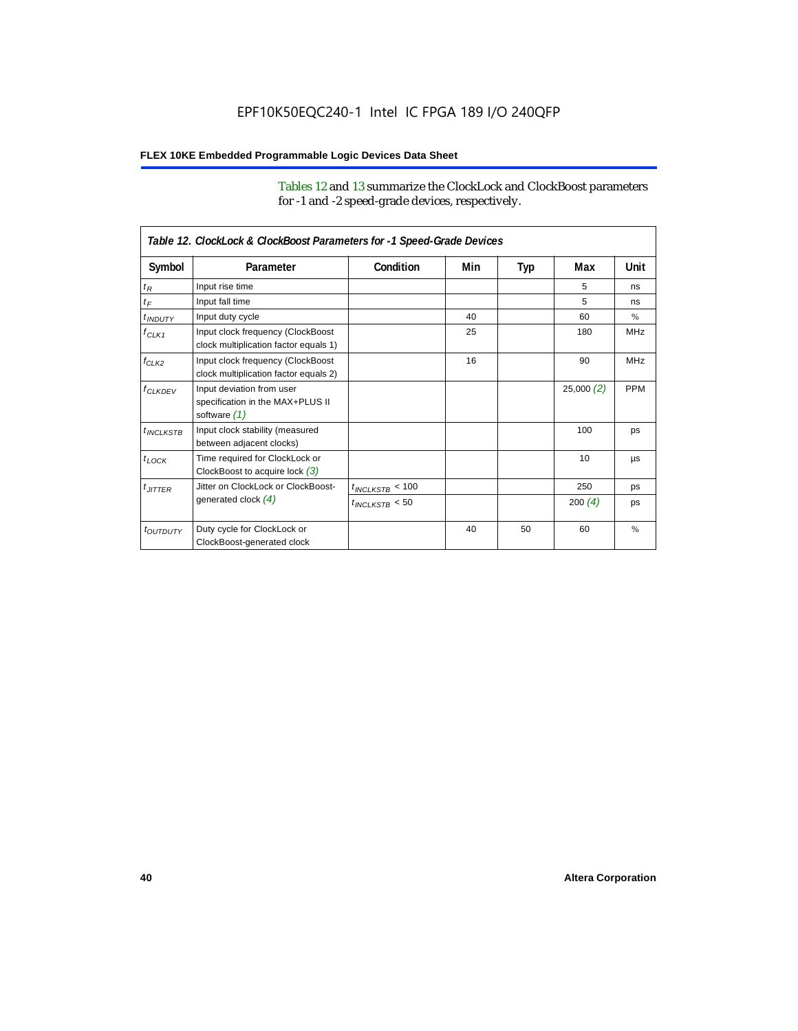Tables 12 and 13 summarize the ClockLock and ClockBoost parameters for -1 and -2 speed-grade devices, respectively.

*Table 12. ClockLock & ClockBoost Parameters for -1 Speed-Grade Devices*

| Symbol | Parameter | Condition | Min | Typ | Max | Unit |
|---|---|---|---|---|---|---|
| $t_R$ | Input rise time | | | | 5 | ns |
| $t_F$ | Input fall time | | | | 5 | ns |
| $t_{INDUTY}$ | Input duty cycle | | 40 | | 60 | % |
| $f_{CLK1}$ | Input clock frequency (ClockBoost clock multiplication factor equals 1) | | 25 | | 180 | MHz |
| $f_{CLK2}$ | Input clock frequency (ClockBoost clock multiplication factor equals 2) | | 16 | | 90 | MHz |
| $f_{CLKDEV}$ | Input deviation from user specification in the MAX+PLUS II software *(1)* | | | | 25,000 *(2)* | PPM |
| $t_{INCLKSTB}$ | Input clock stability (measured between adjacent clocks) | | | | 100 | ps |
| $t_{LOCK}$ | Time required for ClockLock or ClockBoost to acquire lock *(3)* | | | | 10 | µs |
| $t_{JITTER}$ | Jitter on ClockLock or ClockBoost-generated clock *(4)* | $t_{INCLKSTB}$ < 100 | | | 250 | ps |
| | | $t_{INCLKSTB}$ < 50 | | | 200 *(4)* | ps |
| $t_{OUTDUTY}$ | Duty cycle for ClockLock or ClockBoost-generated clock | | 40 | 50 | 60 | % |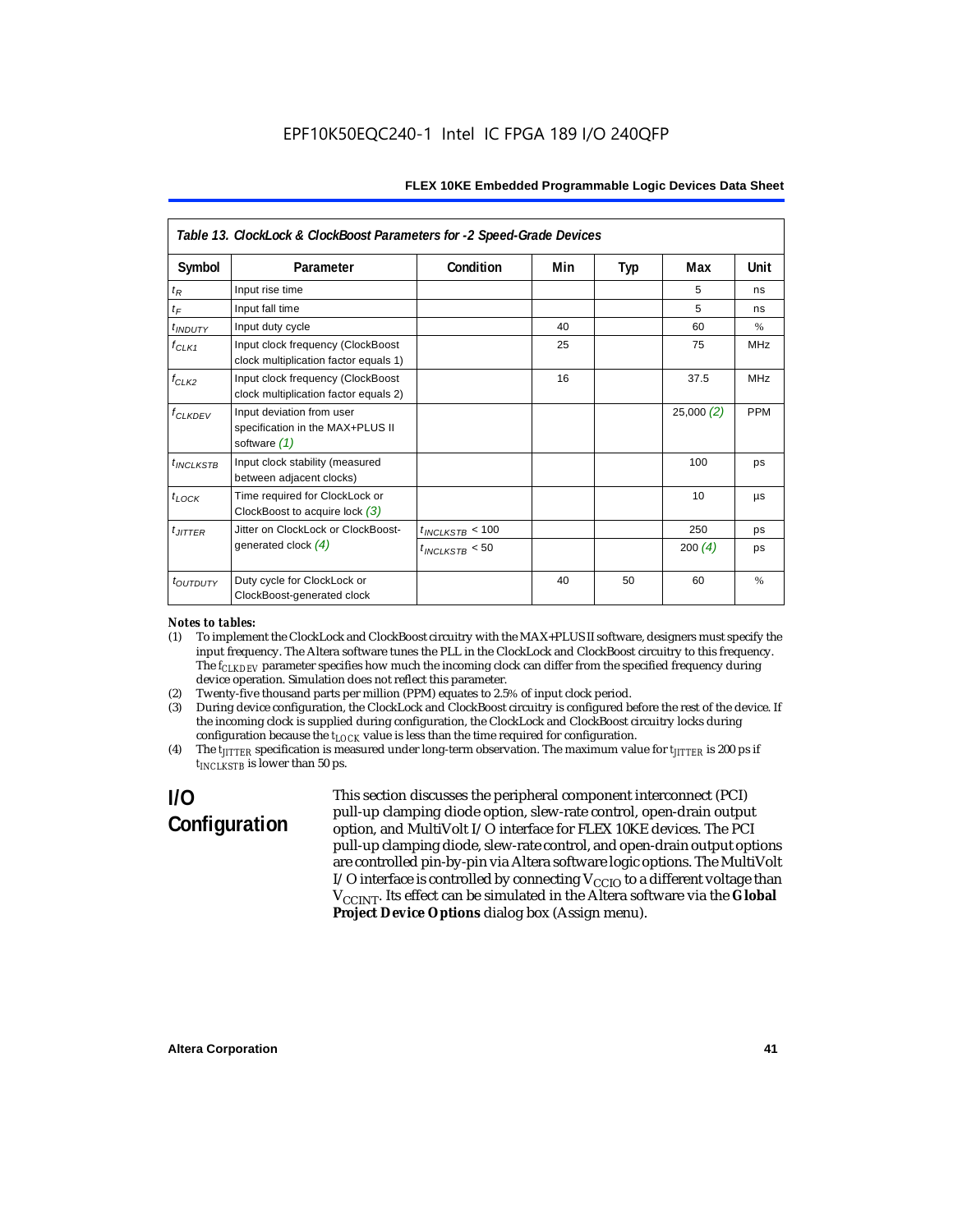*Table 13. ClockLock & ClockBoost Parameters for -2 Speed-Grade Devices*

| Symbol | Parameter | Condition | Min | Typ | Max | Unit |
|---|---|---|---|---|---|---|
| $t_R$ | Input rise time | | | | 5 | ns |
| $t_F$ | Input fall time | | | | 5 | ns |
| $t_{INDUTY}$ | Input duty cycle | | 40 | | 60 | % |
| $f_{CLK1}$ | Input clock frequency (ClockBoost clock multiplication factor equals 1) | | 25 | | 75 | MHz |
| $f_{CLK2}$ | Input clock frequency (ClockBoost clock multiplication factor equals 2) | | 16 | | 37.5 | MHz |
| $f_{CLKDEV}$ | Input deviation from user specification in the MAX+PLUS II software *(1)* | | | | 25,000 *(2)* | PPM |
| $t_{INCLKSTB}$ | Input clock stability (measured between adjacent clocks) | | | | 100 | ps |
| $t_{LOCK}$ | Time required for ClockLock or ClockBoost to acquire lock *(3)* | | | | 10 | µs |
| $t_{JITTER}$ | Jitter on ClockLock or ClockBoost-generated clock *(4)* | $t_{INCLKSTB}$ < 100 | | | 250 | ps |
| | | $t_{INCLKSTB}$ < 50 | | | 200 *(4)* | ps |
| $t_{OUTDUTY}$ | Duty cycle for ClockLock or ClockBoost-generated clock | | 40 | 50 | 60 | % |

*Notes to tables:*

(1) To implement the ClockLock and ClockBoost circuitry with the MAX+PLUS II software, designers must specify the input frequency. The Altera software tunes the PLL in the ClockLock and ClockBoost circuitry to this frequency. The $f_{CLKDEV}$ parameter specifies how much the incoming clock can differ from the specified frequency during device operation. Simulation does not reflect this parameter.

(2) Twenty-five thousand parts per million (PPM) equates to 2.5% of input clock period.

(3) During device configuration, the ClockLock and ClockBoost circuitry is configured before the rest of the device. If the incoming clock is supplied during configuration, the ClockLock and ClockBoost circuitry locks during configuration because the $t_{LOCK}$ value is less than the time required for configuration.

(4) The $t_{JITTER}$ specification is measured under long-term observation. The maximum value for $t_{JITTER}$ is 200 ps if $t_{INCLKSTB}$ is lower than 50 ps.

# I/O Configuration

This section discusses the peripheral component interconnect (PCI) pull-up clamping diode option, slew-rate control, open-drain output option, and MultiVolt I/O interface for FLEX 10KE devices. The PCI pull-up clamping diode, slew-rate control, and open-drain output options are controlled pin-by-pin via Altera software logic options. The MultiVolt I/O interface is controlled by connecting $V_{CCIO}$ to a different voltage than $V_{CCINT}$. Its effect can be simulated in the Altera software via the **Global Project Device Options** dialog box (Assign menu).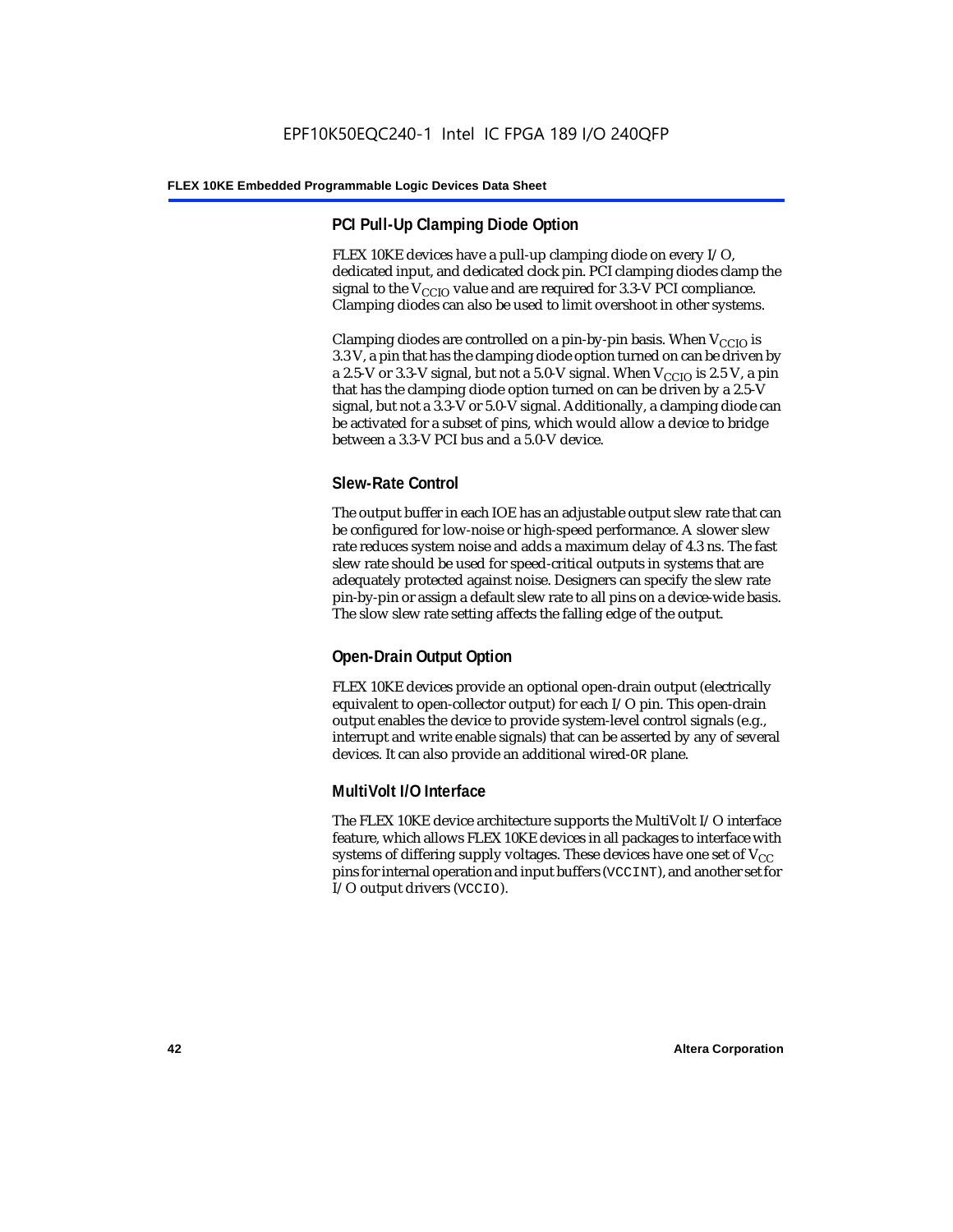### PCI Pull-Up Clamping Diode Option

FLEX 10KE devices have a pull-up clamping diode on every I/O, dedicated input, and dedicated clock pin. PCI clamping diodes clamp the signal to the $V_{CCIO}$ value and are required for 3.3-V PCI compliance. Clamping diodes can also be used to limit overshoot in other systems.

Clamping diodes are controlled on a pin-by-pin basis. When $V_{CCIO}$ is 3.3 V, a pin that has the clamping diode option turned on can be driven by a 2.5-V or 3.3-V signal, but not a 5.0-V signal. When $V_{CCIO}$ is 2.5 V, a pin that has the clamping diode option turned on can be driven by a 2.5-V signal, but not a 3.3-V or 5.0-V signal. Additionally, a clamping diode can be activated for a subset of pins, which would allow a device to bridge between a 3.3-V PCI bus and a 5.0-V device.

### Slew-Rate Control

The output buffer in each IOE has an adjustable output slew rate that can be configured for low-noise or high-speed performance. A slower slew rate reduces system noise and adds a maximum delay of 4.3 ns. The fast slew rate should be used for speed-critical outputs in systems that are adequately protected against noise. Designers can specify the slew rate pin-by-pin or assign a default slew rate to all pins on a device-wide basis. The slow slew rate setting affects the falling edge of the output.

### Open-Drain Output Option

FLEX 10KE devices provide an optional open-drain output (electrically equivalent to open-collector output) for each I/O pin. This open-drain output enables the device to provide system-level control signals (e.g., interrupt and write enable signals) that can be asserted by any of several devices. It can also provide an additional wired-`OR` plane.

### MultiVolt I/O Interface

The FLEX 10KE device architecture supports the MultiVolt I/O interface feature, which allows FLEX 10KE devices in all packages to interface with systems of differing supply voltages. These devices have one set of $V_{CC}$ pins for internal operation and input buffers (`VCCINT`), and another set for I/O output drivers (`VCCIO`).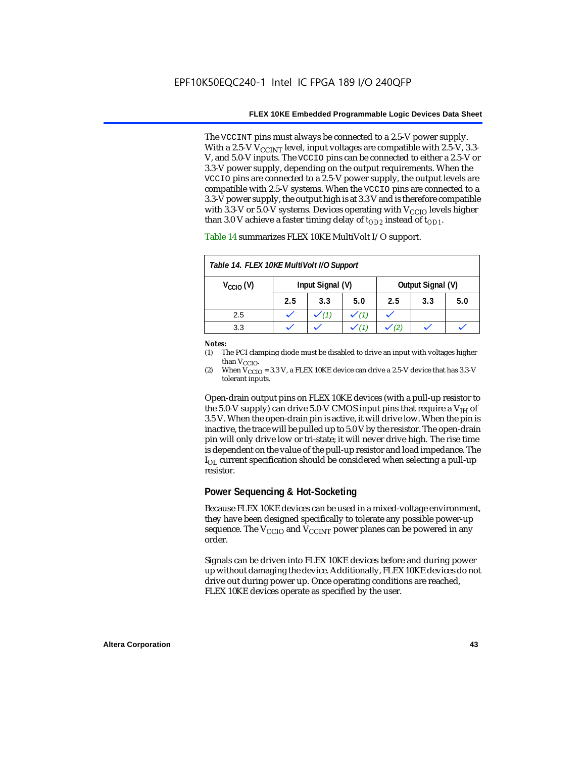The VCCINT pins must always be connected to a 2.5-V power supply. With a 2.5-V $V_{CCINT}$ level, input voltages are compatible with 2.5-V, 3.3-V, and 5.0-V inputs. The VCCIO pins can be connected to either a 2.5-V or 3.3-V power supply, depending on the output requirements. When the VCCIO pins are connected to a 2.5-V power supply, the output levels are compatible with 2.5-V systems. When the VCCIO pins are connected to a 3.3-V power supply, the output high is at 3.3 V and is therefore compatible with 3.3-V or 5.0-V systems. Devices operating with $V_{CCIO}$ levels higher than 3.0 V achieve a faster timing delay of $t_{OD2}$ instead of $t_{OD1}$.

Table 14 summarizes FLEX 10KE MultiVolt I/O support.

*Table 14. FLEX 10KE MultiVolt I/O Support*

| $V_{CCIO}$ (V) | Input Signal (V) | | | Output Signal (V) | | |
|---|---|---|---|---|---|---|
| | 2.5 | 3.3 | 5.0 | 2.5 | 3.3 | 5.0 |
| 2.5 | ✓ | ✓ (1) | ✓ (1) | ✓ | | |
| 3.3 | ✓ | ✓ | ✓ (1) | ✓ (2) | ✓ | ✓ |

**Notes:**
(1) The PCI clamping diode must be disabled to drive an input with voltages higher than $V_{CCIO}$.
(2) When $V_{CCIO}$ = 3.3 V, a FLEX 10KE device can drive a 2.5-V device that has 3.3-V tolerant inputs.

Open-drain output pins on FLEX 10KE devices (with a pull-up resistor to the 5.0-V supply) can drive 5.0-V CMOS input pins that require a $V_{IH}$ of 3.5 V. When the open-drain pin is active, it will drive low. When the pin is inactive, the trace will be pulled up to 5.0 V by the resistor. The open-drain pin will only drive low or tri-state; it will never drive high. The rise time is dependent on the value of the pull-up resistor and load impedance. The $I_{OL}$ current specification should be considered when selecting a pull-up resistor.

### Power Sequencing & Hot-Socketing

Because FLEX 10KE devices can be used in a mixed-voltage environment, they have been designed specifically to tolerate any possible power-up sequence. The $V_{CCIO}$ and $V_{CCINT}$ power planes can be powered in any order.

Signals can be driven into FLEX 10KE devices before and during power up without damaging the device. Additionally, FLEX 10KE devices do not drive out during power up. Once operating conditions are reached, FLEX 10KE devices operate as specified by the user.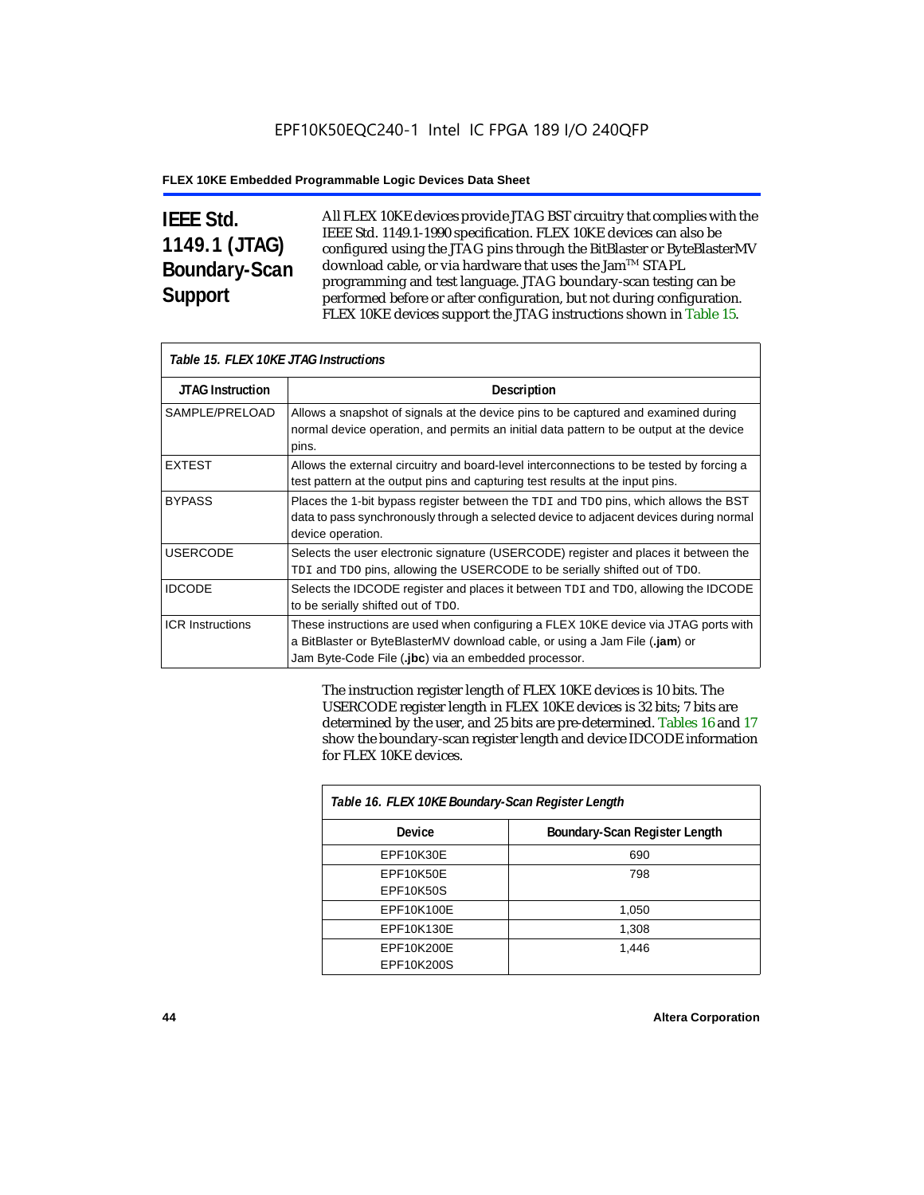## IEEE Std. 1149.1 (JTAG) Boundary-Scan Support

All FLEX 10KE devices provide JTAG BST circuitry that complies with the IEEE Std. 1149.1-1990 specification. FLEX 10KE devices can also be configured using the JTAG pins through the BitBlaster or ByteBlasterMV download cable, or via hardware that uses the Jam™ STAPL programming and test language. JTAG boundary-scan testing can be performed before or after configuration, but not during configuration. FLEX 10KE devices support the JTAG instructions shown in Table 15.

*Table 15. FLEX 10KE JTAG Instructions*

| JTAG Instruction | Description |
|---|---|
| SAMPLE/PRELOAD | Allows a snapshot of signals at the device pins to be captured and examined during normal device operation, and permits an initial data pattern to be output at the device pins. |
| EXTEST | Allows the external circuitry and board-level interconnections to be tested by forcing a test pattern at the output pins and capturing test results at the input pins. |
| BYPASS | Places the 1-bit bypass register between the TDI and TDO pins, which allows the BST data to pass synchronously through a selected device to adjacent devices during normal device operation. |
| USERCODE | Selects the user electronic signature (USERCODE) register and places it between the TDI and TDO pins, allowing the USERCODE to be serially shifted out of TDO. |
| IDCODE | Selects the IDCODE register and places it between TDI and TDO, allowing the IDCODE to be serially shifted out of TDO. |
| ICR Instructions | These instructions are used when configuring a FLEX 10KE device via JTAG ports with a BitBlaster or ByteBlasterMV download cable, or using a Jam File (**.jam**) or Jam Byte-Code File (**.jbc**) via an embedded processor. |

The instruction register length of FLEX 10KE devices is 10 bits. The USERCODE register length in FLEX 10KE devices is 32 bits; 7 bits are determined by the user, and 25 bits are pre-determined. Tables 16 and 17 show the boundary-scan register length and device IDCODE information for FLEX 10KE devices.

*Table 16. FLEX 10KE Boundary-Scan Register Length*

| Device | Boundary-Scan Register Length |
|---|---|
| EPF10K30E | 690 |
| EPF10K50E<br>EPF10K50S | 798 |
| EPF10K100E | 1,050 |
| EPF10K130E | 1,308 |
| EPF10K200E<br>EPF10K200S | 1,446 |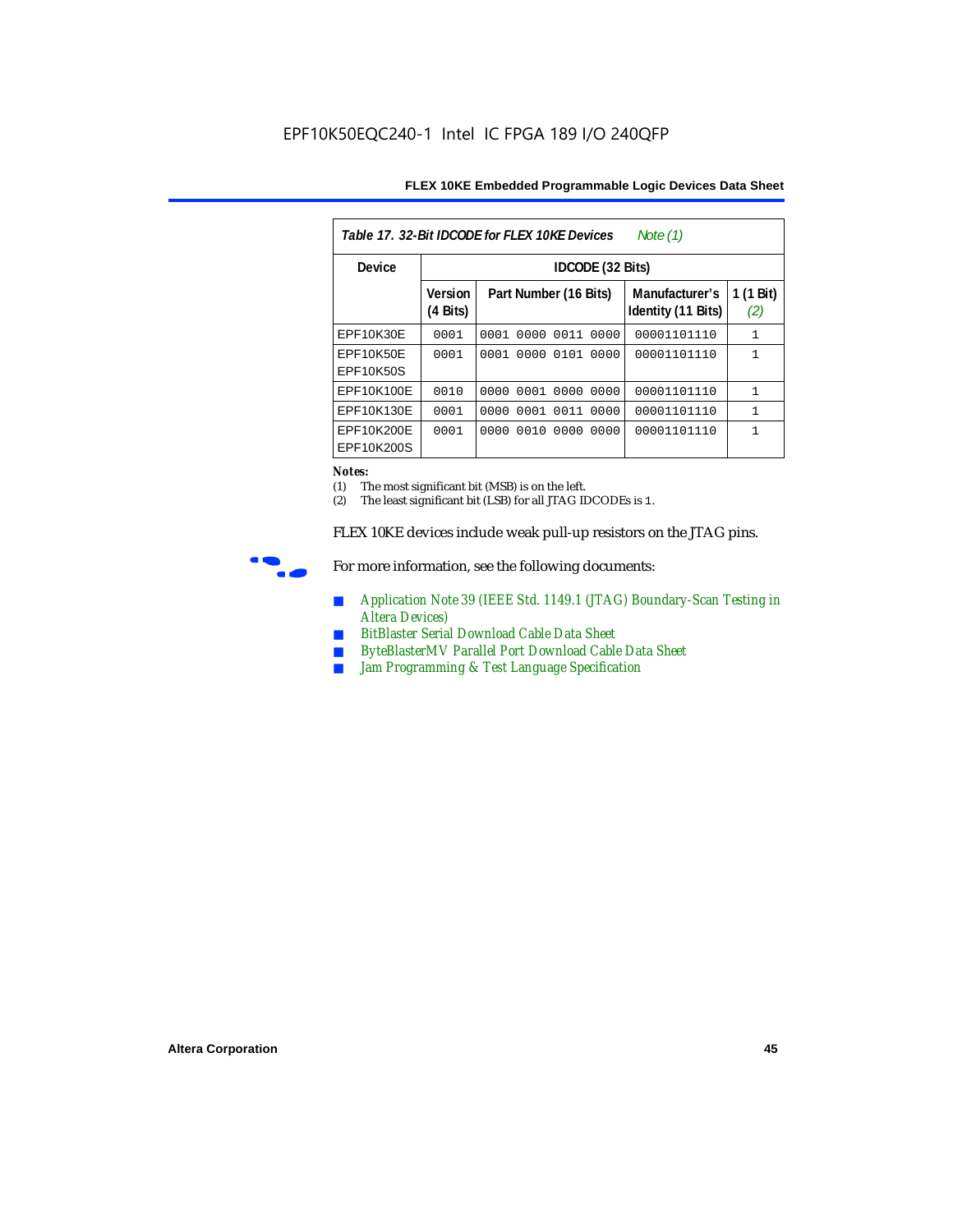EPF10K50EQC240-1 Intel IC FPGA 189 I/O 240QFP

| *Table 17. 32-Bit IDCODE for FLEX 10KE Devices* *Note (1)* | | | | |
|---|---|---|---|---|
| **Device** | **IDCODE (32 Bits)** | | | |
| | **Version (4 Bits)** | **Part Number (16 Bits)** | **Manufacturer's Identity (11 Bits)** | **1 (1 Bit)** *(2)* |
| EPF10K30E | 0001 | 0001 0000 0011 0000 | 00001101110 | 1 |
| EPF10K50E EPF10K50S | 0001 | 0001 0000 0101 0000 | 00001101110 | 1 |
| EPF10K100E | 0010 | 0000 0001 0000 0000 | 00001101110 | 1 |
| EPF10K130E | 0001 | 0000 0001 0011 0000 | 00001101110 | 1 |
| EPF10K200E EPF10K200S | 0001 | 0000 0010 0000 0000 | 00001101110 | 1 |

**Notes:**
(1) The most significant bit (MSB) is on the left.
(2) The least significant bit (LSB) for all JTAG IDCODEs is 1.

FLEX 10KE devices include weak pull-up resistors on the JTAG pins.

For more information, see the following documents:

- Application Note 39 (IEEE Std. 1149.1 (JTAG) Boundary-Scan Testing in Altera Devices)
- BitBlaster Serial Download Cable Data Sheet
- ByteBlasterMV Parallel Port Download Cable Data Sheet
- Jam Programming & Test Language Specification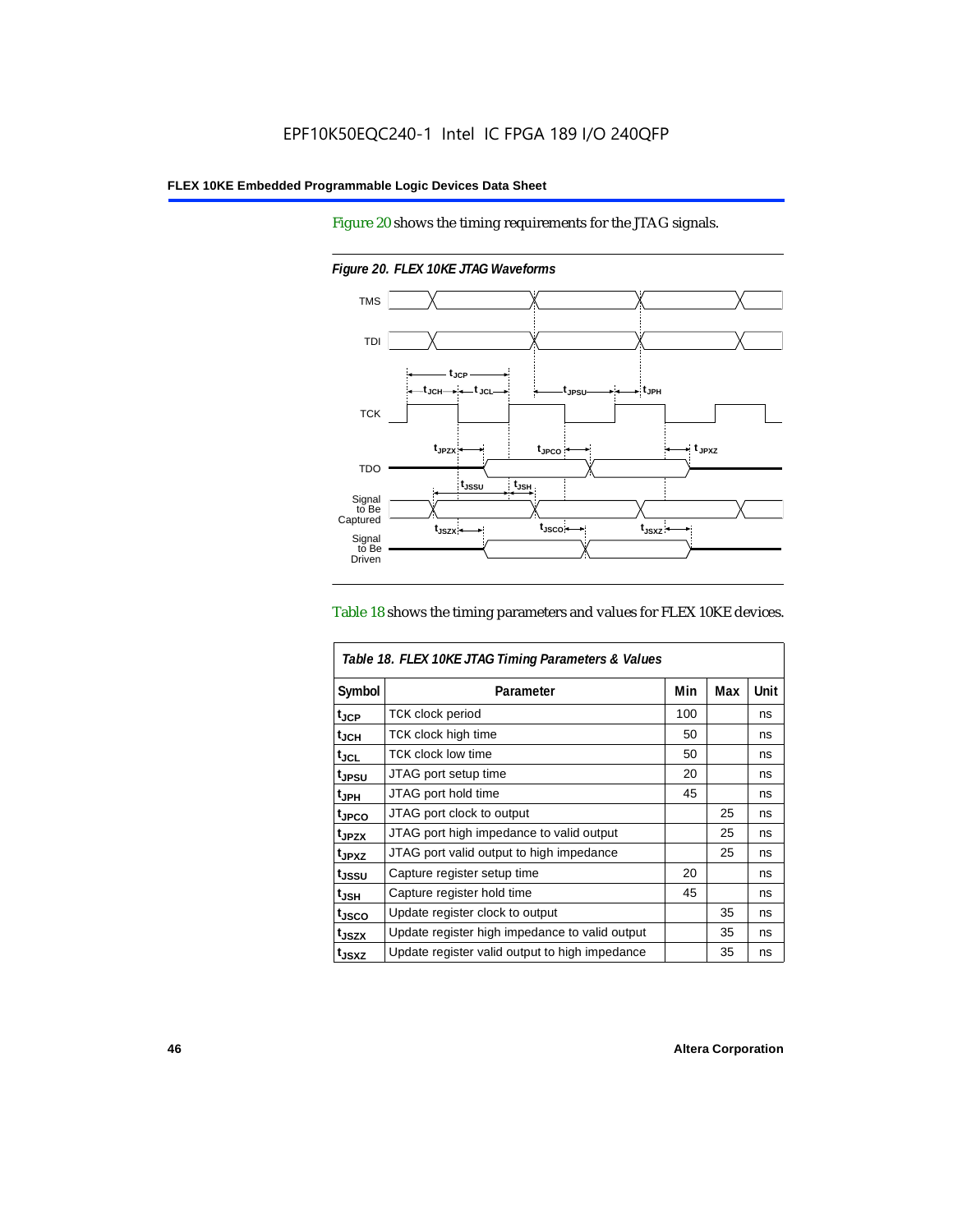Figure 20 shows the timing requirements for the JTAG signals.

*Figure 20. FLEX 10KE JTAG Waveforms*

Table 18 shows the timing parameters and values for FLEX 10KE devices.

| *Table 18. FLEX 10KE JTAG Timing Parameters & Values* | | | | |
|---|---|---|---|---|
| **Symbol** | **Parameter** | **Min** | **Max** | **Unit** |
| $t_{JCP}$ | TCK clock period | 100 | | ns |
| $t_{JCH}$ | TCK clock high time | 50 | | ns |
| $t_{JCL}$ | TCK clock low time | 50 | | ns |
| $t_{JPSU}$ | JTAG port setup time | 20 | | ns |
| $t_{JPH}$ | JTAG port hold time | 45 | | ns |
| $t_{JPCO}$ | JTAG port clock to output | | 25 | ns |
| $t_{JPZX}$ | JTAG port high impedance to valid output | | 25 | ns |
| $t_{JPXZ}$ | JTAG port valid output to high impedance | | 25 | ns |
| $t_{JSSU}$ | Capture register setup time | 20 | | ns |
| $t_{JSH}$ | Capture register hold time | 45 | | ns |
| $t_{JSCO}$ | Update register clock to output | | 35 | ns |
| $t_{JSZX}$ | Update register high impedance to valid output | | 35 | ns |
| $t_{JSXZ}$ | Update register valid output to high impedance | | 35 | ns |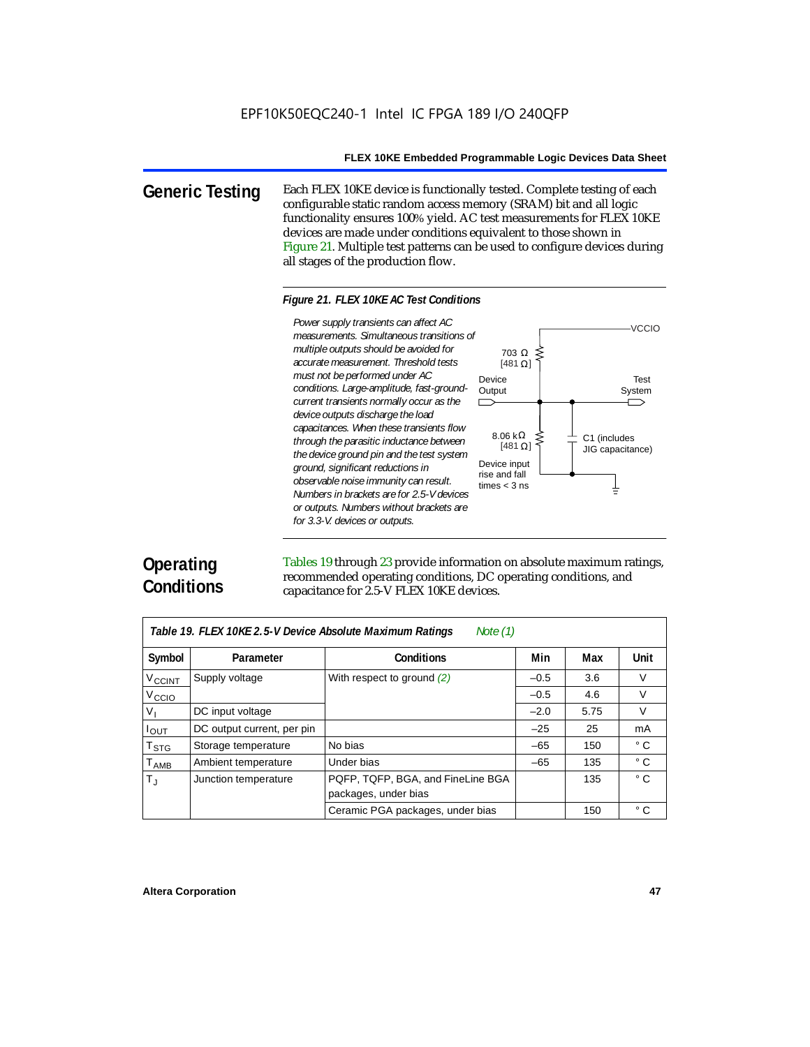## Generic Testing

Each FLEX 10KE device is functionally tested. Complete testing of each configurable static random access memory (SRAM) bit and all logic functionality ensures 100% yield. AC test measurements for FLEX 10KE devices are made under conditions equivalent to those shown in Figure 21. Multiple test patterns can be used to configure devices during all stages of the production flow.

*Figure 21. FLEX 10KE AC Test Conditions*

*Power supply transients can affect AC measurements. Simultaneous transitions of multiple outputs should be avoided for accurate measurement. Threshold tests must not be performed under AC conditions. Large-amplitude, fast-ground-current transients normally occur as the device outputs discharge the load capacitances. When these transients flow through the parasitic inductance between the device ground pin and the test system ground, significant reductions in observable noise immunity can result. Numbers in brackets are for 2.5-V devices or outputs. Numbers without brackets are for 3.3-V. devices or outputs.*

VCCIO

703 Ω [481 Ω]

Device Output

Test System

8.06 kΩ [481 Ω]

C1 (includes JIG capacitance)

Device input rise and fall times < 3 ns

## Operating Conditions

Tables 19 through 23 provide information on absolute maximum ratings, recommended operating conditions, DC operating conditions, and capacitance for 2.5-V FLEX 10KE devices.

*Table 19. FLEX 10KE 2.5-V Device Absolute Maximum Ratings* *Note (1)*

| Symbol | Parameter | Conditions | Min | Max | Unit |
|---|---|---|---|---|---|
| $V_{CCINT}$ | Supply voltage | With respect to ground *(2)* | –0.5 | 3.6 | V |
| $V_{CCIO}$ | | | –0.5 | 4.6 | V |
| $V_I$ | DC input voltage | | –2.0 | 5.75 | V |
| $I_{OUT}$ | DC output current, per pin | | –25 | 25 | mA |
| $T_{STG}$ | Storage temperature | No bias | –65 | 150 | ° C |
| $T_{AMB}$ | Ambient temperature | Under bias | –65 | 135 | ° C |
| $T_J$ | Junction temperature | PQFP, TQFP, BGA, and FineLine BGA packages, under bias | | 135 | ° C |
| | | Ceramic PGA packages, under bias | | 150 | ° C |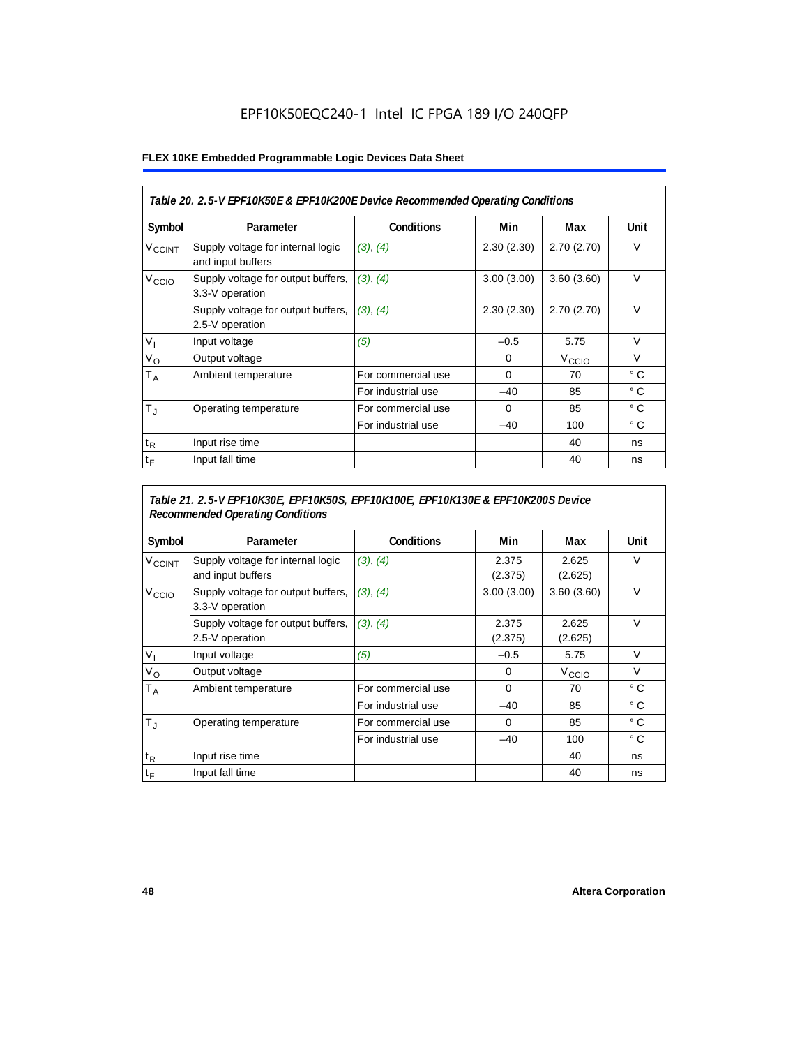Table 20. 2.5-V EPF10K50E & EPF10K200E Device Recommended Operating Conditions

| Symbol | Parameter | Conditions | Min | Max | Unit |
|---|---|---|---|---|---|
| $V_{CCINT}$ | Supply voltage for internal logic and input buffers | (3), (4) | 2.30 (2.30) | 2.70 (2.70) | V |
| $V_{CCIO}$ | Supply voltage for output buffers, 3.3-V operation | (3), (4) | 3.00 (3.00) | 3.60 (3.60) | V |
| | Supply voltage for output buffers, 2.5-V operation | (3), (4) | 2.30 (2.30) | 2.70 (2.70) | V |
| $V_I$ | Input voltage | (5) | –0.5 | 5.75 | V |
| $V_O$ | Output voltage | | 0 | $V_{CCIO}$ | V |
| $T_A$ | Ambient temperature | For commercial use | 0 | 70 | ° C |
| | | For industrial use | –40 | 85 | ° C |
| $T_J$ | Operating temperature | For commercial use | 0 | 85 | ° C |
| | | For industrial use | –40 | 100 | ° C |
| $t_R$ | Input rise time | | | 40 | ns |
| $t_F$ | Input fall time | | | 40 | ns |

Table 21. 2.5-V EPF10K30E, EPF10K50S, EPF10K100E, EPF10K130E & EPF10K200S Device Recommended Operating Conditions

| Symbol | Parameter | Conditions | Min | Max | Unit |
|---|---|---|---|---|---|
| $V_{CCINT}$ | Supply voltage for internal logic and input buffers | (3), (4) | 2.375 (2.375) | 2.625 (2.625) | V |
| $V_{CCIO}$ | Supply voltage for output buffers, 3.3-V operation | (3), (4) | 3.00 (3.00) | 3.60 (3.60) | V |
| | Supply voltage for output buffers, 2.5-V operation | (3), (4) | 2.375 (2.375) | 2.625 (2.625) | V |
| $V_I$ | Input voltage | (5) | –0.5 | 5.75 | V |
| $V_O$ | Output voltage | | 0 | $V_{CCIO}$ | V |
| $T_A$ | Ambient temperature | For commercial use | 0 | 70 | ° C |
| | | For industrial use | –40 | 85 | ° C |
| $T_J$ | Operating temperature | For commercial use | 0 | 85 | ° C |
| | | For industrial use | –40 | 100 | ° C |
| $t_R$ | Input rise time | | | 40 | ns |
| $t_F$ | Input fall time | | | 40 | ns |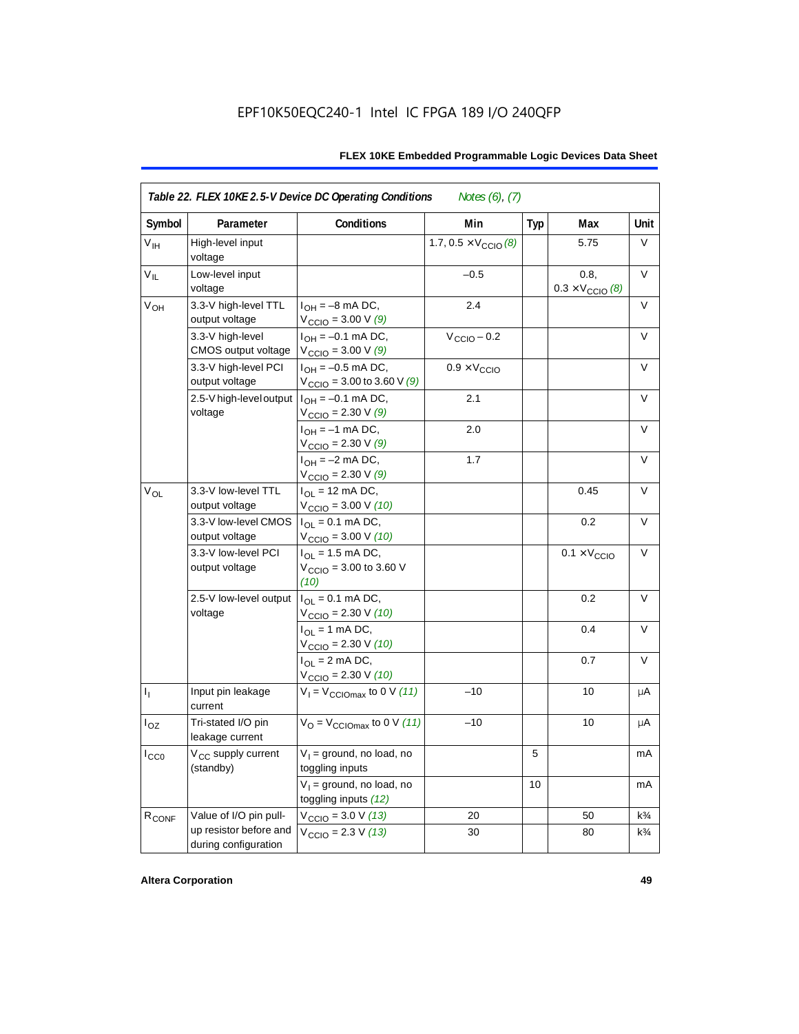EPF10K50EQC240-1 Intel IC FPGA 189 I/O 240QFP

| *Table 22. FLEX 10KE 2.5-V Device DC Operating Conditions* *Notes (6), (7)* | | | | | | |
|---|---|---|---|---|---|---|
| Symbol | Parameter | Conditions | Min | Typ | Max | Unit |
| $V_{IH}$ | High-level input voltage | | 1.7, 0.5 × $V_{CCIO}$ *(8)* | | 5.75 | V |
| $V_{IL}$ | Low-level input voltage | | –0.5 | | 0.8, 0.3 × $V_{CCIO}$ *(8)* | V |
| $V_{OH}$ | 3.3-V high-level TTL output voltage | $I_{OH}$ = –8 mA DC, $V_{CCIO}$ = 3.00 V *(9)* | 2.4 | | | V |
| | 3.3-V high-level CMOS output voltage | $I_{OH}$ = –0.1 mA DC, $V_{CCIO}$ = 3.00 V *(9)* | $V_{CCIO}$ – 0.2 | | | V |
| | 3.3-V high-level PCI output voltage | $I_{OH}$ = –0.5 mA DC, $V_{CCIO}$ = 3.00 to 3.60 V *(9)* | 0.9 × $V_{CCIO}$ | | | V |
| | 2.5-V high-level output voltage | $I_{OH}$ = –0.1 mA DC, $V_{CCIO}$ = 2.30 V *(9)* | 2.1 | | | V |
| | | $I_{OH}$ = –1 mA DC, $V_{CCIO}$ = 2.30 V *(9)* | 2.0 | | | V |
| | | $I_{OH}$ = –2 mA DC, $V_{CCIO}$ = 2.30 V *(9)* | 1.7 | | | V |
| $V_{OL}$ | 3.3-V low-level TTL output voltage | $I_{OL}$ = 12 mA DC, $V_{CCIO}$ = 3.00 V *(10)* | | | 0.45 | V |
| | 3.3-V low-level CMOS output voltage | $I_{OL}$ = 0.1 mA DC, $V_{CCIO}$ = 3.00 V *(10)* | | | 0.2 | V |
| | 3.3-V low-level PCI output voltage | $I_{OL}$ = 1.5 mA DC, $V_{CCIO}$ = 3.00 to 3.60 V *(10)* | | | 0.1 × $V_{CCIO}$ | V |
| | 2.5-V low-level output voltage | $I_{OL}$ = 0.1 mA DC, $V_{CCIO}$ = 2.30 V *(10)* | | | 0.2 | V |
| | | $I_{OL}$ = 1 mA DC, $V_{CCIO}$ = 2.30 V *(10)* | | | 0.4 | V |
| | | $I_{OL}$ = 2 mA DC, $V_{CCIO}$ = 2.30 V *(10)* | | | 0.7 | V |
| $I_I$ | Input pin leakage current | $V_I$ = $V_{CCIOmax}$ to 0 V *(11)* | –10 | | 10 | µA |
| $I_{OZ}$ | Tri-stated I/O pin leakage current | $V_O$ = $V_{CCIOmax}$ to 0 V *(11)* | –10 | | 10 | µA |
| $I_{CC0}$ | $V_{CC}$ supply current (standby) | $V_I$ = ground, no load, no toggling inputs | | 5 | | mA |
| | | $V_I$ = ground, no load, no toggling inputs *(12)* | | 10 | | mA |
| $R_{CONF}$ | Value of I/O pin pull-up resistor before and during configuration | $V_{CCIO}$ = 3.0 V *(13)* | 20 | | 50 | k¾ |
| | | $V_{CCIO}$ = 2.3 V *(13)* | 30 | | 80 | k¾ |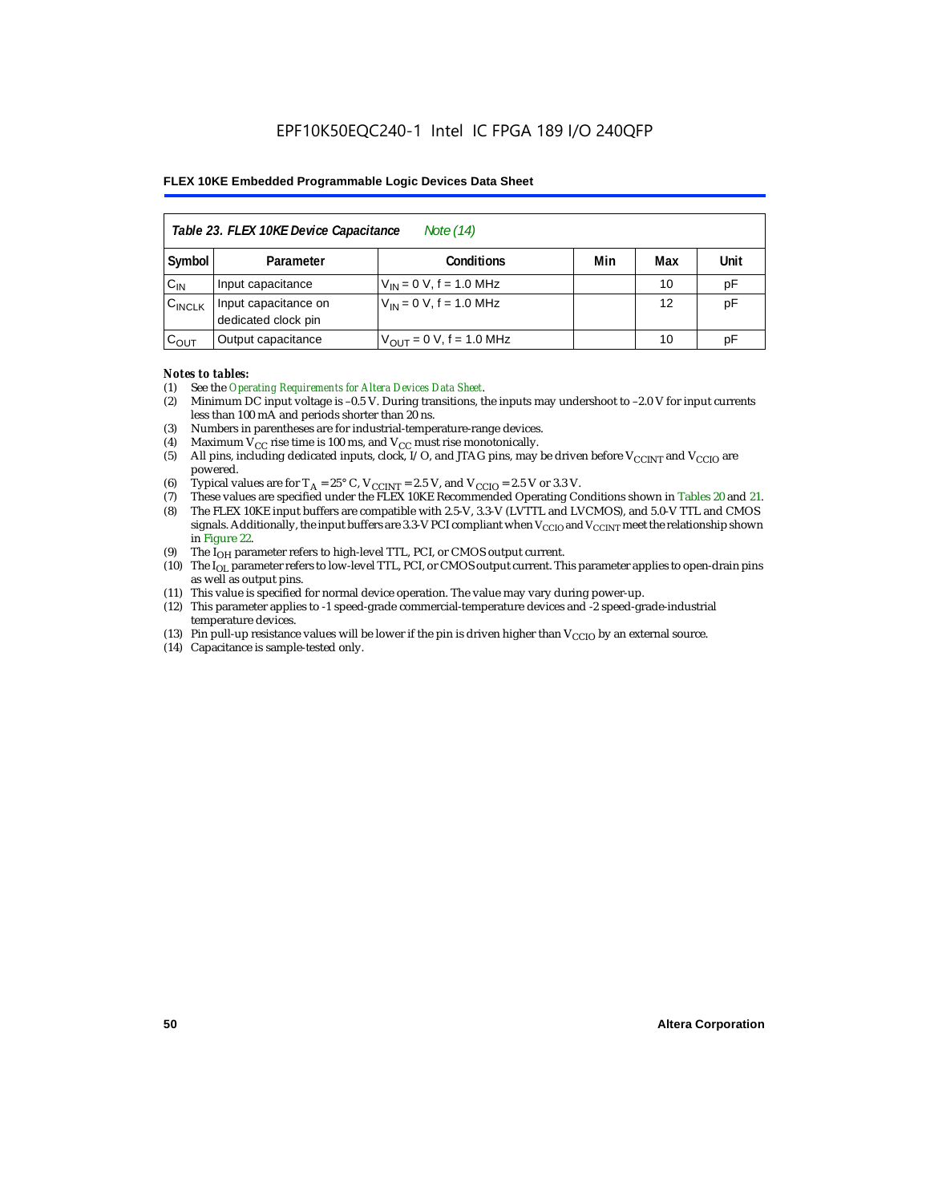| Table 23. FLEX 10KE Device Capacitance *Note (14)* | | | | | |
|---|---|---|---|---|---|
| Symbol | Parameter | Conditions | Min | Max | Unit |
| $C_{IN}$ | Input capacitance | $V_{IN}$ = 0 V, f = 1.0 MHz | | 10 | pF |
| $C_{INCLK}$ | Input capacitance on dedicated clock pin | $V_{IN}$ = 0 V, f = 1.0 MHz | | 12 | pF |
| $C_{OUT}$ | Output capacitance | $V_{OUT}$ = 0 V, f = 1.0 MHz | | 10 | pF |

*Notes to tables:*

(1) See the *Operating Requirements for Altera Devices Data Sheet*.
(2) Minimum DC input voltage is –0.5 V. During transitions, the inputs may undershoot to –2.0 V for input currents less than 100 mA and periods shorter than 20 ns.
(3) Numbers in parentheses are for industrial-temperature-range devices.
(4) Maximum $V_{CC}$ rise time is 100 ms, and $V_{CC}$ must rise monotonically.
(5) All pins, including dedicated inputs, clock, I/O, and JTAG pins, may be driven before $V_{CCINT}$ and $V_{CCIO}$ are powered.
(6) Typical values are for $T_A$ = 25° C, $V_{CCINT}$ = 2.5 V, and $V_{CCIO}$ = 2.5 V or 3.3 V.
(7) These values are specified under the FLEX 10KE Recommended Operating Conditions shown in Tables 20 and 21.
(8) The FLEX 10KE input buffers are compatible with 2.5-V, 3.3-V (LVTTL and LVCMOS), and 5.0-V TTL and CMOS signals. Additionally, the input buffers are 3.3-V PCI compliant when $V_{CCIO}$ and $V_{CCINT}$ meet the relationship shown in Figure 22.
(9) The $I_{OH}$ parameter refers to high-level TTL, PCI, or CMOS output current.
(10) The $I_{OL}$ parameter refers to low-level TTL, PCI, or CMOS output current. This parameter applies to open-drain pins as well as output pins.
(11) This value is specified for normal device operation. The value may vary during power-up.
(12) This parameter applies to -1 speed-grade commercial-temperature devices and -2 speed-grade-industrial temperature devices.
(13) Pin pull-up resistance values will be lower if the pin is driven higher than $V_{CCIO}$ by an external source.
(14) Capacitance is sample-tested only.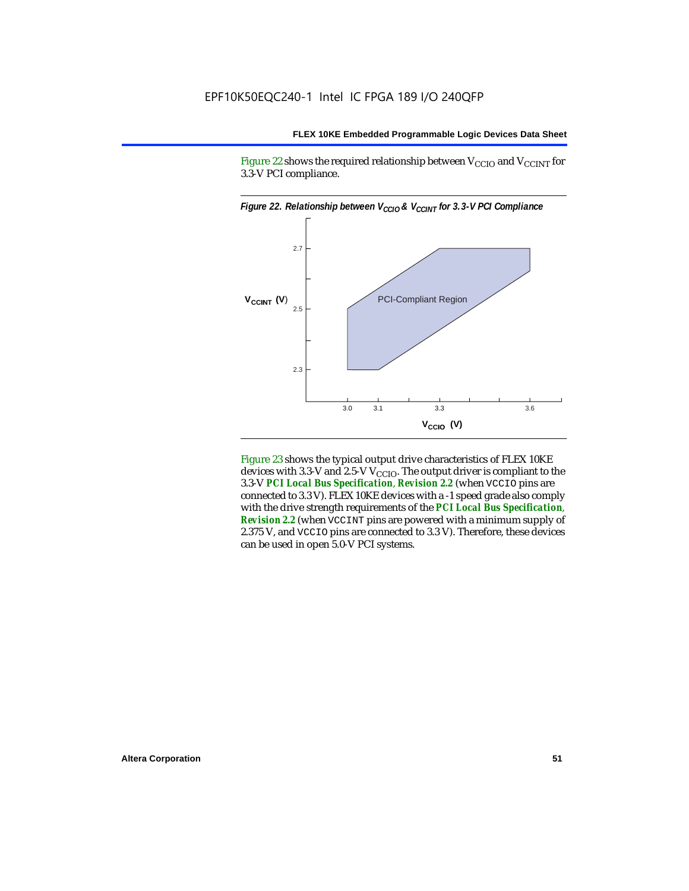Figure 22 shows the required relationship between $V_{CCIO}$ and $V_{CCINT}$ for 3.3-V PCI compliance.

*Figure 22. Relationship between $V_{CCIO}$ & $V_{CCINT}$ for 3.3-V PCI Compliance*

Figure 23 shows the typical output drive characteristics of FLEX 10KE devices with 3.3-V and 2.5-V $V_{CCIO}$. The output driver is compliant to the 3.3-V ***PCI Local Bus Specification*, *Revision 2.2*** (when VCCIO pins are connected to 3.3 V). FLEX 10KE devices with a -1 speed grade also comply with the drive strength requirements of the ***PCI Local Bus Specification*, *Revision 2.2*** (when VCCINT pins are powered with a minimum supply of 2.375 V, and VCCIO pins are connected to 3.3 V). Therefore, these devices can be used in open 5.0-V PCI systems.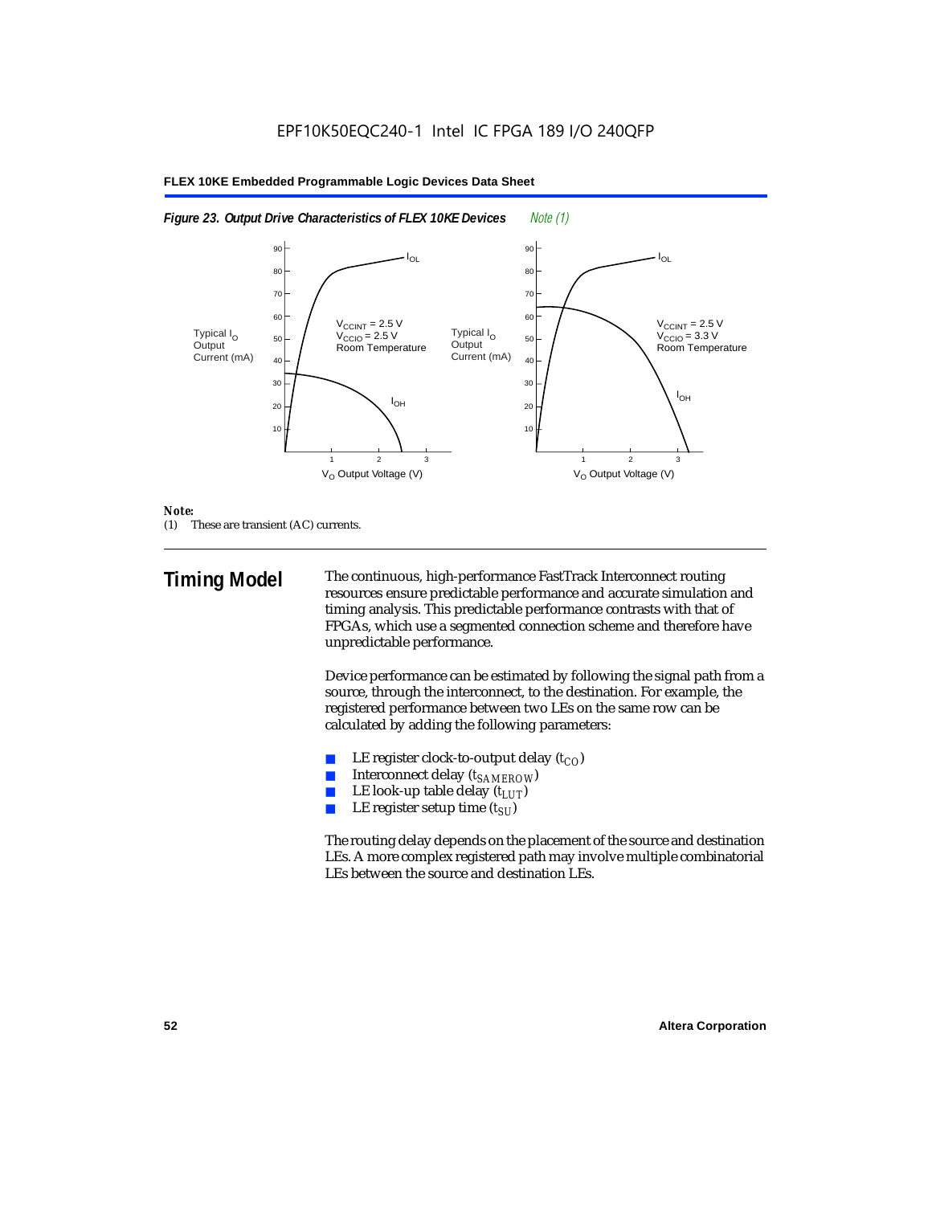*Figure 23. Output Drive Characteristics of FLEX 10KE Devices* *Note (1)*

*Note:*
(1) These are transient (AC) currents.

## Timing Model

The continuous, high-performance FastTrack Interconnect routing resources ensure predictable performance and accurate simulation and timing analysis. This predictable performance contrasts with that of FPGAs, which use a segmented connection scheme and therefore have unpredictable performance.

Device performance can be estimated by following the signal path from a source, through the interconnect, to the destination. For example, the registered performance between two LEs on the same row can be calculated by adding the following parameters:

- LE register clock-to-output delay ($t_{CO}$)
- Interconnect delay ($t_{SAMEROW}$)
- LE look-up table delay ($t_{LUT}$)
- LE register setup time ($t_{SU}$)

The routing delay depends on the placement of the source and destination LEs. A more complex registered path may involve multiple combinatorial LEs between the source and destination LEs.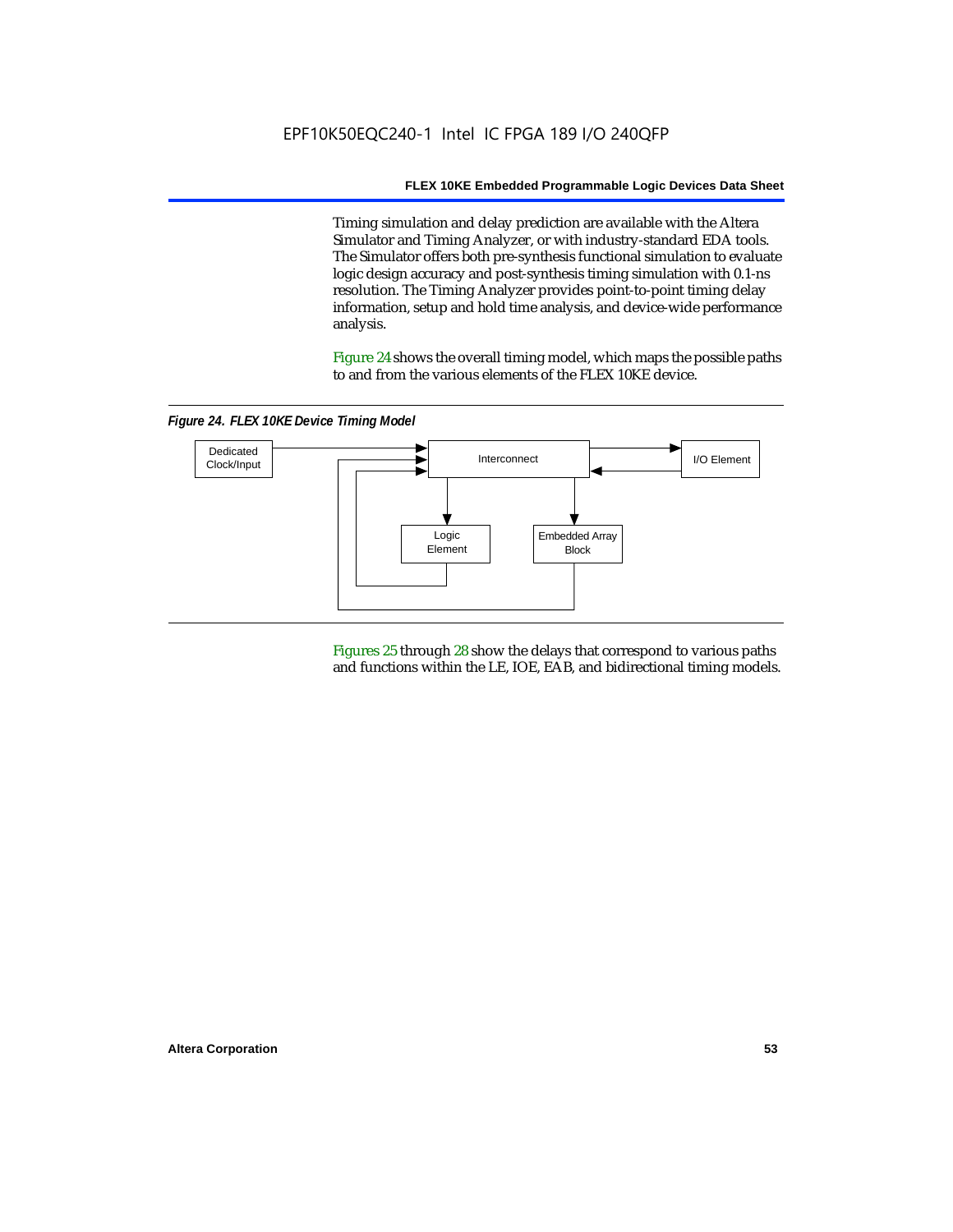Timing simulation and delay prediction are available with the Altera Simulator and Timing Analyzer, or with industry-standard EDA tools. The Simulator offers both pre-synthesis functional simulation to evaluate logic design accuracy and post-synthesis timing simulation with 0.1-ns resolution. The Timing Analyzer provides point-to-point timing delay information, setup and hold time analysis, and device-wide performance analysis.

Figure 24 shows the overall timing model, which maps the possible paths to and from the various elements of the FLEX 10KE device.

*Figure 24. FLEX 10KE Device Timing Model*

Dedicated Clock/Input

Interconnect

I/O Element

Logic Element

Embedded Array Block

Figures 25 through 28 show the delays that correspond to various paths and functions within the LE, IOE, EAB, and bidirectional timing models.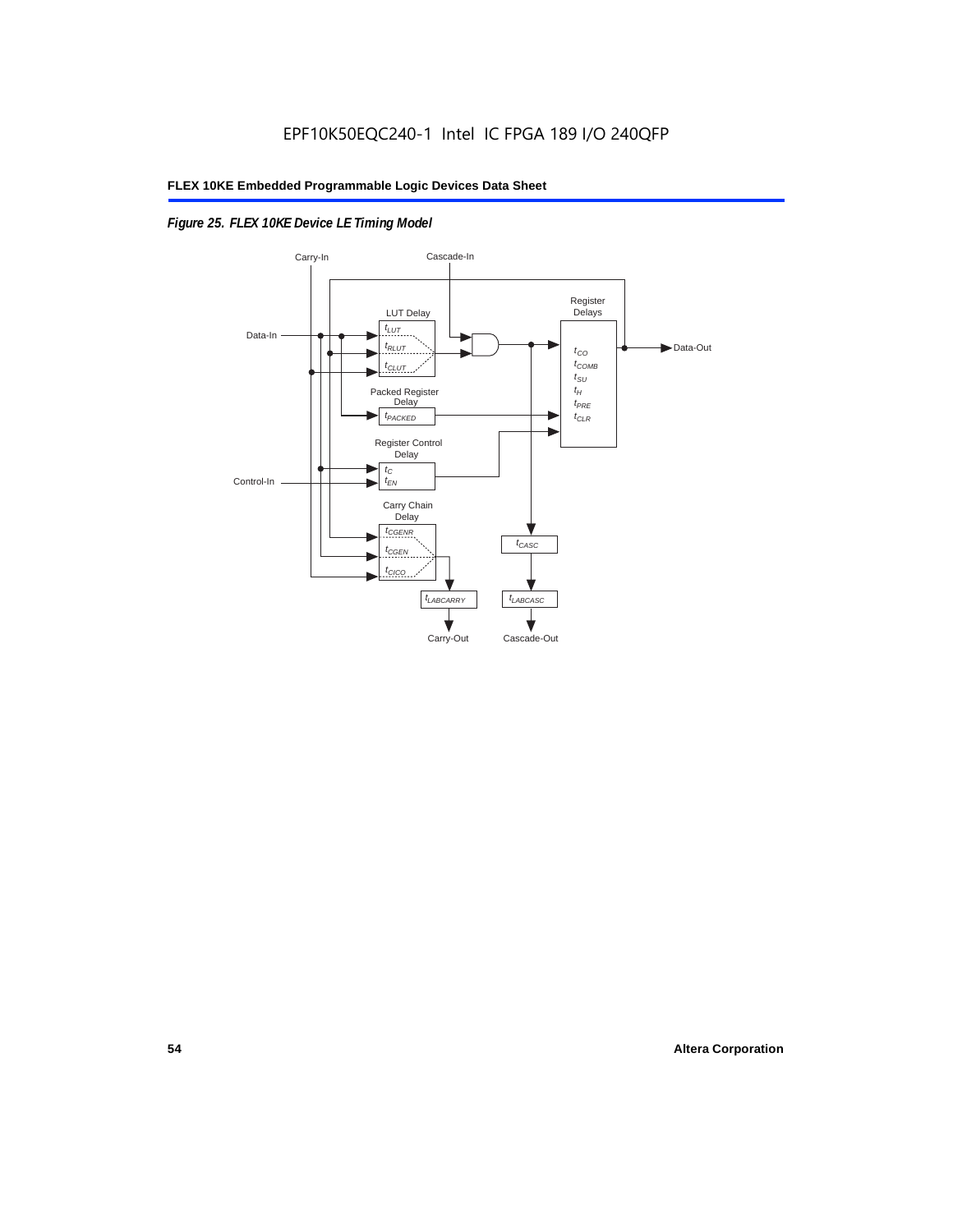EPF10K50EQC240-1 Intel IC FPGA 189 I/O 240QFP

*Figure 25. FLEX 10KE Device LE Timing Model*

Carry-In

Cascade-In

LUT Delay

$t_{LUT}$

$t_{RLUT}$

$t_{CLUT}$

Data-In

Register Delays

$t_{CO}$

$t_{COMB}$

$t_{SU}$

$t_{H}$

$t_{PRE}$

$t_{CLR}$

Data-Out

Packed Register Delay

$t_{PACKED}$

Register Control Delay

$t_{C}$

$t_{EN}$

Control-In

Carry Chain Delay

$t_{CGENR}$

$t_{CGEN}$

$t_{CICO}$

$t_{CASC}$

$t_{LABCARRY}$

$t_{LABCASC}$

Carry-Out

Cascade-Out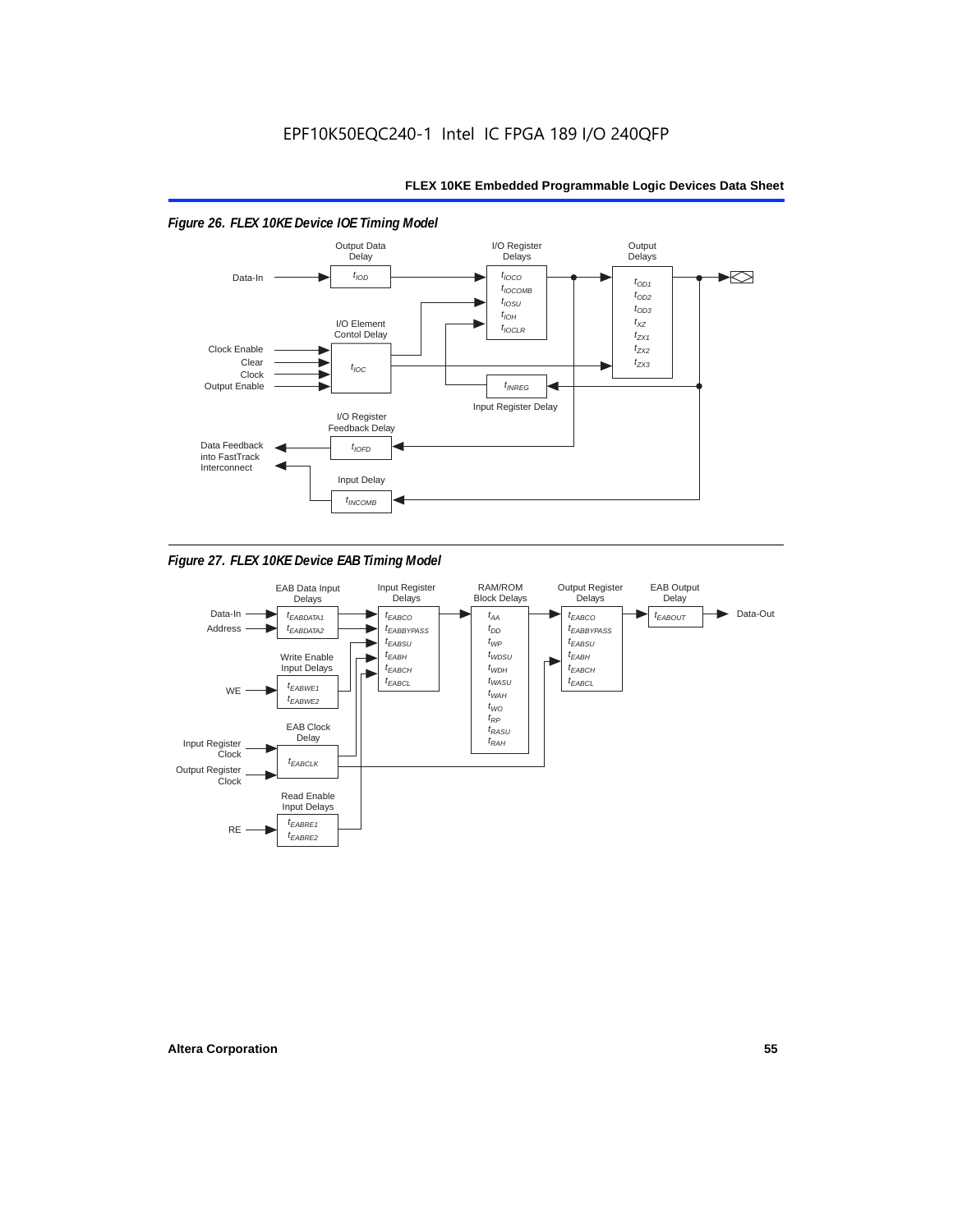EPF10K50EQC240-1 Intel IC FPGA 189 I/O 240QFP

*Figure 26. FLEX 10KE Device IOE Timing Model*

Output Data Delay: $t_{IOD}$

I/O Register Delays: $t_{IOCO}$, $t_{IOCOMB}$, $t_{IOSU}$, $t_{IOH}$, $t_{IOCLR}$

Output Delays: $t_{OD1}$, $t_{OD2}$, $t_{OD3}$, $t_{XZ}$, $t_{ZX1}$, $t_{ZX2}$, $t_{ZX3}$

I/O Element Contol Delay: $t_{IOC}$

Input Register Delay: $t_{INREG}$

I/O Register Feedback Delay: $t_{IOFD}$

Input Delay: $t_{INCOMB}$

Inputs: Data-In, Clock Enable, Clear, Clock, Output Enable

Outputs: Data Feedback into FastTrack Interconnect

*Figure 27. FLEX 10KE Device EAB Timing Model*

EAB Data Input Delays: $t_{EABDATA1}$, $t_{EABDATA2}$

Input Register Delays: $t_{EABCO}$, $t_{EABBYPASS}$, $t_{EABSU}$, $t_{EABH}$, $t_{EABCH}$, $t_{EABCL}$

RAM/ROM Block Delays: $t_{AA}$, $t_{DD}$, $t_{WP}$, $t_{WDSU}$, $t_{WDH}$, $t_{WASU}$, $t_{WAH}$, $t_{WO}$, $t_{RP}$, $t_{RASU}$, $t_{RAH}$

Output Register Delays: $t_{EABCO}$, $t_{EABBYPASS}$, $t_{EABSU}$, $t_{EABH}$, $t_{EABCH}$, $t_{EABCL}$

EAB Output Delay: $t_{EABOUT}$

Write Enable Input Delays: $t_{EABWE1}$, $t_{EABWE2}$

EAB Clock Delay: $t_{EABCLK}$

Read Enable Input Delays: $t_{EABRE1}$, $t_{EABRE2}$

Inputs: Data-In, Address, WE, Input Register Clock, Output Register Clock, RE

Output: Data-Out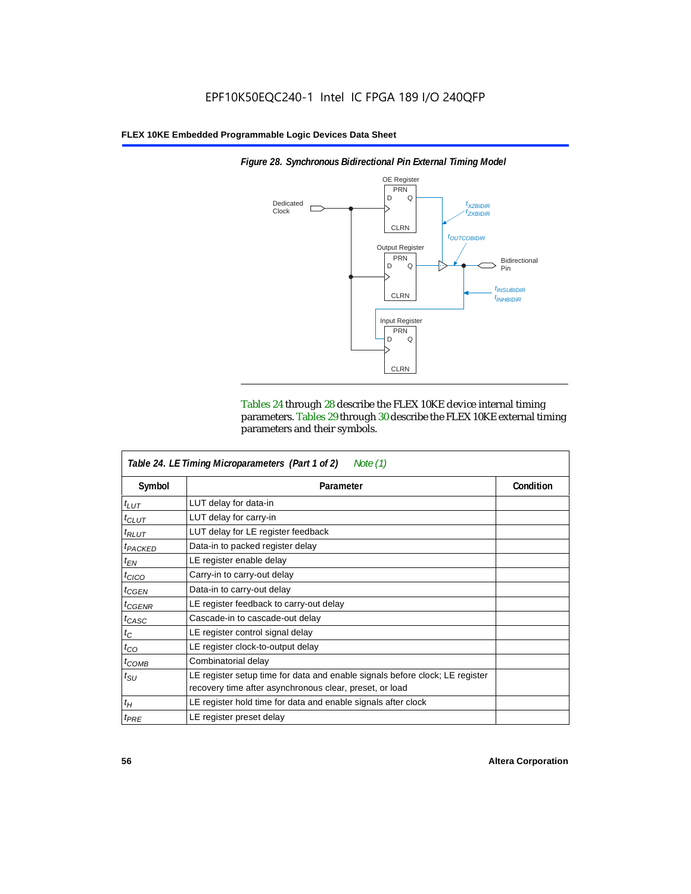*Figure 28. Synchronous Bidirectional Pin External Timing Model*

Tables 24 through 28 describe the FLEX 10KE device internal timing parameters. Tables 29 through 30 describe the FLEX 10KE external timing parameters and their symbols.

**Table 24. LE Timing Microparameters (Part 1 of 2)** *Note (1)*

| Symbol | Parameter | Condition |
|---|---|---|
| $t_{LUT}$ | LUT delay for data-in | |
| $t_{CLUT}$ | LUT delay for carry-in | |
| $t_{RLUT}$ | LUT delay for LE register feedback | |
| $t_{PACKED}$ | Data-in to packed register delay | |
| $t_{EN}$ | LE register enable delay | |
| $t_{CICO}$ | Carry-in to carry-out delay | |
| $t_{CGEN}$ | Data-in to carry-out delay | |
| $t_{CGENR}$ | LE register feedback to carry-out delay | |
| $t_{CASC}$ | Cascade-in to cascade-out delay | |
| $t_C$ | LE register control signal delay | |
| $t_{CO}$ | LE register clock-to-output delay | |
| $t_{COMB}$ | Combinatorial delay | |
| $t_{SU}$ | LE register setup time for data and enable signals before clock; LE register recovery time after asynchronous clear, preset, or load | |
| $t_H$ | LE register hold time for data and enable signals after clock | |
| $t_{PRE}$ | LE register preset delay | |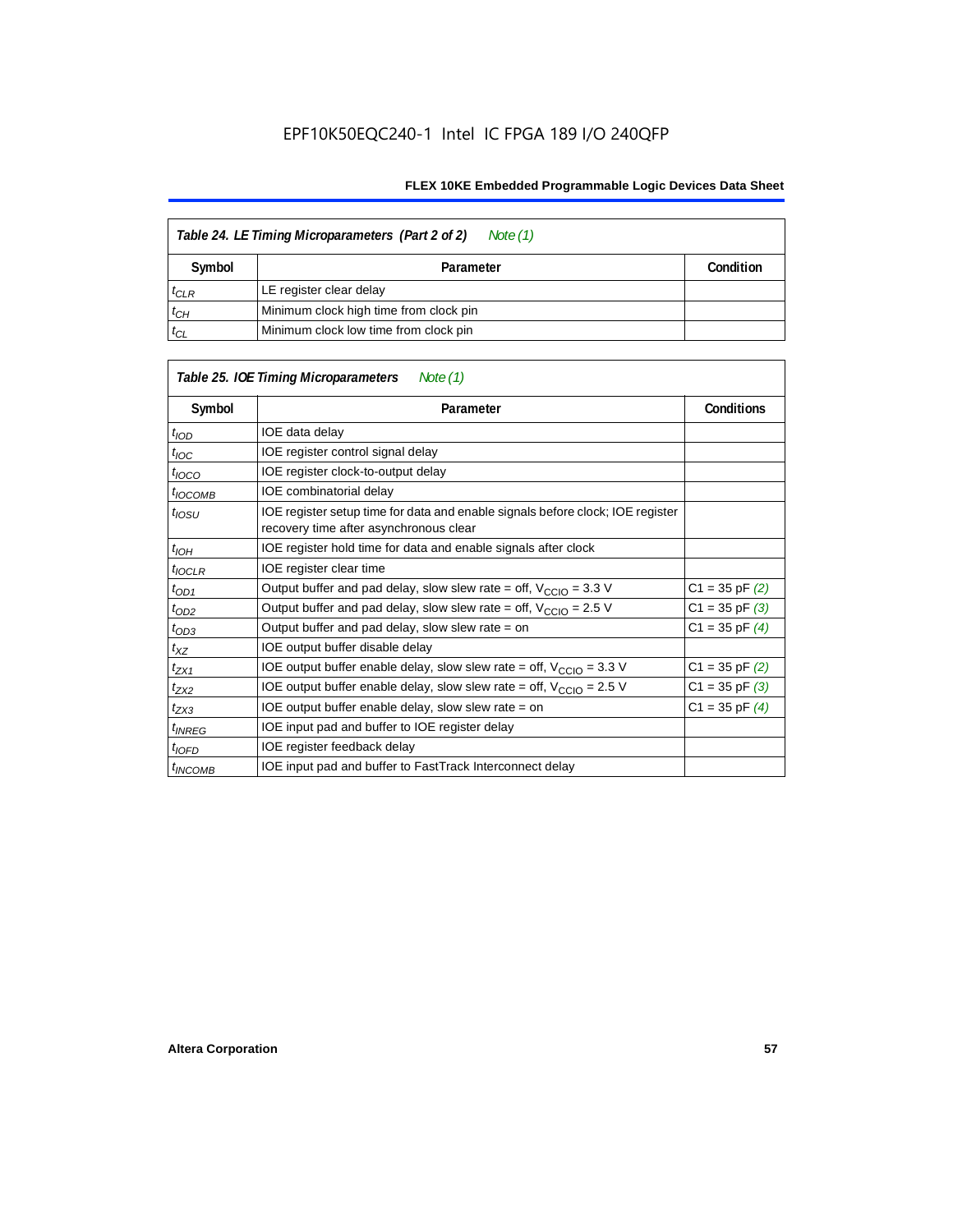**Table 24. LE Timing Microparameters (Part 2 of 2)** *Note (1)*

| Symbol | Parameter | Condition |
|---|---|---|
| $t_{CLR}$ | LE register clear delay | |
| $t_{CH}$ | Minimum clock high time from clock pin | |
| $t_{CL}$ | Minimum clock low time from clock pin | |

**Table 25. IOE Timing Microparameters** *Note (1)*

| Symbol | Parameter | Conditions |
|---|---|---|
| $t_{IOD}$ | IOE data delay | |
| $t_{IOC}$ | IOE register control signal delay | |
| $t_{IOCO}$ | IOE register clock-to-output delay | |
| $t_{IOCOMB}$ | IOE combinatorial delay | |
| $t_{IOSU}$ | IOE register setup time for data and enable signals before clock; IOE register recovery time after asynchronous clear | |
| $t_{IOH}$ | IOE register hold time for data and enable signals after clock | |
| $t_{IOCLR}$ | IOE register clear time | |
| $t_{OD1}$ | Output buffer and pad delay, slow slew rate = off, $V_{CCIO}$ = 3.3 V | C1 = 35 pF *(2)* |
| $t_{OD2}$ | Output buffer and pad delay, slow slew rate = off, $V_{CCIO}$ = 2.5 V | C1 = 35 pF *(3)* |
| $t_{OD3}$ | Output buffer and pad delay, slow slew rate = on | C1 = 35 pF *(4)* |
| $t_{XZ}$ | IOE output buffer disable delay | |
| $t_{ZX1}$ | IOE output buffer enable delay, slow slew rate = off, $V_{CCIO}$ = 3.3 V | C1 = 35 pF *(2)* |
| $t_{ZX2}$ | IOE output buffer enable delay, slow slew rate = off, $V_{CCIO}$ = 2.5 V | C1 = 35 pF *(3)* |
| $t_{ZX3}$ | IOE output buffer enable delay, slow slew rate = on | C1 = 35 pF *(4)* |
| $t_{INREG}$ | IOE input pad and buffer to IOE register delay | |
| $t_{IOFD}$ | IOE register feedback delay | |
| $t_{INCOMB}$ | IOE input pad and buffer to FastTrack Interconnect delay | |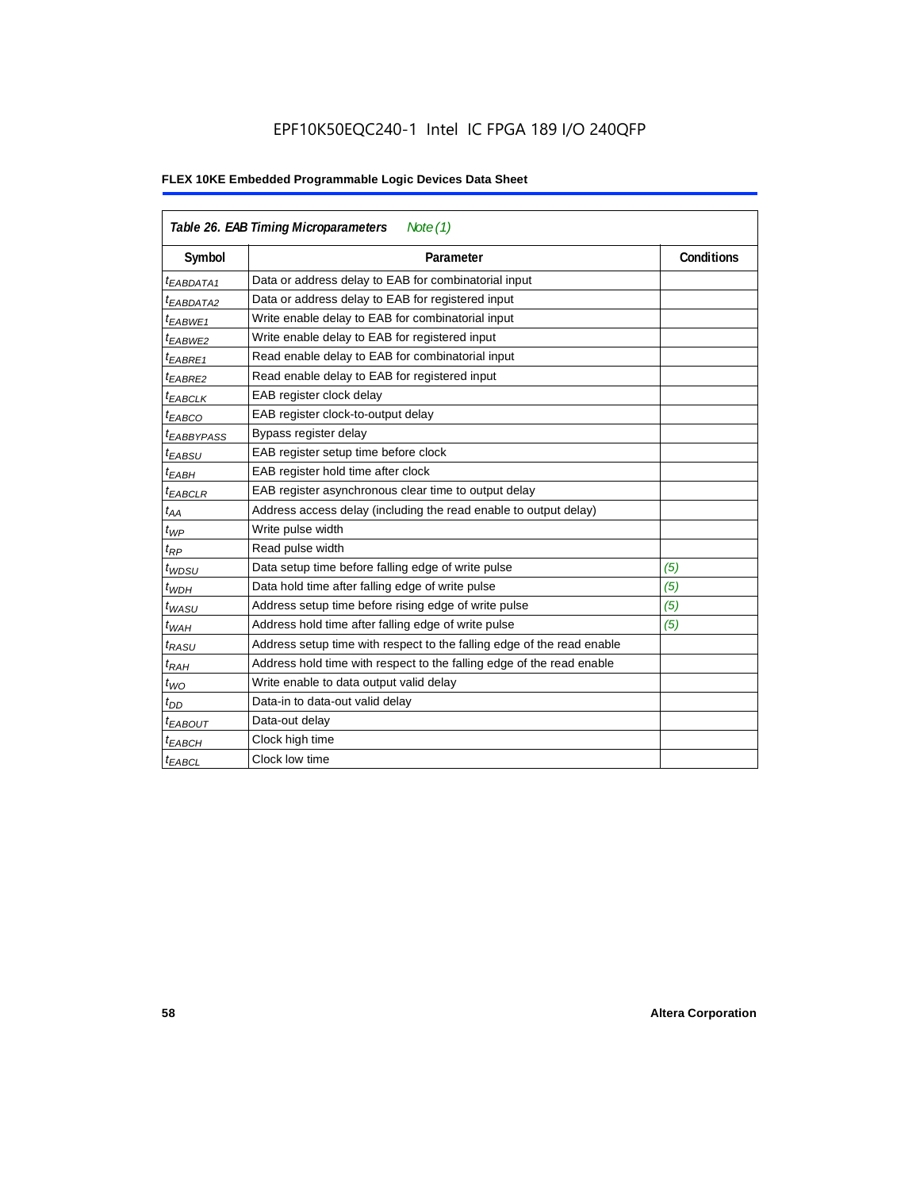**Table 26. EAB Timing Microparameters** *Note (1)*

| Symbol | Parameter | Conditions |
|---|---|---|
| $t_{EABDATA1}$ | Data or address delay to EAB for combinatorial input | |
| $t_{EABDATA2}$ | Data or address delay to EAB for registered input | |
| $t_{EABWE1}$ | Write enable delay to EAB for combinatorial input | |
| $t_{EABWE2}$ | Write enable delay to EAB for registered input | |
| $t_{EABRE1}$ | Read enable delay to EAB for combinatorial input | |
| $t_{EABRE2}$ | Read enable delay to EAB for registered input | |
| $t_{EABCLK}$ | EAB register clock delay | |
| $t_{EABCO}$ | EAB register clock-to-output delay | |
| $t_{EABBYPASS}$ | Bypass register delay | |
| $t_{EABSU}$ | EAB register setup time before clock | |
| $t_{EABH}$ | EAB register hold time after clock | |
| $t_{EABCLR}$ | EAB register asynchronous clear time to output delay | |
| $t_{AA}$ | Address access delay (including the read enable to output delay) | |
| $t_{WP}$ | Write pulse width | |
| $t_{RP}$ | Read pulse width | |
| $t_{WDSU}$ | Data setup time before falling edge of write pulse | *(5)* |
| $t_{WDH}$ | Data hold time after falling edge of write pulse | *(5)* |
| $t_{WASU}$ | Address setup time before rising edge of write pulse | *(5)* |
| $t_{WAH}$ | Address hold time after falling edge of write pulse | *(5)* |
| $t_{RASU}$ | Address setup time with respect to the falling edge of the read enable | |
| $t_{RAH}$ | Address hold time with respect to the falling edge of the read enable | |
| $t_{WO}$ | Write enable to data output valid delay | |
| $t_{DD}$ | Data-in to data-out valid delay | |
| $t_{EABOUT}$ | Data-out delay | |
| $t_{EABCH}$ | Clock high time | |
| $t_{EABCL}$ | Clock low time | |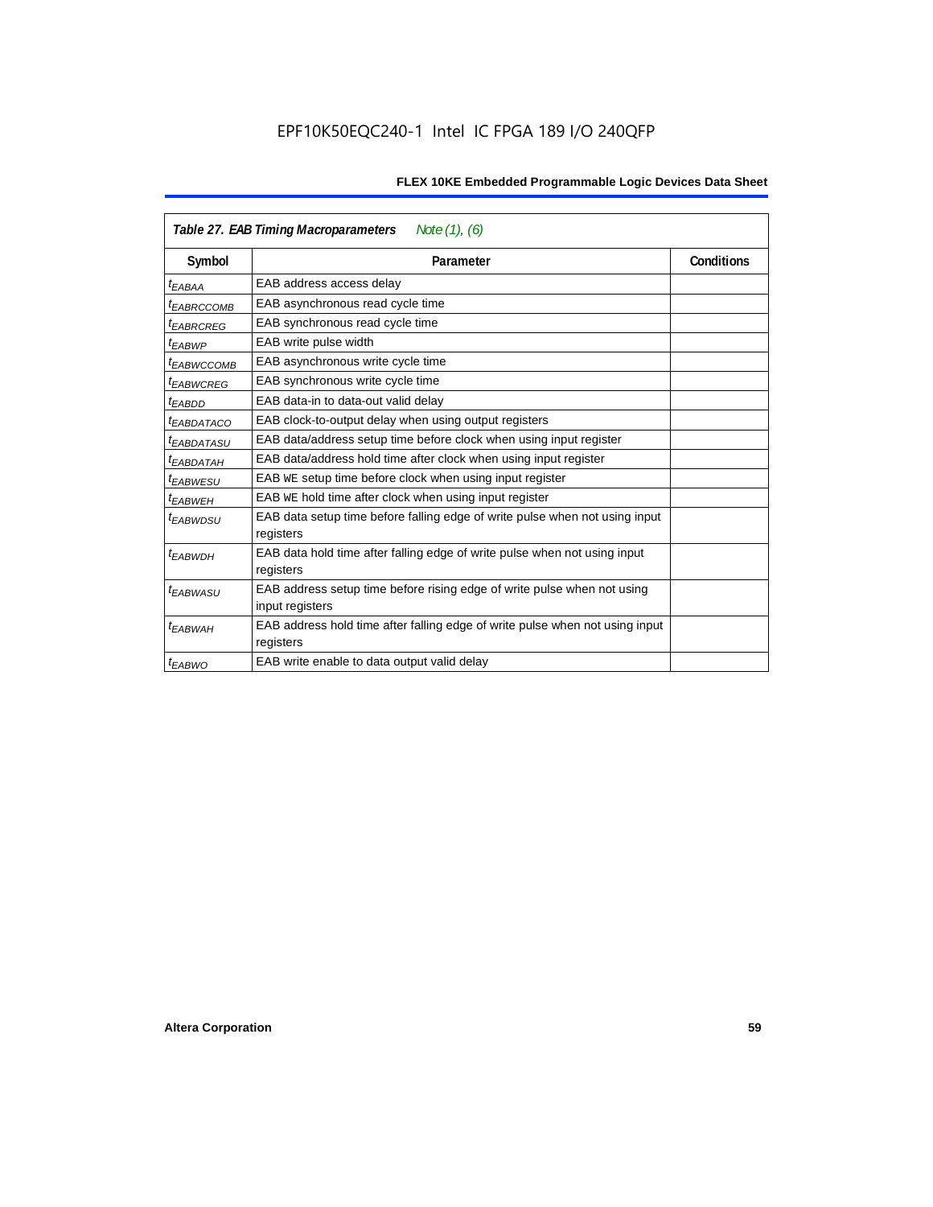| *Table 27. EAB Timing Macroparameters* *Note (1), (6)* | | |
|---|---|---|
| **Symbol** | **Parameter** | **Conditions** |
| $t_{EABAA}$ | EAB address access delay | |
| $t_{EABRCCOMB}$ | EAB asynchronous read cycle time | |
| $t_{EABRCREG}$ | EAB synchronous read cycle time | |
| $t_{EABWP}$ | EAB write pulse width | |
| $t_{EABWCCOMB}$ | EAB asynchronous write cycle time | |
| $t_{EABWCREG}$ | EAB synchronous write cycle time | |
| $t_{EABDD}$ | EAB data-in to data-out valid delay | |
| $t_{EABDATACO}$ | EAB clock-to-output delay when using output registers | |
| $t_{EABDATASU}$ | EAB data/address setup time before clock when using input register | |
| $t_{EABDATAH}$ | EAB data/address hold time after clock when using input register | |
| $t_{EABWESU}$ | EAB WE setup time before clock when using input register | |
| $t_{EABWEH}$ | EAB WE hold time after clock when using input register | |
| $t_{EABWDSU}$ | EAB data setup time before falling edge of write pulse when not using input registers | |
| $t_{EABWDH}$ | EAB data hold time after falling edge of write pulse when not using input registers | |
| $t_{EABWASU}$ | EAB address setup time before rising edge of write pulse when not using input registers | |
| $t_{EABWAH}$ | EAB address hold time after falling edge of write pulse when not using input registers | |
| $t_{EABWO}$ | EAB write enable to data output valid delay | |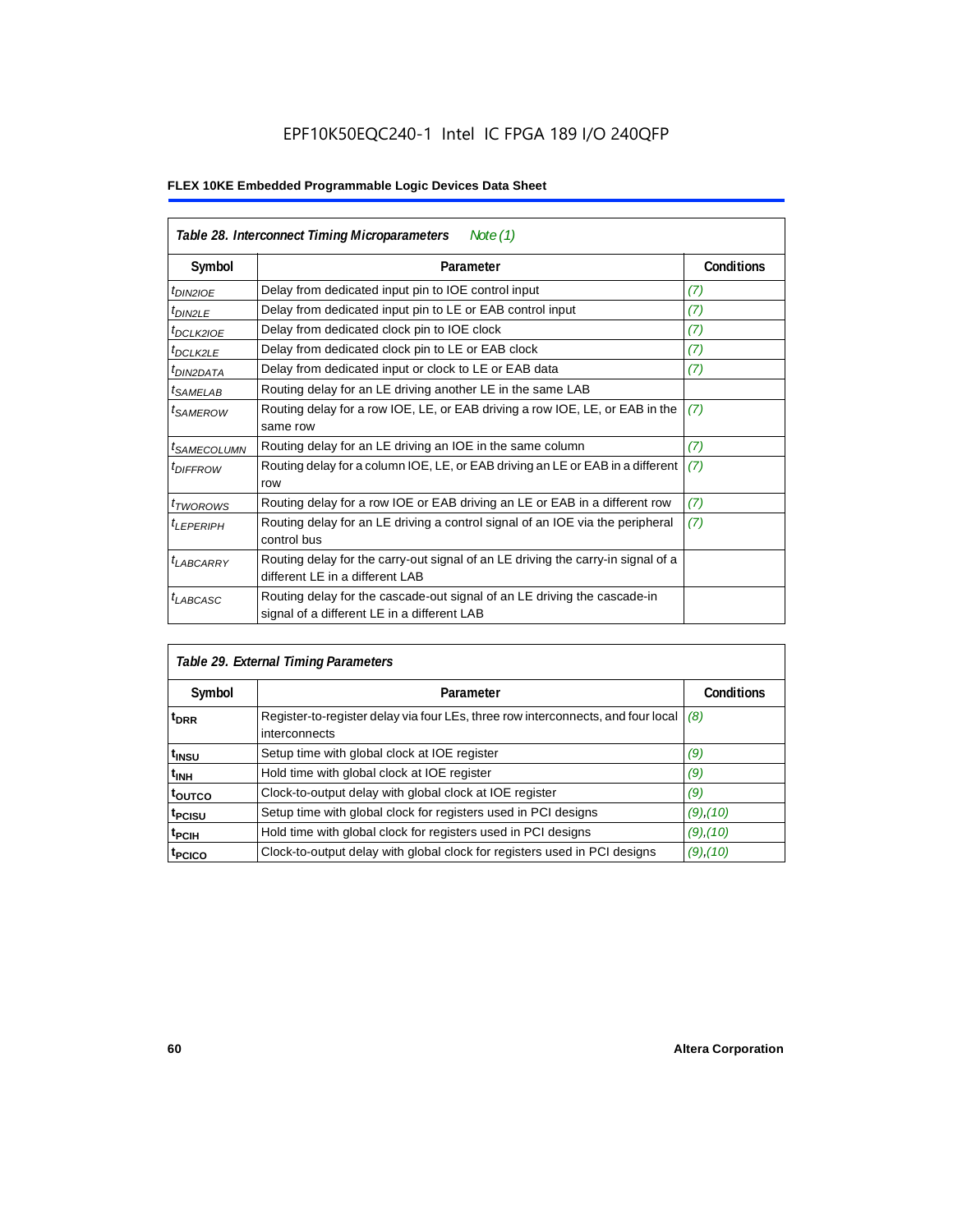## Table 28. Interconnect Timing Microparameters *Note (1)*

| Symbol | Parameter | Conditions |
|---|---|---|
| $t_{DIN2IOE}$ | Delay from dedicated input pin to IOE control input | *(7)* |
| $t_{DIN2LE}$ | Delay from dedicated input pin to LE or EAB control input | *(7)* |
| $t_{DCLK2IOE}$ | Delay from dedicated clock pin to IOE clock | *(7)* |
| $t_{DCLK2LE}$ | Delay from dedicated clock pin to LE or EAB clock | *(7)* |
| $t_{DIN2DATA}$ | Delay from dedicated input or clock to LE or EAB data | *(7)* |
| $t_{SAMELAB}$ | Routing delay for an LE driving another LE in the same LAB | |
| $t_{SAMEROW}$ | Routing delay for a row IOE, LE, or EAB driving a row IOE, LE, or EAB in the same row | *(7)* |
| $t_{SAMECOLUMN}$ | Routing delay for an LE driving an IOE in the same column | *(7)* |
| $t_{DIFFROW}$ | Routing delay for a column IOE, LE, or EAB driving an LE or EAB in a different row | *(7)* |
| $t_{TWOROWS}$ | Routing delay for a row IOE or EAB driving an LE or EAB in a different row | *(7)* |
| $t_{LEPERIPH}$ | Routing delay for an LE driving a control signal of an IOE via the peripheral control bus | *(7)* |
| $t_{LABCARRY}$ | Routing delay for the carry-out signal of an LE driving the carry-in signal of a different LE in a different LAB | |
| $t_{LABCASC}$ | Routing delay for the cascade-out signal of an LE driving the cascade-in signal of a different LE in a different LAB | |

## Table 29. External Timing Parameters

| Symbol | Parameter | Conditions |
|---|---|---|
| $t_{DRR}$ | Register-to-register delay via four LEs, three row interconnects, and four local interconnects | *(8)* |
| $t_{INSU}$ | Setup time with global clock at IOE register | *(9)* |
| $t_{INH}$ | Hold time with global clock at IOE register | *(9)* |
| $t_{OUTCO}$ | Clock-to-output delay with global clock at IOE register | *(9)* |
| $t_{PCISU}$ | Setup time with global clock for registers used in PCI designs | *(9)*,*(10)* |
| $t_{PCIH}$ | Hold time with global clock for registers used in PCI designs | *(9)*,*(10)* |
| $t_{PCICO}$ | Clock-to-output delay with global clock for registers used in PCI designs | *(9)*,*(10)* |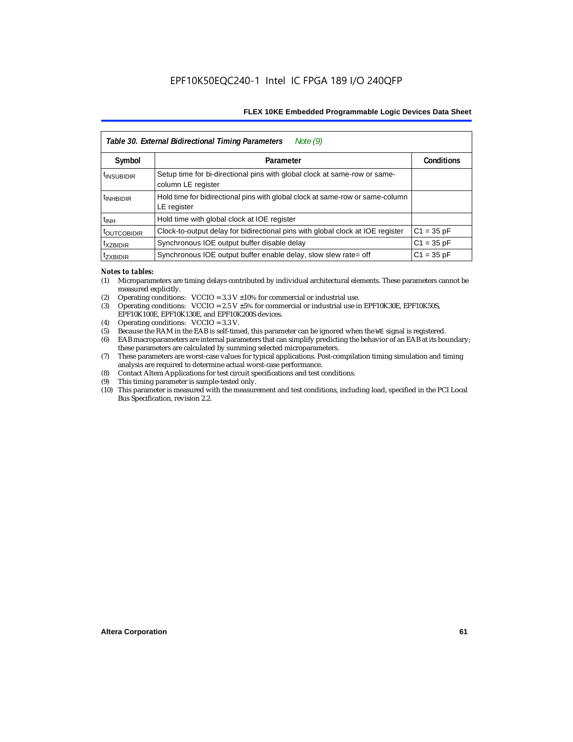**Table 30. External Bidirectional Timing Parameters** *Note (9)*

| Symbol | Parameter | Conditions |
|---|---|---|
| $t_{INSUBIDIR}$ | Setup time for bi-directional pins with global clock at same-row or same-column LE register | |
| $t_{INHBIDIR}$ | Hold time for bidirectional pins with global clock at same-row or same-column LE register | |
| $t_{INH}$ | Hold time with global clock at IOE register | |
| $t_{OUTCOBIDIR}$ | Clock-to-output delay for bidirectional pins with global clock at IOE register | C1 = 35 pF |
| $t_{XZBIDIR}$ | Synchronous IOE output buffer disable delay | C1 = 35 pF |
| $t_{ZXBIDIR}$ | Synchronous IOE output buffer enable delay, slow slew rate= off | C1 = 35 pF |

*Notes to tables:*

(1) Microparameters are timing delays contributed by individual architectural elements. These parameters cannot be measured explicitly.

(2) Operating conditions: VCCIO = 3.3 V ±10% for commercial or industrial use.

(3) Operating conditions: VCCIO = 2.5 V ±5% for commercial or industrial use in EPF10K30E, EPF10K50S, EPF10K100E, EPF10K130E, and EPF10K200S devices.

(4) Operating conditions: VCCIO = 3.3 V.

(5) Because the RAM in the EAB is self-timed, this parameter can be ignored when the WE signal is registered.

(6) EAB macroparameters are internal parameters that can simplify predicting the behavior of an EAB at its boundary; these parameters are calculated by summing selected microparameters.

(7) These parameters are worst-case values for typical applications. Post-compilation timing simulation and timing analysis are required to determine actual worst-case performance.

(8) Contact Altera Applications for test circuit specifications and test conditions.

(9) This timing parameter is sample-tested only.

(10) This parameter is measured with the measurement and test conditions, including load, specified in the PCI Local Bus Specification, revision 2.2.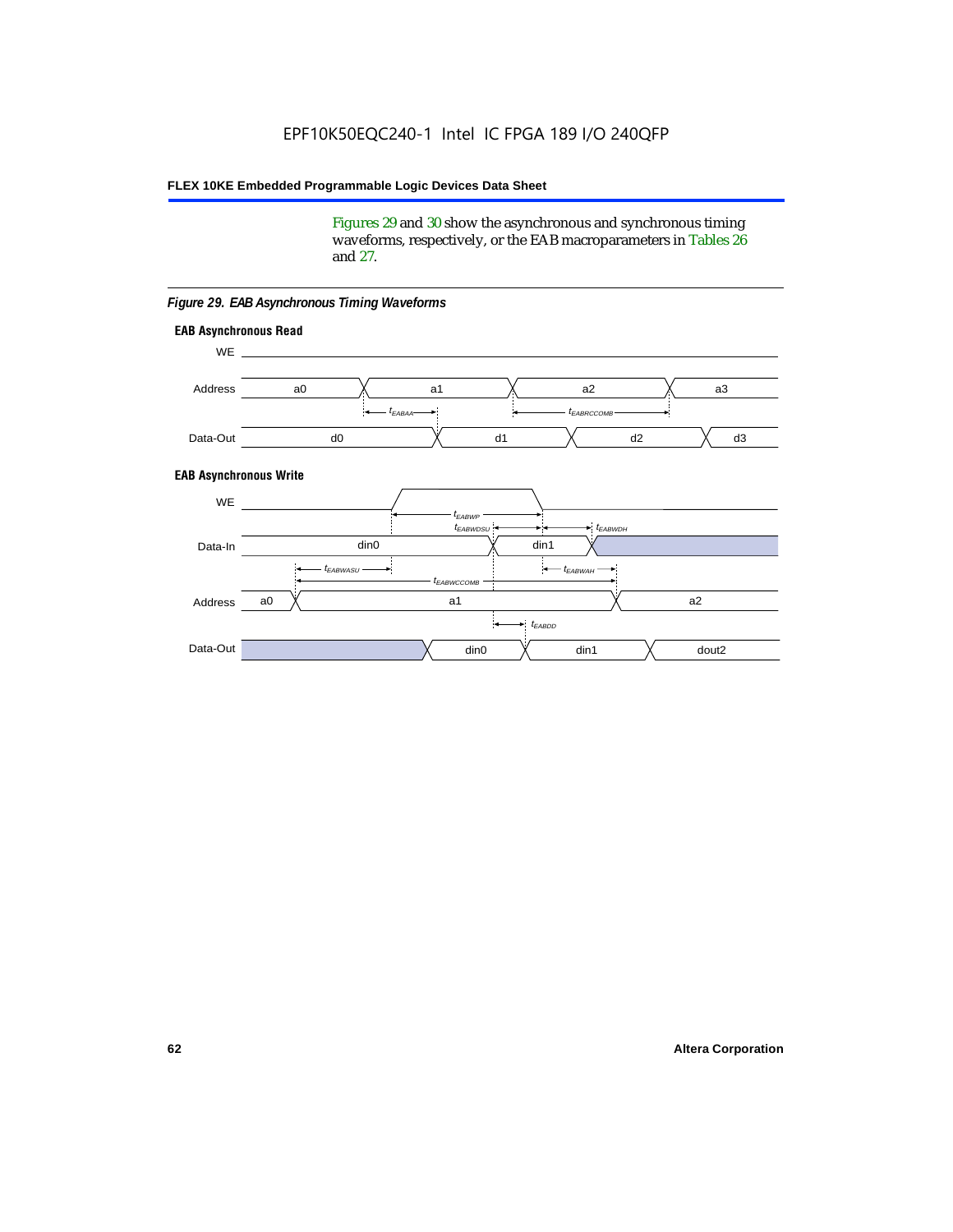Figures 29 and 30 show the asynchronous and synchronous timing waveforms, respectively, or the EAB macroparameters in Tables 26 and 27.

*Figure 29. EAB Asynchronous Timing Waveforms*

**EAB Asynchronous Read**

WE

Address: a0, a1, a2, a3

$t_{EABAA}$, $t_{EABRCCOMB}$

Data-Out: d0, d1, d2, d3

**EAB Asynchronous Write**

WE

$t_{EABWP}$, $t_{EABWDSU}$, $t_{EABWDH}$

Data-In: din0, din1

$t_{EABWASU}$, $t_{EABWAH}$, $t_{EABWCCOMB}$

Address: a0, a1, a2

$t_{EABDD}$

Data-Out: din0, din1, dout2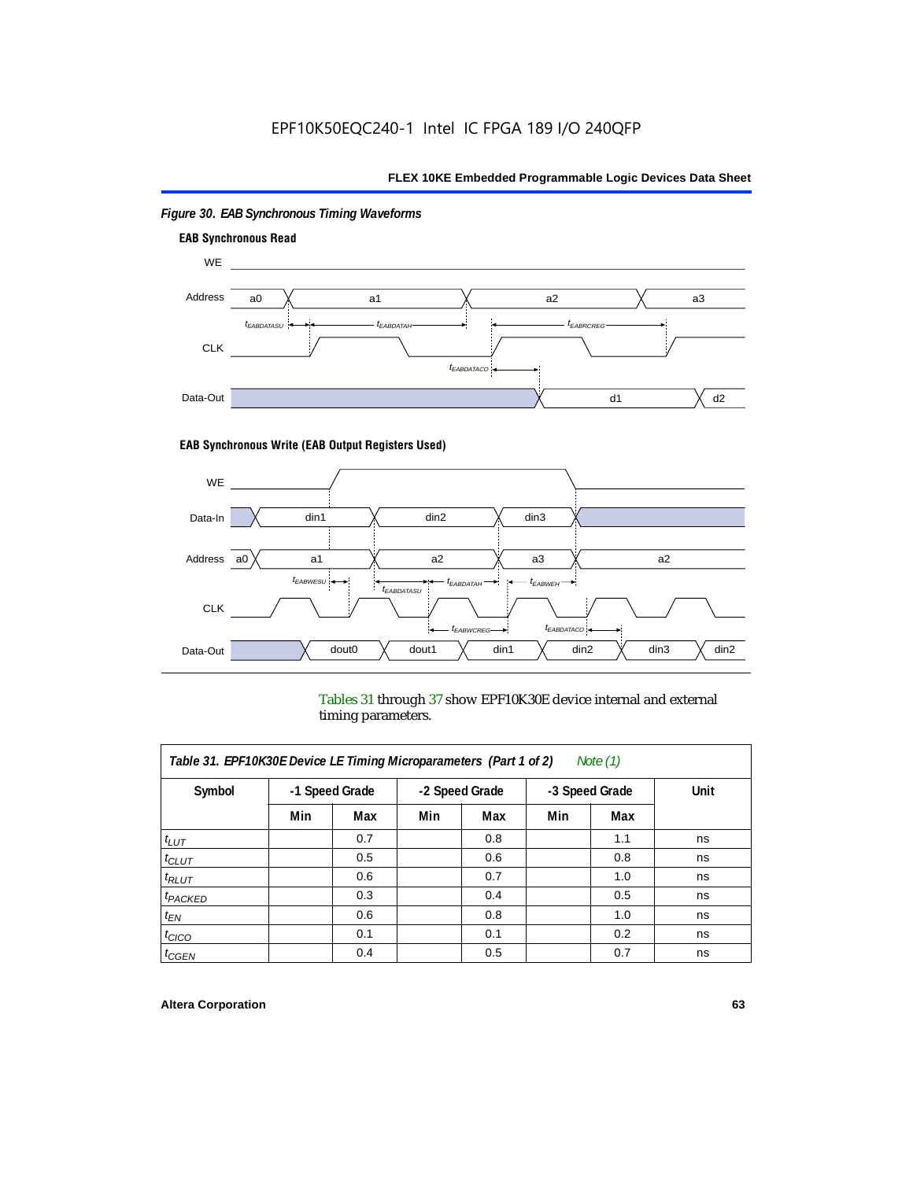*Figure 30. EAB Synchronous Timing Waveforms*

**EAB Synchronous Read**

**EAB Synchronous Write (EAB Output Registers Used)**

Tables 31 through 37 show EPF10K30E device internal and external timing parameters.

| *Table 31. EPF10K30E Device LE Timing Microparameters (Part 1 of 2) Note (1)* | | | | | | | |
|---|---|---|---|---|---|---|---|
| Symbol | -1 Speed Grade | | -2 Speed Grade | | -3 Speed Grade | | Unit |
| | Min | Max | Min | Max | Min | Max | |
| $t_{LUT}$ | | 0.7 | | 0.8 | | 1.1 | ns |
| $t_{CLUT}$ | | 0.5 | | 0.6 | | 0.8 | ns |
| $t_{RLUT}$ | | 0.6 | | 0.7 | | 1.0 | ns |
| $t_{PACKED}$ | | 0.3 | | 0.4 | | 0.5 | ns |
| $t_{EN}$ | | 0.6 | | 0.8 | | 1.0 | ns |
| $t_{CICO}$ | | 0.1 | | 0.1 | | 0.2 | ns |
| $t_{CGEN}$ | | 0.4 | | 0.5 | | 0.7 | ns |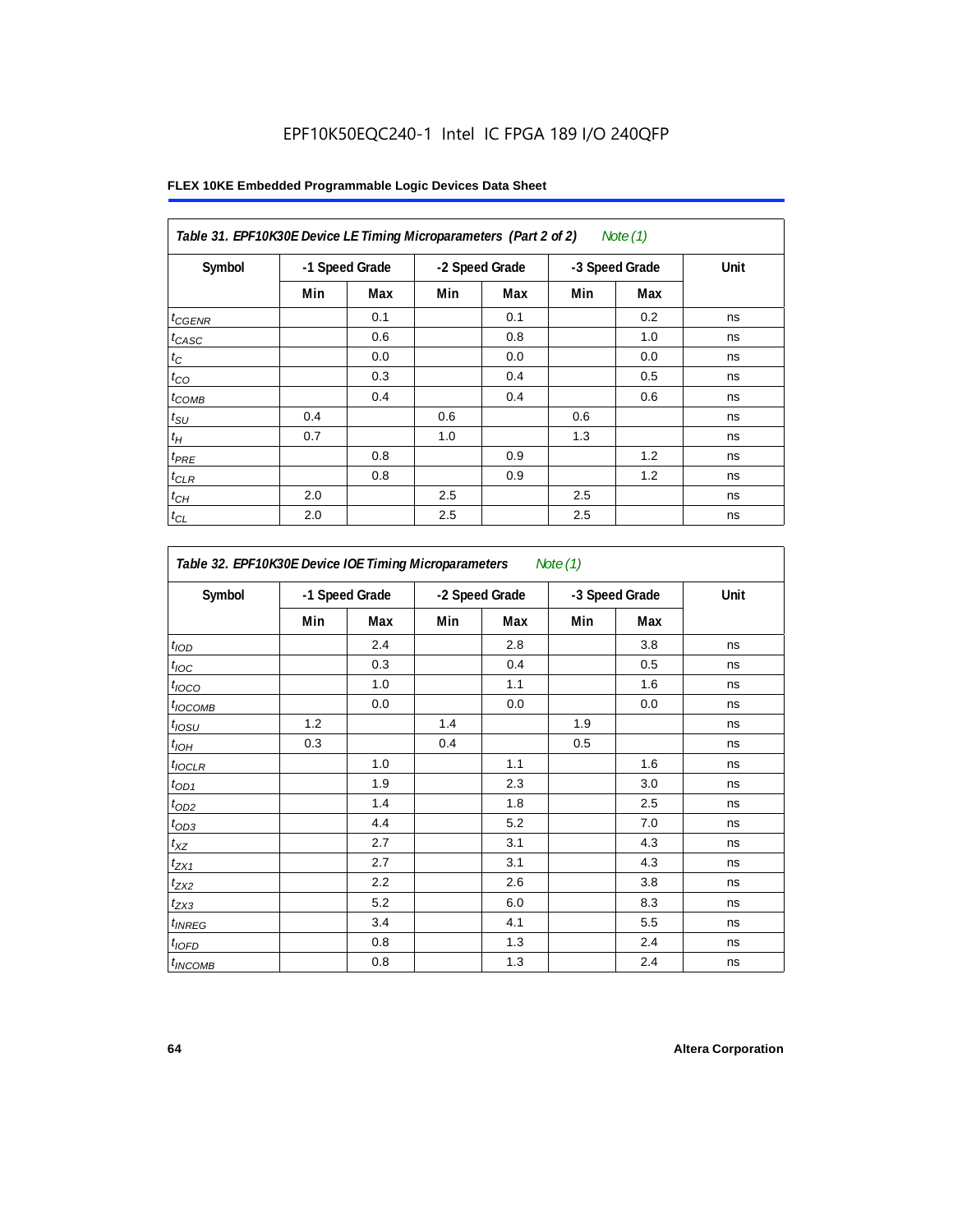**Table 31. EPF10K30E Device LE Timing Microparameters (Part 2 of 2)** *Note (1)*

| Symbol | -1 Speed Grade | | -2 Speed Grade | | -3 Speed Grade | | Unit |
|---|---|---|---|---|---|---|---|
| | Min | Max | Min | Max | Min | Max | |
| $t_{CGENR}$ | | 0.1 | | 0.1 | | 0.2 | ns |
| $t_{CASC}$ | | 0.6 | | 0.8 | | 1.0 | ns |
| $t_{C}$ | | 0.0 | | 0.0 | | 0.0 | ns |
| $t_{CO}$ | | 0.3 | | 0.4 | | 0.5 | ns |
| $t_{COMB}$ | | 0.4 | | 0.4 | | 0.6 | ns |
| $t_{SU}$ | 0.4 | | 0.6 | | 0.6 | | ns |
| $t_{H}$ | 0.7 | | 1.0 | | 1.3 | | ns |
| $t_{PRE}$ | | 0.8 | | 0.9 | | 1.2 | ns |
| $t_{CLR}$ | | 0.8 | | 0.9 | | 1.2 | ns |
| $t_{CH}$ | 2.0 | | 2.5 | | 2.5 | | ns |
| $t_{CL}$ | 2.0 | | 2.5 | | 2.5 | | ns |

**Table 32. EPF10K30E Device IOE Timing Microparameters** *Note (1)*

| Symbol | -1 Speed Grade | | -2 Speed Grade | | -3 Speed Grade | | Unit |
|---|---|---|---|---|---|---|---|
| | Min | Max | Min | Max | Min | Max | |
| $t_{IOD}$ | | 2.4 | | 2.8 | | 3.8 | ns |
| $t_{IOC}$ | | 0.3 | | 0.4 | | 0.5 | ns |
| $t_{IOCO}$ | | 1.0 | | 1.1 | | 1.6 | ns |
| $t_{IOCOMB}$ | | 0.0 | | 0.0 | | 0.0 | ns |
| $t_{IOSU}$ | 1.2 | | 1.4 | | 1.9 | | ns |
| $t_{IOH}$ | 0.3 | | 0.4 | | 0.5 | | ns |
| $t_{IOCLR}$ | | 1.0 | | 1.1 | | 1.6 | ns |
| $t_{OD1}$ | | 1.9 | | 2.3 | | 3.0 | ns |
| $t_{OD2}$ | | 1.4 | | 1.8 | | 2.5 | ns |
| $t_{OD3}$ | | 4.4 | | 5.2 | | 7.0 | ns |
| $t_{XZ}$ | | 2.7 | | 3.1 | | 4.3 | ns |
| $t_{ZX1}$ | | 2.7 | | 3.1 | | 4.3 | ns |
| $t_{ZX2}$ | | 2.2 | | 2.6 | | 3.8 | ns |
| $t_{ZX3}$ | | 5.2 | | 6.0 | | 8.3 | ns |
| $t_{INREG}$ | | 3.4 | | 4.1 | | 5.5 | ns |
| $t_{IOFD}$ | | 0.8 | | 1.3 | | 2.4 | ns |
| $t_{INCOMB}$ | | 0.8 | | 1.3 | | 2.4 | ns |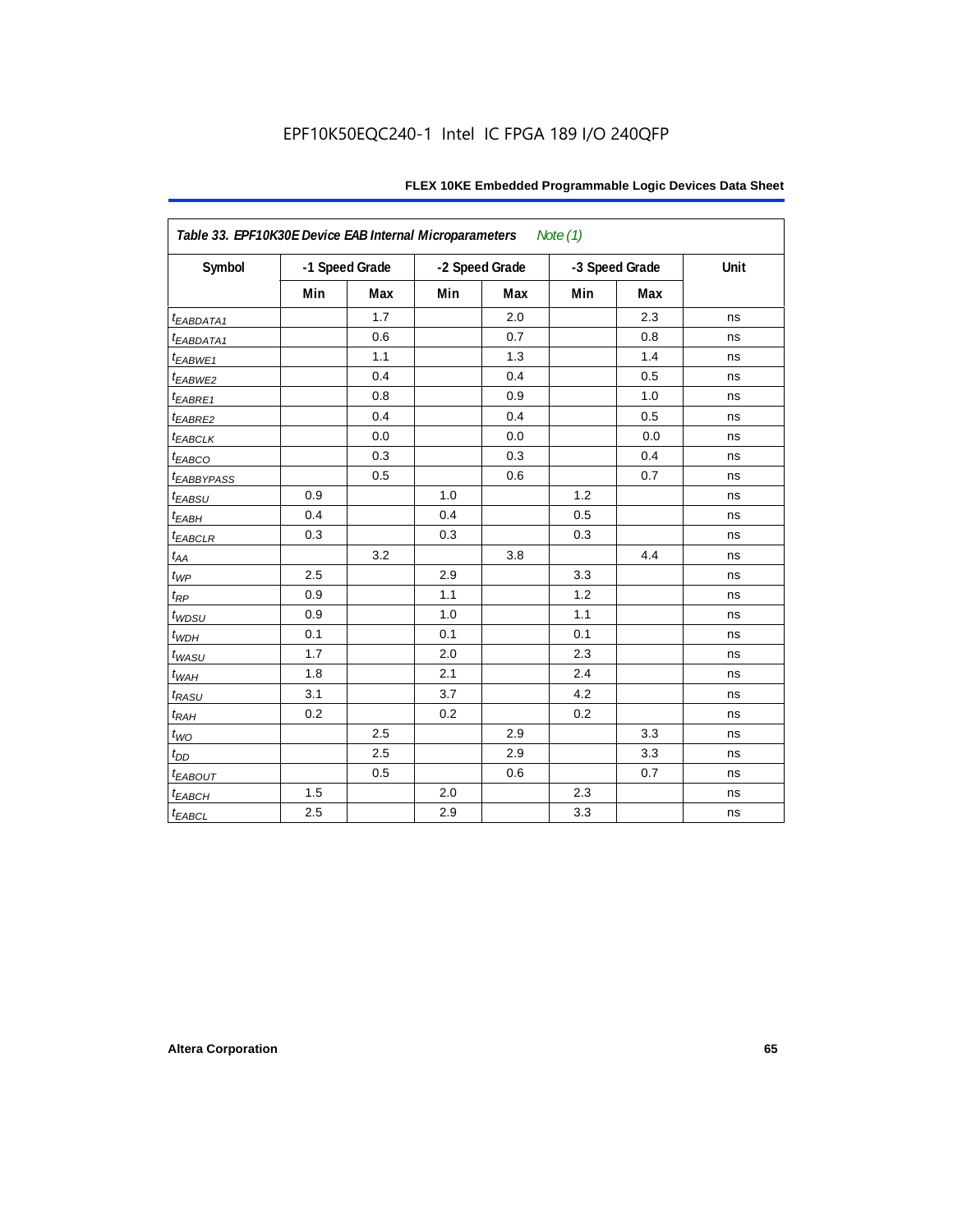**Table 33. EPF10K30E Device EAB Internal Microparameters** *Note (1)*

| Symbol | -1 Speed Grade | | -2 Speed Grade | | -3 Speed Grade | | Unit |
|---|---|---|---|---|---|---|---|
| | Min | Max | Min | Max | Min | Max | |
| $t_{EABDATA1}$ | | 1.7 | | 2.0 | | 2.3 | ns |
| $t_{EABDATA1}$ | | 0.6 | | 0.7 | | 0.8 | ns |
| $t_{EABWE1}$ | | 1.1 | | 1.3 | | 1.4 | ns |
| $t_{EABWE2}$ | | 0.4 | | 0.4 | | 0.5 | ns |
| $t_{EABRE1}$ | | 0.8 | | 0.9 | | 1.0 | ns |
| $t_{EABRE2}$ | | 0.4 | | 0.4 | | 0.5 | ns |
| $t_{EABCLK}$ | | 0.0 | | 0.0 | | 0.0 | ns |
| $t_{EABCO}$ | | 0.3 | | 0.3 | | 0.4 | ns |
| $t_{EABBYPASS}$ | | 0.5 | | 0.6 | | 0.7 | ns |
| $t_{EABSU}$ | 0.9 | | 1.0 | | 1.2 | | ns |
| $t_{EABH}$ | 0.4 | | 0.4 | | 0.5 | | ns |
| $t_{EABCLR}$ | 0.3 | | 0.3 | | 0.3 | | ns |
| $t_{AA}$ | | 3.2 | | 3.8 | | 4.4 | ns |
| $t_{WP}$ | 2.5 | | 2.9 | | 3.3 | | ns |
| $t_{RP}$ | 0.9 | | 1.1 | | 1.2 | | ns |
| $t_{WDSU}$ | 0.9 | | 1.0 | | 1.1 | | ns |
| $t_{WDH}$ | 0.1 | | 0.1 | | 0.1 | | ns |
| $t_{WASU}$ | 1.7 | | 2.0 | | 2.3 | | ns |
| $t_{WAH}$ | 1.8 | | 2.1 | | 2.4 | | ns |
| $t_{RASU}$ | 3.1 | | 3.7 | | 4.2 | | ns |
| $t_{RAH}$ | 0.2 | | 0.2 | | 0.2 | | ns |
| $t_{WO}$ | | 2.5 | | 2.9 | | 3.3 | ns |
| $t_{DD}$ | | 2.5 | | 2.9 | | 3.3 | ns |
| $t_{EABOUT}$ | | 0.5 | | 0.6 | | 0.7 | ns |
| $t_{EABCH}$ | 1.5 | | 2.0 | | 2.3 | | ns |
| $t_{EABCL}$ | 2.5 | | 2.9 | | 3.3 | | ns |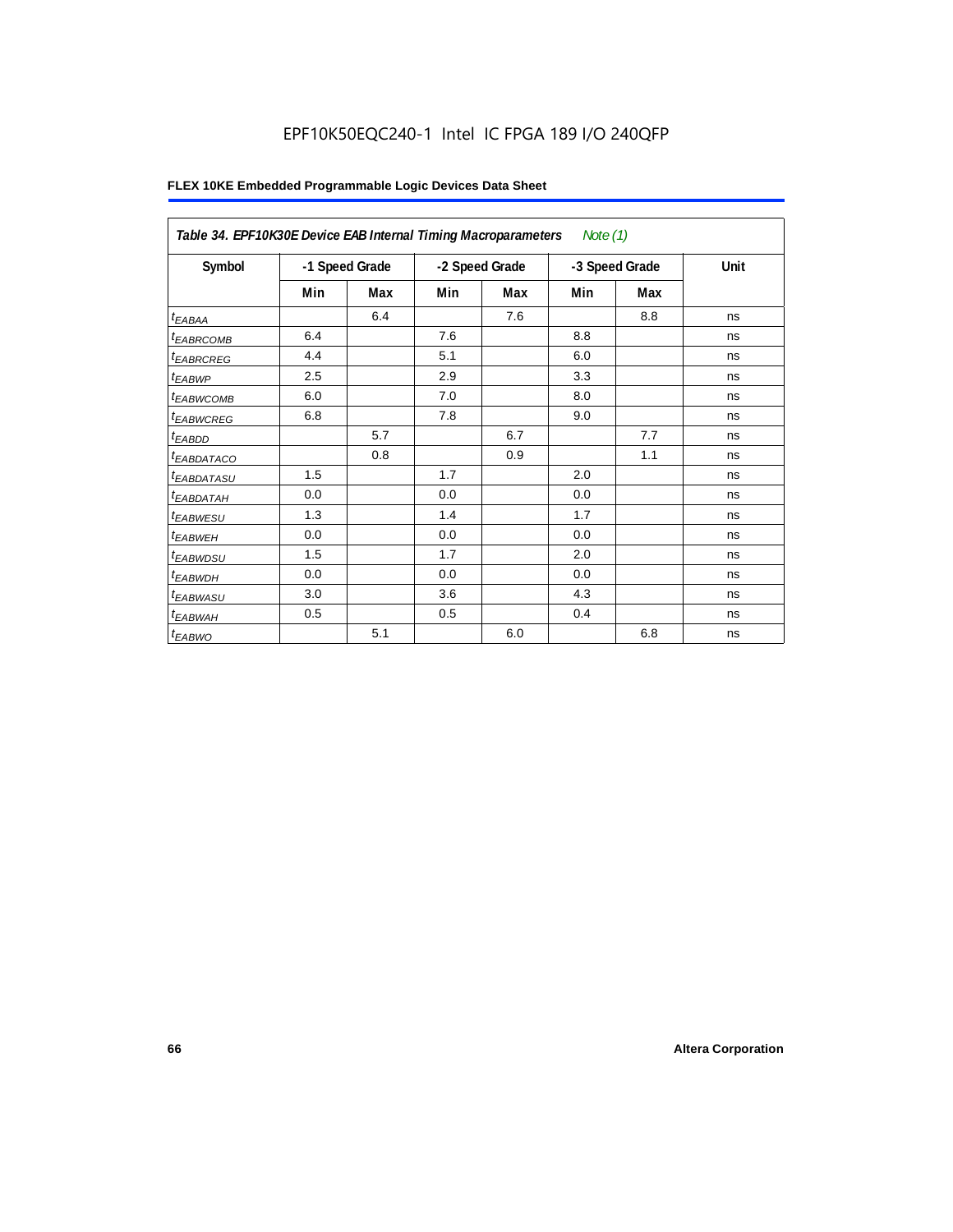**Table 34. EPF10K30E Device EAB Internal Timing Macroparameters** *Note (1)*

| Symbol | -1 Speed Grade | | -2 Speed Grade | | -3 Speed Grade | | Unit |
|---|---|---|---|---|---|---|---|
| | Min | Max | Min | Max | Min | Max | |
| $t_{EABAA}$ | | 6.4 | | 7.6 | | 8.8 | ns |
| $t_{EABRCOMB}$ | 6.4 | | 7.6 | | 8.8 | | ns |
| $t_{EABRCREG}$ | 4.4 | | 5.1 | | 6.0 | | ns |
| $t_{EABWP}$ | 2.5 | | 2.9 | | 3.3 | | ns |
| $t_{EABWCOMB}$ | 6.0 | | 7.0 | | 8.0 | | ns |
| $t_{EABWCREG}$ | 6.8 | | 7.8 | | 9.0 | | ns |
| $t_{EABDD}$ | | 5.7 | | 6.7 | | 7.7 | ns |
| $t_{EABDATACO}$ | | 0.8 | | 0.9 | | 1.1 | ns |
| $t_{EABDATASU}$ | 1.5 | | 1.7 | | 2.0 | | ns |
| $t_{EABDATAH}$ | 0.0 | | 0.0 | | 0.0 | | ns |
| $t_{EABWESU}$ | 1.3 | | 1.4 | | 1.7 | | ns |
| $t_{EABWEH}$ | 0.0 | | 0.0 | | 0.0 | | ns |
| $t_{EABWDSU}$ | 1.5 | | 1.7 | | 2.0 | | ns |
| $t_{EABWDH}$ | 0.0 | | 0.0 | | 0.0 | | ns |
| $t_{EABWASU}$ | 3.0 | | 3.6 | | 4.3 | | ns |
| $t_{EABWAH}$ | 0.5 | | 0.5 | | 0.4 | | ns |
| $t_{EABWO}$ | | 5.1 | | 6.0 | | 6.8 | ns |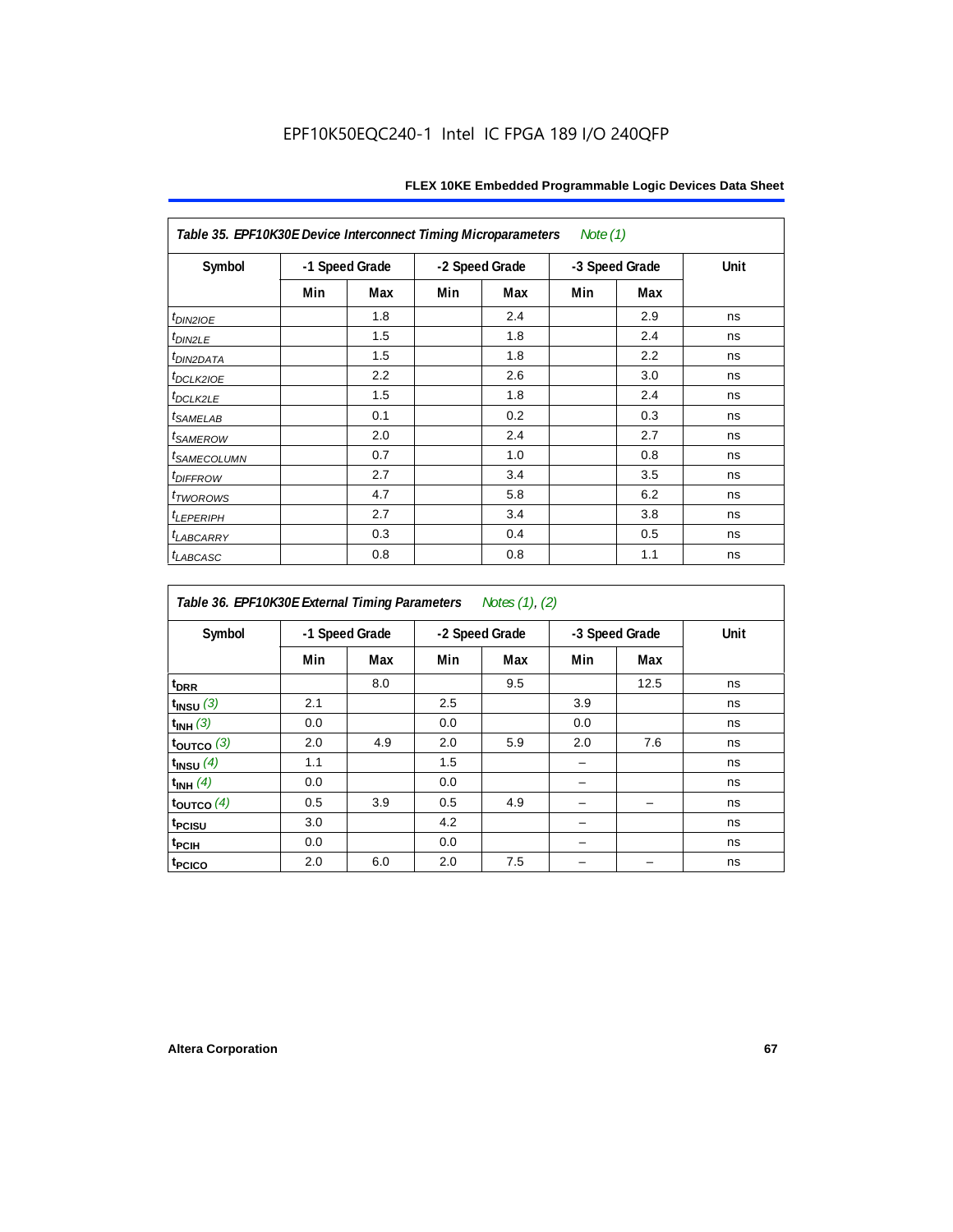Table 35. EPF10K30E Device Interconnect Timing Microparameters *Note (1)*

| Symbol | -1 Speed Grade | | -2 Speed Grade | | -3 Speed Grade | | Unit |
|---|---|---|---|---|---|---|---|
| | Min | Max | Min | Max | Min | Max | |
| $t_{DIN2IOE}$ | | 1.8 | | 2.4 | | 2.9 | ns |
| $t_{DIN2LE}$ | | 1.5 | | 1.8 | | 2.4 | ns |
| $t_{DIN2DATA}$ | | 1.5 | | 1.8 | | 2.2 | ns |
| $t_{DCLK2IOE}$ | | 2.2 | | 2.6 | | 3.0 | ns |
| $t_{DCLK2LE}$ | | 1.5 | | 1.8 | | 2.4 | ns |
| $t_{SAMELAB}$ | | 0.1 | | 0.2 | | 0.3 | ns |
| $t_{SAMEROW}$ | | 2.0 | | 2.4 | | 2.7 | ns |
| $t_{SAMECOLUMN}$ | | 0.7 | | 1.0 | | 0.8 | ns |
| $t_{DIFFROW}$ | | 2.7 | | 3.4 | | 3.5 | ns |
| $t_{TWOROWS}$ | | 4.7 | | 5.8 | | 6.2 | ns |
| $t_{LEPERIPH}$ | | 2.7 | | 3.4 | | 3.8 | ns |
| $t_{LABCARRY}$ | | 0.3 | | 0.4 | | 0.5 | ns |
| $t_{LABCASC}$ | | 0.8 | | 0.8 | | 1.1 | ns |

Table 36. EPF10K30E External Timing Parameters *Notes (1), (2)*

| Symbol | -1 Speed Grade | | -2 Speed Grade | | -3 Speed Grade | | Unit |
|---|---|---|---|---|---|---|---|
| | Min | Max | Min | Max | Min | Max | |
| $t_{DRR}$ | | 8.0 | | 9.5 | | 12.5 | ns |
| $t_{INSU}$ *(3)* | 2.1 | | 2.5 | | 3.9 | | ns |
| $t_{INH}$ *(3)* | 0.0 | | 0.0 | | 0.0 | | ns |
| $t_{OUTCO}$ *(3)* | 2.0 | 4.9 | 2.0 | 5.9 | 2.0 | 7.6 | ns |
| $t_{INSU}$ *(4)* | 1.1 | | 1.5 | | – | | ns |
| $t_{INH}$ *(4)* | 0.0 | | 0.0 | | – | | ns |
| $t_{OUTCO}$ *(4)* | 0.5 | 3.9 | 0.5 | 4.9 | – | – | ns |
| $t_{PCISU}$ | 3.0 | | 4.2 | | – | | ns |
| $t_{PCIH}$ | 0.0 | | 0.0 | | – | | ns |
| $t_{PCICO}$ | 2.0 | 6.0 | 2.0 | 7.5 | – | – | ns |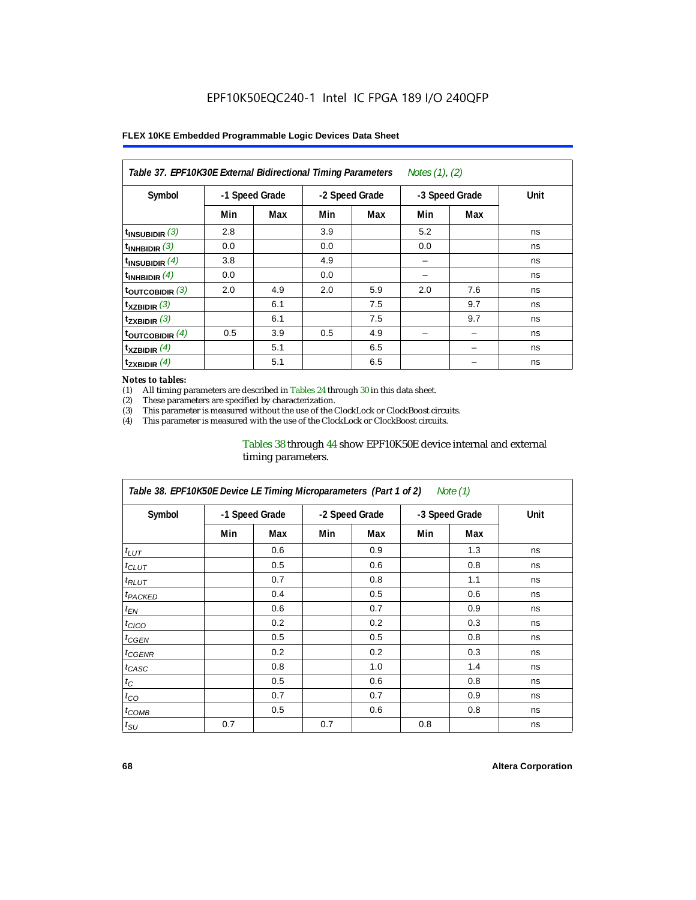# EPF10K50EQC240-1 Intel IC FPGA 189 I/O 240QFP

| *Table 37. EPF10K30E External Bidirectional Timing Parameters* *Notes (1), (2)* | | | | | | | |
|---|---|---|---|---|---|---|---|
| Symbol | -1 Speed Grade | | -2 Speed Grade | | -3 Speed Grade | | Unit |
| | Min | Max | Min | Max | Min | Max | |
| $t_{INSUBIDIR}$ *(3)* | 2.8 | | 3.9 | | 5.2 | | ns |
| $t_{INHBIDIR}$ *(3)* | 0.0 | | 0.0 | | 0.0 | | ns |
| $t_{INSUBIDIR}$ *(4)* | 3.8 | | 4.9 | | – | | ns |
| $t_{INHBIDIR}$ *(4)* | 0.0 | | 0.0 | | – | | ns |
| $t_{OUTCOBIDIR}$ *(3)* | 2.0 | 4.9 | 2.0 | 5.9 | 2.0 | 7.6 | ns |
| $t_{XZBIDIR}$ *(3)* | | 6.1 | | 7.5 | | 9.7 | ns |
| $t_{ZXBIDIR}$ *(3)* | | 6.1 | | 7.5 | | 9.7 | ns |
| $t_{OUTCOBIDIR}$ *(4)* | 0.5 | 3.9 | 0.5 | 4.9 | – | – | ns |
| $t_{XZBIDIR}$ *(4)* | | 5.1 | | 6.5 | | – | ns |
| $t_{ZXBIDIR}$ *(4)* | | 5.1 | | 6.5 | | – | ns |

*Notes to tables:*

(1) All timing parameters are described in Tables 24 through 30 in this data sheet.
(2) These parameters are specified by characterization.
(3) This parameter is measured without the use of the ClockLock or ClockBoost circuits.
(4) This parameter is measured with the use of the ClockLock or ClockBoost circuits.

Tables 38 through 44 show EPF10K50E device internal and external timing parameters.

| *Table 38. EPF10K50E Device LE Timing Microparameters (Part 1 of 2)* *Note (1)* | | | | | | | |
|---|---|---|---|---|---|---|---|
| Symbol | -1 Speed Grade | | -2 Speed Grade | | -3 Speed Grade | | Unit |
| | Min | Max | Min | Max | Min | Max | |
| $t_{LUT}$ | | 0.6 | | 0.9 | | 1.3 | ns |
| $t_{CLUT}$ | | 0.5 | | 0.6 | | 0.8 | ns |
| $t_{RLUT}$ | | 0.7 | | 0.8 | | 1.1 | ns |
| $t_{PACKED}$ | | 0.4 | | 0.5 | | 0.6 | ns |
| $t_{EN}$ | | 0.6 | | 0.7 | | 0.9 | ns |
| $t_{CICO}$ | | 0.2 | | 0.2 | | 0.3 | ns |
| $t_{CGEN}$ | | 0.5 | | 0.5 | | 0.8 | ns |
| $t_{CGENR}$ | | 0.2 | | 0.2 | | 0.3 | ns |
| $t_{CASC}$ | | 0.8 | | 1.0 | | 1.4 | ns |
| $t_{C}$ | | 0.5 | | 0.6 | | 0.8 | ns |
| $t_{CO}$ | | 0.7 | | 0.7 | | 0.9 | ns |
| $t_{COMB}$ | | 0.5 | | 0.6 | | 0.8 | ns |
| $t_{SU}$ | 0.7 | | 0.7 | | 0.8 | | ns |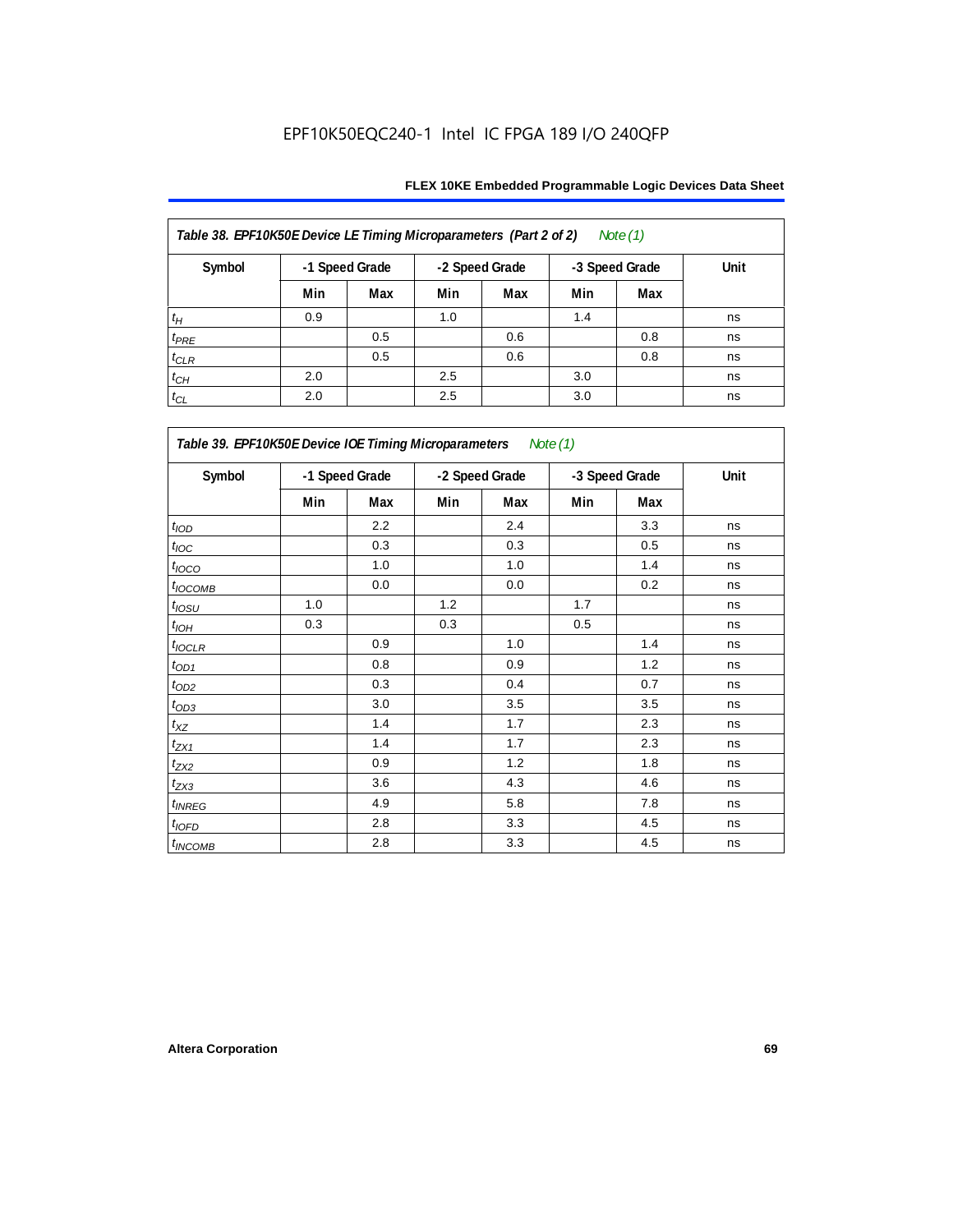**Table 38. EPF10K50E Device LE Timing Microparameters (Part 2 of 2)** *Note (1)*

| Symbol | -1 Speed Grade | | -2 Speed Grade | | -3 Speed Grade | | Unit |
|---|---|---|---|---|---|---|---|
| | Min | Max | Min | Max | Min | Max | |
| $t_H$ | 0.9 | | 1.0 | | 1.4 | | ns |
| $t_{PRE}$ | | 0.5 | | 0.6 | | 0.8 | ns |
| $t_{CLR}$ | | 0.5 | | 0.6 | | 0.8 | ns |
| $t_{CH}$ | 2.0 | | 2.5 | | 3.0 | | ns |
| $t_{CL}$ | 2.0 | | 2.5 | | 3.0 | | ns |

**Table 39. EPF10K50E Device IOE Timing Microparameters** *Note (1)*

| Symbol | -1 Speed Grade | | -2 Speed Grade | | -3 Speed Grade | | Unit |
|---|---|---|---|---|---|---|---|
| | Min | Max | Min | Max | Min | Max | |
| $t_{IOD}$ | | 2.2 | | 2.4 | | 3.3 | ns |
| $t_{IOC}$ | | 0.3 | | 0.3 | | 0.5 | ns |
| $t_{IOCO}$ | | 1.0 | | 1.0 | | 1.4 | ns |
| $t_{IOCOMB}$ | | 0.0 | | 0.0 | | 0.2 | ns |
| $t_{IOSU}$ | 1.0 | | 1.2 | | 1.7 | | ns |
| $t_{IOH}$ | 0.3 | | 0.3 | | 0.5 | | ns |
| $t_{IOCLR}$ | | 0.9 | | 1.0 | | 1.4 | ns |
| $t_{OD1}$ | | 0.8 | | 0.9 | | 1.2 | ns |
| $t_{OD2}$ | | 0.3 | | 0.4 | | 0.7 | ns |
| $t_{OD3}$ | | 3.0 | | 3.5 | | 3.5 | ns |
| $t_{XZ}$ | | 1.4 | | 1.7 | | 2.3 | ns |
| $t_{ZX1}$ | | 1.4 | | 1.7 | | 2.3 | ns |
| $t_{ZX2}$ | | 0.9 | | 1.2 | | 1.8 | ns |
| $t_{ZX3}$ | | 3.6 | | 4.3 | | 4.6 | ns |
| $t_{INREG}$ | | 4.9 | | 5.8 | | 7.8 | ns |
| $t_{IOFD}$ | | 2.8 | | 3.3 | | 4.5 | ns |
| $t_{INCOMB}$ | | 2.8 | | 3.3 | | 4.5 | ns |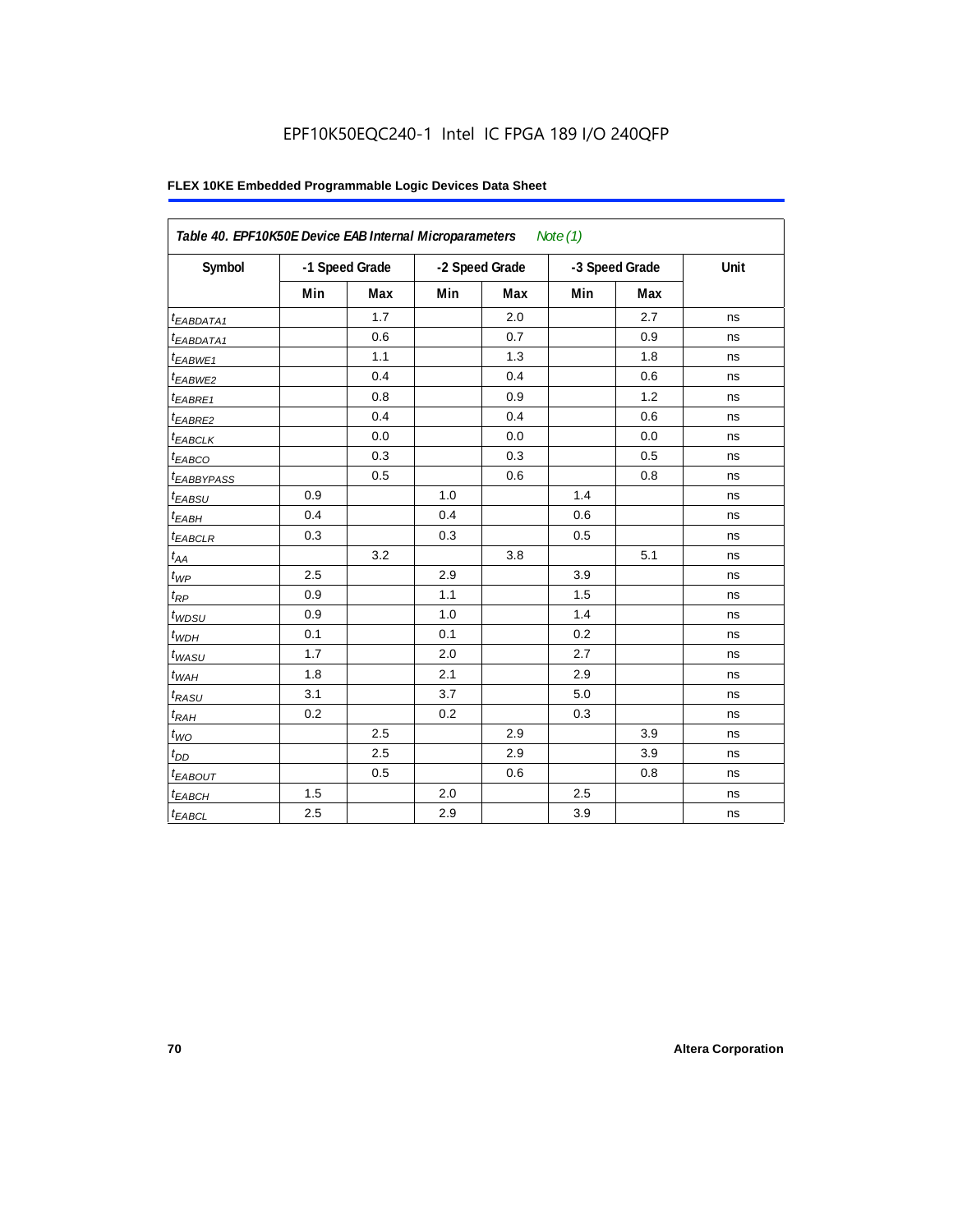EPF10K50EQC240-1 Intel IC FPGA 189 I/O 240QFP

| Table 40. EPF10K50E Device EAB Internal Microparameters *Note (1)* | | | | | | | |
|---|---|---|---|---|---|---|---|
| Symbol | -1 Speed Grade | | -2 Speed Grade | | -3 Speed Grade | | Unit |
| | Min | Max | Min | Max | Min | Max | |
| $t_{EABDATA1}$ | | 1.7 | | 2.0 | | 2.7 | ns |
| $t_{EABDATA1}$ | | 0.6 | | 0.7 | | 0.9 | ns |
| $t_{EABWE1}$ | | 1.1 | | 1.3 | | 1.8 | ns |
| $t_{EABWE2}$ | | 0.4 | | 0.4 | | 0.6 | ns |
| $t_{EABRE1}$ | | 0.8 | | 0.9 | | 1.2 | ns |
| $t_{EABRE2}$ | | 0.4 | | 0.4 | | 0.6 | ns |
| $t_{EABCLK}$ | | 0.0 | | 0.0 | | 0.0 | ns |
| $t_{EABCO}$ | | 0.3 | | 0.3 | | 0.5 | ns |
| $t_{EABBYPASS}$ | | 0.5 | | 0.6 | | 0.8 | ns |
| $t_{EABSU}$ | 0.9 | | 1.0 | | 1.4 | | ns |
| $t_{EABH}$ | 0.4 | | 0.4 | | 0.6 | | ns |
| $t_{EABCLR}$ | 0.3 | | 0.3 | | 0.5 | | ns |
| $t_{AA}$ | | 3.2 | | 3.8 | | 5.1 | ns |
| $t_{WP}$ | 2.5 | | 2.9 | | 3.9 | | ns |
| $t_{RP}$ | 0.9 | | 1.1 | | 1.5 | | ns |
| $t_{WDSU}$ | 0.9 | | 1.0 | | 1.4 | | ns |
| $t_{WDH}$ | 0.1 | | 0.1 | | 0.2 | | ns |
| $t_{WASU}$ | 1.7 | | 2.0 | | 2.7 | | ns |
| $t_{WAH}$ | 1.8 | | 2.1 | | 2.9 | | ns |
| $t_{RASU}$ | 3.1 | | 3.7 | | 5.0 | | ns |
| $t_{RAH}$ | 0.2 | | 0.2 | | 0.3 | | ns |
| $t_{WO}$ | | 2.5 | | 2.9 | | 3.9 | ns |
| $t_{DD}$ | | 2.5 | | 2.9 | | 3.9 | ns |
| $t_{EABOUT}$ | | 0.5 | | 0.6 | | 0.8 | ns |
| $t_{EABCH}$ | 1.5 | | 2.0 | | 2.5 | | ns |
| $t_{EABCL}$ | 2.5 | | 2.9 | | 3.9 | | ns |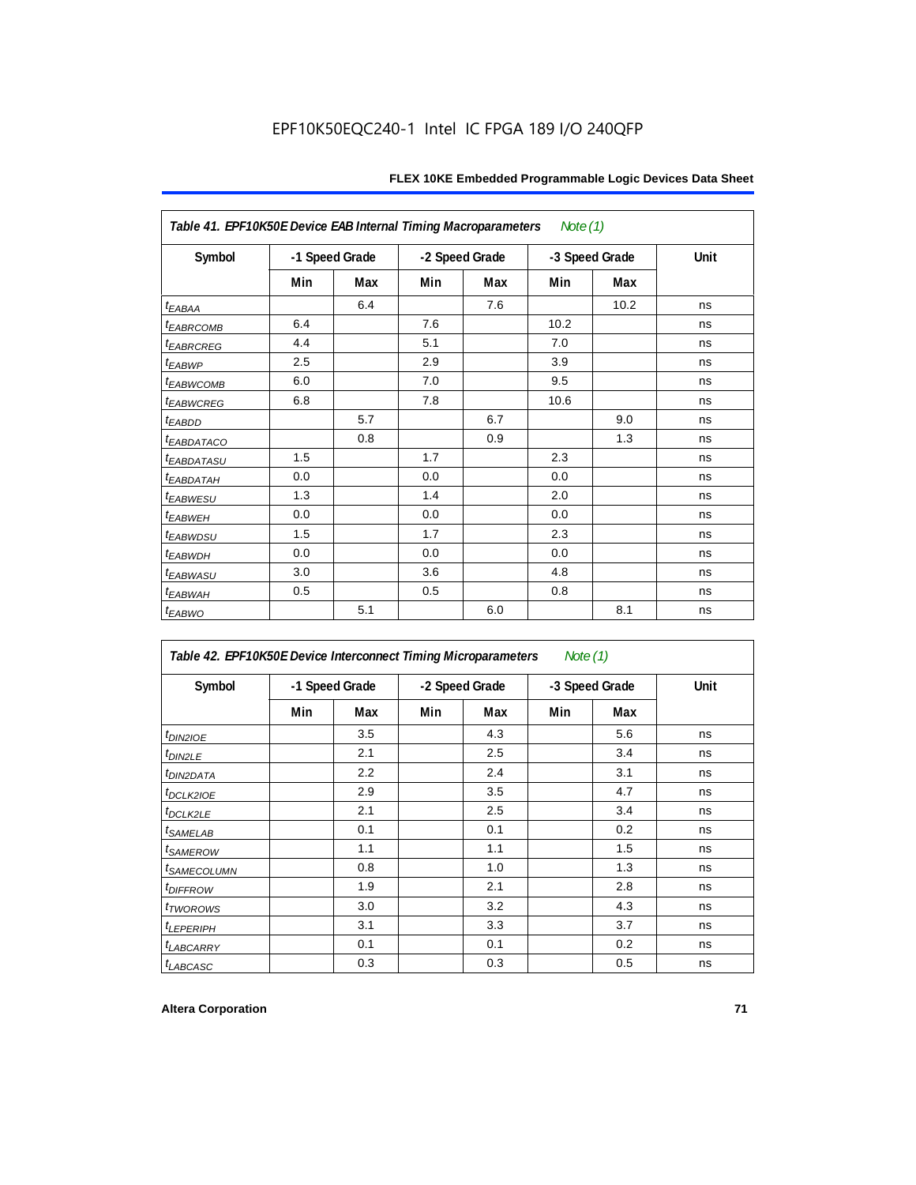EPF10K50EQC240-1 Intel IC FPGA 189 I/O 240QFP

| *Table 41. EPF10K50E Device EAB Internal Timing Macroparameters Note (1)* | | | | | | | |
|---|---|---|---|---|---|---|---|
| Symbol | -1 Speed Grade | | -2 Speed Grade | | -3 Speed Grade | | Unit |
| | Min | Max | Min | Max | Min | Max | |
| $t_{EABAA}$ | | 6.4 | | 7.6 | | 10.2 | ns |
| $t_{EABRCOMB}$ | 6.4 | | 7.6 | | 10.2 | | ns |
| $t_{EABRCREG}$ | 4.4 | | 5.1 | | 7.0 | | ns |
| $t_{EABWP}$ | 2.5 | | 2.9 | | 3.9 | | ns |
| $t_{EABWCOMB}$ | 6.0 | | 7.0 | | 9.5 | | ns |
| $t_{EABWCREG}$ | 6.8 | | 7.8 | | 10.6 | | ns |
| $t_{EABDD}$ | | 5.7 | | 6.7 | | 9.0 | ns |
| $t_{EABDATACO}$ | | 0.8 | | 0.9 | | 1.3 | ns |
| $t_{EABDATASU}$ | 1.5 | | 1.7 | | 2.3 | | ns |
| $t_{EABDATAH}$ | 0.0 | | 0.0 | | 0.0 | | ns |
| $t_{EABWESU}$ | 1.3 | | 1.4 | | 2.0 | | ns |
| $t_{EABWEH}$ | 0.0 | | 0.0 | | 0.0 | | ns |
| $t_{EABWDSU}$ | 1.5 | | 1.7 | | 2.3 | | ns |
| $t_{EABWDH}$ | 0.0 | | 0.0 | | 0.0 | | ns |
| $t_{EABWASU}$ | 3.0 | | 3.6 | | 4.8 | | ns |
| $t_{EABWAH}$ | 0.5 | | 0.5 | | 0.8 | | ns |
| $t_{EABWO}$ | | 5.1 | | 6.0 | | 8.1 | ns |

| *Table 42. EPF10K50E Device Interconnect Timing Microparameters Note (1)* | | | | | | | |
|---|---|---|---|---|---|---|---|
| Symbol | -1 Speed Grade | | -2 Speed Grade | | -3 Speed Grade | | Unit |
| | Min | Max | Min | Max | Min | Max | |
| $t_{DIN2IOE}$ | | 3.5 | | 4.3 | | 5.6 | ns |
| $t_{DIN2LE}$ | | 2.1 | | 2.5 | | 3.4 | ns |
| $t_{DIN2DATA}$ | | 2.2 | | 2.4 | | 3.1 | ns |
| $t_{DCLK2IOE}$ | | 2.9 | | 3.5 | | 4.7 | ns |
| $t_{DCLK2LE}$ | | 2.1 | | 2.5 | | 3.4 | ns |
| $t_{SAMELAB}$ | | 0.1 | | 0.1 | | 0.2 | ns |
| $t_{SAMEROW}$ | | 1.1 | | 1.1 | | 1.5 | ns |
| $t_{SAMECOLUMN}$ | | 0.8 | | 1.0 | | 1.3 | ns |
| $t_{DIFFROW}$ | | 1.9 | | 2.1 | | 2.8 | ns |
| $t_{TWOROWS}$ | | 3.0 | | 3.2 | | 4.3 | ns |
| $t_{LEPERIPH}$ | | 3.1 | | 3.3 | | 3.7 | ns |
| $t_{LABCARRY}$ | | 0.1 | | 0.1 | | 0.2 | ns |
| $t_{LABCASC}$ | | 0.3 | | 0.3 | | 0.5 | ns |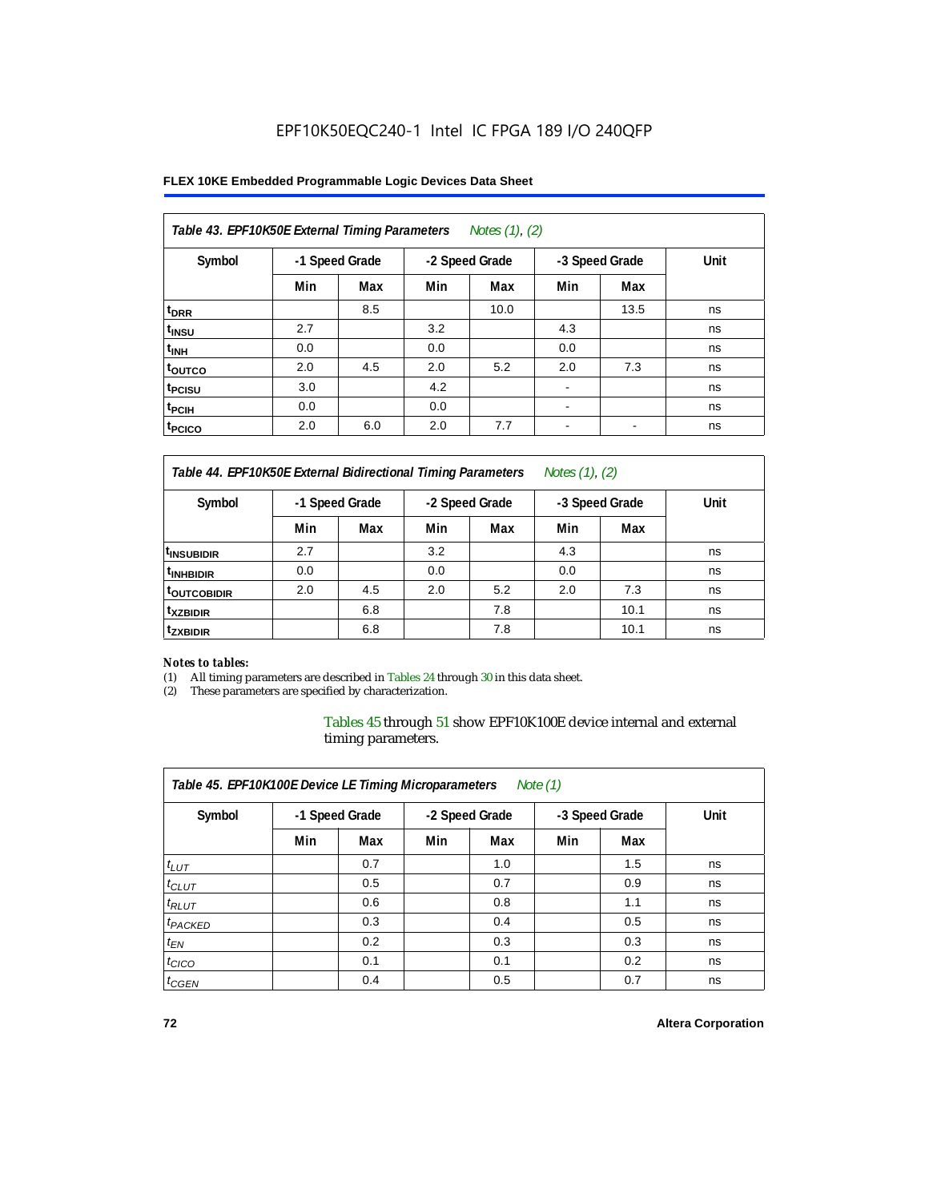| Table 43. EPF10K50E External Timing Parameters Notes (1), (2) | | | | | | | |
|---|---|---|---|---|---|---|---|
| Symbol | -1 Speed Grade | | -2 Speed Grade | | -3 Speed Grade | | Unit |
| | Min | Max | Min | Max | Min | Max | |
| $t_{DRR}$ | | 8.5 | | 10.0 | | 13.5 | ns |
| $t_{INSU}$ | 2.7 | | 3.2 | | 4.3 | | ns |
| $t_{INH}$ | 0.0 | | 0.0 | | 0.0 | | ns |
| $t_{OUTCO}$ | 2.0 | 4.5 | 2.0 | 5.2 | 2.0 | 7.3 | ns |
| $t_{PCISU}$ | 3.0 | | 4.2 | | - | | ns |
| $t_{PCIH}$ | 0.0 | | 0.0 | | - | | ns |
| $t_{PCICO}$ | 2.0 | 6.0 | 2.0 | 7.7 | - | - | ns |

| Table 44. EPF10K50E External Bidirectional Timing Parameters Notes (1), (2) | | | | | | | |
|---|---|---|---|---|---|---|---|
| Symbol | -1 Speed Grade | | -2 Speed Grade | | -3 Speed Grade | | Unit |
| | Min | Max | Min | Max | Min | Max | |
| $t_{INSUBIDIR}$ | 2.7 | | 3.2 | | 4.3 | | ns |
| $t_{INHBIDIR}$ | 0.0 | | 0.0 | | 0.0 | | ns |
| $t_{OUTCOBIDIR}$ | 2.0 | 4.5 | 2.0 | 5.2 | 2.0 | 7.3 | ns |
| $t_{XZBIDIR}$ | | 6.8 | | 7.8 | | 10.1 | ns |
| $t_{ZXBIDIR}$ | | 6.8 | | 7.8 | | 10.1 | ns |

*Notes to tables:*

(1) All timing parameters are described in Tables 24 through 30 in this data sheet.

(2) These parameters are specified by characterization.

Tables 45 through 51 show EPF10K100E device internal and external timing parameters.

| Table 45. EPF10K100E Device LE Timing Microparameters Note (1) | | | | | | | |
|---|---|---|---|---|---|---|---|
| Symbol | -1 Speed Grade | | -2 Speed Grade | | -3 Speed Grade | | Unit |
| | Min | Max | Min | Max | Min | Max | |
| $t_{LUT}$ | | 0.7 | | 1.0 | | 1.5 | ns |
| $t_{CLUT}$ | | 0.5 | | 0.7 | | 0.9 | ns |
| $t_{RLUT}$ | | 0.6 | | 0.8 | | 1.1 | ns |
| $t_{PACKED}$ | | 0.3 | | 0.4 | | 0.5 | ns |
| $t_{EN}$ | | 0.2 | | 0.3 | | 0.3 | ns |
| $t_{CICO}$ | | 0.1 | | 0.1 | | 0.2 | ns |
| $t_{CGEN}$ | | 0.4 | | 0.5 | | 0.7 | ns |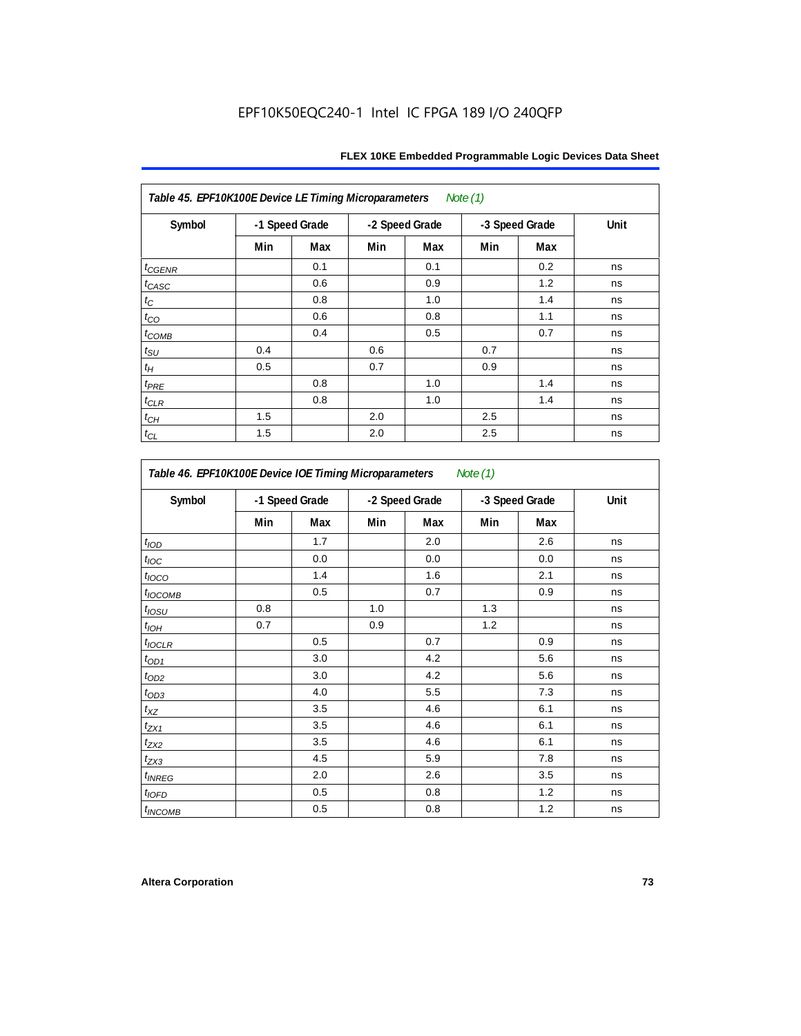EPF10K50EQC240-1 Intel IC FPGA 189 I/O 240QFP

| Table 45. EPF10K100E Device LE Timing Microparameters *Note (1)* | | | | | | | |
|---|---|---|---|---|---|---|---|
| Symbol | -1 Speed Grade | | -2 Speed Grade | | -3 Speed Grade | | Unit |
| | Min | Max | Min | Max | Min | Max | |
| $t_{CGENR}$ | | 0.1 | | 0.1 | | 0.2 | ns |
| $t_{CASC}$ | | 0.6 | | 0.9 | | 1.2 | ns |
| $t_C$ | | 0.8 | | 1.0 | | 1.4 | ns |
| $t_{CO}$ | | 0.6 | | 0.8 | | 1.1 | ns |
| $t_{COMB}$ | | 0.4 | | 0.5 | | 0.7 | ns |
| $t_{SU}$ | 0.4 | | 0.6 | | 0.7 | | ns |
| $t_H$ | 0.5 | | 0.7 | | 0.9 | | ns |
| $t_{PRE}$ | | 0.8 | | 1.0 | | 1.4 | ns |
| $t_{CLR}$ | | 0.8 | | 1.0 | | 1.4 | ns |
| $t_{CH}$ | 1.5 | | 2.0 | | 2.5 | | ns |
| $t_{CL}$ | 1.5 | | 2.0 | | 2.5 | | ns |

| Table 46. EPF10K100E Device IOE Timing Microparameters *Note (1)* | | | | | | | |
|---|---|---|---|---|---|---|---|
| Symbol | -1 Speed Grade | | -2 Speed Grade | | -3 Speed Grade | | Unit |
| | Min | Max | Min | Max | Min | Max | |
| $t_{IOD}$ | | 1.7 | | 2.0 | | 2.6 | ns |
| $t_{IOC}$ | | 0.0 | | 0.0 | | 0.0 | ns |
| $t_{IOCO}$ | | 1.4 | | 1.6 | | 2.1 | ns |
| $t_{IOCOMB}$ | | 0.5 | | 0.7 | | 0.9 | ns |
| $t_{IOSU}$ | 0.8 | | 1.0 | | 1.3 | | ns |
| $t_{IOH}$ | 0.7 | | 0.9 | | 1.2 | | ns |
| $t_{IOCLR}$ | | 0.5 | | 0.7 | | 0.9 | ns |
| $t_{OD1}$ | | 3.0 | | 4.2 | | 5.6 | ns |
| $t_{OD2}$ | | 3.0 | | 4.2 | | 5.6 | ns |
| $t_{OD3}$ | | 4.0 | | 5.5 | | 7.3 | ns |
| $t_{XZ}$ | | 3.5 | | 4.6 | | 6.1 | ns |
| $t_{ZX1}$ | | 3.5 | | 4.6 | | 6.1 | ns |
| $t_{ZX2}$ | | 3.5 | | 4.6 | | 6.1 | ns |
| $t_{ZX3}$ | | 4.5 | | 5.9 | | 7.8 | ns |
| $t_{INREG}$ | | 2.0 | | 2.6 | | 3.5 | ns |
| $t_{IOFD}$ | | 0.5 | | 0.8 | | 1.2 | ns |
| $t_{INCOMB}$ | | 0.5 | | 0.8 | | 1.2 | ns |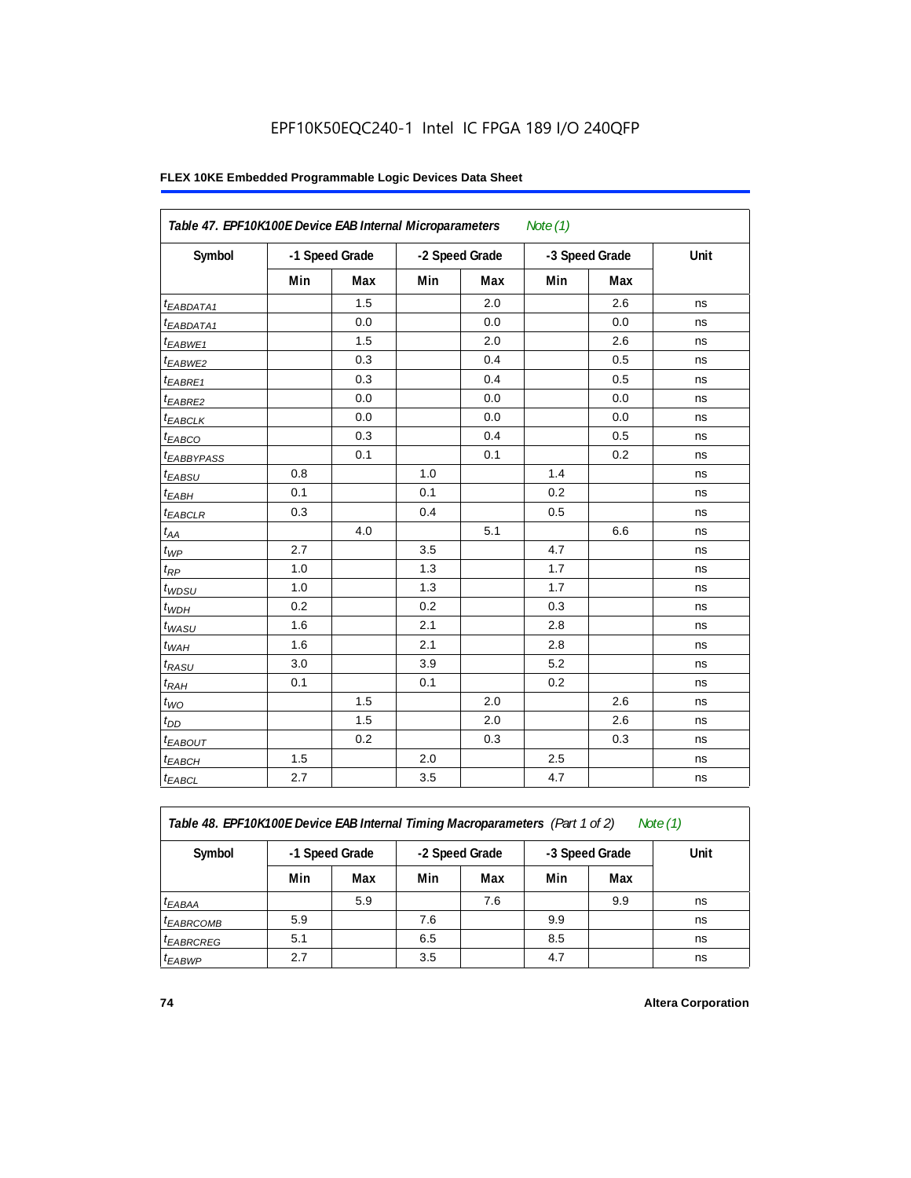EPF10K50EQC240-1 Intel IC FPGA 189 I/O 240QFP

**Table 47. EPF10K100E Device EAB Internal Microparameters** *Note (1)*

| Symbol | -1 Speed Grade | | -2 Speed Grade | | -3 Speed Grade | | Unit |
|---|---|---|---|---|---|---|---|
| | Min | Max | Min | Max | Min | Max | |
| $t_{EABDATA1}$ | | 1.5 | | 2.0 | | 2.6 | ns |
| $t_{EABDATA1}$ | | 0.0 | | 0.0 | | 0.0 | ns |
| $t_{EABWE1}$ | | 1.5 | | 2.0 | | 2.6 | ns |
| $t_{EABWE2}$ | | 0.3 | | 0.4 | | 0.5 | ns |
| $t_{EABRE1}$ | | 0.3 | | 0.4 | | 0.5 | ns |
| $t_{EABRE2}$ | | 0.0 | | 0.0 | | 0.0 | ns |
| $t_{EABCLK}$ | | 0.0 | | 0.0 | | 0.0 | ns |
| $t_{EABCO}$ | | 0.3 | | 0.4 | | 0.5 | ns |
| $t_{EABBYPASS}$ | | 0.1 | | 0.1 | | 0.2 | ns |
| $t_{EABSU}$ | 0.8 | | 1.0 | | 1.4 | | ns |
| $t_{EABH}$ | 0.1 | | 0.1 | | 0.2 | | ns |
| $t_{EABCLR}$ | 0.3 | | 0.4 | | 0.5 | | ns |
| $t_{AA}$ | | 4.0 | | 5.1 | | 6.6 | ns |
| $t_{WP}$ | 2.7 | | 3.5 | | 4.7 | | ns |
| $t_{RP}$ | 1.0 | | 1.3 | | 1.7 | | ns |
| $t_{WDSU}$ | 1.0 | | 1.3 | | 1.7 | | ns |
| $t_{WDH}$ | 0.2 | | 0.2 | | 0.3 | | ns |
| $t_{WASU}$ | 1.6 | | 2.1 | | 2.8 | | ns |
| $t_{WAH}$ | 1.6 | | 2.1 | | 2.8 | | ns |
| $t_{RASU}$ | 3.0 | | 3.9 | | 5.2 | | ns |
| $t_{RAH}$ | 0.1 | | 0.1 | | 0.2 | | ns |
| $t_{WO}$ | | 1.5 | | 2.0 | | 2.6 | ns |
| $t_{DD}$ | | 1.5 | | 2.0 | | 2.6 | ns |
| $t_{EABOUT}$ | | 0.2 | | 0.3 | | 0.3 | ns |
| $t_{EABCH}$ | 1.5 | | 2.0 | | 2.5 | | ns |
| $t_{EABCL}$ | 2.7 | | 3.5 | | 4.7 | | ns |

**Table 48. EPF10K100E Device EAB Internal Timing Macroparameters** *(Part 1 of 2)* *Note (1)*

| Symbol | -1 Speed Grade | | -2 Speed Grade | | -3 Speed Grade | | Unit |
|---|---|---|---|---|---|---|---|
| | Min | Max | Min | Max | Min | Max | |
| $t_{EABAA}$ | | 5.9 | | 7.6 | | 9.9 | ns |
| $t_{EABRCOMB}$ | 5.9 | | 7.6 | | 9.9 | | ns |
| $t_{EABRCREG}$ | 5.1 | | 6.5 | | 8.5 | | ns |
| $t_{EABWP}$ | 2.7 | | 3.5 | | 4.7 | | ns |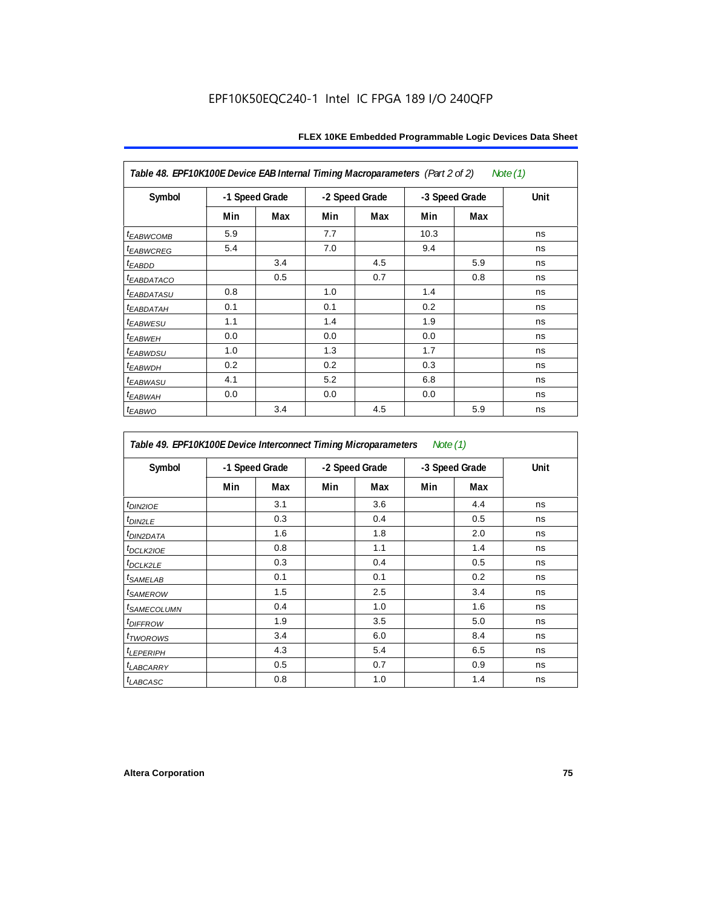**Table 48. EPF10K100E Device EAB Internal Timing Macroparameters** *(Part 2 of 2)* *Note (1)*

| Symbol | -1 Speed Grade | | -2 Speed Grade | | -3 Speed Grade | | Unit |
|---|---|---|---|---|---|---|---|
| | Min | Max | Min | Max | Min | Max | |
| $t_{EABWCOMB}$ | 5.9 | | 7.7 | | 10.3 | | ns |
| $t_{EABWCREG}$ | 5.4 | | 7.0 | | 9.4 | | ns |
| $t_{EABDD}$ | | 3.4 | | 4.5 | | 5.9 | ns |
| $t_{EABDATACO}$ | | 0.5 | | 0.7 | | 0.8 | ns |
| $t_{EABDATASU}$ | 0.8 | | 1.0 | | 1.4 | | ns |
| $t_{EABDATAH}$ | 0.1 | | 0.1 | | 0.2 | | ns |
| $t_{EABWESU}$ | 1.1 | | 1.4 | | 1.9 | | ns |
| $t_{EABWEH}$ | 0.0 | | 0.0 | | 0.0 | | ns |
| $t_{EABWDSU}$ | 1.0 | | 1.3 | | 1.7 | | ns |
| $t_{EABWDH}$ | 0.2 | | 0.2 | | 0.3 | | ns |
| $t_{EABWASU}$ | 4.1 | | 5.2 | | 6.8 | | ns |
| $t_{EABWAH}$ | 0.0 | | 0.0 | | 0.0 | | ns |
| $t_{EABWO}$ | | 3.4 | | 4.5 | | 5.9 | ns |

**Table 49. EPF10K100E Device Interconnect Timing Microparameters** *Note (1)*

| Symbol | -1 Speed Grade | | -2 Speed Grade | | -3 Speed Grade | | Unit |
|---|---|---|---|---|---|---|---|
| | Min | Max | Min | Max | Min | Max | |
| $t_{DIN2IOE}$ | | 3.1 | | 3.6 | | 4.4 | ns |
| $t_{DIN2LE}$ | | 0.3 | | 0.4 | | 0.5 | ns |
| $t_{DIN2DATA}$ | | 1.6 | | 1.8 | | 2.0 | ns |
| $t_{DCLK2IOE}$ | | 0.8 | | 1.1 | | 1.4 | ns |
| $t_{DCLK2LE}$ | | 0.3 | | 0.4 | | 0.5 | ns |
| $t_{SAMELAB}$ | | 0.1 | | 0.1 | | 0.2 | ns |
| $t_{SAMEROW}$ | | 1.5 | | 2.5 | | 3.4 | ns |
| $t_{SAMECOLUMN}$ | | 0.4 | | 1.0 | | 1.6 | ns |
| $t_{DIFFROW}$ | | 1.9 | | 3.5 | | 5.0 | ns |
| $t_{TWOROWS}$ | | 3.4 | | 6.0 | | 8.4 | ns |
| $t_{LEPERIPH}$ | | 4.3 | | 5.4 | | 6.5 | ns |
| $t_{LABCARRY}$ | | 0.5 | | 0.7 | | 0.9 | ns |
| $t_{LABCASC}$ | | 0.8 | | 1.0 | | 1.4 | ns |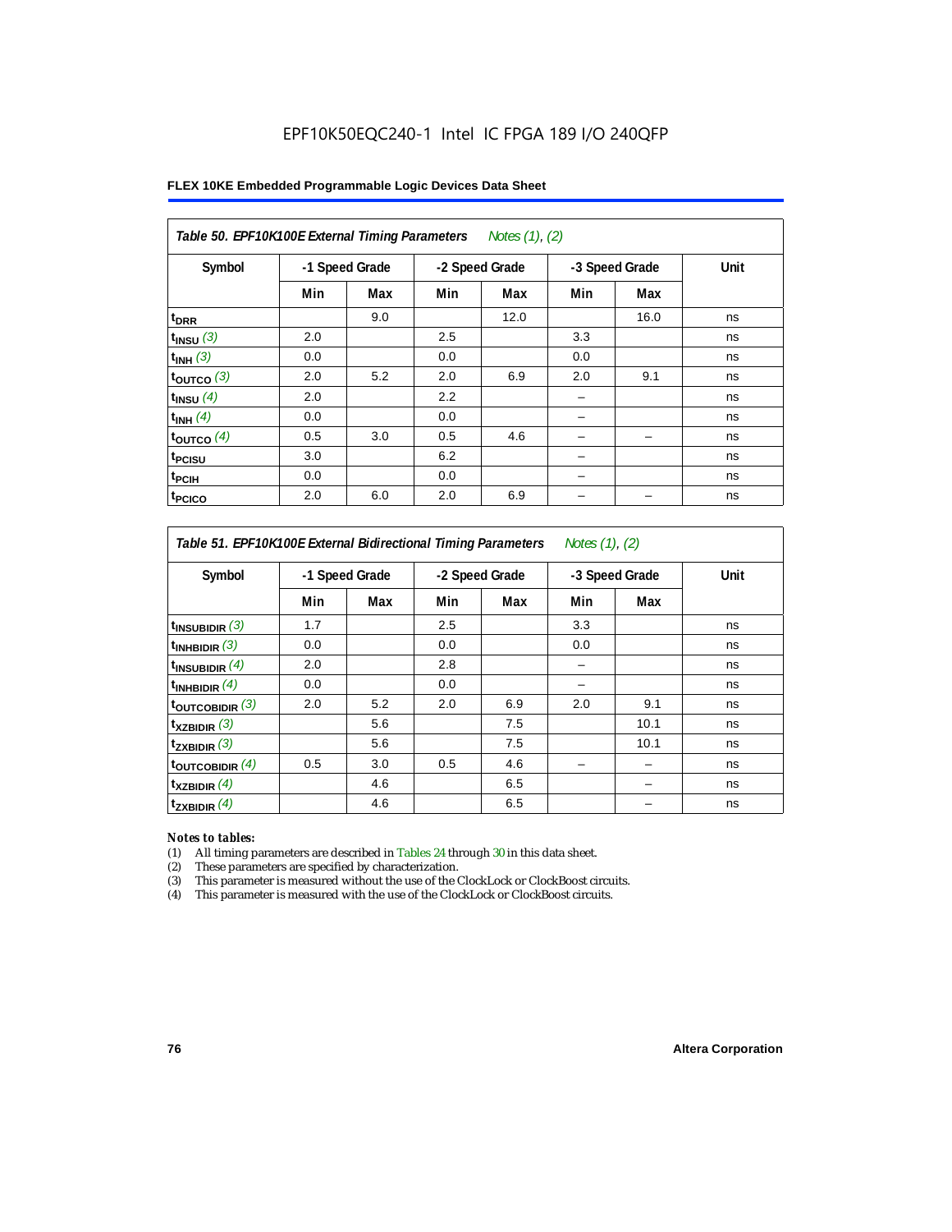EPF10K50EQC240-1 Intel IC FPGA 189 I/O 240QFP

**FLEX 10KE Embedded Programmable Logic Devices Data Sheet**

*Table 50. EPF10K100E External Timing Parameters* *Notes (1), (2)*

| Symbol | -1 Speed Grade | | -2 Speed Grade | | -3 Speed Grade | | Unit |
|---|---|---|---|---|---|---|---|
| | Min | Max | Min | Max | Min | Max | |
| $t_{DRR}$ | | 9.0 | | 12.0 | | 16.0 | ns |
| $t_{INSU}$ *(3)* | 2.0 | | 2.5 | | 3.3 | | ns |
| $t_{INH}$ *(3)* | 0.0 | | 0.0 | | 0.0 | | ns |
| $t_{OUTCO}$ *(3)* | 2.0 | 5.2 | 2.0 | 6.9 | 2.0 | 9.1 | ns |
| $t_{INSU}$ *(4)* | 2.0 | | 2.2 | | – | | ns |
| $t_{INH}$ *(4)* | 0.0 | | 0.0 | | – | | ns |
| $t_{OUTCO}$ *(4)* | 0.5 | 3.0 | 0.5 | 4.6 | – | – | ns |
| $t_{PCISU}$ | 3.0 | | 6.2 | | – | | ns |
| $t_{PCIH}$ | 0.0 | | 0.0 | | – | | ns |
| $t_{PCICO}$ | 2.0 | 6.0 | 2.0 | 6.9 | – | – | ns |

*Table 51. EPF10K100E External Bidirectional Timing Parameters* *Notes (1), (2)*

| Symbol | -1 Speed Grade | | -2 Speed Grade | | -3 Speed Grade | | Unit |
|---|---|---|---|---|---|---|---|
| | Min | Max | Min | Max | Min | Max | |
| $t_{INSUBIDIR}$ *(3)* | 1.7 | | 2.5 | | 3.3 | | ns |
| $t_{INHBIDIR}$ *(3)* | 0.0 | | 0.0 | | 0.0 | | ns |
| $t_{INSUBIDIR}$ *(4)* | 2.0 | | 2.8 | | – | | ns |
| $t_{INHBIDIR}$ *(4)* | 0.0 | | 0.0 | | – | | ns |
| $t_{OUTCOBIDIR}$ *(3)* | 2.0 | 5.2 | 2.0 | 6.9 | 2.0 | 9.1 | ns |
| $t_{XZBIDIR}$ *(3)* | | 5.6 | | 7.5 | | 10.1 | ns |
| $t_{ZXBIDIR}$ *(3)* | | 5.6 | | 7.5 | | 10.1 | ns |
| $t_{OUTCOBIDIR}$ *(4)* | 0.5 | 3.0 | 0.5 | 4.6 | – | – | ns |
| $t_{XZBIDIR}$ *(4)* | | 4.6 | | 6.5 | | – | ns |
| $t_{ZXBIDIR}$ *(4)* | | 4.6 | | 6.5 | | – | ns |

*Notes to tables:*

(1) All timing parameters are described in Tables 24 through 30 in this data sheet.
(2) These parameters are specified by characterization.
(3) This parameter is measured without the use of the ClockLock or ClockBoost circuits.
(4) This parameter is measured with the use of the ClockLock or ClockBoost circuits.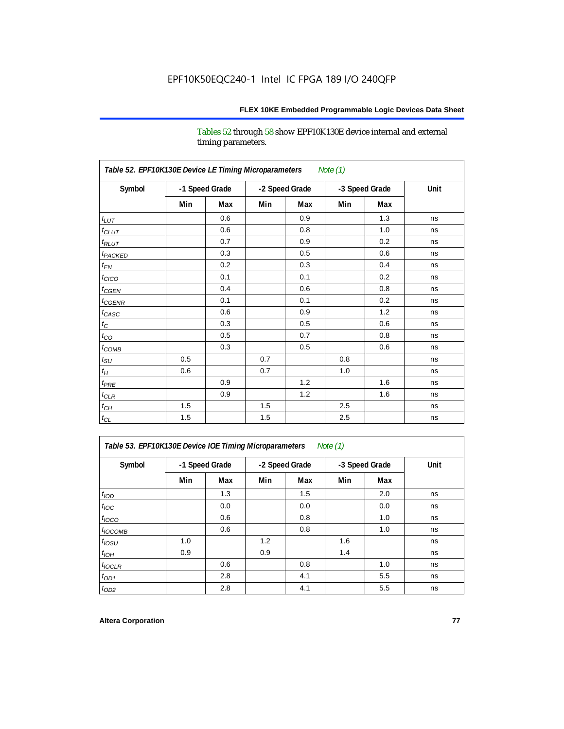Tables 52 through 58 show EPF10K130E device internal and external timing parameters.

**Table 52. EPF10K130E Device LE Timing Microparameters** *Note (1)*

| Symbol | -1 Speed Grade | | -2 Speed Grade | | -3 Speed Grade | | Unit |
|---|---|---|---|---|---|---|---|
| | Min | Max | Min | Max | Min | Max | |
| $t_{LUT}$ | | 0.6 | | 0.9 | | 1.3 | ns |
| $t_{CLUT}$ | | 0.6 | | 0.8 | | 1.0 | ns |
| $t_{RLUT}$ | | 0.7 | | 0.9 | | 0.2 | ns |
| $t_{PACKED}$ | | 0.3 | | 0.5 | | 0.6 | ns |
| $t_{EN}$ | | 0.2 | | 0.3 | | 0.4 | ns |
| $t_{CICO}$ | | 0.1 | | 0.1 | | 0.2 | ns |
| $t_{CGEN}$ | | 0.4 | | 0.6 | | 0.8 | ns |
| $t_{CGENR}$ | | 0.1 | | 0.1 | | 0.2 | ns |
| $t_{CASC}$ | | 0.6 | | 0.9 | | 1.2 | ns |
| $t_C$ | | 0.3 | | 0.5 | | 0.6 | ns |
| $t_{CO}$ | | 0.5 | | 0.7 | | 0.8 | ns |
| $t_{COMB}$ | | 0.3 | | 0.5 | | 0.6 | ns |
| $t_{SU}$ | 0.5 | | 0.7 | | 0.8 | | ns |
| $t_H$ | 0.6 | | 0.7 | | 1.0 | | ns |
| $t_{PRE}$ | | 0.9 | | 1.2 | | 1.6 | ns |
| $t_{CLR}$ | | 0.9 | | 1.2 | | 1.6 | ns |
| $t_{CH}$ | 1.5 | | 1.5 | | 2.5 | | ns |
| $t_{CL}$ | 1.5 | | 1.5 | | 2.5 | | ns |

**Table 53. EPF10K130E Device IOE Timing Microparameters** *Note (1)*

| Symbol | -1 Speed Grade | | -2 Speed Grade | | -3 Speed Grade | | Unit |
|---|---|---|---|---|---|---|---|
| | Min | Max | Min | Max | Min | Max | |
| $t_{IOD}$ | | 1.3 | | 1.5 | | 2.0 | ns |
| $t_{IOC}$ | | 0.0 | | 0.0 | | 0.0 | ns |
| $t_{IOCO}$ | | 0.6 | | 0.8 | | 1.0 | ns |
| $t_{IOCOMB}$ | | 0.6 | | 0.8 | | 1.0 | ns |
| $t_{IOSU}$ | 1.0 | | 1.2 | | 1.6 | | ns |
| $t_{IOH}$ | 0.9 | | 0.9 | | 1.4 | | ns |
| $t_{IOCLR}$ | | 0.6 | | 0.8 | | 1.0 | ns |
| $t_{OD1}$ | | 2.8 | | 4.1 | | 5.5 | ns |
| $t_{OD2}$ | | 2.8 | | 4.1 | | 5.5 | ns |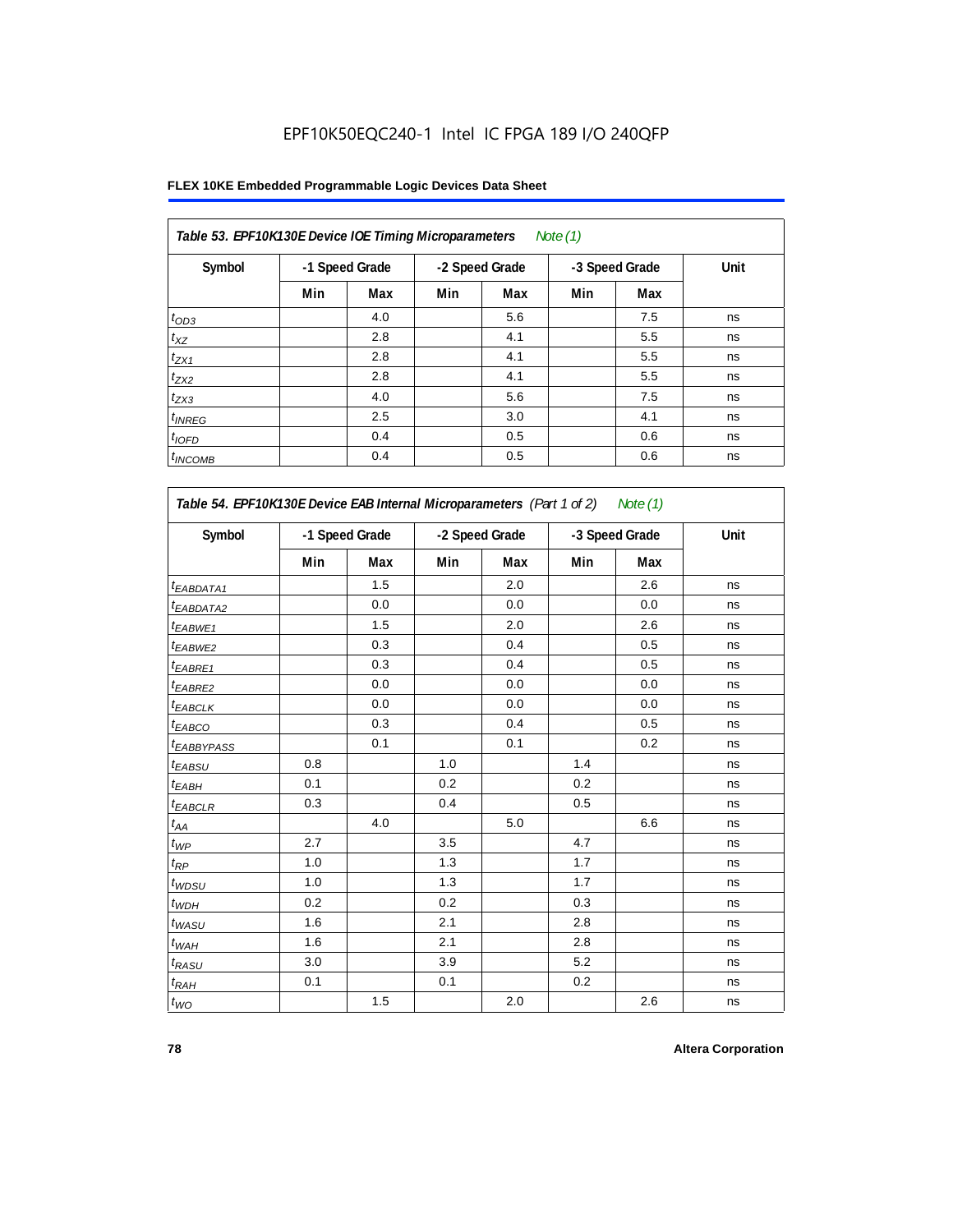**Table 53. EPF10K130E Device IOE Timing Microparameters** *Note (1)*

| Symbol | -1 Speed Grade | | -2 Speed Grade | | -3 Speed Grade | | Unit |
|---|---|---|---|---|---|---|---|
| | Min | Max | Min | Max | Min | Max | |
| $t_{OD3}$ | | 4.0 | | 5.6 | | 7.5 | ns |
| $t_{XZ}$ | | 2.8 | | 4.1 | | 5.5 | ns |
| $t_{ZX1}$ | | 2.8 | | 4.1 | | 5.5 | ns |
| $t_{ZX2}$ | | 2.8 | | 4.1 | | 5.5 | ns |
| $t_{ZX3}$ | | 4.0 | | 5.6 | | 7.5 | ns |
| $t_{INREG}$ | | 2.5 | | 3.0 | | 4.1 | ns |
| $t_{IOFD}$ | | 0.4 | | 0.5 | | 0.6 | ns |
| $t_{INCOMB}$ | | 0.4 | | 0.5 | | 0.6 | ns |

**Table 54. EPF10K130E Device EAB Internal Microparameters** *(Part 1 of 2)* *Note (1)*

| Symbol | -1 Speed Grade | | -2 Speed Grade | | -3 Speed Grade | | Unit |
|---|---|---|---|---|---|---|---|
| | Min | Max | Min | Max | Min | Max | |
| $t_{EABDATA1}$ | | 1.5 | | 2.0 | | 2.6 | ns |
| $t_{EABDATA2}$ | | 0.0 | | 0.0 | | 0.0 | ns |
| $t_{EABWE1}$ | | 1.5 | | 2.0 | | 2.6 | ns |
| $t_{EABWE2}$ | | 0.3 | | 0.4 | | 0.5 | ns |
| $t_{EABRE1}$ | | 0.3 | | 0.4 | | 0.5 | ns |
| $t_{EABRE2}$ | | 0.0 | | 0.0 | | 0.0 | ns |
| $t_{EABCLK}$ | | 0.0 | | 0.0 | | 0.0 | ns |
| $t_{EABCO}$ | | 0.3 | | 0.4 | | 0.5 | ns |
| $t_{EABBYPASS}$ | | 0.1 | | 0.1 | | 0.2 | ns |
| $t_{EABSU}$ | 0.8 | | 1.0 | | 1.4 | | ns |
| $t_{EABH}$ | 0.1 | | 0.2 | | 0.2 | | ns |
| $t_{EABCLR}$ | 0.3 | | 0.4 | | 0.5 | | ns |
| $t_{AA}$ | | 4.0 | | 5.0 | | 6.6 | ns |
| $t_{WP}$ | 2.7 | | 3.5 | | 4.7 | | ns |
| $t_{RP}$ | 1.0 | | 1.3 | | 1.7 | | ns |
| $t_{WDSU}$ | 1.0 | | 1.3 | | 1.7 | | ns |
| $t_{WDH}$ | 0.2 | | 0.2 | | 0.3 | | ns |
| $t_{WASU}$ | 1.6 | | 2.1 | | 2.8 | | ns |
| $t_{WAH}$ | 1.6 | | 2.1 | | 2.8 | | ns |
| $t_{RASU}$ | 3.0 | | 3.9 | | 5.2 | | ns |
| $t_{RAH}$ | 0.1 | | 0.1 | | 0.2 | | ns |
| $t_{WO}$ | | 1.5 | | 2.0 | | 2.6 | ns |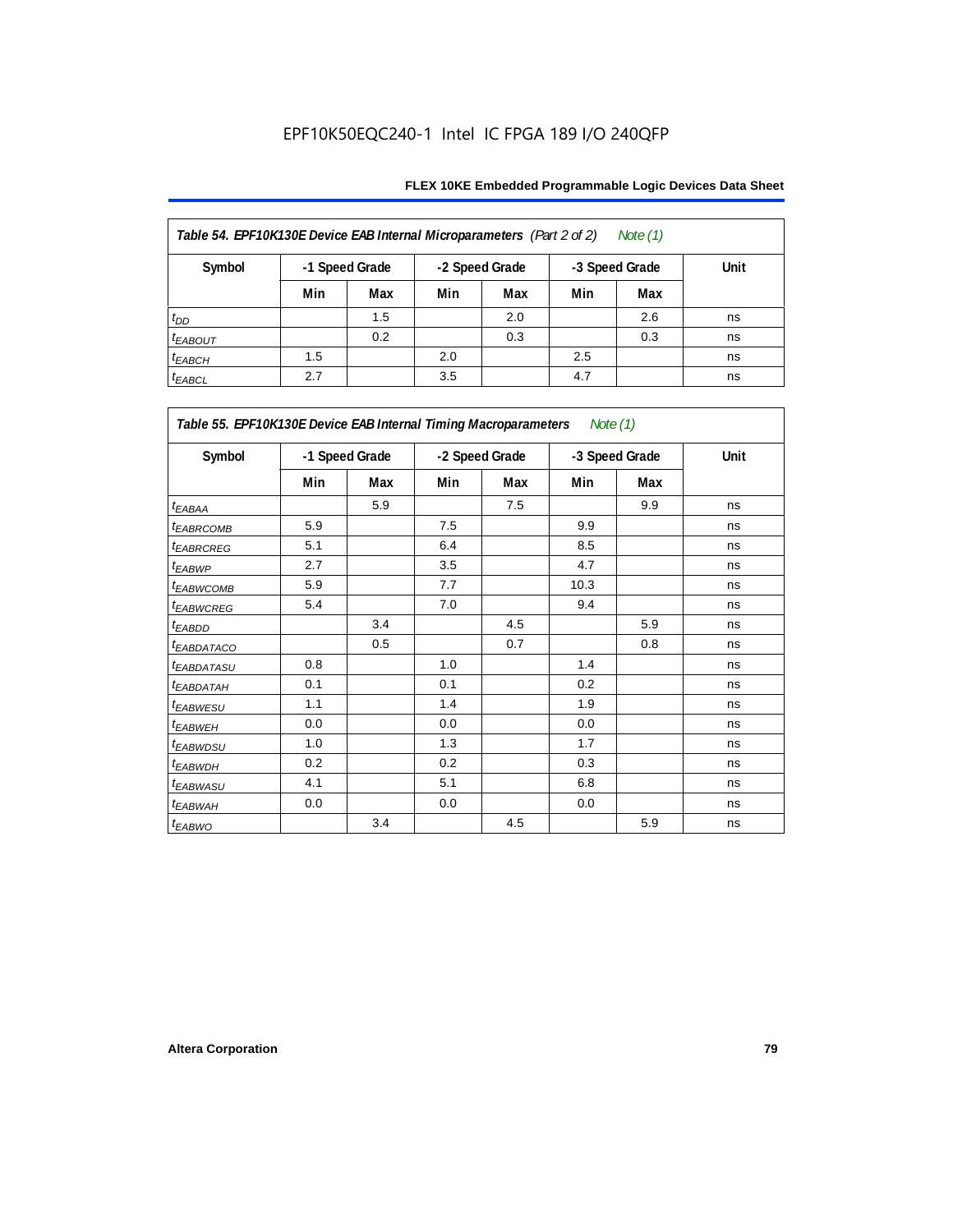EPF10K50EQC240-1 Intel IC FPGA 189 I/O 240QFP

| Table 54. EPF10K130E Device EAB Internal Microparameters (Part 2 of 2) Note (1) | | | | | | | |
|---|---|---|---|---|---|---|---|
| Symbol | -1 Speed Grade | | -2 Speed Grade | | -3 Speed Grade | | Unit |
| | Min | Max | Min | Max | Min | Max | |
| $t_{DD}$ | | 1.5 | | 2.0 | | 2.6 | ns |
| $t_{EABOUT}$ | | 0.2 | | 0.3 | | 0.3 | ns |
| $t_{EABCH}$ | 1.5 | | 2.0 | | 2.5 | | ns |
| $t_{EABCL}$ | 2.7 | | 3.5 | | 4.7 | | ns |

| Table 55. EPF10K130E Device EAB Internal Timing Macroparameters Note (1) | | | | | | | |
|---|---|---|---|---|---|---|---|
| Symbol | -1 Speed Grade | | -2 Speed Grade | | -3 Speed Grade | | Unit |
| | Min | Max | Min | Max | Min | Max | |
| $t_{EABAA}$ | | 5.9 | | 7.5 | | 9.9 | ns |
| $t_{EABRCOMB}$ | 5.9 | | 7.5 | | 9.9 | | ns |
| $t_{EABRCREG}$ | 5.1 | | 6.4 | | 8.5 | | ns |
| $t_{EABWP}$ | 2.7 | | 3.5 | | 4.7 | | ns |
| $t_{EABWCOMB}$ | 5.9 | | 7.7 | | 10.3 | | ns |
| $t_{EABWCREG}$ | 5.4 | | 7.0 | | 9.4 | | ns |
| $t_{EABDD}$ | | 3.4 | | 4.5 | | 5.9 | ns |
| $t_{EABDATACO}$ | | 0.5 | | 0.7 | | 0.8 | ns |
| $t_{EABDATASU}$ | 0.8 | | 1.0 | | 1.4 | | ns |
| $t_{EABDATAH}$ | 0.1 | | 0.1 | | 0.2 | | ns |
| $t_{EABWESU}$ | 1.1 | | 1.4 | | 1.9 | | ns |
| $t_{EABWEH}$ | 0.0 | | 0.0 | | 0.0 | | ns |
| $t_{EABWDSU}$ | 1.0 | | 1.3 | | 1.7 | | ns |
| $t_{EABWDH}$ | 0.2 | | 0.2 | | 0.3 | | ns |
| $t_{EABWASU}$ | 4.1 | | 5.1 | | 6.8 | | ns |
| $t_{EABWAH}$ | 0.0 | | 0.0 | | 0.0 | | ns |
| $t_{EABWO}$ | | 3.4 | | 4.5 | | 5.9 | ns |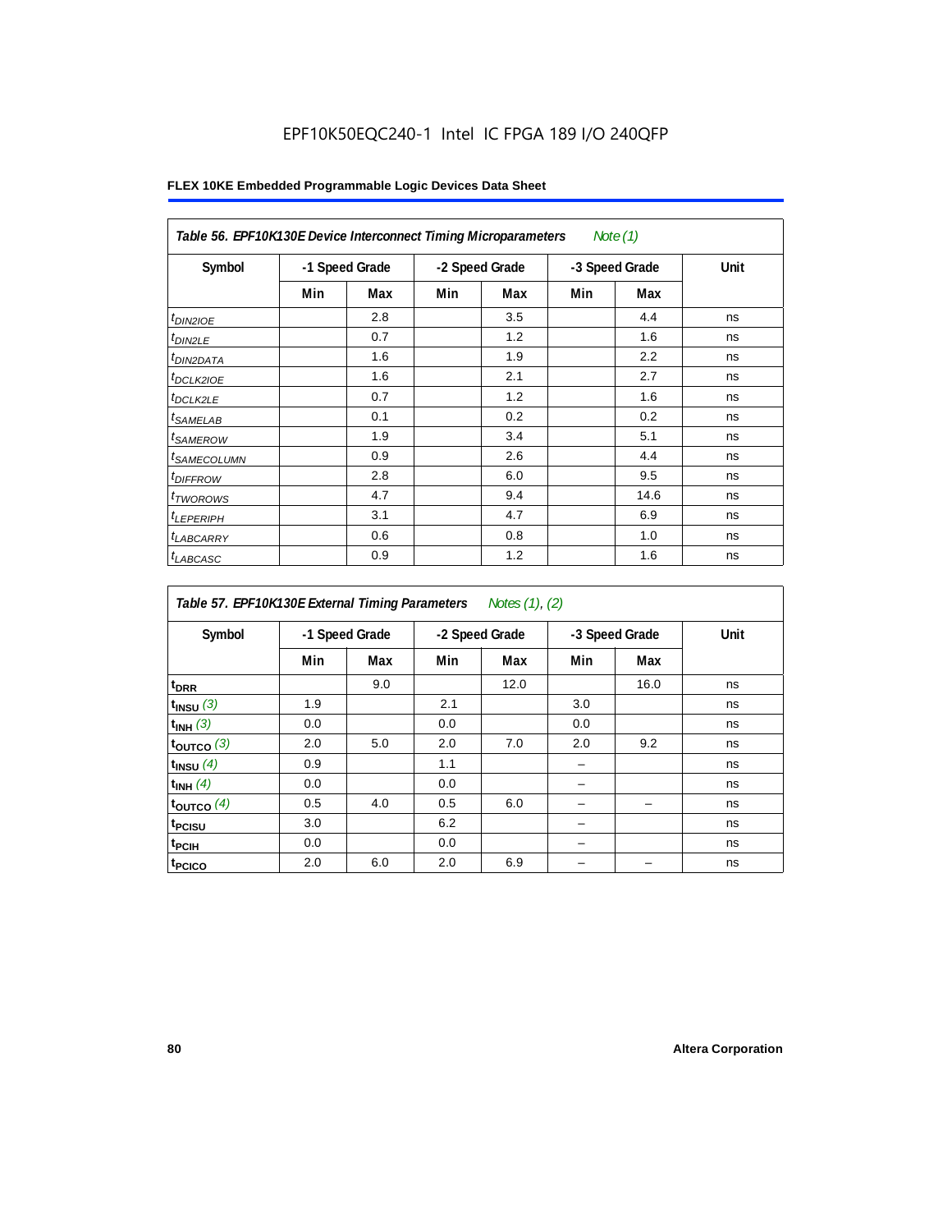EPF10K50EQC240-1 Intel IC FPGA 189 I/O 240QFP

**Table 56. EPF10K130E Device Interconnect Timing Microparameters** *Note (1)*

| Symbol | -1 Speed Grade | | -2 Speed Grade | | -3 Speed Grade | | Unit |
|---|---|---|---|---|---|---|---|
| | Min | Max | Min | Max | Min | Max | |
| $t_{DIN2IOE}$ | | 2.8 | | 3.5 | | 4.4 | ns |
| $t_{DIN2LE}$ | | 0.7 | | 1.2 | | 1.6 | ns |
| $t_{DIN2DATA}$ | | 1.6 | | 1.9 | | 2.2 | ns |
| $t_{DCLK2IOE}$ | | 1.6 | | 2.1 | | 2.7 | ns |
| $t_{DCLK2LE}$ | | 0.7 | | 1.2 | | 1.6 | ns |
| $t_{SAMELAB}$ | | 0.1 | | 0.2 | | 0.2 | ns |
| $t_{SAMEROW}$ | | 1.9 | | 3.4 | | 5.1 | ns |
| $t_{SAMECOLUMN}$ | | 0.9 | | 2.6 | | 4.4 | ns |
| $t_{DIFFROW}$ | | 2.8 | | 6.0 | | 9.5 | ns |
| $t_{TWOROWS}$ | | 4.7 | | 9.4 | | 14.6 | ns |
| $t_{LEPERIPH}$ | | 3.1 | | 4.7 | | 6.9 | ns |
| $t_{LABCARRY}$ | | 0.6 | | 0.8 | | 1.0 | ns |
| $t_{LABCASC}$ | | 0.9 | | 1.2 | | 1.6 | ns |

**Table 57. EPF10K130E External Timing Parameters** *Notes (1), (2)*

| Symbol | -1 Speed Grade | | -2 Speed Grade | | -3 Speed Grade | | Unit |
|---|---|---|---|---|---|---|---|
| | Min | Max | Min | Max | Min | Max | |
| $t_{DRR}$ | | 9.0 | | 12.0 | | 16.0 | ns |
| $t_{INSU}$ *(3)* | 1.9 | | 2.1 | | 3.0 | | ns |
| $t_{INH}$ *(3)* | 0.0 | | 0.0 | | 0.0 | | ns |
| $t_{OUTCO}$ *(3)* | 2.0 | 5.0 | 2.0 | 7.0 | 2.0 | 9.2 | ns |
| $t_{INSU}$ *(4)* | 0.9 | | 1.1 | | – | | ns |
| $t_{INH}$ *(4)* | 0.0 | | 0.0 | | – | | ns |
| $t_{OUTCO}$ *(4)* | 0.5 | 4.0 | 0.5 | 6.0 | – | – | ns |
| $t_{PCISU}$ | 3.0 | | 6.2 | | – | | ns |
| $t_{PCIH}$ | 0.0 | | 0.0 | | – | | ns |
| $t_{PCICO}$ | 2.0 | 6.0 | 2.0 | 6.9 | – | – | ns |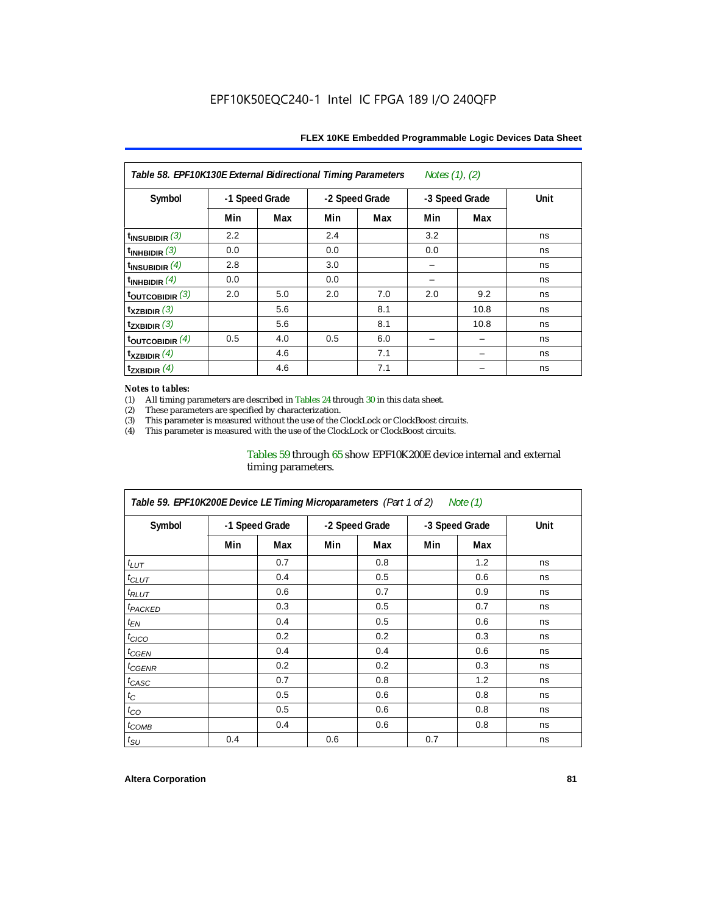**Table 58. EPF10K130E External Bidirectional Timing Parameters** *Notes (1), (2)*

| Symbol | -1 Speed Grade | | -2 Speed Grade | | -3 Speed Grade | | Unit |
|---|---|---|---|---|---|---|---|
| | Min | Max | Min | Max | Min | Max | |
| $t_{INSUBIDIR}$ (3) | 2.2 | | 2.4 | | 3.2 | | ns |
| $t_{INHBIDIR}$ (3) | 0.0 | | 0.0 | | 0.0 | | ns |
| $t_{INSUBIDIR}$ (4) | 2.8 | | 3.0 | | – | | ns |
| $t_{INHBIDIR}$ (4) | 0.0 | | 0.0 | | – | | ns |
| $t_{OUTCOBIDIR}$ (3) | 2.0 | 5.0 | 2.0 | 7.0 | 2.0 | 9.2 | ns |
| $t_{XZBIDIR}$ (3) | | 5.6 | | 8.1 | | 10.8 | ns |
| $t_{ZXBIDIR}$ (3) | | 5.6 | | 8.1 | | 10.8 | ns |
| $t_{OUTCOBIDIR}$ (4) | 0.5 | 4.0 | 0.5 | 6.0 | – | – | ns |
| $t_{XZBIDIR}$ (4) | | 4.6 | | 7.1 | | – | ns |
| $t_{ZXBIDIR}$ (4) | | 4.6 | | 7.1 | | – | ns |

*Notes to tables:*

(1) All timing parameters are described in Tables 24 through 30 in this data sheet.
(2) These parameters are specified by characterization.
(3) This parameter is measured without the use of the ClockLock or ClockBoost circuits.
(4) This parameter is measured with the use of the ClockLock or ClockBoost circuits.

Tables 59 through 65 show EPF10K200E device internal and external timing parameters.

**Table 59. EPF10K200E Device LE Timing Microparameters** *(Part 1 of 2)* *Note (1)*

| Symbol | -1 Speed Grade | | -2 Speed Grade | | -3 Speed Grade | | Unit |
|---|---|---|---|---|---|---|---|
| | Min | Max | Min | Max | Min | Max | |
| $t_{LUT}$ | | 0.7 | | 0.8 | | 1.2 | ns |
| $t_{CLUT}$ | | 0.4 | | 0.5 | | 0.6 | ns |
| $t_{RLUT}$ | | 0.6 | | 0.7 | | 0.9 | ns |
| $t_{PACKED}$ | | 0.3 | | 0.5 | | 0.7 | ns |
| $t_{EN}$ | | 0.4 | | 0.5 | | 0.6 | ns |
| $t_{CICO}$ | | 0.2 | | 0.2 | | 0.3 | ns |
| $t_{CGEN}$ | | 0.4 | | 0.4 | | 0.6 | ns |
| $t_{CGENR}$ | | 0.2 | | 0.2 | | 0.3 | ns |
| $t_{CASC}$ | | 0.7 | | 0.8 | | 1.2 | ns |
| $t_C$ | | 0.5 | | 0.6 | | 0.8 | ns |
| $t_{CO}$ | | 0.5 | | 0.6 | | 0.8 | ns |
| $t_{COMB}$ | | 0.4 | | 0.6 | | 0.8 | ns |
| $t_{SU}$ | 0.4 | | 0.6 | | 0.7 | | ns |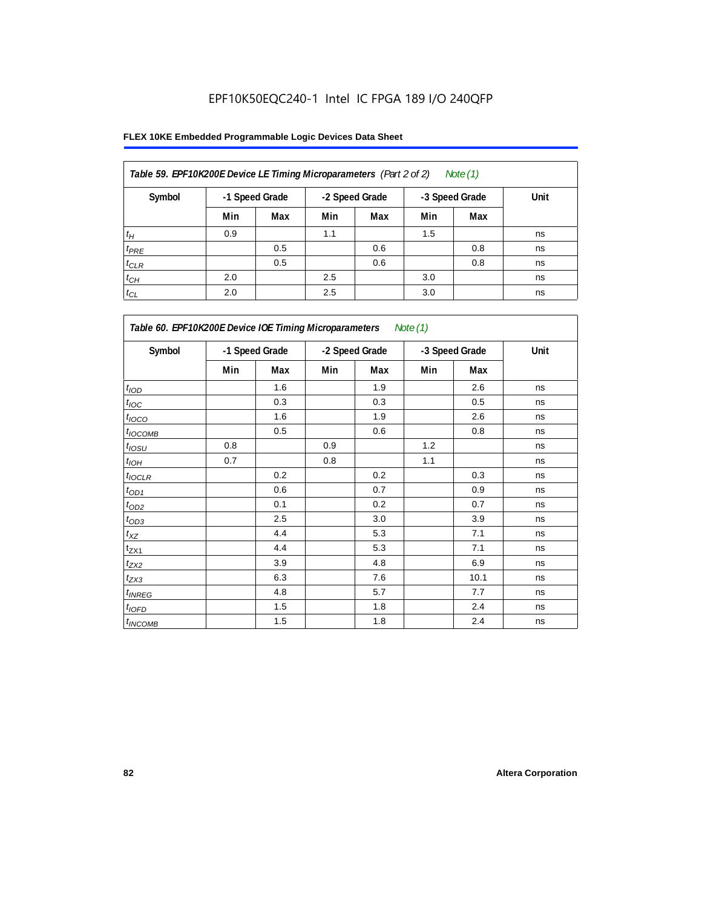EPF10K50EQC240-1 Intel IC FPGA 189 I/O 240QFP

**FLEX 10KE Embedded Programmable Logic Devices Data Sheet**

| *Table 59. EPF10K200E Device LE Timing Microparameters (Part 2 of 2) Note (1)* | | | | | | | |
|---|---|---|---|---|---|---|---|
| **Symbol** | **-1 Speed Grade** | | **-2 Speed Grade** | | **-3 Speed Grade** | | **Unit** |
| | **Min** | **Max** | **Min** | **Max** | **Min** | **Max** | |
| $t_H$ | 0.9 | | 1.1 | | 1.5 | | ns |
| $t_{PRE}$ | | 0.5 | | 0.6 | | 0.8 | ns |
| $t_{CLR}$ | | 0.5 | | 0.6 | | 0.8 | ns |
| $t_{CH}$ | 2.0 | | 2.5 | | 3.0 | | ns |
| $t_{CL}$ | 2.0 | | 2.5 | | 3.0 | | ns |

| *Table 60. EPF10K200E Device IOE Timing Microparameters Note (1)* | | | | | | | |
|---|---|---|---|---|---|---|---|
| **Symbol** | **-1 Speed Grade** | | **-2 Speed Grade** | | **-3 Speed Grade** | | **Unit** |
| | **Min** | **Max** | **Min** | **Max** | **Min** | **Max** | |
| $t_{IOD}$ | | 1.6 | | 1.9 | | 2.6 | ns |
| $t_{IOC}$ | | 0.3 | | 0.3 | | 0.5 | ns |
| $t_{IOCO}$ | | 1.6 | | 1.9 | | 2.6 | ns |
| $t_{IOCOMB}$ | | 0.5 | | 0.6 | | 0.8 | ns |
| $t_{IOSU}$ | 0.8 | | 0.9 | | 1.2 | | ns |
| $t_{IOH}$ | 0.7 | | 0.8 | | 1.1 | | ns |
| $t_{IOCLR}$ | | 0.2 | | 0.2 | | 0.3 | ns |
| $t_{OD1}$ | | 0.6 | | 0.7 | | 0.9 | ns |
| $t_{OD2}$ | | 0.1 | | 0.2 | | 0.7 | ns |
| $t_{OD3}$ | | 2.5 | | 3.0 | | 3.9 | ns |
| $t_{XZ}$ | | 4.4 | | 5.3 | | 7.1 | ns |
| $t_{ZX1}$ | | 4.4 | | 5.3 | | 7.1 | ns |
| $t_{ZX2}$ | | 3.9 | | 4.8 | | 6.9 | ns |
| $t_{ZX3}$ | | 6.3 | | 7.6 | | 10.1 | ns |
| $t_{INREG}$ | | 4.8 | | 5.7 | | 7.7 | ns |
| $t_{IOFD}$ | | 1.5 | | 1.8 | | 2.4 | ns |
| $t_{INCOMB}$ | | 1.5 | | 1.8 | | 2.4 | ns |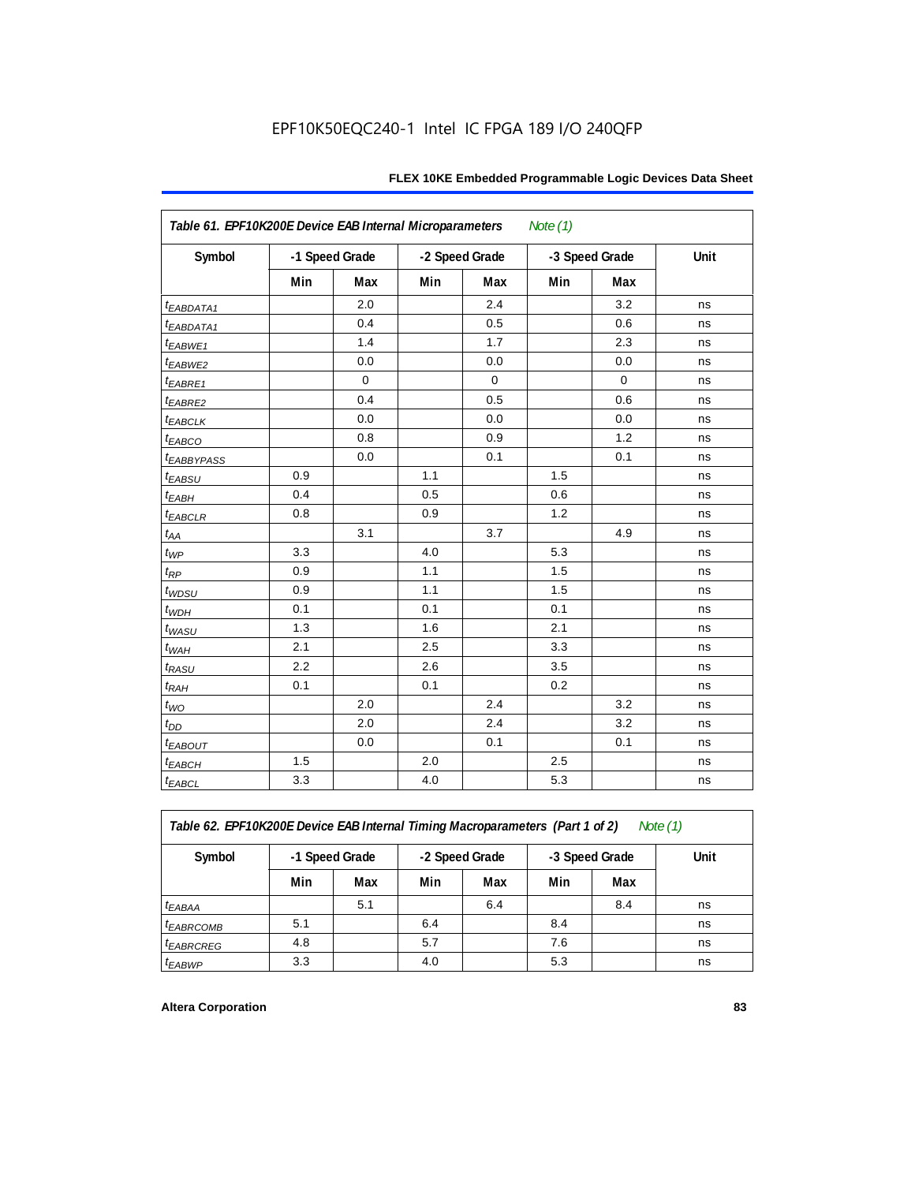EPF10K50EQC240-1 Intel IC FPGA 189 I/O 240QFP

| Table 61. EPF10K200E Device EAB Internal Microparameters *Note (1)* | | | | | | | |
|---|---|---|---|---|---|---|---|
| Symbol | -1 Speed Grade | | -2 Speed Grade | | -3 Speed Grade | | Unit |
| | Min | Max | Min | Max | Min | Max | |
| $t_{EABDATA1}$ | | 2.0 | | 2.4 | | 3.2 | ns |
| $t_{EABDATA1}$ | | 0.4 | | 0.5 | | 0.6 | ns |
| $t_{EABWE1}$ | | 1.4 | | 1.7 | | 2.3 | ns |
| $t_{EABWE2}$ | | 0.0 | | 0.0 | | 0.0 | ns |
| $t_{EABRE1}$ | | 0 | | 0 | | 0 | ns |
| $t_{EABRE2}$ | | 0.4 | | 0.5 | | 0.6 | ns |
| $t_{EABCLK}$ | | 0.0 | | 0.0 | | 0.0 | ns |
| $t_{EABCO}$ | | 0.8 | | 0.9 | | 1.2 | ns |
| $t_{EABBYPASS}$ | | 0.0 | | 0.1 | | 0.1 | ns |
| $t_{EABSU}$ | 0.9 | | 1.1 | | 1.5 | | ns |
| $t_{EABH}$ | 0.4 | | 0.5 | | 0.6 | | ns |
| $t_{EABCLR}$ | 0.8 | | 0.9 | | 1.2 | | ns |
| $t_{AA}$ | | 3.1 | | 3.7 | | 4.9 | ns |
| $t_{WP}$ | 3.3 | | 4.0 | | 5.3 | | ns |
| $t_{RP}$ | 0.9 | | 1.1 | | 1.5 | | ns |
| $t_{WDSU}$ | 0.9 | | 1.1 | | 1.5 | | ns |
| $t_{WDH}$ | 0.1 | | 0.1 | | 0.1 | | ns |
| $t_{WASU}$ | 1.3 | | 1.6 | | 2.1 | | ns |
| $t_{WAH}$ | 2.1 | | 2.5 | | 3.3 | | ns |
| $t_{RASU}$ | 2.2 | | 2.6 | | 3.5 | | ns |
| $t_{RAH}$ | 0.1 | | 0.1 | | 0.2 | | ns |
| $t_{WO}$ | | 2.0 | | 2.4 | | 3.2 | ns |
| $t_{DD}$ | | 2.0 | | 2.4 | | 3.2 | ns |
| $t_{EABOUT}$ | | 0.0 | | 0.1 | | 0.1 | ns |
| $t_{EABCH}$ | 1.5 | | 2.0 | | 2.5 | | ns |
| $t_{EABCL}$ | 3.3 | | 4.0 | | 5.3 | | ns |

| Table 62. EPF10K200E Device EAB Internal Timing Macroparameters (Part 1 of 2) *Note (1)* | | | | | | | |
|---|---|---|---|---|---|---|---|
| Symbol | -1 Speed Grade | | -2 Speed Grade | | -3 Speed Grade | | Unit |
| | Min | Max | Min | Max | Min | Max | |
| $t_{EABAA}$ | | 5.1 | | 6.4 | | 8.4 | ns |
| $t_{EABRCOMB}$ | 5.1 | | 6.4 | | 8.4 | | ns |
| $t_{EABRCREG}$ | 4.8 | | 5.7 | | 7.6 | | ns |
| $t_{EABWP}$ | 3.3 | | 4.0 | | 5.3 | | ns |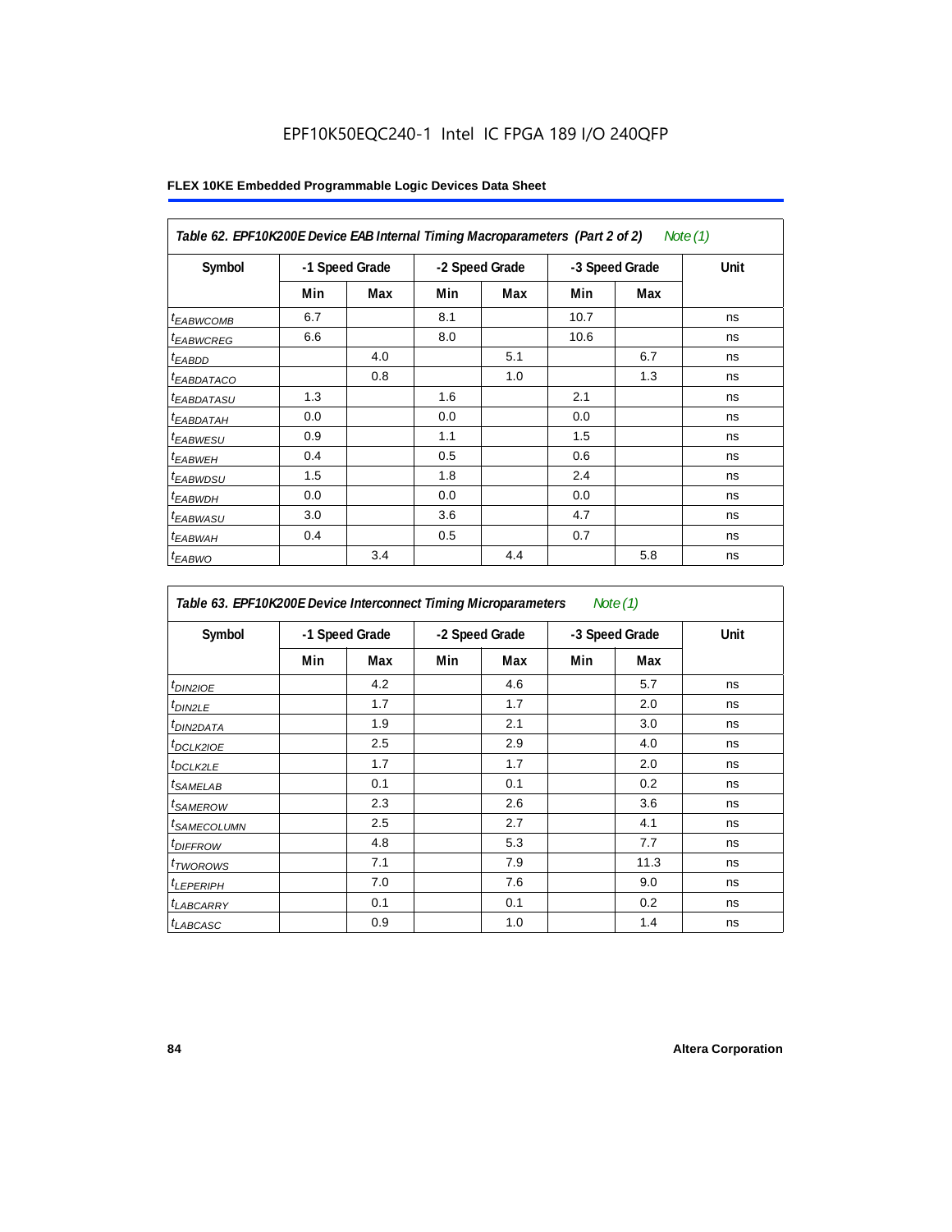EPF10K50EQC240-1 Intel IC FPGA 189 I/O 240QFP

**FLEX 10KE Embedded Programmable Logic Devices Data Sheet**

**Table 62. EPF10K200E Device EAB Internal Timing Macroparameters (Part 2 of 2)** *Note (1)*

| Symbol | -1 Speed Grade | | -2 Speed Grade | | -3 Speed Grade | | Unit |
|---|---|---|---|---|---|---|---|
| | Min | Max | Min | Max | Min | Max | |
| $t_{EABWCOMB}$ | 6.7 | | 8.1 | | 10.7 | | ns |
| $t_{EABWCREG}$ | 6.6 | | 8.0 | | 10.6 | | ns |
| $t_{EABDD}$ | | 4.0 | | 5.1 | | 6.7 | ns |
| $t_{EABDATACO}$ | | 0.8 | | 1.0 | | 1.3 | ns |
| $t_{EABDATASU}$ | 1.3 | | 1.6 | | 2.1 | | ns |
| $t_{EABDATAH}$ | 0.0 | | 0.0 | | 0.0 | | ns |
| $t_{EABWESU}$ | 0.9 | | 1.1 | | 1.5 | | ns |
| $t_{EABWEH}$ | 0.4 | | 0.5 | | 0.6 | | ns |
| $t_{EABWDSU}$ | 1.5 | | 1.8 | | 2.4 | | ns |
| $t_{EABWDH}$ | 0.0 | | 0.0 | | 0.0 | | ns |
| $t_{EABWASU}$ | 3.0 | | 3.6 | | 4.7 | | ns |
| $t_{EABWAH}$ | 0.4 | | 0.5 | | 0.7 | | ns |
| $t_{EABWO}$ | | 3.4 | | 4.4 | | 5.8 | ns |

**Table 63. EPF10K200E Device Interconnect Timing Microparameters** *Note (1)*

| Symbol | -1 Speed Grade | | -2 Speed Grade | | -3 Speed Grade | | Unit |
|---|---|---|---|---|---|---|---|
| | Min | Max | Min | Max | Min | Max | |
| $t_{DIN2IOE}$ | | 4.2 | | 4.6 | | 5.7 | ns |
| $t_{DIN2LE}$ | | 1.7 | | 1.7 | | 2.0 | ns |
| $t_{DIN2DATA}$ | | 1.9 | | 2.1 | | 3.0 | ns |
| $t_{DCLK2IOE}$ | | 2.5 | | 2.9 | | 4.0 | ns |
| $t_{DCLK2LE}$ | | 1.7 | | 1.7 | | 2.0 | ns |
| $t_{SAMELAB}$ | | 0.1 | | 0.1 | | 0.2 | ns |
| $t_{SAMEROW}$ | | 2.3 | | 2.6 | | 3.6 | ns |
| $t_{SAMECOLUMN}$ | | 2.5 | | 2.7 | | 4.1 | ns |
| $t_{DIFFROW}$ | | 4.8 | | 5.3 | | 7.7 | ns |
| $t_{TWOROWS}$ | | 7.1 | | 7.9 | | 11.3 | ns |
| $t_{LEPERIPH}$ | | 7.0 | | 7.6 | | 9.0 | ns |
| $t_{LABCARRY}$ | | 0.1 | | 0.1 | | 0.2 | ns |
| $t_{LABCASC}$ | | 0.9 | | 1.0 | | 1.4 | ns |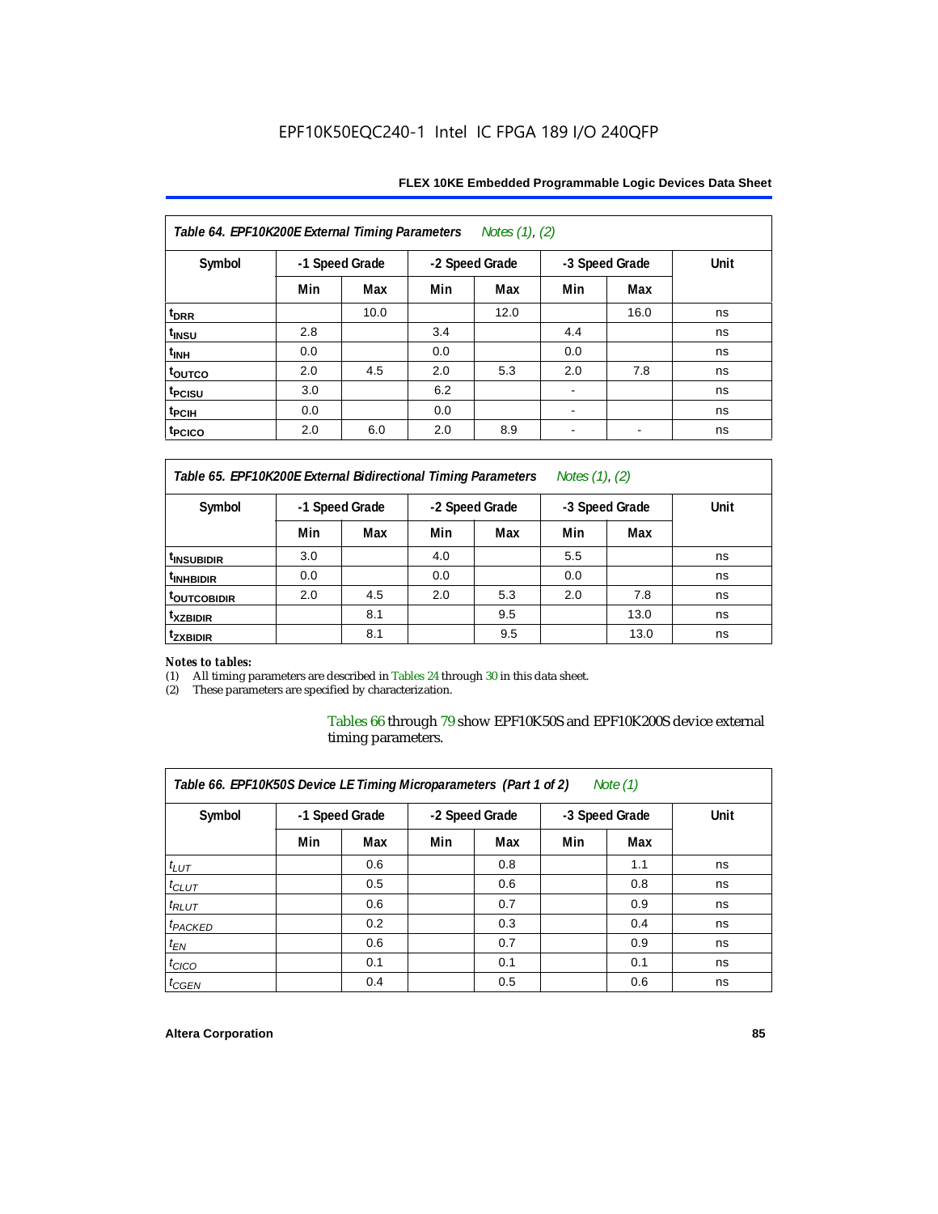**Table 64. EPF10K200E External Timing Parameters** *Notes (1), (2)*

| Symbol | -1 Speed Grade | | -2 Speed Grade | | -3 Speed Grade | | Unit |
|---|---|---|---|---|---|---|---|
| | Min | Max | Min | Max | Min | Max | |
| $t_{DRR}$ | | 10.0 | | 12.0 | | 16.0 | ns |
| $t_{INSU}$ | 2.8 | | 3.4 | | 4.4 | | ns |
| $t_{INH}$ | 0.0 | | 0.0 | | 0.0 | | ns |
| $t_{OUTCO}$ | 2.0 | 4.5 | 2.0 | 5.3 | 2.0 | 7.8 | ns |
| $t_{PCISU}$ | 3.0 | | 6.2 | | - | | ns |
| $t_{PCIH}$ | 0.0 | | 0.0 | | - | | ns |
| $t_{PCICO}$ | 2.0 | 6.0 | 2.0 | 8.9 | - | - | ns |

**Table 65. EPF10K200E External Bidirectional Timing Parameters** *Notes (1), (2)*

| Symbol | -1 Speed Grade | | -2 Speed Grade | | -3 Speed Grade | | Unit |
|---|---|---|---|---|---|---|---|
| | Min | Max | Min | Max | Min | Max | |
| $t_{INSUBIDIR}$ | 3.0 | | 4.0 | | 5.5 | | ns |
| $t_{INHBIDIR}$ | 0.0 | | 0.0 | | 0.0 | | ns |
| $t_{OUTCOBIDIR}$ | 2.0 | 4.5 | 2.0 | 5.3 | 2.0 | 7.8 | ns |
| $t_{XZBIDIR}$ | | 8.1 | | 9.5 | | 13.0 | ns |
| $t_{ZXBIDIR}$ | | 8.1 | | 9.5 | | 13.0 | ns |

*Notes to tables:*

(1) All timing parameters are described in Tables 24 through 30 in this data sheet.

(2) These parameters are specified by characterization.

Tables 66 through 79 show EPF10K50S and EPF10K200S device external timing parameters.

**Table 66. EPF10K50S Device LE Timing Microparameters (Part 1 of 2)** *Note (1)*

| Symbol | -1 Speed Grade | | -2 Speed Grade | | -3 Speed Grade | | Unit |
|---|---|---|---|---|---|---|---|
| | Min | Max | Min | Max | Min | Max | |
| $t_{LUT}$ | | 0.6 | | 0.8 | | 1.1 | ns |
| $t_{CLUT}$ | | 0.5 | | 0.6 | | 0.8 | ns |
| $t_{RLUT}$ | | 0.6 | | 0.7 | | 0.9 | ns |
| $t_{PACKED}$ | | 0.2 | | 0.3 | | 0.4 | ns |
| $t_{EN}$ | | 0.6 | | 0.7 | | 0.9 | ns |
| $t_{CICO}$ | | 0.1 | | 0.1 | | 0.1 | ns |
| $t_{CGEN}$ | | 0.4 | | 0.5 | | 0.6 | ns |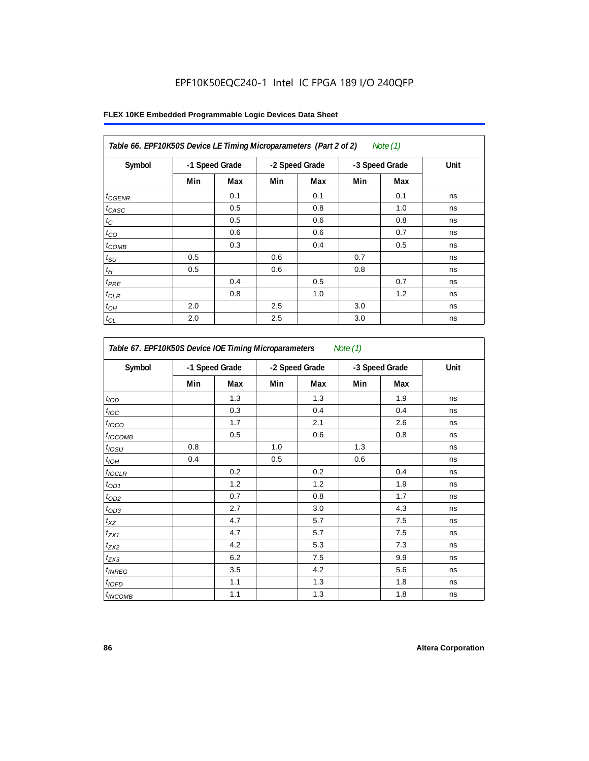EPF10K50EQC240-1 Intel IC FPGA 189 I/O 240QFP

**FLEX 10KE Embedded Programmable Logic Devices Data Sheet**

| *Table 66. EPF10K50S Device LE Timing Microparameters (Part 2 of 2) Note (1)* | | | | | | | |
|---|---|---|---|---|---|---|---|
| **Symbol** | **-1 Speed Grade** | | **-2 Speed Grade** | | **-3 Speed Grade** | | **Unit** |
| | **Min** | **Max** | **Min** | **Max** | **Min** | **Max** | |
| $t_{CGENR}$ | | 0.1 | | 0.1 | | 0.1 | ns |
| $t_{CASC}$ | | 0.5 | | 0.8 | | 1.0 | ns |
| $t_C$ | | 0.5 | | 0.6 | | 0.8 | ns |
| $t_{CO}$ | | 0.6 | | 0.6 | | 0.7 | ns |
| $t_{COMB}$ | | 0.3 | | 0.4 | | 0.5 | ns |
| $t_{SU}$ | 0.5 | | 0.6 | | 0.7 | | ns |
| $t_H$ | 0.5 | | 0.6 | | 0.8 | | ns |
| $t_{PRE}$ | | 0.4 | | 0.5 | | 0.7 | ns |
| $t_{CLR}$ | | 0.8 | | 1.0 | | 1.2 | ns |
| $t_{CH}$ | 2.0 | | 2.5 | | 3.0 | | ns |
| $t_{CL}$ | 2.0 | | 2.5 | | 3.0 | | ns |

| *Table 67. EPF10K50S Device IOE Timing Microparameters Note (1)* | | | | | | | |
|---|---|---|---|---|---|---|---|
| **Symbol** | **-1 Speed Grade** | | **-2 Speed Grade** | | **-3 Speed Grade** | | **Unit** |
| | **Min** | **Max** | **Min** | **Max** | **Min** | **Max** | |
| $t_{IOD}$ | | 1.3 | | 1.3 | | 1.9 | ns |
| $t_{IOC}$ | | 0.3 | | 0.4 | | 0.4 | ns |
| $t_{IOCO}$ | | 1.7 | | 2.1 | | 2.6 | ns |
| $t_{IOCOMB}$ | | 0.5 | | 0.6 | | 0.8 | ns |
| $t_{IOSU}$ | 0.8 | | 1.0 | | 1.3 | | ns |
| $t_{IOH}$ | 0.4 | | 0.5 | | 0.6 | | ns |
| $t_{IOCLR}$ | | 0.2 | | 0.2 | | 0.4 | ns |
| $t_{OD1}$ | | 1.2 | | 1.2 | | 1.9 | ns |
| $t_{OD2}$ | | 0.7 | | 0.8 | | 1.7 | ns |
| $t_{OD3}$ | | 2.7 | | 3.0 | | 4.3 | ns |
| $t_{XZ}$ | | 4.7 | | 5.7 | | 7.5 | ns |
| $t_{ZX1}$ | | 4.7 | | 5.7 | | 7.5 | ns |
| $t_{ZX2}$ | | 4.2 | | 5.3 | | 7.3 | ns |
| $t_{ZX3}$ | | 6.2 | | 7.5 | | 9.9 | ns |
| $t_{INREG}$ | | 3.5 | | 4.2 | | 5.6 | ns |
| $t_{IOFD}$ | | 1.1 | | 1.3 | | 1.8 | ns |
| $t_{INCOMB}$ | | 1.1 | | 1.3 | | 1.8 | ns |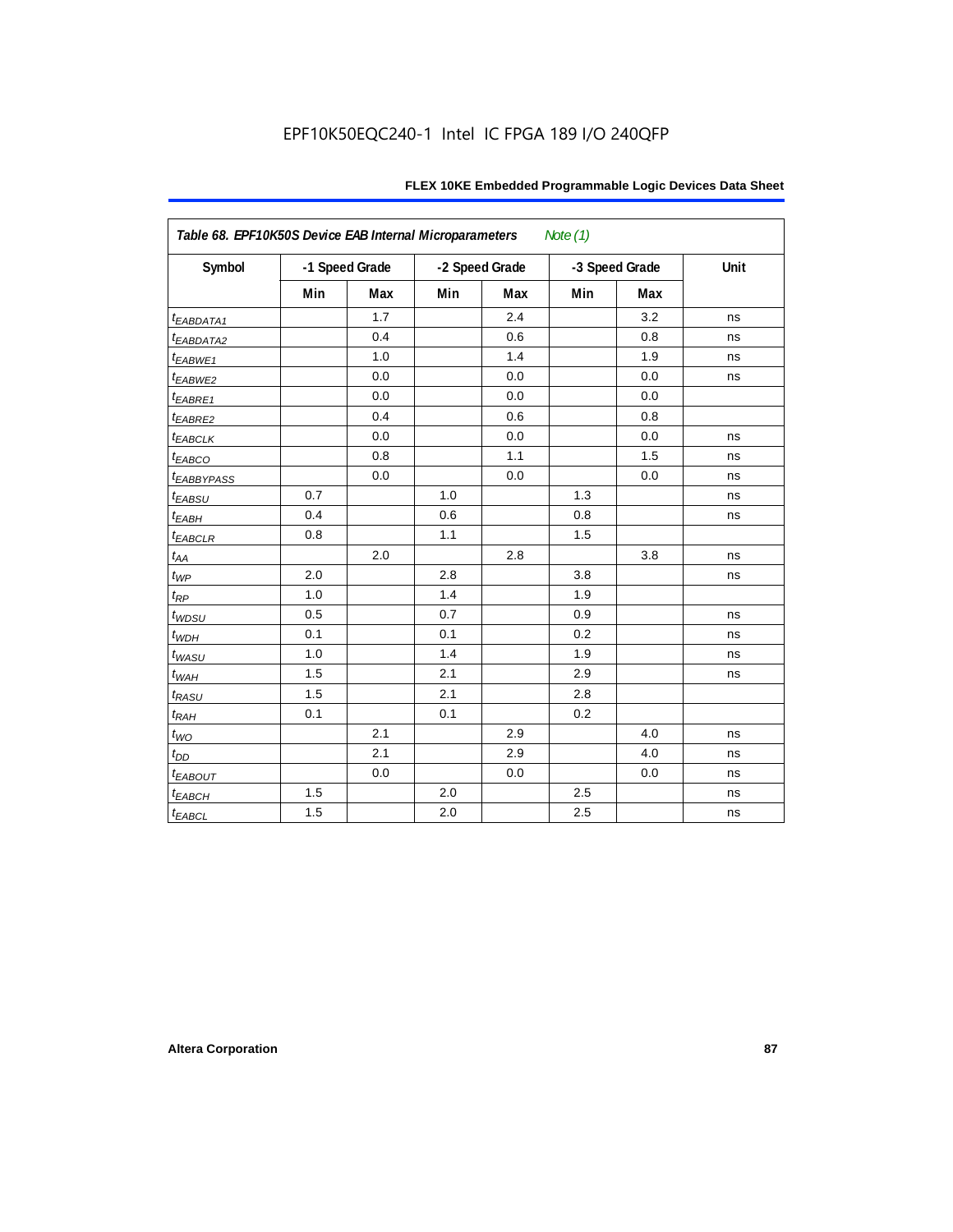EPF10K50EQC240-1 Intel IC FPGA 189 I/O 240QFP

| Table 68. EPF10K50S Device EAB Internal Microparameters *Note (1)* | | | | | | | |
|---|---|---|---|---|---|---|---|
| Symbol | -1 Speed Grade | | -2 Speed Grade | | -3 Speed Grade | | Unit |
| | Min | Max | Min | Max | Min | Max | |
| $t_{EABDATA1}$ | | 1.7 | | 2.4 | | 3.2 | ns |
| $t_{EABDATA2}$ | | 0.4 | | 0.6 | | 0.8 | ns |
| $t_{EABWE1}$ | | 1.0 | | 1.4 | | 1.9 | ns |
| $t_{EABWE2}$ | | 0.0 | | 0.0 | | 0.0 | ns |
| $t_{EABRE1}$ | | 0.0 | | 0.0 | | 0.0 | |
| $t_{EABRE2}$ | | 0.4 | | 0.6 | | 0.8 | |
| $t_{EABCLK}$ | | 0.0 | | 0.0 | | 0.0 | ns |
| $t_{EABCO}$ | | 0.8 | | 1.1 | | 1.5 | ns |
| $t_{EABBYPASS}$ | | 0.0 | | 0.0 | | 0.0 | ns |
| $t_{EABSU}$ | 0.7 | | 1.0 | | 1.3 | | ns |
| $t_{EABH}$ | 0.4 | | 0.6 | | 0.8 | | ns |
| $t_{EABCLR}$ | 0.8 | | 1.1 | | 1.5 | | |
| $t_{AA}$ | | 2.0 | | 2.8 | | 3.8 | ns |
| $t_{WP}$ | 2.0 | | 2.8 | | 3.8 | | ns |
| $t_{RP}$ | 1.0 | | 1.4 | | 1.9 | | |
| $t_{WDSU}$ | 0.5 | | 0.7 | | 0.9 | | ns |
| $t_{WDH}$ | 0.1 | | 0.1 | | 0.2 | | ns |
| $t_{WASU}$ | 1.0 | | 1.4 | | 1.9 | | ns |
| $t_{WAH}$ | 1.5 | | 2.1 | | 2.9 | | ns |
| $t_{RASU}$ | 1.5 | | 2.1 | | 2.8 | | |
| $t_{RAH}$ | 0.1 | | 0.1 | | 0.2 | | |
| $t_{WO}$ | | 2.1 | | 2.9 | | 4.0 | ns |
| $t_{DD}$ | | 2.1 | | 2.9 | | 4.0 | ns |
| $t_{EABOUT}$ | | 0.0 | | 0.0 | | 0.0 | ns |
| $t_{EABCH}$ | 1.5 | | 2.0 | | 2.5 | | ns |
| $t_{EABCL}$ | 1.5 | | 2.0 | | 2.5 | | ns |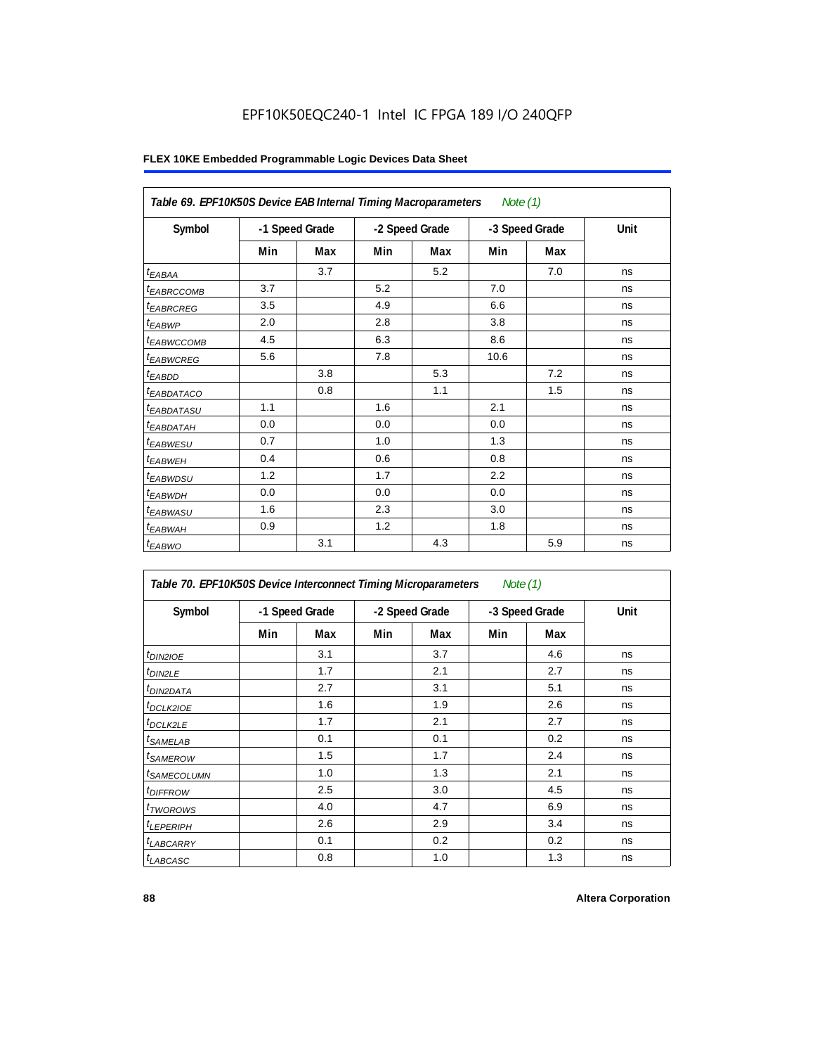EPF10K50EQC240-1 Intel IC FPGA 189 I/O 240QFP

**FLEX 10KE Embedded Programmable Logic Devices Data Sheet**

| *Table 69. EPF10K50S Device EAB Internal Timing Macroparameters* *Note (1)* | | | | | | | |
|---|---|---|---|---|---|---|---|
| **Symbol** | **-1 Speed Grade** | | **-2 Speed Grade** | | **-3 Speed Grade** | | **Unit** |
| | **Min** | **Max** | **Min** | **Max** | **Min** | **Max** | |
| $t_{EABAA}$ | | 3.7 | | 5.2 | | 7.0 | ns |
| $t_{EABRCCOMB}$ | 3.7 | | 5.2 | | 7.0 | | ns |
| $t_{EABRCREG}$ | 3.5 | | 4.9 | | 6.6 | | ns |
| $t_{EABWP}$ | 2.0 | | 2.8 | | 3.8 | | ns |
| $t_{EABWCCOMB}$ | 4.5 | | 6.3 | | 8.6 | | ns |
| $t_{EABWCREG}$ | 5.6 | | 7.8 | | 10.6 | | ns |
| $t_{EABDD}$ | | 3.8 | | 5.3 | | 7.2 | ns |
| $t_{EABDATACO}$ | | 0.8 | | 1.1 | | 1.5 | ns |
| $t_{EABDATASU}$ | 1.1 | | 1.6 | | 2.1 | | ns |
| $t_{EABDATAH}$ | 0.0 | | 0.0 | | 0.0 | | ns |
| $t_{EABWESU}$ | 0.7 | | 1.0 | | 1.3 | | ns |
| $t_{EABWEH}$ | 0.4 | | 0.6 | | 0.8 | | ns |
| $t_{EABWDSU}$ | 1.2 | | 1.7 | | 2.2 | | ns |
| $t_{EABWDH}$ | 0.0 | | 0.0 | | 0.0 | | ns |
| $t_{EABWASU}$ | 1.6 | | 2.3 | | 3.0 | | ns |
| $t_{EABWAH}$ | 0.9 | | 1.2 | | 1.8 | | ns |
| $t_{EABWO}$ | | 3.1 | | 4.3 | | 5.9 | ns |

| *Table 70. EPF10K50S Device Interconnect Timing Microparameters* *Note (1)* | | | | | | | |
|---|---|---|---|---|---|---|---|
| **Symbol** | **-1 Speed Grade** | | **-2 Speed Grade** | | **-3 Speed Grade** | | **Unit** |
| | **Min** | **Max** | **Min** | **Max** | **Min** | **Max** | |
| $t_{DIN2IOE}$ | | 3.1 | | 3.7 | | 4.6 | ns |
| $t_{DIN2LE}$ | | 1.7 | | 2.1 | | 2.7 | ns |
| $t_{DIN2DATA}$ | | 2.7 | | 3.1 | | 5.1 | ns |
| $t_{DCLK2IOE}$ | | 1.6 | | 1.9 | | 2.6 | ns |
| $t_{DCLK2LE}$ | | 1.7 | | 2.1 | | 2.7 | ns |
| $t_{SAMELAB}$ | | 0.1 | | 0.1 | | 0.2 | ns |
| $t_{SAMEROW}$ | | 1.5 | | 1.7 | | 2.4 | ns |
| $t_{SAMECOLUMN}$ | | 1.0 | | 1.3 | | 2.1 | ns |
| $t_{DIFFROW}$ | | 2.5 | | 3.0 | | 4.5 | ns |
| $t_{TWOROWS}$ | | 4.0 | | 4.7 | | 6.9 | ns |
| $t_{LEPERIPH}$ | | 2.6 | | 2.9 | | 3.4 | ns |
| $t_{LABCARRY}$ | | 0.1 | | 0.2 | | 0.2 | ns |
| $t_{LABCASC}$ | | 0.8 | | 1.0 | | 1.3 | ns |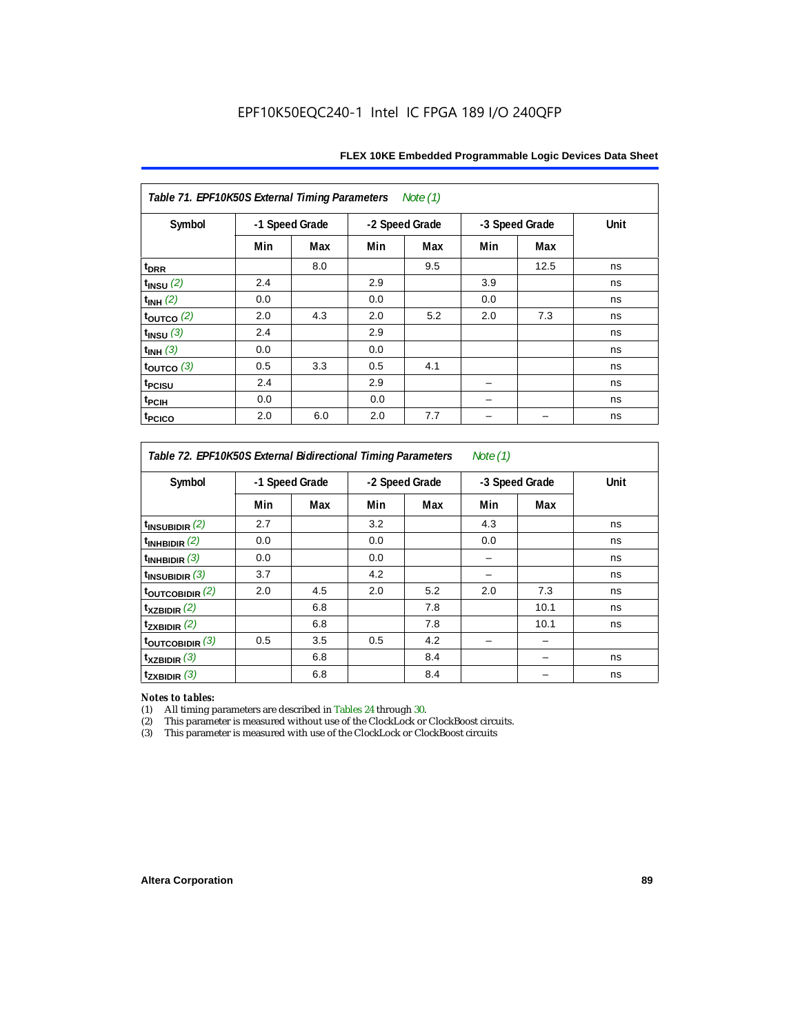EPF10K50EQC240-1 Intel IC FPGA 189 I/O 240QFP

| Table 71. EPF10K50S External Timing Parameters *Note (1)* | | | | | | | |
|---|---|---|---|---|---|---|---|
| Symbol | -1 Speed Grade | | -2 Speed Grade | | -3 Speed Grade | | Unit |
| | Min | Max | Min | Max | Min | Max | |
| $t_{DRR}$ | | 8.0 | | 9.5 | | 12.5 | ns |
| $t_{INSU}$ *(2)* | 2.4 | | 2.9 | | 3.9 | | ns |
| $t_{INH}$ *(2)* | 0.0 | | 0.0 | | 0.0 | | ns |
| $t_{OUTCO}$ *(2)* | 2.0 | 4.3 | 2.0 | 5.2 | 2.0 | 7.3 | ns |
| $t_{INSU}$ *(3)* | 2.4 | | 2.9 | | | | ns |
| $t_{INH}$ *(3)* | 0.0 | | 0.0 | | | | ns |
| $t_{OUTCO}$ *(3)* | 0.5 | 3.3 | 0.5 | 4.1 | | | ns |
| $t_{PCISU}$ | 2.4 | | 2.9 | | – | | ns |
| $t_{PCIH}$ | 0.0 | | 0.0 | | – | | ns |
| $t_{PCICO}$ | 2.0 | 6.0 | 2.0 | 7.7 | – | – | ns |

| Table 72. EPF10K50S External Bidirectional Timing Parameters *Note (1)* | | | | | | | |
|---|---|---|---|---|---|---|---|
| Symbol | -1 Speed Grade | | -2 Speed Grade | | -3 Speed Grade | | Unit |
| | Min | Max | Min | Max | Min | Max | |
| $t_{INSUBIDIR}$ *(2)* | 2.7 | | 3.2 | | 4.3 | | ns |
| $t_{INHBIDIR}$ *(2)* | 0.0 | | 0.0 | | 0.0 | | ns |
| $t_{INHBIDIR}$ *(3)* | 0.0 | | 0.0 | | – | | ns |
| $t_{INSUBIDIR}$ *(3)* | 3.7 | | 4.2 | | – | | ns |
| $t_{OUTCOBIDIR}$ *(2)* | 2.0 | 4.5 | 2.0 | 5.2 | 2.0 | 7.3 | ns |
| $t_{XZBIDIR}$ *(2)* | | 6.8 | | 7.8 | | 10.1 | ns |
| $t_{ZXBIDIR}$ *(2)* | | 6.8 | | 7.8 | | 10.1 | ns |
| $t_{OUTCOBIDIR}$ *(3)* | 0.5 | 3.5 | 0.5 | 4.2 | – | – | |
| $t_{XZBIDIR}$ *(3)* | | 6.8 | | 8.4 | | – | ns |
| $t_{ZXBIDIR}$ *(3)* | | 6.8 | | 8.4 | | – | ns |

*Notes to tables:*

(1) All timing parameters are described in Tables 24 through 30.
(2) This parameter is measured without use of the ClockLock or ClockBoost circuits.
(3) This parameter is measured with use of the ClockLock or ClockBoost circuits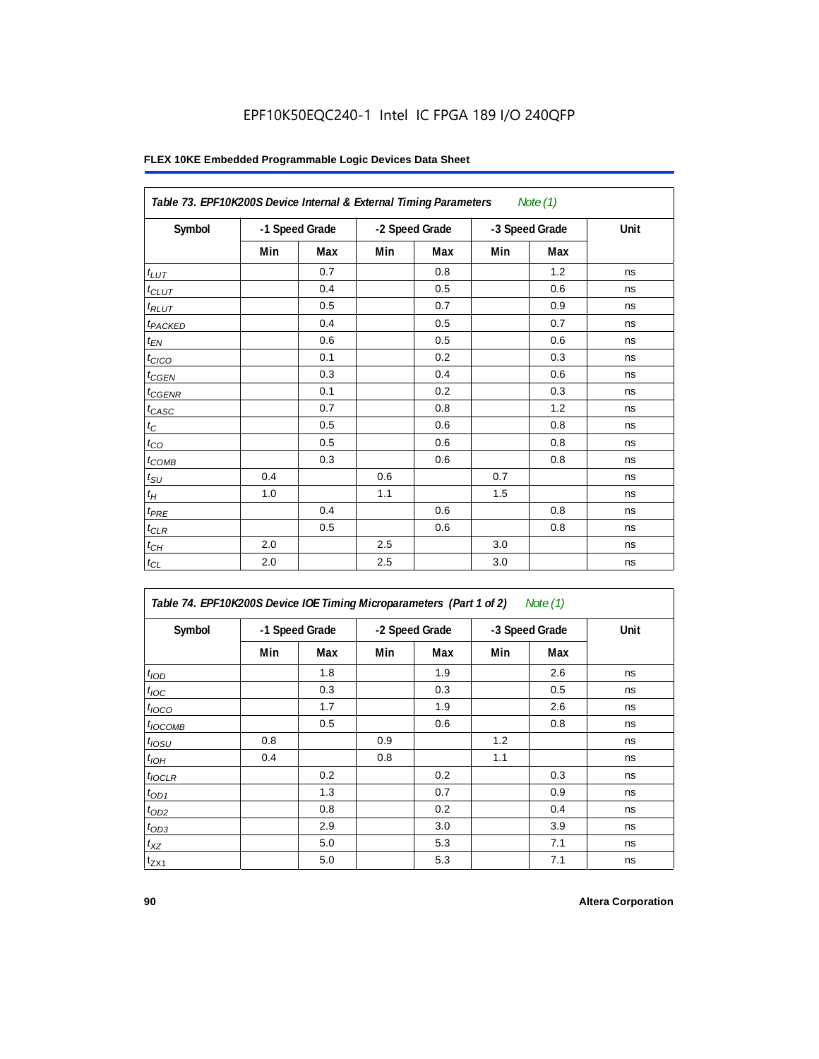EPF10K50EQC240-1 Intel IC FPGA 189 I/O 240QFP

**FLEX 10KE Embedded Programmable Logic Devices Data Sheet**

*Table 73. EPF10K200S Device Internal & External Timing Parameters Note (1)*

| Symbol | -1 Speed Grade | | -2 Speed Grade | | -3 Speed Grade | | Unit |
|---|---|---|---|---|---|---|---|
| | Min | Max | Min | Max | Min | Max | |
| $t_{LUT}$ | | 0.7 | | 0.8 | | 1.2 | ns |
| $t_{CLUT}$ | | 0.4 | | 0.5 | | 0.6 | ns |
| $t_{RLUT}$ | | 0.5 | | 0.7 | | 0.9 | ns |
| $t_{PACKED}$ | | 0.4 | | 0.5 | | 0.7 | ns |
| $t_{EN}$ | | 0.6 | | 0.5 | | 0.6 | ns |
| $t_{CICO}$ | | 0.1 | | 0.2 | | 0.3 | ns |
| $t_{CGEN}$ | | 0.3 | | 0.4 | | 0.6 | ns |
| $t_{CGENR}$ | | 0.1 | | 0.2 | | 0.3 | ns |
| $t_{CASC}$ | | 0.7 | | 0.8 | | 1.2 | ns |
| $t_{C}$ | | 0.5 | | 0.6 | | 0.8 | ns |
| $t_{CO}$ | | 0.5 | | 0.6 | | 0.8 | ns |
| $t_{COMB}$ | | 0.3 | | 0.6 | | 0.8 | ns |
| $t_{SU}$ | 0.4 | | 0.6 | | 0.7 | | ns |
| $t_{H}$ | 1.0 | | 1.1 | | 1.5 | | ns |
| $t_{PRE}$ | | 0.4 | | 0.6 | | 0.8 | ns |
| $t_{CLR}$ | | 0.5 | | 0.6 | | 0.8 | ns |
| $t_{CH}$ | 2.0 | | 2.5 | | 3.0 | | ns |
| $t_{CL}$ | 2.0 | | 2.5 | | 3.0 | | ns |

*Table 74. EPF10K200S Device IOE Timing Microparameters (Part 1 of 2) Note (1)*

| Symbol | -1 Speed Grade | | -2 Speed Grade | | -3 Speed Grade | | Unit |
|---|---|---|---|---|---|---|---|
| | Min | Max | Min | Max | Min | Max | |
| $t_{IOD}$ | | 1.8 | | 1.9 | | 2.6 | ns |
| $t_{IOC}$ | | 0.3 | | 0.3 | | 0.5 | ns |
| $t_{IOCO}$ | | 1.7 | | 1.9 | | 2.6 | ns |
| $t_{IOCOMB}$ | | 0.5 | | 0.6 | | 0.8 | ns |
| $t_{IOSU}$ | 0.8 | | 0.9 | | 1.2 | | ns |
| $t_{IOH}$ | 0.4 | | 0.8 | | 1.1 | | ns |
| $t_{IOCLR}$ | | 0.2 | | 0.2 | | 0.3 | ns |
| $t_{OD1}$ | | 1.3 | | 0.7 | | 0.9 | ns |
| $t_{OD2}$ | | 0.8 | | 0.2 | | 0.4 | ns |
| $t_{OD3}$ | | 2.9 | | 3.0 | | 3.9 | ns |
| $t_{XZ}$ | | 5.0 | | 5.3 | | 7.1 | ns |
| $t_{ZX1}$ | | 5.0 | | 5.3 | | 7.1 | ns |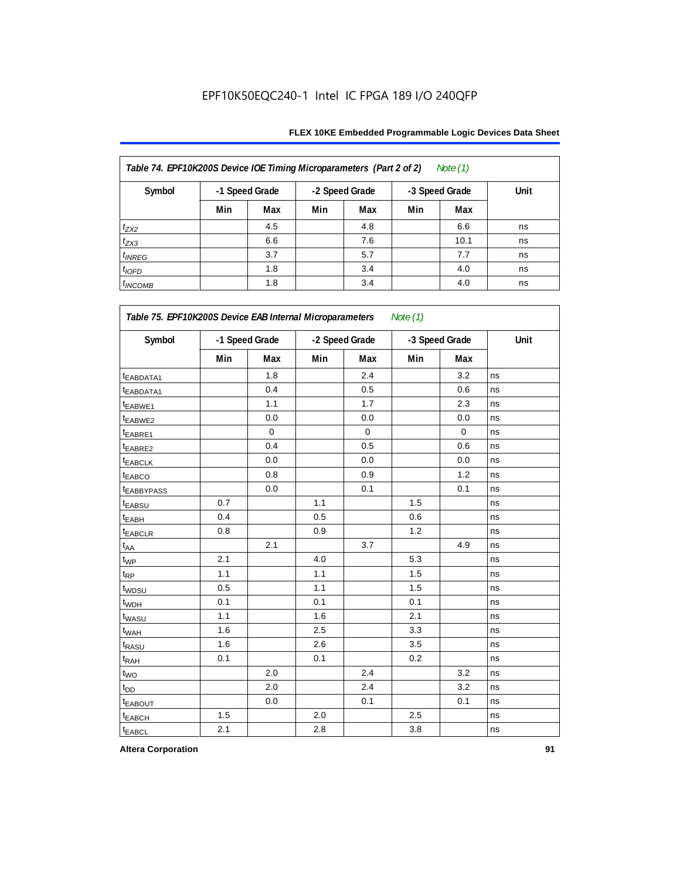**Table 74. EPF10K200S Device IOE Timing Microparameters (Part 2 of 2)** *Note (1)*

| Symbol | -1 Speed Grade | | -2 Speed Grade | | -3 Speed Grade | | Unit |
|---|---|---|---|---|---|---|---|
| | Min | Max | Min | Max | Min | Max | |
| $t_{ZX2}$ | | 4.5 | | 4.8 | | 6.6 | ns |
| $t_{ZX3}$ | | 6.6 | | 7.6 | | 10.1 | ns |
| $t_{INREG}$ | | 3.7 | | 5.7 | | 7.7 | ns |
| $t_{IOFD}$ | | 1.8 | | 3.4 | | 4.0 | ns |
| $t_{INCOMB}$ | | 1.8 | | 3.4 | | 4.0 | ns |

**Table 75. EPF10K200S Device EAB Internal Microparameters** *Note (1)*

| Symbol | -1 Speed Grade | | -2 Speed Grade | | -3 Speed Grade | | Unit |
|---|---|---|---|---|---|---|---|
| | Min | Max | Min | Max | Min | Max | |
| $t_{EABDATA1}$ | | 1.8 | | 2.4 | | 3.2 | ns |
| $t_{EABDATA1}$ | | 0.4 | | 0.5 | | 0.6 | ns |
| $t_{EABWE1}$ | | 1.1 | | 1.7 | | 2.3 | ns |
| $t_{EABWE2}$ | | 0.0 | | 0.0 | | 0.0 | ns |
| $t_{EABRE1}$ | | 0 | | 0 | | 0 | ns |
| $t_{EABRE2}$ | | 0.4 | | 0.5 | | 0.6 | ns |
| $t_{EABCLK}$ | | 0.0 | | 0.0 | | 0.0 | ns |
| $t_{EABCO}$ | | 0.8 | | 0.9 | | 1.2 | ns |
| $t_{EABBYPASS}$ | | 0.0 | | 0.1 | | 0.1 | ns |
| $t_{EABSU}$ | 0.7 | | 1.1 | | 1.5 | | ns |
| $t_{EABH}$ | 0.4 | | 0.5 | | 0.6 | | ns |
| $t_{EABCLR}$ | 0.8 | | 0.9 | | 1.2 | | ns |
| $t_{AA}$ | | 2.1 | | 3.7 | | 4.9 | ns |
| $t_{WP}$ | 2.1 | | 4.0 | | 5.3 | | ns |
| $t_{RP}$ | 1.1 | | 1.1 | | 1.5 | | ns |
| $t_{WDSU}$ | 0.5 | | 1.1 | | 1.5 | | ns |
| $t_{WDH}$ | 0.1 | | 0.1 | | 0.1 | | ns |
| $t_{WASU}$ | 1.1 | | 1.6 | | 2.1 | | ns |
| $t_{WAH}$ | 1.6 | | 2.5 | | 3.3 | | ns |
| $t_{RASU}$ | 1.6 | | 2.6 | | 3.5 | | ns |
| $t_{RAH}$ | 0.1 | | 0.1 | | 0.2 | | ns |
| $t_{WO}$ | | 2.0 | | 2.4 | | 3.2 | ns |
| $t_{DD}$ | | 2.0 | | 2.4 | | 3.2 | ns |
| $t_{EABOUT}$ | | 0.0 | | 0.1 | | 0.1 | ns |
| $t_{EABCH}$ | 1.5 | | 2.0 | | 2.5 | | ns |
| $t_{EABCL}$ | 2.1 | | 2.8 | | 3.8 | | ns |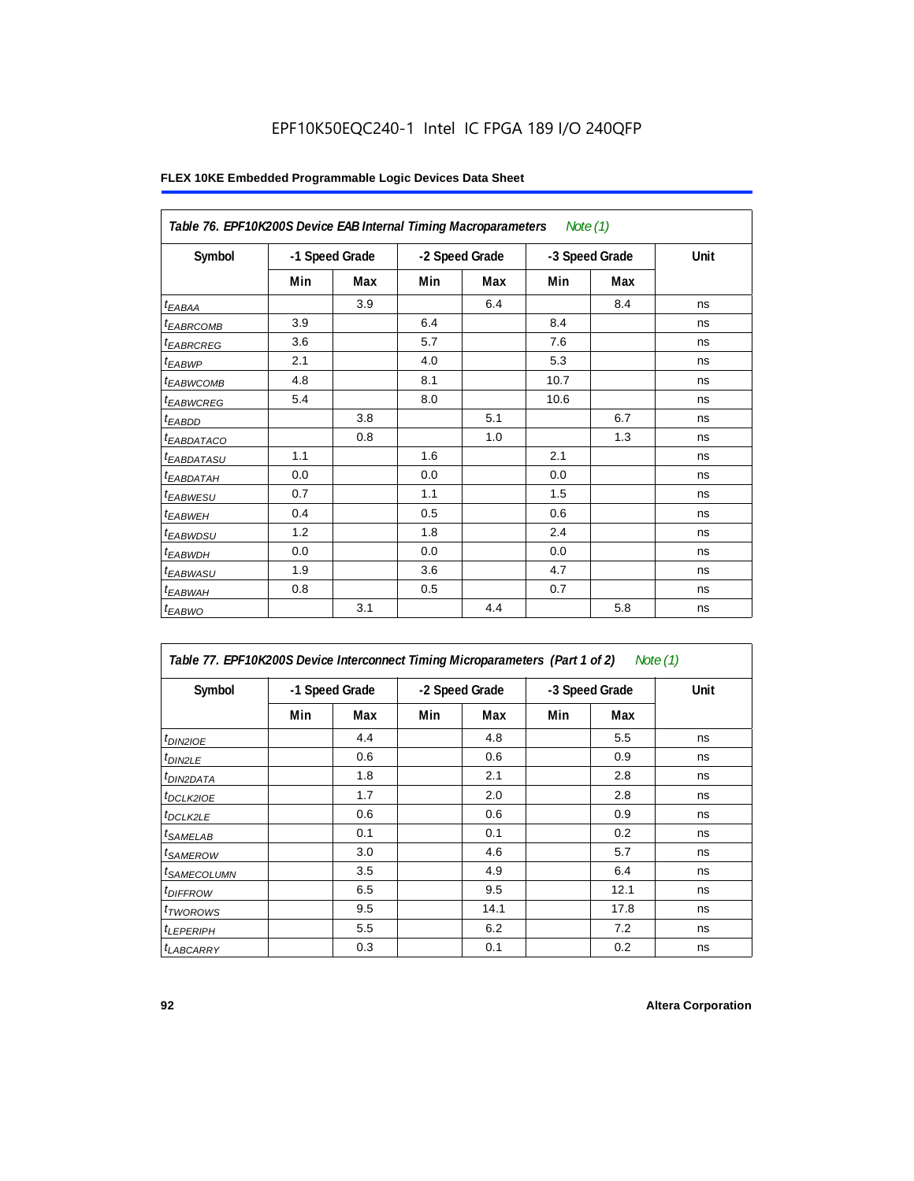EPF10K50EQC240-1 Intel IC FPGA 189 I/O 240QFP

**Table 76. EPF10K200S Device EAB Internal Timing Macroparameters** *Note (1)*

| Symbol | -1 Speed Grade | | -2 Speed Grade | | -3 Speed Grade | | Unit |
|---|---|---|---|---|---|---|---|
| | Min | Max | Min | Max | Min | Max | |
| $t_{EABAA}$ | | 3.9 | | 6.4 | | 8.4 | ns |
| $t_{EABRCOMB}$ | 3.9 | | 6.4 | | 8.4 | | ns |
| $t_{EABRCREG}$ | 3.6 | | 5.7 | | 7.6 | | ns |
| $t_{EABWP}$ | 2.1 | | 4.0 | | 5.3 | | ns |
| $t_{EABWCOMB}$ | 4.8 | | 8.1 | | 10.7 | | ns |
| $t_{EABWCREG}$ | 5.4 | | 8.0 | | 10.6 | | ns |
| $t_{EABDD}$ | | 3.8 | | 5.1 | | 6.7 | ns |
| $t_{EABDATACO}$ | | 0.8 | | 1.0 | | 1.3 | ns |
| $t_{EABDATASU}$ | 1.1 | | 1.6 | | 2.1 | | ns |
| $t_{EABDATAH}$ | 0.0 | | 0.0 | | 0.0 | | ns |
| $t_{EABWESU}$ | 0.7 | | 1.1 | | 1.5 | | ns |
| $t_{EABWEH}$ | 0.4 | | 0.5 | | 0.6 | | ns |
| $t_{EABWDSU}$ | 1.2 | | 1.8 | | 2.4 | | ns |
| $t_{EABWDH}$ | 0.0 | | 0.0 | | 0.0 | | ns |
| $t_{EABWASU}$ | 1.9 | | 3.6 | | 4.7 | | ns |
| $t_{EABWAH}$ | 0.8 | | 0.5 | | 0.7 | | ns |
| $t_{EABWO}$ | | 3.1 | | 4.4 | | 5.8 | ns |

**Table 77. EPF10K200S Device Interconnect Timing Microparameters (Part 1 of 2)** *Note (1)*

| Symbol | -1 Speed Grade | | -2 Speed Grade | | -3 Speed Grade | | Unit |
|---|---|---|---|---|---|---|---|
| | Min | Max | Min | Max | Min | Max | |
| $t_{DIN2IOE}$ | | 4.4 | | 4.8 | | 5.5 | ns |
| $t_{DIN2LE}$ | | 0.6 | | 0.6 | | 0.9 | ns |
| $t_{DIN2DATA}$ | | 1.8 | | 2.1 | | 2.8 | ns |
| $t_{DCLK2IOE}$ | | 1.7 | | 2.0 | | 2.8 | ns |
| $t_{DCLK2LE}$ | | 0.6 | | 0.6 | | 0.9 | ns |
| $t_{SAMELAB}$ | | 0.1 | | 0.1 | | 0.2 | ns |
| $t_{SAMEROW}$ | | 3.0 | | 4.6 | | 5.7 | ns |
| $t_{SAMECOLUMN}$ | | 3.5 | | 4.9 | | 6.4 | ns |
| $t_{DIFFROW}$ | | 6.5 | | 9.5 | | 12.1 | ns |
| $t_{TWOROWS}$ | | 9.5 | | 14.1 | | 17.8 | ns |
| $t_{LEPERIPH}$ | | 5.5 | | 6.2 | | 7.2 | ns |
| $t_{LABCARRY}$ | | 0.3 | | 0.1 | | 0.2 | ns |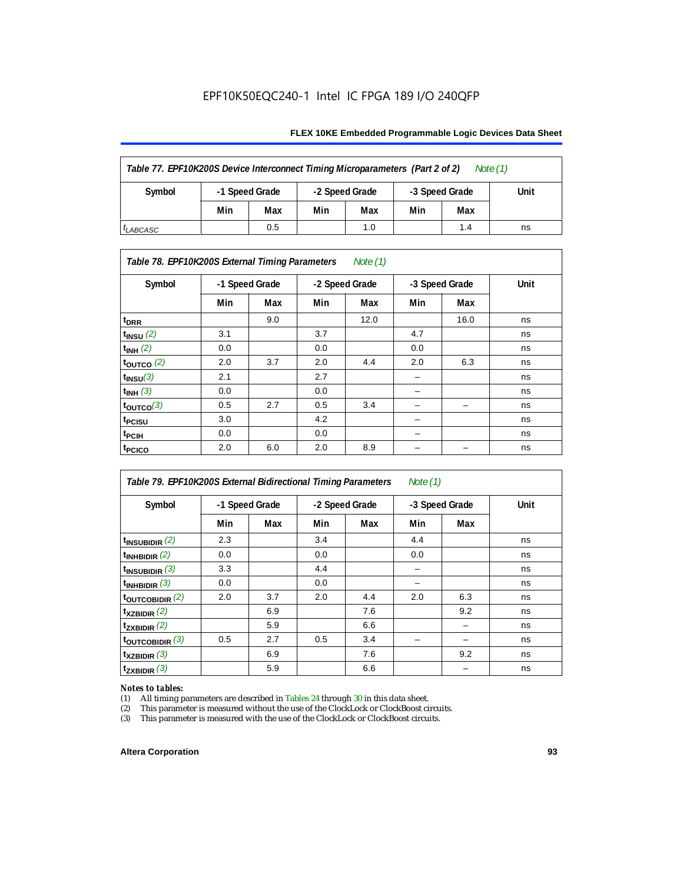EPF10K50EQC240-1 Intel IC FPGA 189 I/O 240QFP

| Table 77. EPF10K200S Device Interconnect Timing Microparameters (Part 2 of 2) Note (1) | | | | | | | |
|---|---|---|---|---|---|---|---|
| Symbol | -1 Speed Grade | | -2 Speed Grade | | -3 Speed Grade | | Unit |
| | Min | Max | Min | Max | Min | Max | |
| $t_{LABCASC}$ | | 0.5 | | 1.0 | | 1.4 | ns |

| Table 78. EPF10K200S External Timing Parameters Note (1) | | | | | | | |
|---|---|---|---|---|---|---|---|
| Symbol | -1 Speed Grade | | -2 Speed Grade | | -3 Speed Grade | | Unit |
| | Min | Max | Min | Max | Min | Max | |
| $t_{DRR}$ | | 9.0 | | 12.0 | | 16.0 | ns |
| $t_{INSU}$ (2) | 3.1 | | 3.7 | | 4.7 | | ns |
| $t_{INH}$ (2) | 0.0 | | 0.0 | | 0.0 | | ns |
| $t_{OUTCO}$ (2) | 2.0 | 3.7 | 2.0 | 4.4 | 2.0 | 6.3 | ns |
| $t_{INSU}$ (3) | 2.1 | | 2.7 | | – | | ns |
| $t_{INH}$ (3) | 0.0 | | 0.0 | | – | | ns |
| $t_{OUTCO}$ (3) | 0.5 | 2.7 | 0.5 | 3.4 | – | – | ns |
| $t_{PCISU}$ | 3.0 | | 4.2 | | – | | ns |
| $t_{PCIH}$ | 0.0 | | 0.0 | | – | | ns |
| $t_{PCICO}$ | 2.0 | 6.0 | 2.0 | 8.9 | – | – | ns |

| Table 79. EPF10K200S External Bidirectional Timing Parameters Note (1) | | | | | | | |
|---|---|---|---|---|---|---|---|
| Symbol | -1 Speed Grade | | -2 Speed Grade | | -3 Speed Grade | | Unit |
| | Min | Max | Min | Max | Min | Max | |
| $t_{INSUBIDIR}$ (2) | 2.3 | | 3.4 | | 4.4 | | ns |
| $t_{INHBIDIR}$ (2) | 0.0 | | 0.0 | | 0.0 | | ns |
| $t_{INSUBIDIR}$ (3) | 3.3 | | 4.4 | | – | | ns |
| $t_{INHBIDIR}$ (3) | 0.0 | | 0.0 | | – | | ns |
| $t_{OUTCOBIDIR}$ (2) | 2.0 | 3.7 | 2.0 | 4.4 | 2.0 | 6.3 | ns |
| $t_{XZBIDIR}$ (2) | | 6.9 | | 7.6 | | 9.2 | ns |
| $t_{ZXBIDIR}$ (2) | | 5.9 | | 6.6 | | – | ns |
| $t_{OUTCOBIDIR}$ (3) | 0.5 | 2.7 | 0.5 | 3.4 | – | – | ns |
| $t_{XZBIDIR}$ (3) | | 6.9 | | 7.6 | | 9.2 | ns |
| $t_{ZXBIDIR}$ (3) | | 5.9 | | 6.6 | | – | ns |

*Notes to tables:*

(1) All timing parameters are described in Tables 24 through 30 in this data sheet.

(2) This parameter is measured without the use of the ClockLock or ClockBoost circuits.

(3) This parameter is measured with the use of the ClockLock or ClockBoost circuits.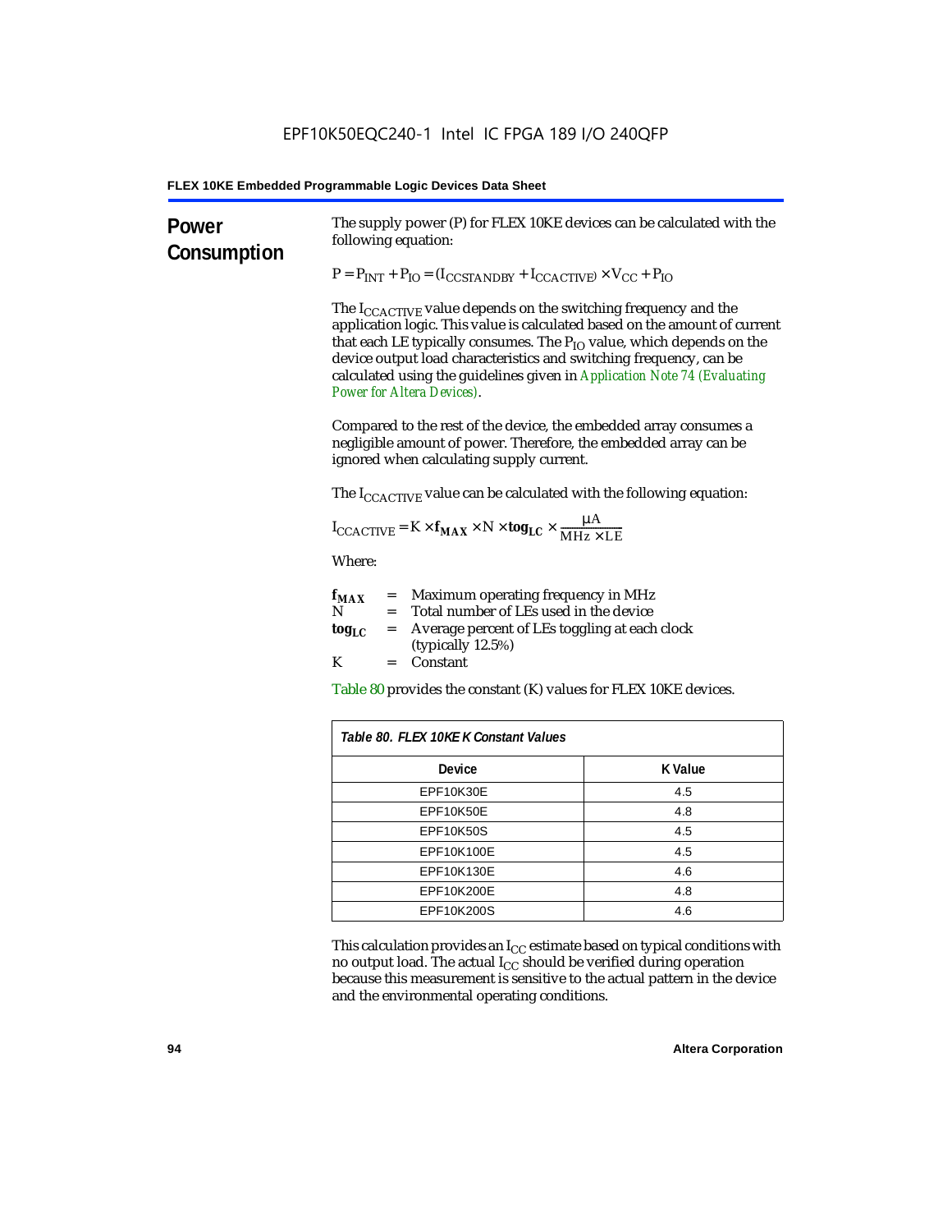## Power Consumption

The supply power (P) for FLEX 10KE devices can be calculated with the following equation:

$$P = P_{INT} + P_{IO} = (I_{CCSTANDBY} + I_{CCACTIVE}) \times V_{CC} + P_{IO}$$

The $I_{CCACTIVE}$ value depends on the switching frequency and the application logic. This value is calculated based on the amount of current that each LE typically consumes. The $P_{IO}$ value, which depends on the device output load characteristics and switching frequency, can be calculated using the guidelines given in *Application Note 74 (Evaluating Power for Altera Devices)*.

Compared to the rest of the device, the embedded array consumes a negligible amount of power. Therefore, the embedded array can be ignored when calculating supply current.

The $I_{CCACTIVE}$ value can be calculated with the following equation:

$$I_{CCACTIVE} = K \times \mathbf{f_{MAX}} \times N \times \mathbf{tog_{LC}} \times \frac{\mu A}{MHz \times LE}$$

Where:

- $\mathbf{f_{MAX}}$ = Maximum operating frequency in MHz
- $N$ = Total number of LEs used in the device
- $\mathbf{tog_{LC}}$ = Average percent of LEs toggling at each clock (typically 12.5%)
- $K$ = Constant

Table 80 provides the constant (K) values for FLEX 10KE devices.

**Table 80. FLEX 10KE K Constant Values**

| Device | K Value |
|---|---|
| EPF10K30E | 4.5 |
| EPF10K50E | 4.8 |
| EPF10K50S | 4.5 |
| EPF10K100E | 4.5 |
| EPF10K130E | 4.6 |
| EPF10K200E | 4.8 |
| EPF10K200S | 4.6 |

This calculation provides an $I_{CC}$ estimate based on typical conditions with no output load. The actual $I_{CC}$ should be verified during operation because this measurement is sensitive to the actual pattern in the device and the environmental operating conditions.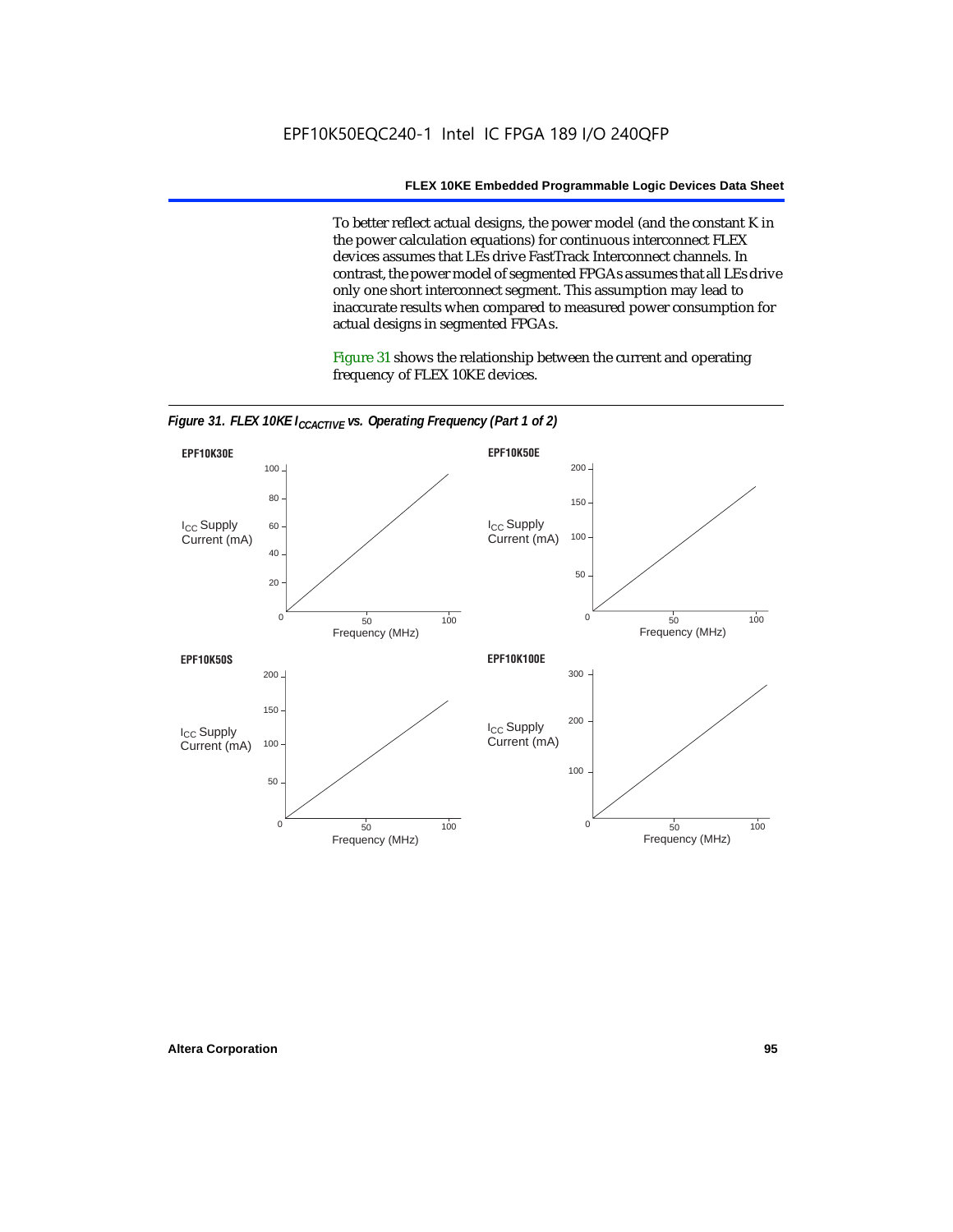EPF10K50EQC240-1 Intel IC FPGA 189 I/O 240QFP

To better reflect actual designs, the power model (and the constant K in the power calculation equations) for continuous interconnect FLEX devices assumes that LEs drive FastTrack Interconnect channels. In contrast, the power model of segmented FPGAs assumes that all LEs drive only one short interconnect segment. This assumption may lead to inaccurate results when compared to measured power consumption for actual designs in segmented FPGAs.

Figure 31 shows the relationship between the current and operating frequency of FLEX 10KE devices.

*Figure 31. FLEX 10KE $I_{CCACTIVE}$ vs. Operating Frequency (Part 1 of 2)*

**EPF10K30E**

$I_{CC}$ Supply Current (mA): 0, 20, 40, 60, 80, 100

Frequency (MHz): 50, 100

**EPF10K50E**

$I_{CC}$ Supply Current (mA): 0, 50, 100, 150, 200

Frequency (MHz): 50, 100

**EPF10K50S**

$I_{CC}$ Supply Current (mA): 0, 50, 100, 150, 200

Frequency (MHz): 50, 100

**EPF10K100E**

$I_{CC}$ Supply Current (mA): 0, 100, 200, 300

Frequency (MHz): 50, 100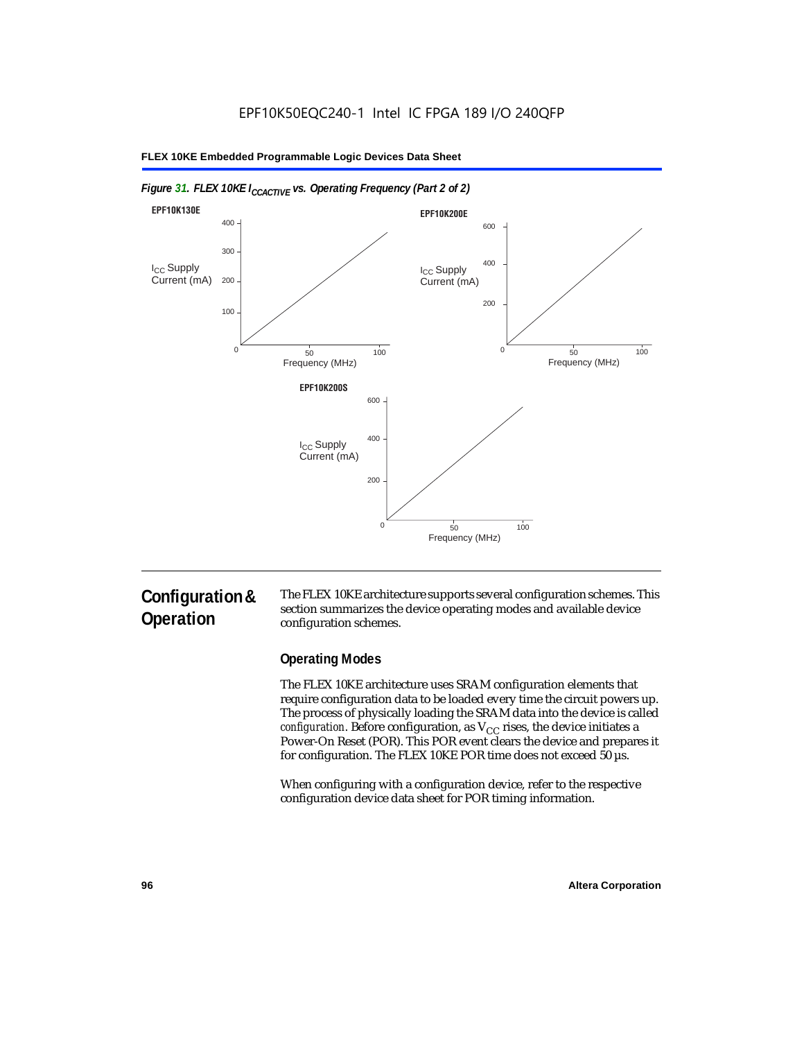*Figure 31. FLEX 10KE $I_{CCACTIVE}$ vs. Operating Frequency (Part 2 of 2)*

# Configuration & Operation

The FLEX 10KE architecture supports several configuration schemes. This section summarizes the device operating modes and available device configuration schemes.

## Operating Modes

The FLEX 10KE architecture uses SRAM configuration elements that require configuration data to be loaded every time the circuit powers up. The process of physically loading the SRAM data into the device is called *configuration*. Before configuration, as $V_{CC}$ rises, the device initiates a Power-On Reset (POR). This POR event clears the device and prepares it for configuration. The FLEX 10KE POR time does not exceed 50 µs.

When configuring with a configuration device, refer to the respective configuration device data sheet for POR timing information.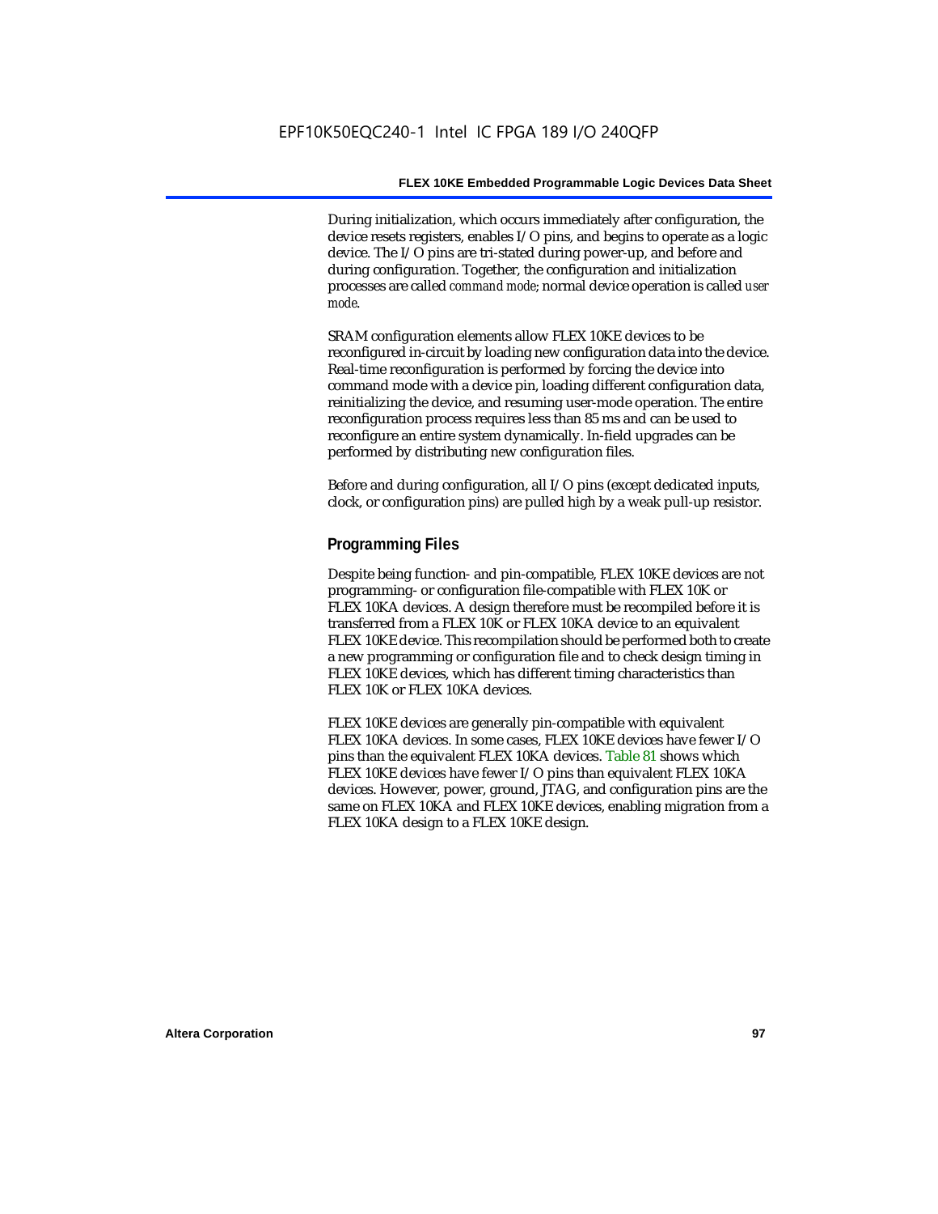During initialization, which occurs immediately after configuration, the device resets registers, enables I/O pins, and begins to operate as a logic device. The I/O pins are tri-stated during power-up, and before and during configuration. Together, the configuration and initialization processes are called *command mode*; normal device operation is called *user mode*.

SRAM configuration elements allow FLEX 10KE devices to be reconfigured in-circuit by loading new configuration data into the device. Real-time reconfiguration is performed by forcing the device into command mode with a device pin, loading different configuration data, reinitializing the device, and resuming user-mode operation. The entire reconfiguration process requires less than 85 ms and can be used to reconfigure an entire system dynamically. In-field upgrades can be performed by distributing new configuration files.

Before and during configuration, all I/O pins (except dedicated inputs, clock, or configuration pins) are pulled high by a weak pull-up resistor.

## Programming Files

Despite being function- and pin-compatible, FLEX 10KE devices are not programming- or configuration file-compatible with FLEX 10K or FLEX 10KA devices. A design therefore must be recompiled before it is transferred from a FLEX 10K or FLEX 10KA device to an equivalent FLEX 10KE device. This recompilation should be performed both to create a new programming or configuration file and to check design timing in FLEX 10KE devices, which has different timing characteristics than FLEX 10K or FLEX 10KA devices.

FLEX 10KE devices are generally pin-compatible with equivalent FLEX 10KA devices. In some cases, FLEX 10KE devices have fewer I/O pins than the equivalent FLEX 10KA devices. Table 81 shows which FLEX 10KE devices have fewer I/O pins than equivalent FLEX 10KA devices. However, power, ground, JTAG, and configuration pins are the same on FLEX 10KA and FLEX 10KE devices, enabling migration from a FLEX 10KA design to a FLEX 10KE design.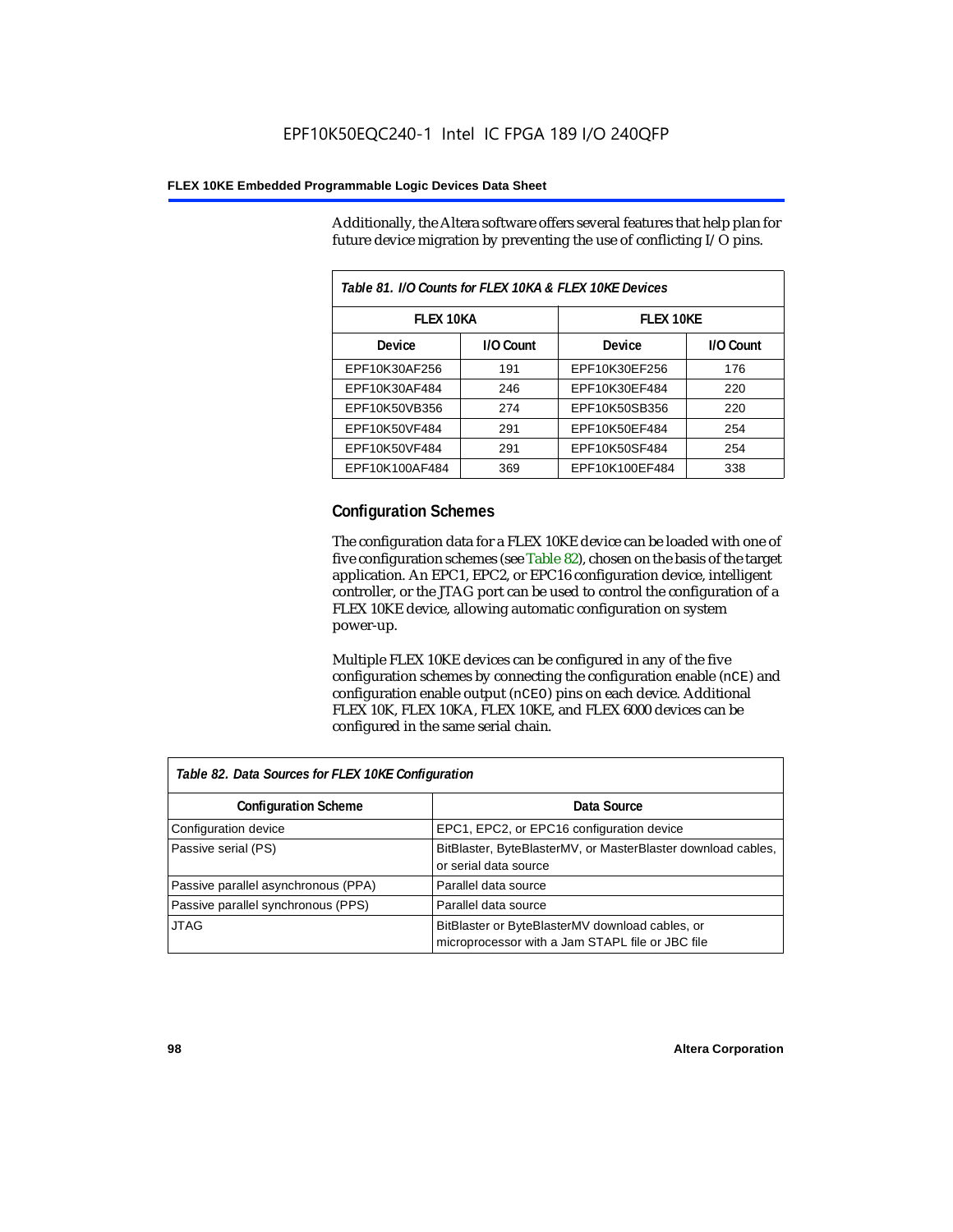Additionally, the Altera software offers several features that help plan for future device migration by preventing the use of conflicting I/O pins.

*Table 81. I/O Counts for FLEX 10KA & FLEX 10KE Devices*

| FLEX 10KA | | FLEX 10KE | |
|---|---|---|---|
| **Device** | **I/O Count** | **Device** | **I/O Count** |
| EPF10K30AF256 | 191 | EPF10K30EF256 | 176 |
| EPF10K30AF484 | 246 | EPF10K30EF484 | 220 |
| EPF10K50VB356 | 274 | EPF10K50SB356 | 220 |
| EPF10K50VF484 | 291 | EPF10K50EF484 | 254 |
| EPF10K50VF484 | 291 | EPF10K50SF484 | 254 |
| EPF10K100AF484 | 369 | EPF10K100EF484 | 338 |

## Configuration Schemes

The configuration data for a FLEX 10KE device can be loaded with one of five configuration schemes (see Table 82), chosen on the basis of the target application. An EPC1, EPC2, or EPC16 configuration device, intelligent controller, or the JTAG port can be used to control the configuration of a FLEX 10KE device, allowing automatic configuration on system power-up.

Multiple FLEX 10KE devices can be configured in any of the five configuration schemes by connecting the configuration enable (`nCE`) and configuration enable output (`nCEO`) pins on each device. Additional FLEX 10K, FLEX 10KA, FLEX 10KE, and FLEX 6000 devices can be configured in the same serial chain.

*Table 82. Data Sources for FLEX 10KE Configuration*

| Configuration Scheme | Data Source |
|---|---|
| Configuration device | EPC1, EPC2, or EPC16 configuration device |
| Passive serial (PS) | BitBlaster, ByteBlasterMV, or MasterBlaster download cables, or serial data source |
| Passive parallel asynchronous (PPA) | Parallel data source |
| Passive parallel synchronous (PPS) | Parallel data source |
| JTAG | BitBlaster or ByteBlasterMV download cables, or microprocessor with a Jam STAPL file or JBC file |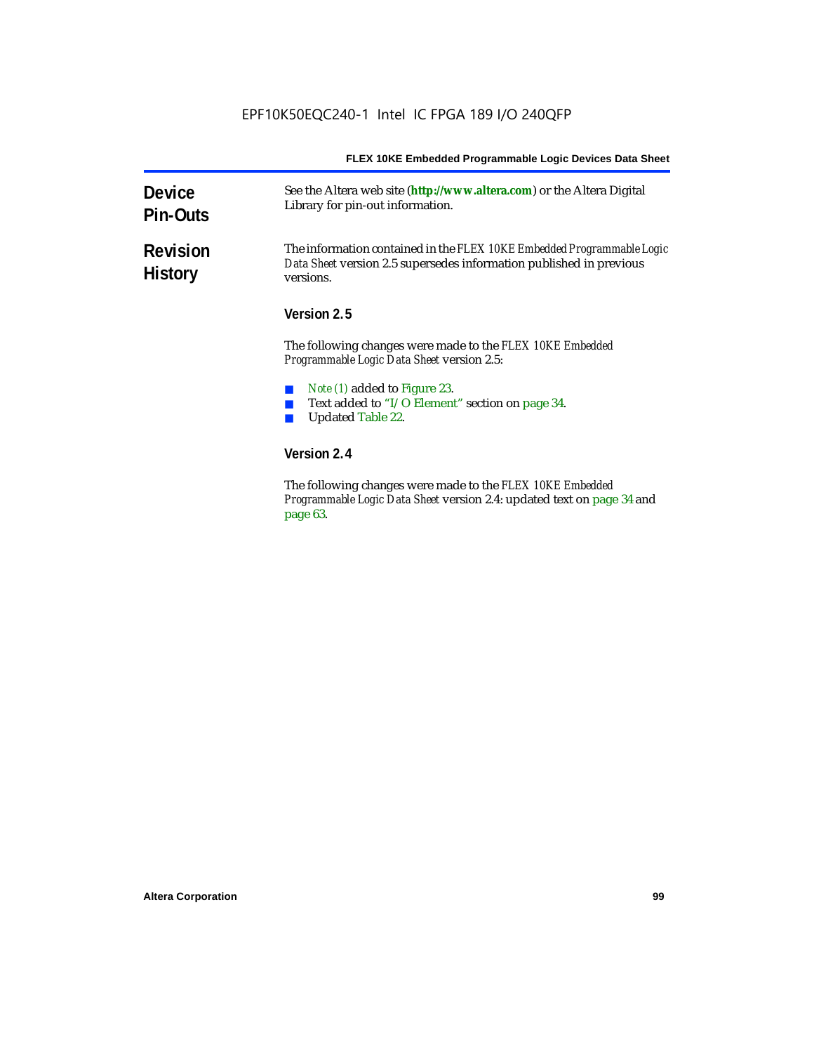## Device Pin-Outs

See the Altera web site (**http://www.altera.com**) or the Altera Digital Library for pin-out information.

## Revision History

The information contained in the *FLEX 10KE Embedded Programmable Logic Data Sheet* version 2.5 supersedes information published in previous versions.

### Version 2.5

The following changes were made to the *FLEX 10KE Embedded Programmable Logic Data Sheet* version 2.5:

- *Note (1)* added to Figure 23.
- Text added to "I/O Element" section on page 34.
- Updated Table 22.

### Version 2.4

The following changes were made to the *FLEX 10KE Embedded Programmable Logic Data Sheet* version 2.4: updated text on page 34 and page 63.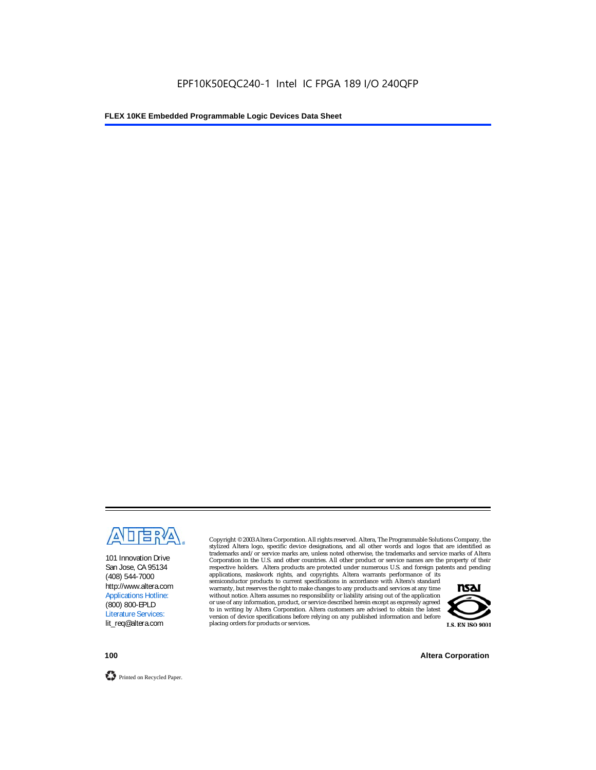101 Innovation Drive
San Jose, CA 95134
(408) 544-7000
http://www.altera.com
Applications Hotline:
(800) 800-EPLD
Literature Services:
lit_req@altera.com

Copyright © 2003 Altera Corporation. All rights reserved. Altera, The Programmable Solutions Company, the stylized Altera logo, specific device designations, and all other words and logos that are identified as trademarks and/or service marks are, unless noted otherwise, the trademarks and service marks of Altera Corporation in the U.S. and other countries. All other product or service names are the property of their respective holders. Altera products are protected under numerous U.S. and foreign patents and pending applications, maskwork rights, and copyrights. Altera warrants performance of its semiconductor products to current specifications in accordance with Altera's standard warranty, but reserves the right to make changes to any products and services at any time without notice. Altera assumes no responsibility or liability arising out of the application or use of any information, product, or service described herein except as expressly agreed to in writing by Altera Corporation. Altera customers are advised to obtain the latest version of device specifications before relying on any published information and before placing orders for products or services.

I.S. EN ISO 9001

Printed on Recycled Paper.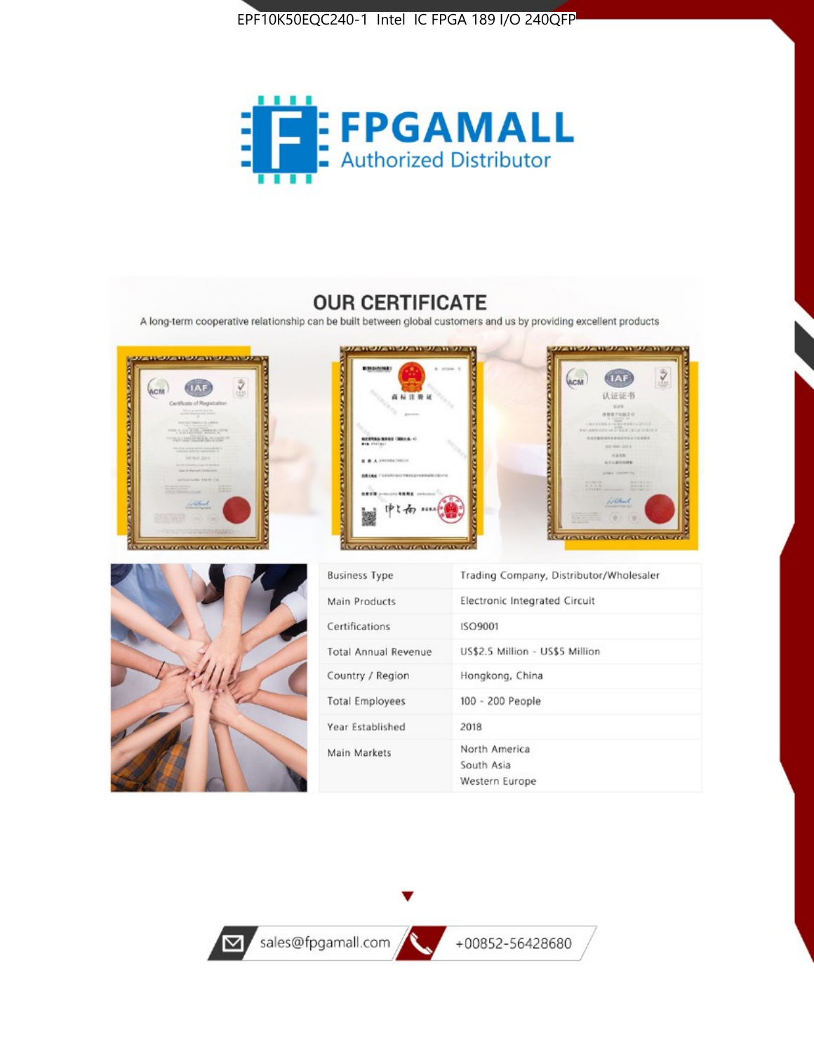# FPGAMALL

Authorized Distributor

## OUR CERTIFICATE

A long-term cooperative relationship can be built between global customers and us by providing excellent products

| | |
|---|---|
| Business Type | Trading Company, Distributor/Wholesaler |
| Main Products | Electronic Integrated Circuit |
| Certifications | ISO9001 |
| Total Annual Revenue | US$2.5 Million - US$5 Million |
| Country / Region | Hongkong, China |
| Total Employees | 100 - 200 People |
| Year Established | 2018 |
| Main Markets | North America<br>South Asia<br>Western Europe |

sales@fpgamall.com

+00852-56428680